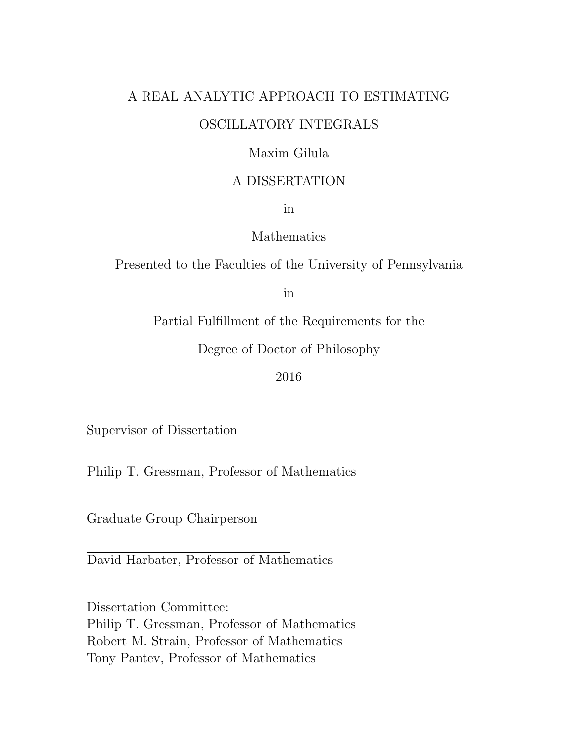# A REAL ANALYTIC APPROACH TO ESTIMATING OSCILLATORY INTEGRALS

Maxim Gilula

A DISSERTATION

in

Mathematics

Presented to the Faculties of the University of Pennsylvania

in

Partial Fulfillment of the Requirements for the

Degree of Doctor of Philosophy

2016

Supervisor of Dissertation

______________________________

Philip T. Gressman, Professor of Mathematics

Graduate Group Chairperson

______________________________

David Harbater, Professor of Mathematics

Dissertation Committee:
Philip T. Gressman, Professor of Mathematics
Robert M. Strain, Professor of Mathematics
Tony Pantev, Professor of Mathematics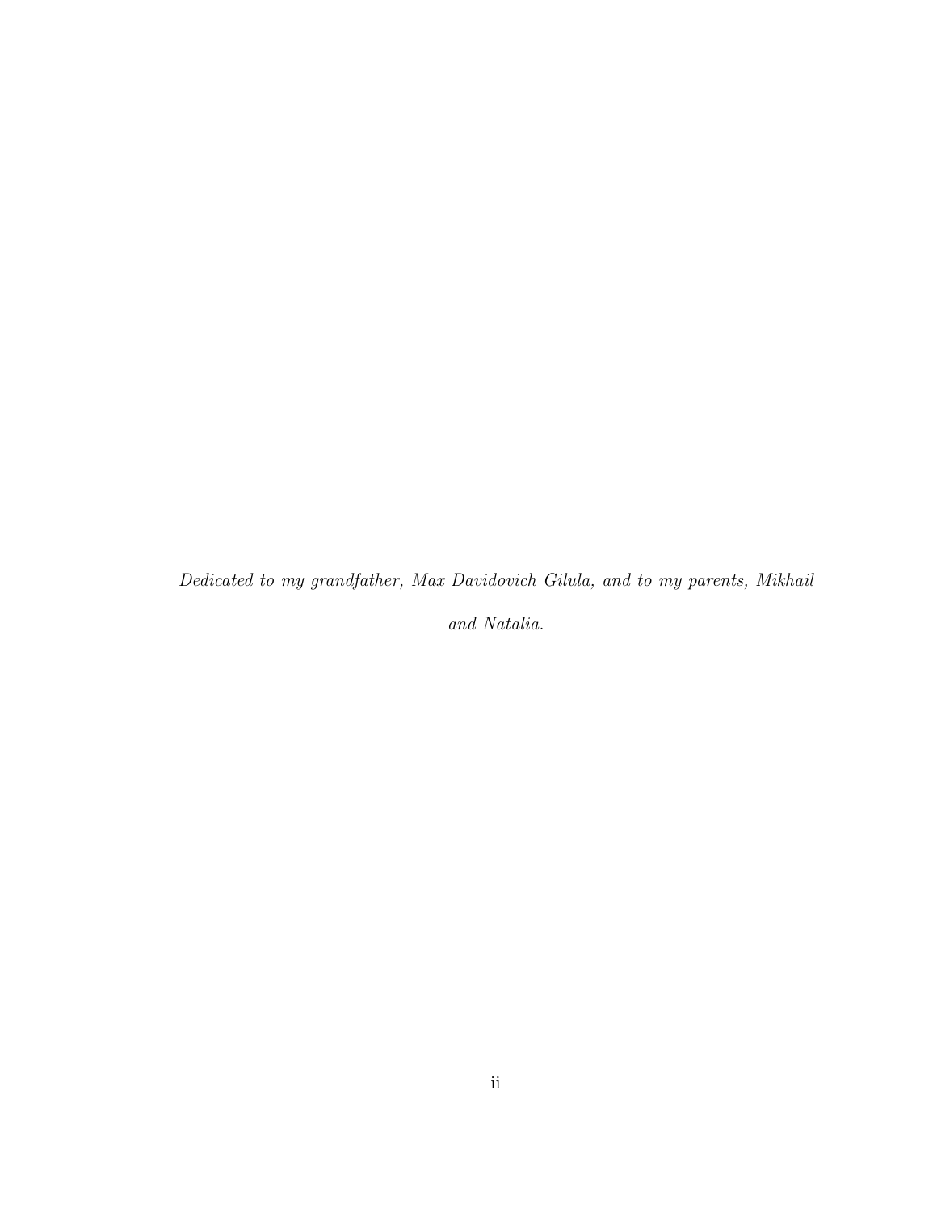*Dedicated to my grandfather, Max Davidovich Gilula, and to my parents, Mikhail and Natalia.*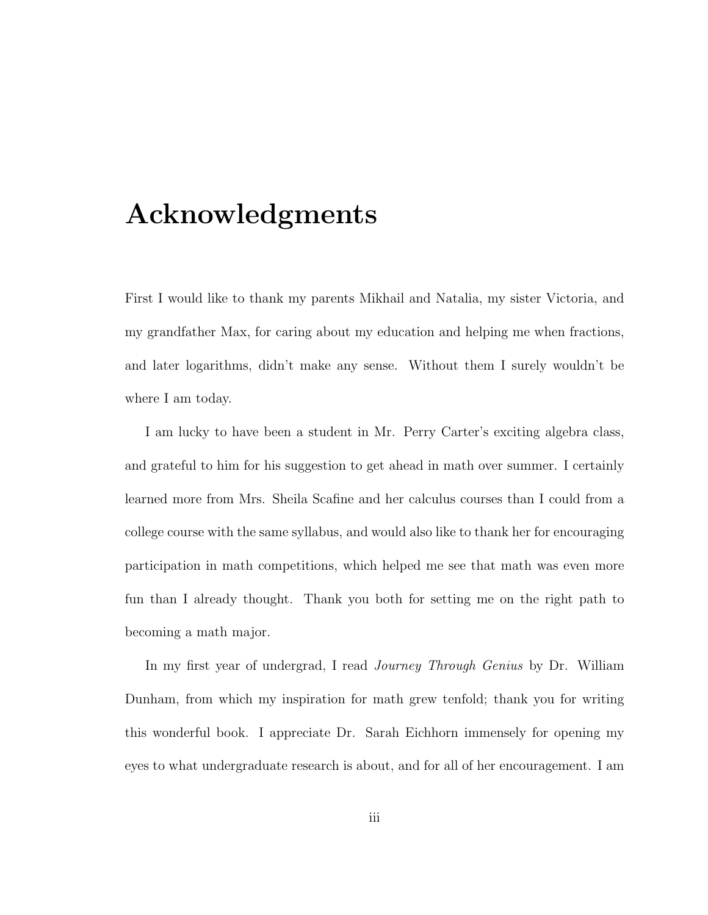# Acknowledgments

First I would like to thank my parents Mikhail and Natalia, my sister Victoria, and my grandfather Max, for caring about my education and helping me when fractions, and later logarithms, didn't make any sense. Without them I surely wouldn't be where I am today.

I am lucky to have been a student in Mr. Perry Carter's exciting algebra class, and grateful to him for his suggestion to get ahead in math over summer. I certainly learned more from Mrs. Sheila Scafine and her calculus courses than I could from a college course with the same syllabus, and would also like to thank her for encouraging participation in math competitions, which helped me see that math was even more fun than I already thought. Thank you both for setting me on the right path to becoming a math major.

In my first year of undergrad, I read *Journey Through Genius* by Dr. William Dunham, from which my inspiration for math grew tenfold; thank you for writing this wonderful book. I appreciate Dr. Sarah Eichhorn immensely for opening my eyes to what undergraduate research is about, and for all of her encouragement. I am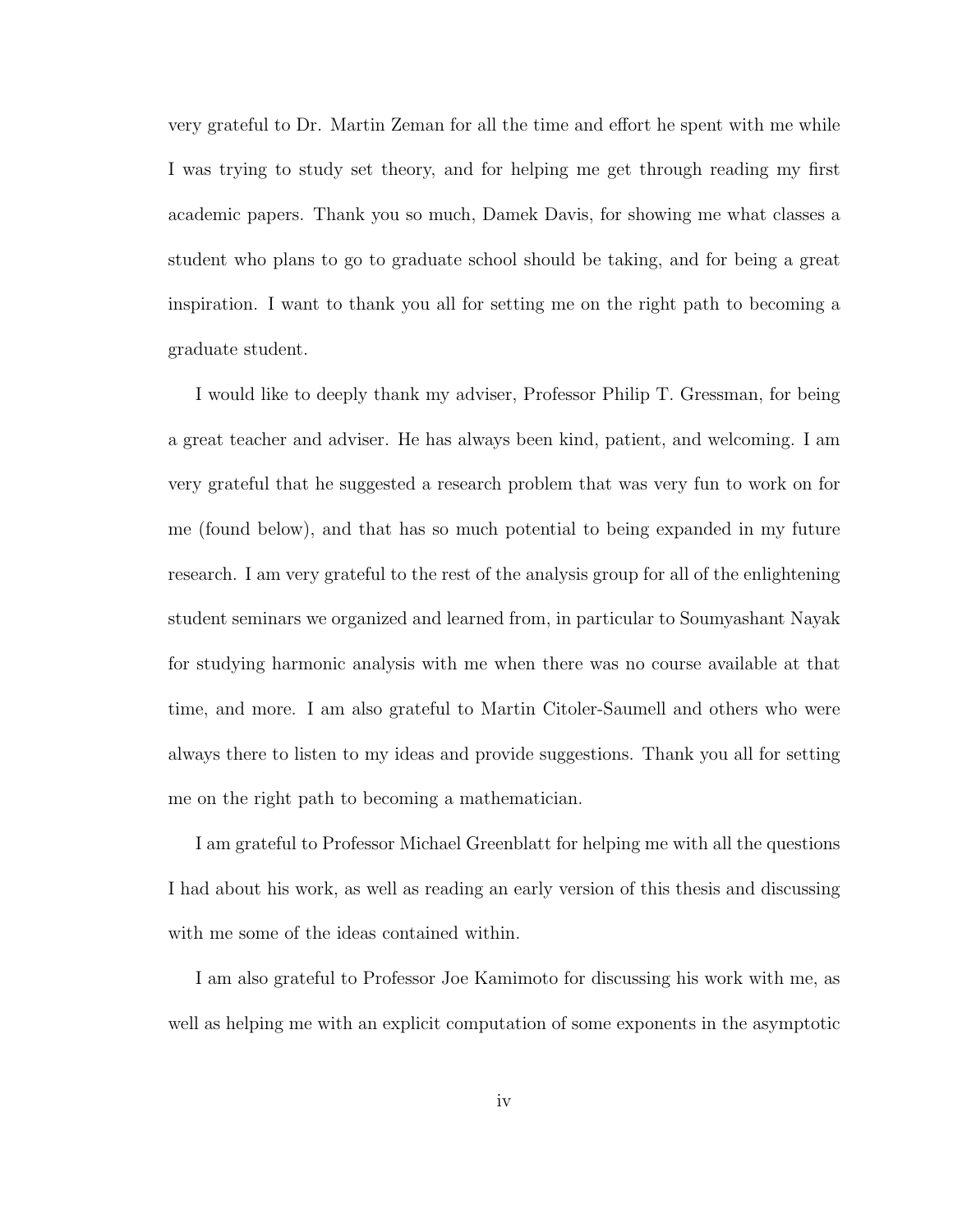very grateful to Dr. Martin Zeman for all the time and effort he spent with me while I was trying to study set theory, and for helping me get through reading my first academic papers. Thank you so much, Damek Davis, for showing me what classes a student who plans to go to graduate school should be taking, and for being a great inspiration. I want to thank you all for setting me on the right path to becoming a graduate student.

I would like to deeply thank my adviser, Professor Philip T. Gressman, for being a great teacher and adviser. He has always been kind, patient, and welcoming. I am very grateful that he suggested a research problem that was very fun to work on for me (found below), and that has so much potential to being expanded in my future research. I am very grateful to the rest of the analysis group for all of the enlightening student seminars we organized and learned from, in particular to Soumyashant Nayak for studying harmonic analysis with me when there was no course available at that time, and more. I am also grateful to Martin Citoler-Saumell and others who were always there to listen to my ideas and provide suggestions. Thank you all for setting me on the right path to becoming a mathematician.

I am grateful to Professor Michael Greenblatt for helping me with all the questions I had about his work, as well as reading an early version of this thesis and discussing with me some of the ideas contained within.

I am also grateful to Professor Joe Kamimoto for discussing his work with me, as well as helping me with an explicit computation of some exponents in the asymptotic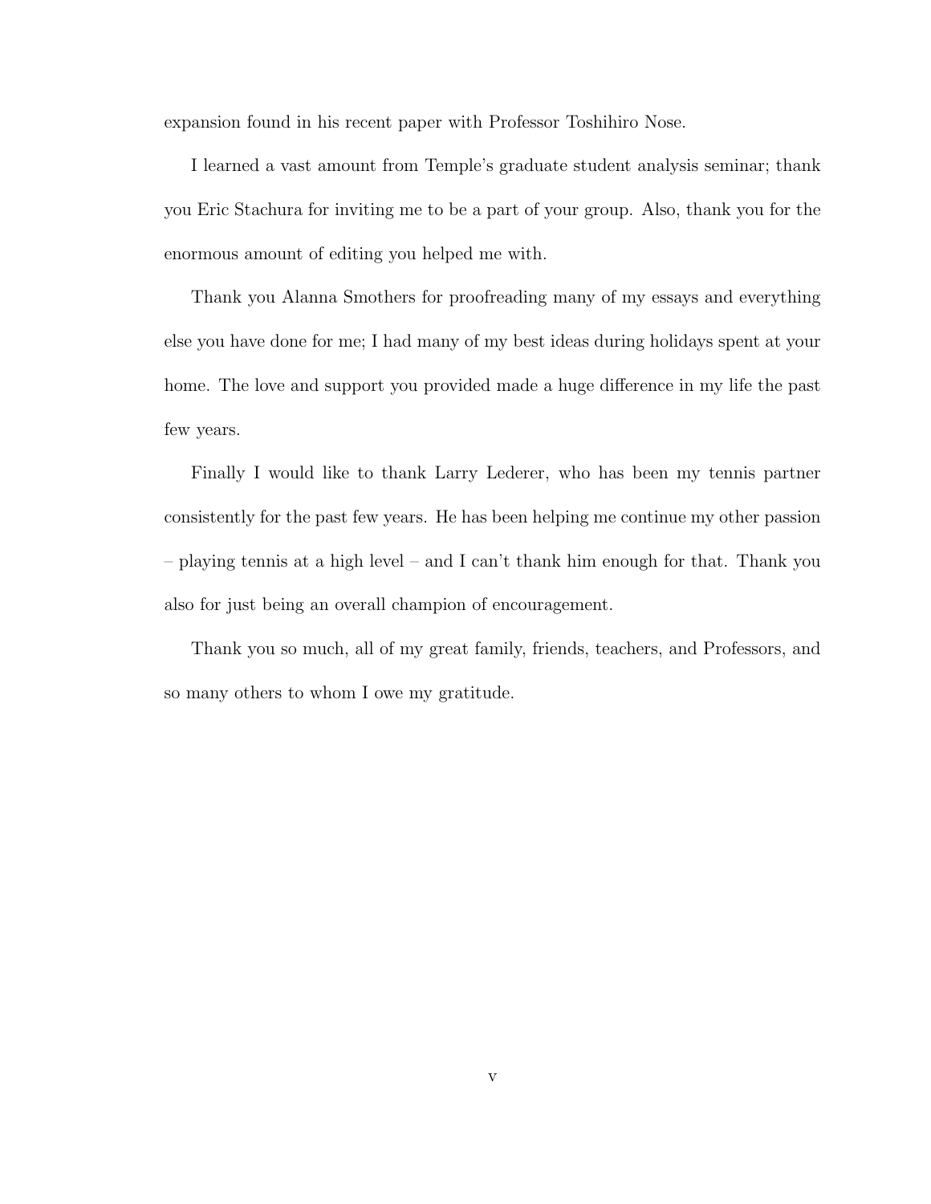expansion found in his recent paper with Professor Toshihiro Nose.

I learned a vast amount from Temple's graduate student analysis seminar; thank you Eric Stachura for inviting me to be a part of your group. Also, thank you for the enormous amount of editing you helped me with.

Thank you Alanna Smothers for proofreading many of my essays and everything else you have done for me; I had many of my best ideas during holidays spent at your home. The love and support you provided made a huge difference in my life the past few years.

Finally I would like to thank Larry Lederer, who has been my tennis partner consistently for the past few years. He has been helping me continue my other passion – playing tennis at a high level – and I can't thank him enough for that. Thank you also for just being an overall champion of encouragement.

Thank you so much, all of my great family, friends, teachers, and Professors, and so many others to whom I owe my gratitude.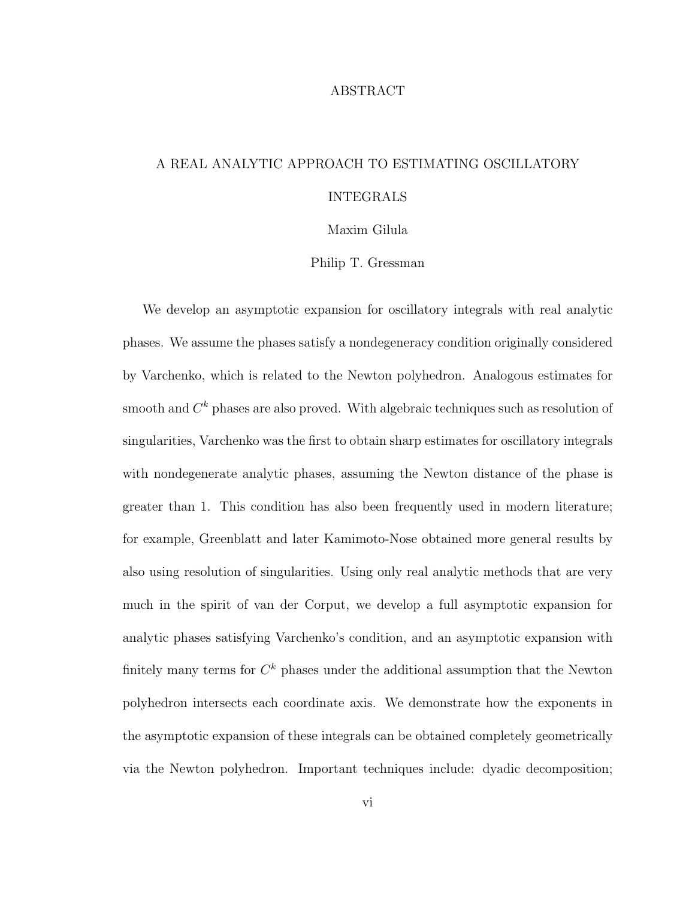# ABSTRACT

## A REAL ANALYTIC APPROACH TO ESTIMATING OSCILLATORY INTEGRALS

Maxim Gilula

Philip T. Gressman

We develop an asymptotic expansion for oscillatory integrals with real analytic phases. We assume the phases satisfy a nondegeneracy condition originally considered by Varchenko, which is related to the Newton polyhedron. Analogous estimates for smooth and $C^k$ phases are also proved. With algebraic techniques such as resolution of singularities, Varchenko was the first to obtain sharp estimates for oscillatory integrals with nondegenerate analytic phases, assuming the Newton distance of the phase is greater than 1. This condition has also been frequently used in modern literature; for example, Greenblatt and later Kamimoto-Nose obtained more general results by also using resolution of singularities. Using only real analytic methods that are very much in the spirit of van der Corput, we develop a full asymptotic expansion for analytic phases satisfying Varchenko's condition, and an asymptotic expansion with finitely many terms for $C^k$ phases under the additional assumption that the Newton polyhedron intersects each coordinate axis. We demonstrate how the exponents in the asymptotic expansion of these integrals can be obtained completely geometrically via the Newton polyhedron. Important techniques include: dyadic decomposition;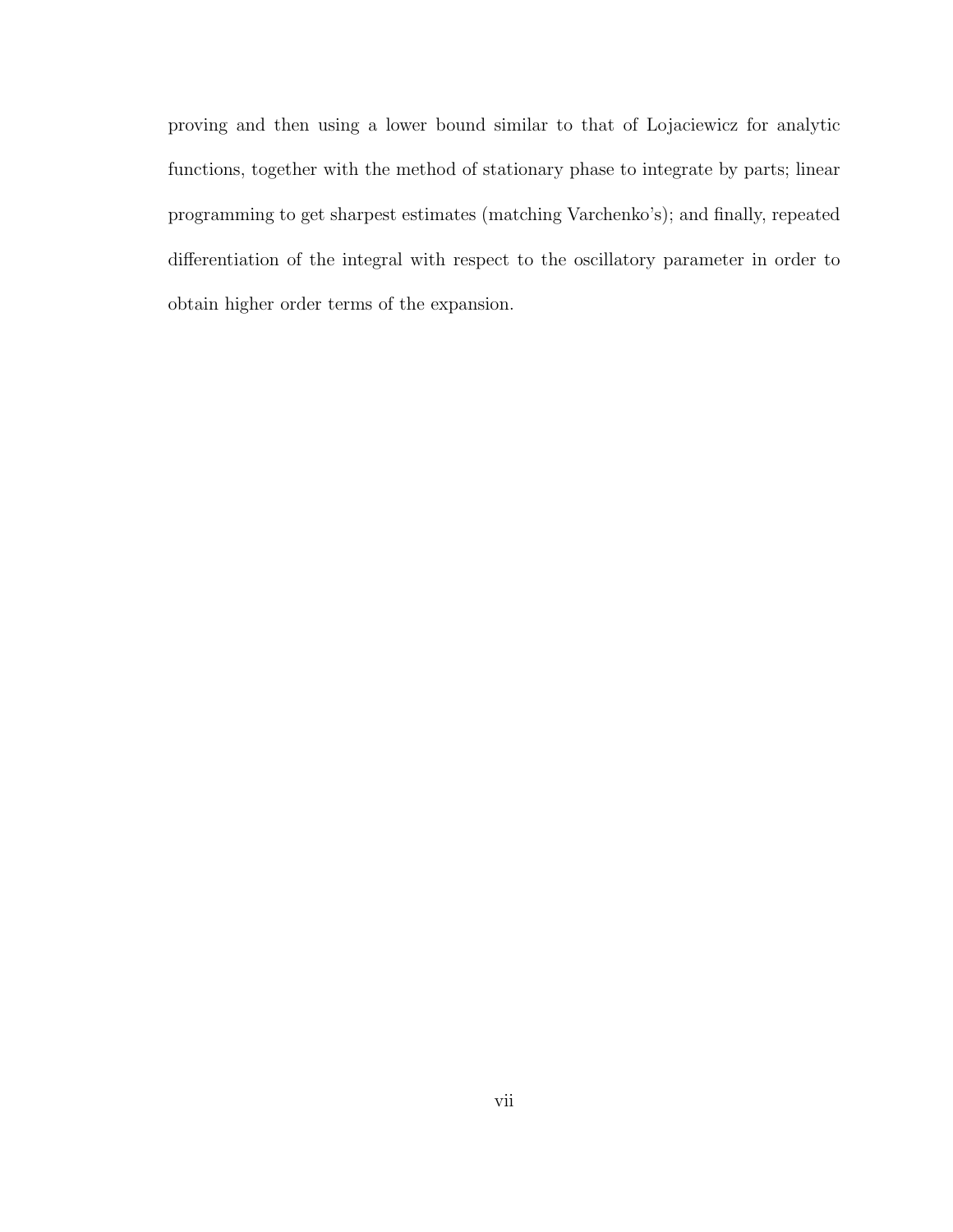proving and then using a lower bound similar to that of Lojaciewicz for analytic functions, together with the method of stationary phase to integrate by parts; linear programming to get sharpest estimates (matching Varchenko's); and finally, repeated differentiation of the integral with respect to the oscillatory parameter in order to obtain higher order terms of the expansion.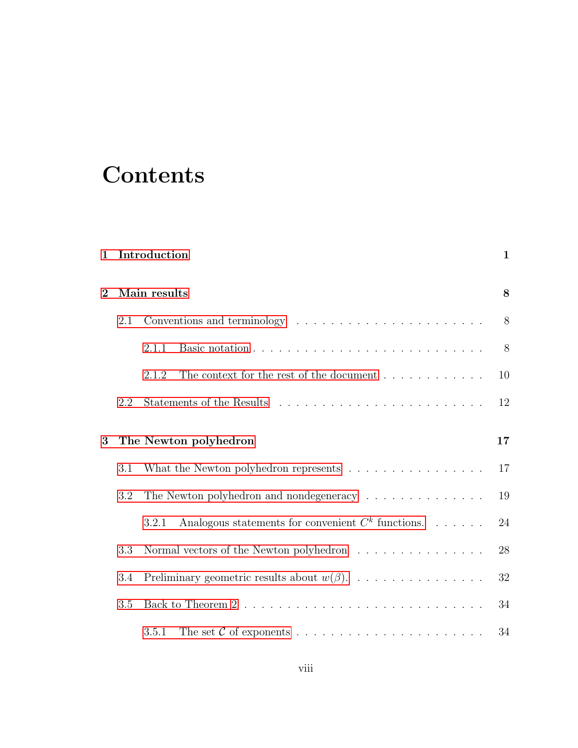# Contents

**1 Introduction** **1**

**2 Main results** **8**

2.1 Conventions and terminology . . . . . . . . . . . . . . . . . . . . . . 8

2.1.1 Basic notation . . . . . . . . . . . . . . . . . . . . . . . . . . . 8

2.1.2 The context for the rest of the document . . . . . . . . . . . . 10

2.2 Statements of the Results . . . . . . . . . . . . . . . . . . . . . . . . 12

**3 The Newton polyhedron** **17**

3.1 What the Newton polyhedron represents . . . . . . . . . . . . . . . . 17

3.2 The Newton polyhedron and nondegeneracy . . . . . . . . . . . . . . 19

3.2.1 Analogous statements for convenient $C^k$ functions. . . . . . . 24

3.3 Normal vectors of the Newton polyhedron . . . . . . . . . . . . . . . 28

3.4 Preliminary geometric results about $w(\beta)$. . . . . . . . . . . . . . . . 32

3.5 Back to Theorem 2 . . . . . . . . . . . . . . . . . . . . . . . . . . . . 34

3.5.1 The set $\mathcal{C}$ of exponents . . . . . . . . . . . . . . . . . . . . . . 34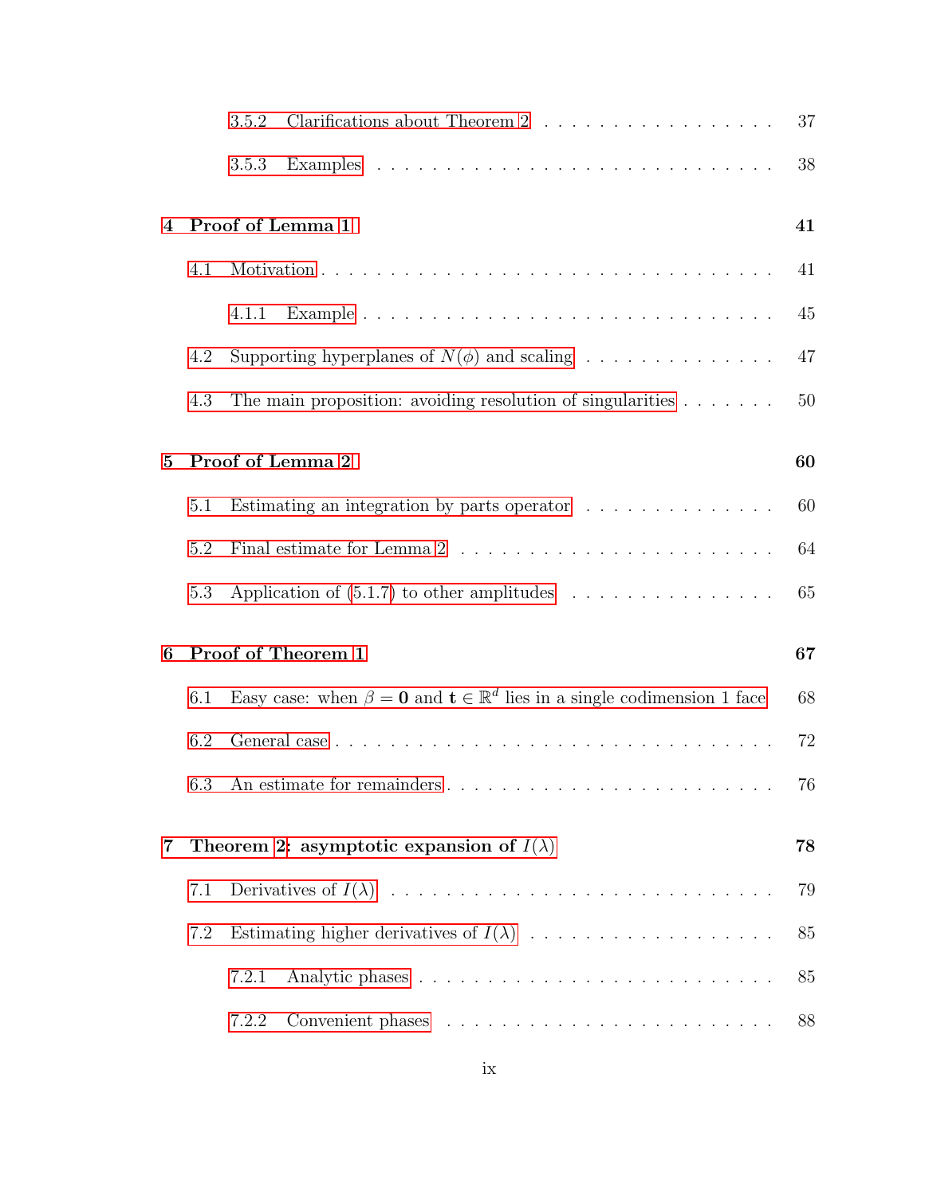3.5.2 Clarifications about Theorem 2 . . . . . . . . . . . . . . . . . . 37

3.5.3 Examples . . . . . . . . . . . . . . . . . . . . . . . . . . . . . 38

**4 Proof of Lemma 1** **41**

4.1 Motivation . . . . . . . . . . . . . . . . . . . . . . . . . . . . . . . . 41

4.1.1 Example . . . . . . . . . . . . . . . . . . . . . . . . . . . . . 45

4.2 Supporting hyperplanes of $N(\phi)$ and scaling . . . . . . . . . . . . . . 47

4.3 The main proposition: avoiding resolution of singularities . . . . . . . 50

**5 Proof of Lemma 2** **60**

5.1 Estimating an integration by parts operator . . . . . . . . . . . . . . 60

5.2 Final estimate for Lemma 2 . . . . . . . . . . . . . . . . . . . . . . . 64

5.3 Application of (5.1.7) to other amplitudes . . . . . . . . . . . . . . . 65

**6 Proof of Theorem 1** **67**

6.1 Easy case: when $\beta = \mathbf{0}$ and $\mathbf{t} \in \mathbb{R}^d$ lies in a single codimension 1 face 68

6.2 General case . . . . . . . . . . . . . . . . . . . . . . . . . . . . . . . 72

6.3 An estimate for remainders . . . . . . . . . . . . . . . . . . . . . . . 76

**7 Theorem 2: asymptotic expansion of $I(\lambda)$** **78**

7.1 Derivatives of $I(\lambda)$ . . . . . . . . . . . . . . . . . . . . . . . . . . . 79

7.2 Estimating higher derivatives of $I(\lambda)$ . . . . . . . . . . . . . . . . . . 85

7.2.1 Analytic phases . . . . . . . . . . . . . . . . . . . . . . . . . . 85

7.2.2 Convenient phases . . . . . . . . . . . . . . . . . . . . . . . . 88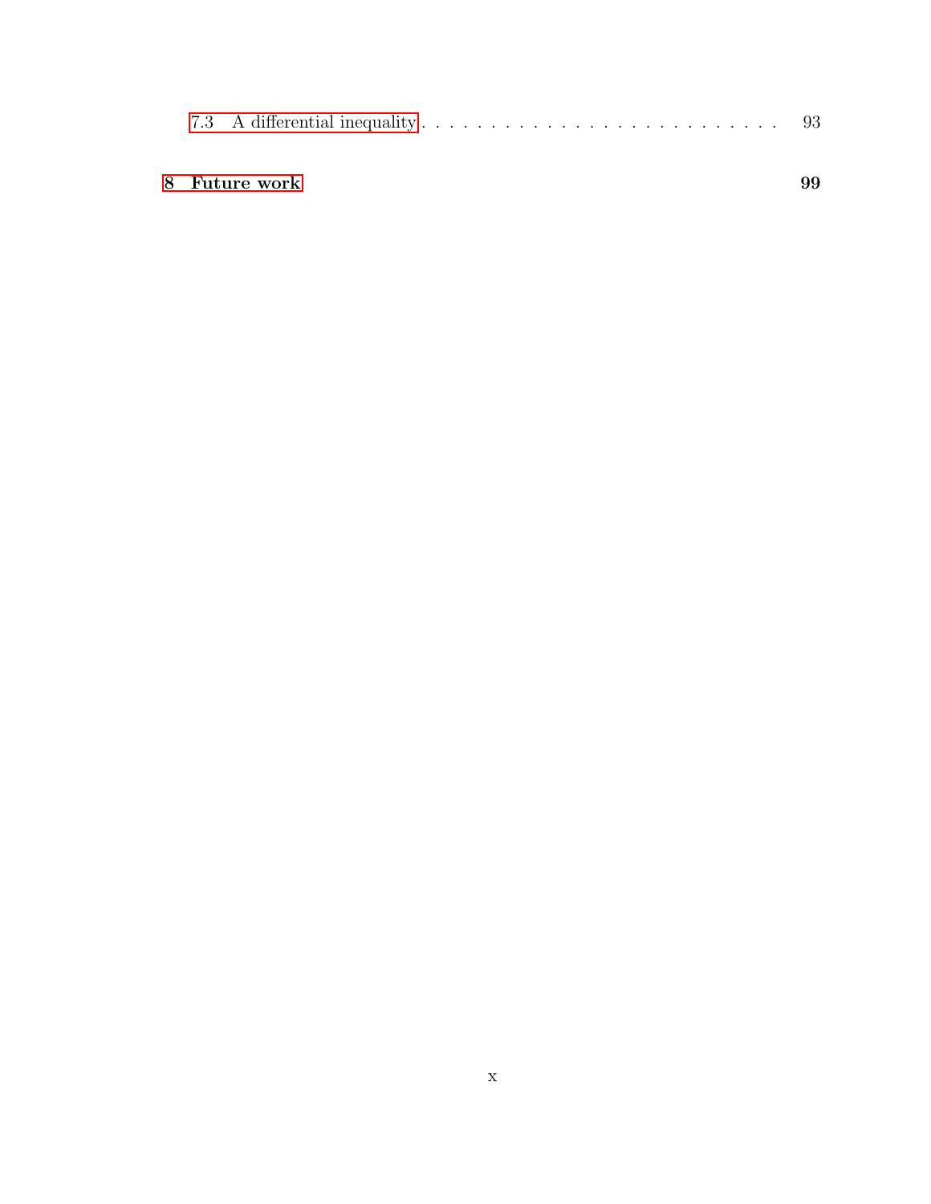7.3 A differential inequality . . . . . . . . . . . . . . . . . . . . . . . . . . . 93

**8 Future work** **99**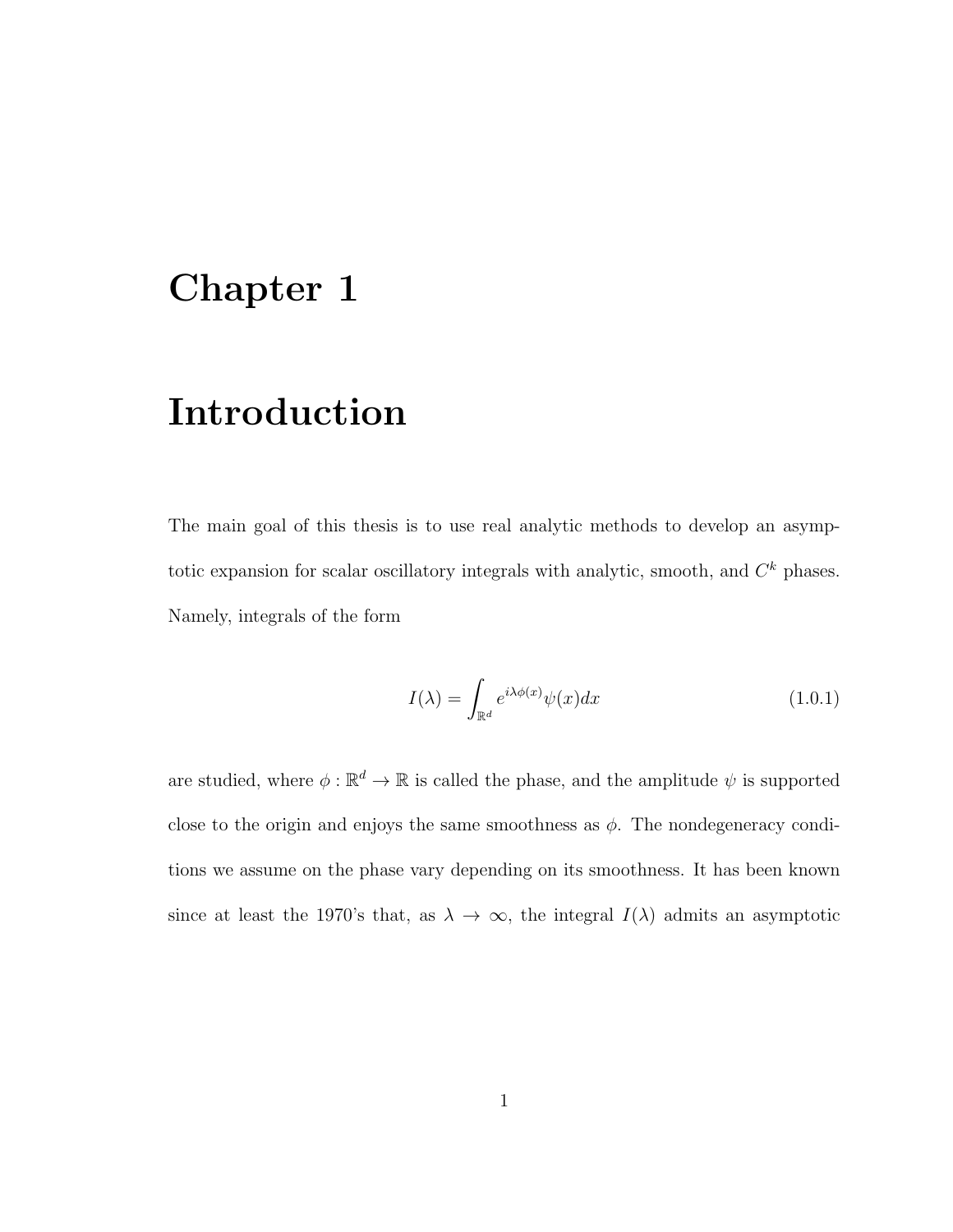# Chapter 1

# Introduction

The main goal of this thesis is to use real analytic methods to develop an asymptotic expansion for scalar oscillatory integrals with analytic, smooth, and $C^k$ phases. Namely, integrals of the form

$$I(\lambda) = \int_{\mathbb{R}^d} e^{i\lambda\phi(x)}\psi(x)dx \tag{1.0.1}$$

are studied, where $\phi : \mathbb{R}^d \to \mathbb{R}$ is called the phase, and the amplitude $\psi$ is supported close to the origin and enjoys the same smoothness as $\phi$. The nondegeneracy conditions we assume on the phase vary depending on its smoothness. It has been known since at least the 1970's that, as $\lambda \to \infty$, the integral $I(\lambda)$ admits an asymptotic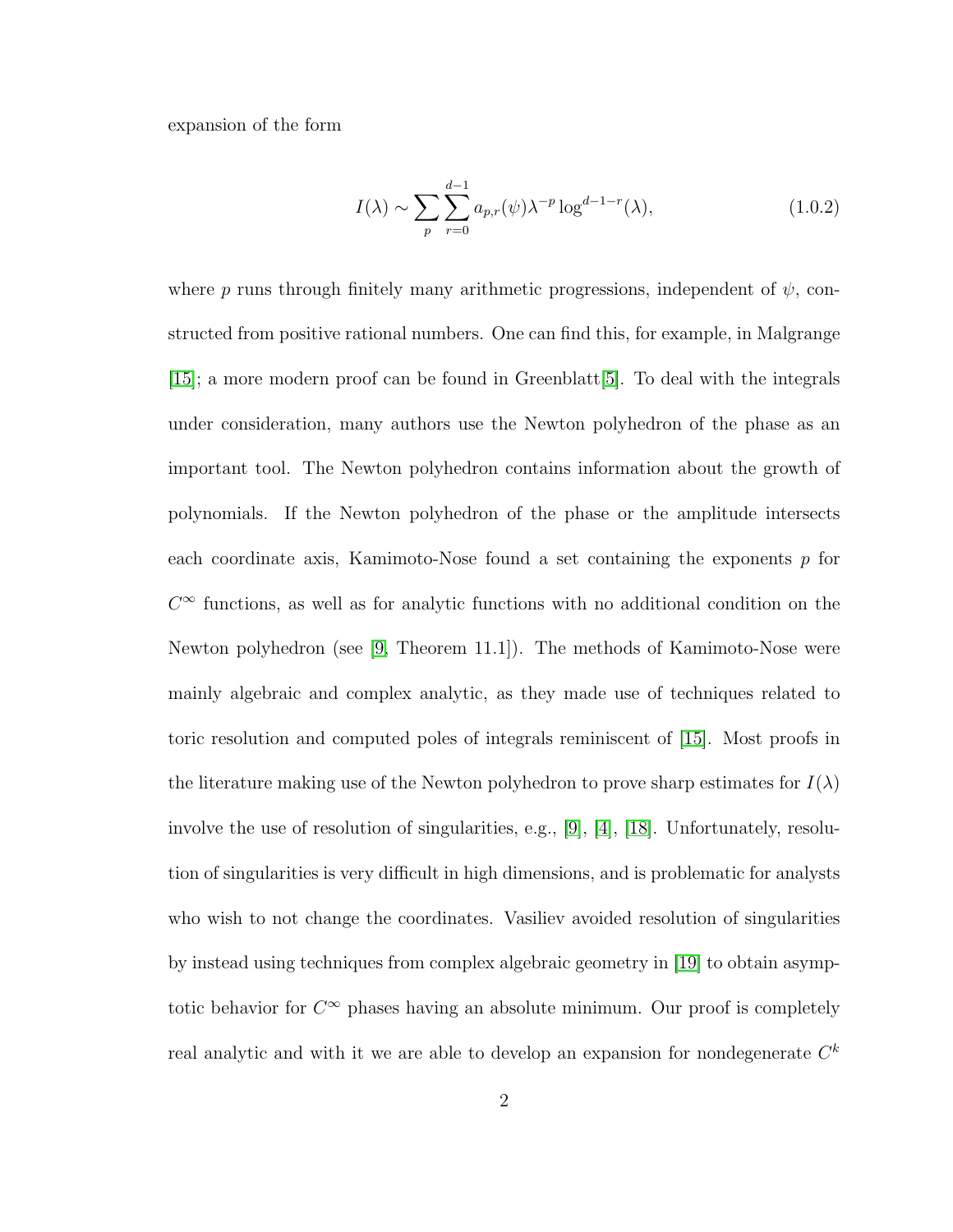expansion of the form

$$I(\lambda) \sim \sum_{p} \sum_{r=0}^{d-1} a_{p,r}(\psi) \lambda^{-p} \log^{d-1-r}(\lambda), \tag{1.0.2}$$

where $p$ runs through finitely many arithmetic progressions, independent of $\psi$, constructed from positive rational numbers. One can find this, for example, in Malgrange [15]; a more modern proof can be found in Greenblatt[5]. To deal with the integrals under consideration, many authors use the Newton polyhedron of the phase as an important tool. The Newton polyhedron contains information about the growth of polynomials. If the Newton polyhedron of the phase or the amplitude intersects each coordinate axis, Kamimoto-Nose found a set containing the exponents $p$ for $C^\infty$ functions, as well as for analytic functions with no additional condition on the Newton polyhedron (see [9, Theorem 11.1]). The methods of Kamimoto-Nose were mainly algebraic and complex analytic, as they made use of techniques related to toric resolution and computed poles of integrals reminiscent of [15]. Most proofs in the literature making use of the Newton polyhedron to prove sharp estimates for $I(\lambda)$ involve the use of resolution of singularities, e.g., [9], [4], [18]. Unfortunately, resolution of singularities is very difficult in high dimensions, and is problematic for analysts who wish to not change the coordinates. Vasiliev avoided resolution of singularities by instead using techniques from complex algebraic geometry in [19] to obtain asymptotic behavior for $C^\infty$ phases having an absolute minimum. Our proof is completely real analytic and with it we are able to develop an expansion for nondegenerate $C^k$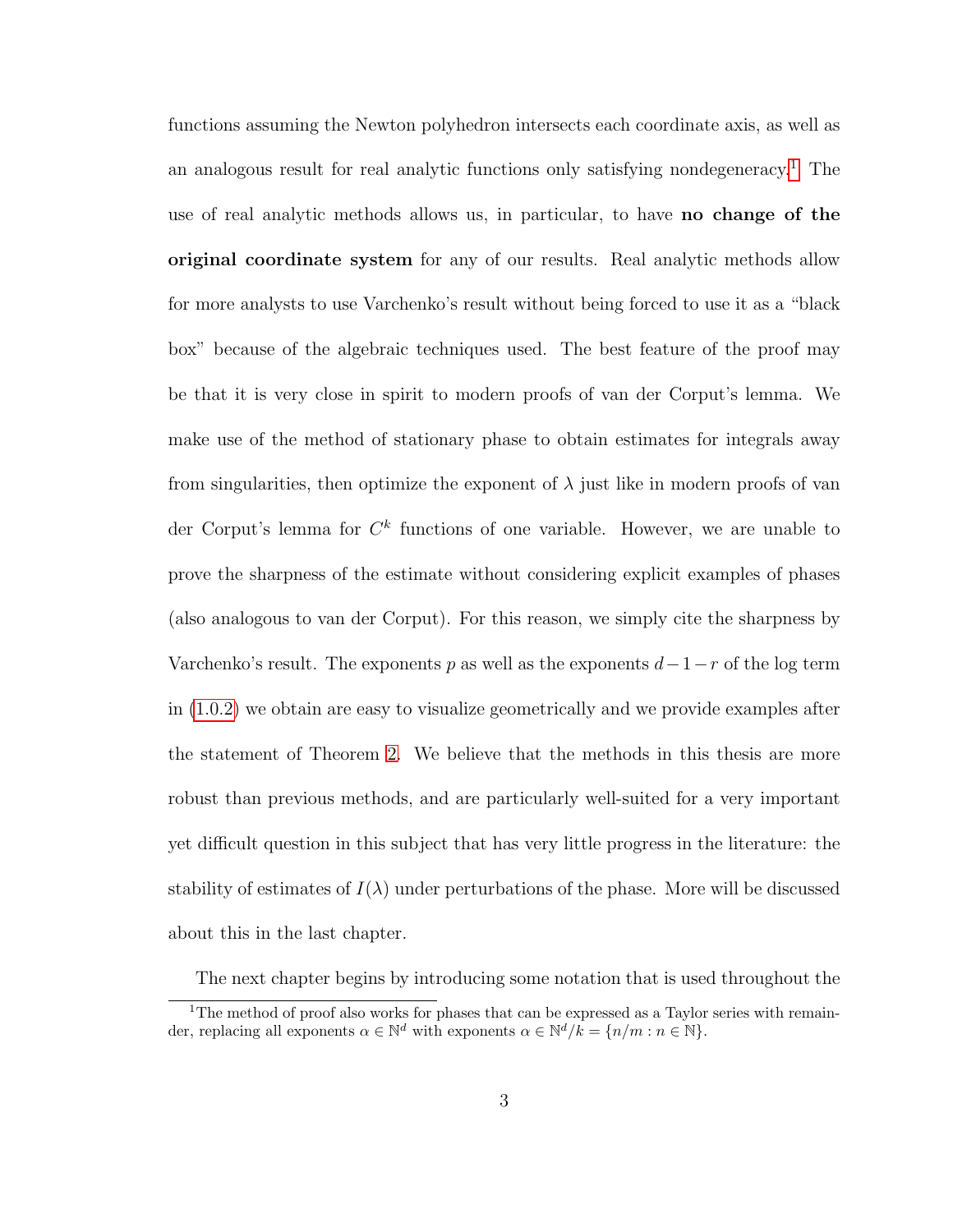functions assuming the Newton polyhedron intersects each coordinate axis, as well as an analogous result for real analytic functions only satisfying nondegeneracy.[1] The use of real analytic methods allows us, in particular, to have **no change of the original coordinate system** for any of our results. Real analytic methods allow for more analysts to use Varchenko's result without being forced to use it as a "black box" because of the algebraic techniques used. The best feature of the proof may be that it is very close in spirit to modern proofs of van der Corput's lemma. We make use of the method of stationary phase to obtain estimates for integrals away from singularities, then optimize the exponent of $\lambda$ just like in modern proofs of van der Corput's lemma for $C^k$ functions of one variable. However, we are unable to prove the sharpness of the estimate without considering explicit examples of phases (also analogous to van der Corput). For this reason, we simply cite the sharpness by Varchenko's result. The exponents $p$ as well as the exponents $d-1-r$ of the log term in (1.0.2) we obtain are easy to visualize geometrically and we provide examples after the statement of Theorem 2. We believe that the methods in this thesis are more robust than previous methods, and are particularly well-suited for a very important yet difficult question in this subject that has very little progress in the literature: the stability of estimates of $I(\lambda)$ under perturbations of the phase. More will be discussed about this in the last chapter.

The next chapter begins by introducing some notation that is used throughout the

[1] The method of proof also works for phases that can be expressed as a Taylor series with remainder, replacing all exponents $\alpha \in \mathbb{N}^d$ with exponents $\alpha \in \mathbb{N}^d/k = \{n/m : n \in \mathbb{N}\}$.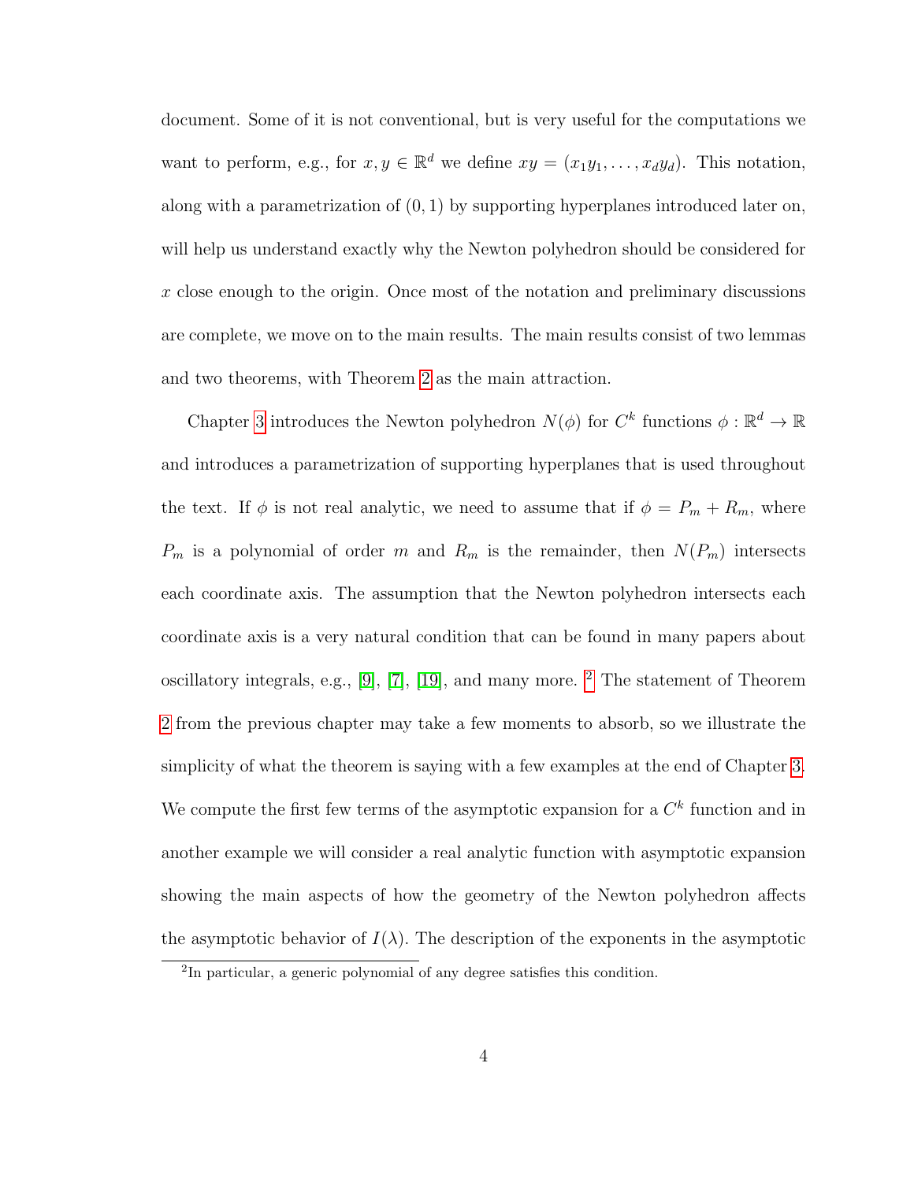document. Some of it is not conventional, but is very useful for the computations we want to perform, e.g., for $x, y \in \mathbb{R}^d$ we define $xy = (x_1y_1, \ldots, x_dy_d)$. This notation, along with a parametrization of $(0, 1)$ by supporting hyperplanes introduced later on, will help us understand exactly why the Newton polyhedron should be considered for $x$ close enough to the origin. Once most of the notation and preliminary discussions are complete, we move on to the main results. The main results consist of two lemmas and two theorems, with Theorem 2 as the main attraction.

Chapter 3 introduces the Newton polyhedron $N(\phi)$ for $C^k$ functions $\phi : \mathbb{R}^d \to \mathbb{R}$ and introduces a parametrization of supporting hyperplanes that is used throughout the text. If $\phi$ is not real analytic, we need to assume that if $\phi = P_m + R_m$, where $P_m$ is a polynomial of order $m$ and $R_m$ is the remainder, then $N(P_m)$ intersects each coordinate axis. The assumption that the Newton polyhedron intersects each coordinate axis is a very natural condition that can be found in many papers about oscillatory integrals, e.g., [9], [7], [19], and many more. [2] The statement of Theorem 2 from the previous chapter may take a few moments to absorb, so we illustrate the simplicity of what the theorem is saying with a few examples at the end of Chapter 3. We compute the first few terms of the asymptotic expansion for a $C^k$ function and in another example we will consider a real analytic function with asymptotic expansion showing the main aspects of how the geometry of the Newton polyhedron affects the asymptotic behavior of $I(\lambda)$. The description of the exponents in the asymptotic

[2] In particular, a generic polynomial of any degree satisfies this condition.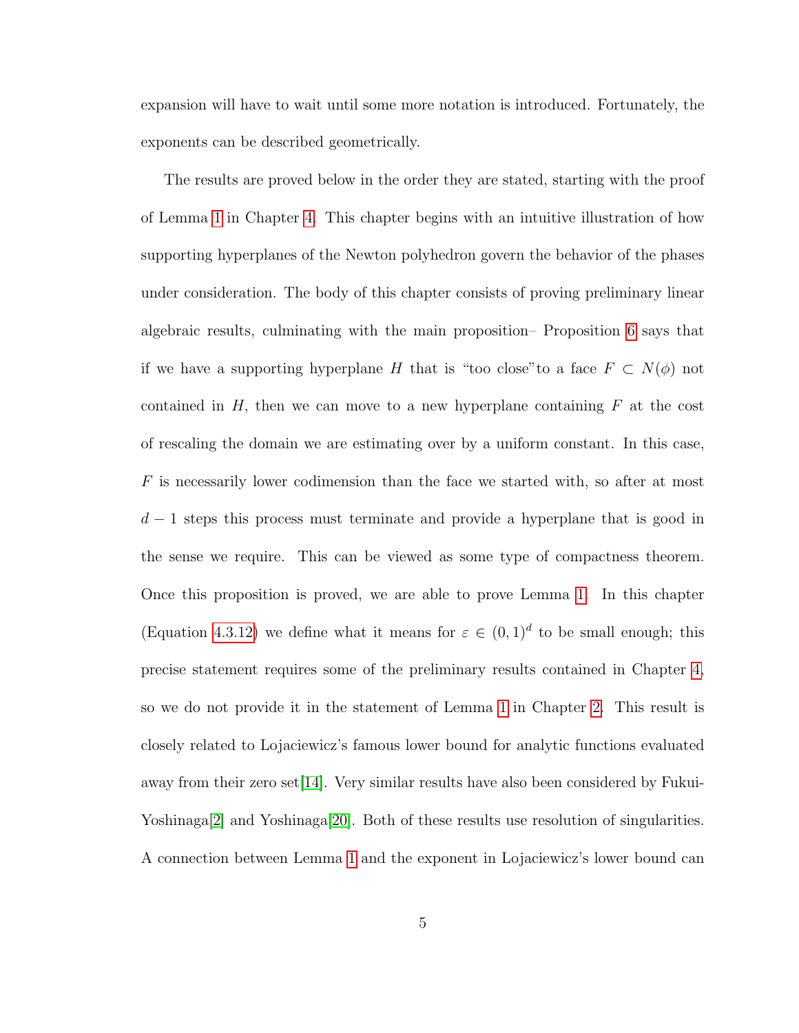expansion will have to wait until some more notation is introduced. Fortunately, the exponents can be described geometrically.

The results are proved below in the order they are stated, starting with the proof of Lemma 1 in Chapter 4. This chapter begins with an intuitive illustration of how supporting hyperplanes of the Newton polyhedron govern the behavior of the phases under consideration. The body of this chapter consists of proving preliminary linear algebraic results, culminating with the main proposition– Proposition 6 says that if we have a supporting hyperplane $H$ that is "too close"to a face $F \subset N(\phi)$ not contained in $H$, then we can move to a new hyperplane containing $F$ at the cost of rescaling the domain we are estimating over by a uniform constant. In this case, $F$ is necessarily lower codimension than the face we started with, so after at most $d-1$ steps this process must terminate and provide a hyperplane that is good in the sense we require. This can be viewed as some type of compactness theorem. Once this proposition is proved, we are able to prove Lemma 1. In this chapter (Equation 4.3.12) we define what it means for $\varepsilon \in (0,1)^d$ to be small enough; this precise statement requires some of the preliminary results contained in Chapter 4, so we do not provide it in the statement of Lemma 1 in Chapter 2. This result is closely related to Lojaciewicz's famous lower bound for analytic functions evaluated away from their zero set[14]. Very similar results have also been considered by Fukui-Yoshinaga[2] and Yoshinaga[20]. Both of these results use resolution of singularities. A connection between Lemma 1 and the exponent in Lojaciewicz's lower bound can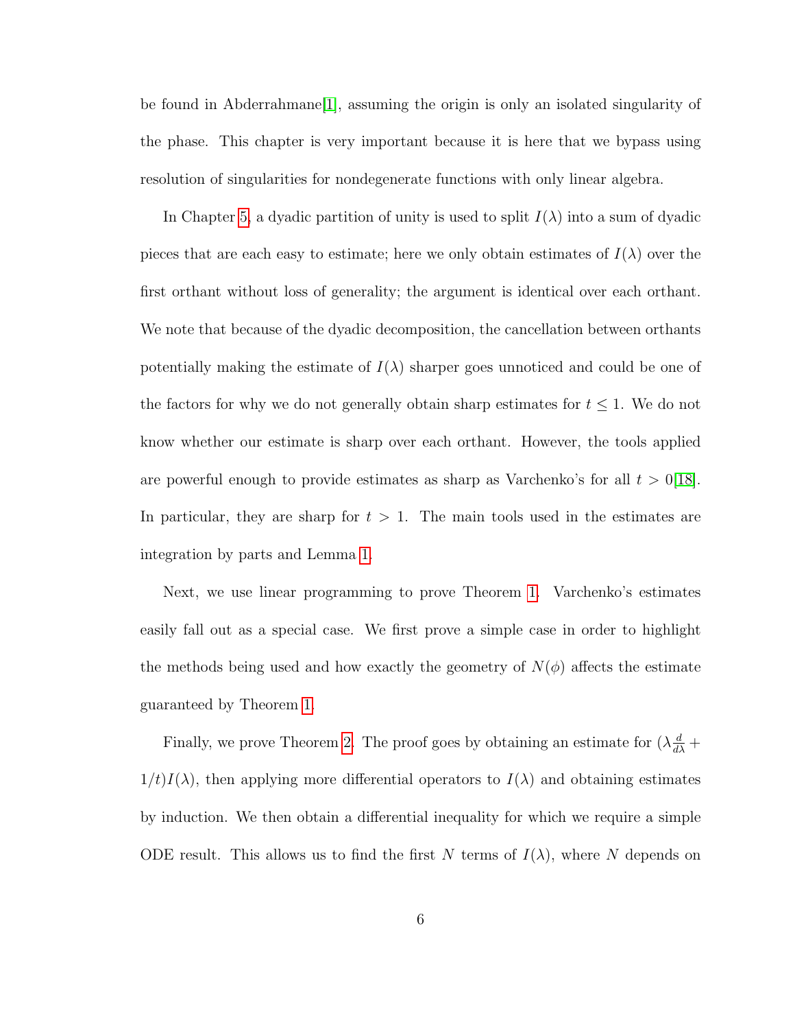be found in Abderrahmane[1], assuming the origin is only an isolated singularity of the phase. This chapter is very important because it is here that we bypass using resolution of singularities for nondegenerate functions with only linear algebra.

In Chapter 5, a dyadic partition of unity is used to split $I(\lambda)$ into a sum of dyadic pieces that are each easy to estimate; here we only obtain estimates of $I(\lambda)$ over the first orthant without loss of generality; the argument is identical over each orthant. We note that because of the dyadic decomposition, the cancellation between orthants potentially making the estimate of $I(\lambda)$ sharper goes unnoticed and could be one of the factors for why we do not generally obtain sharp estimates for $t \leq 1$. We do not know whether our estimate is sharp over each orthant. However, the tools applied are powerful enough to provide estimates as sharp as Varchenko's for all $t > 0$[18]. In particular, they are sharp for $t > 1$. The main tools used in the estimates are integration by parts and Lemma 1.

Next, we use linear programming to prove Theorem 1. Varchenko's estimates easily fall out as a special case. We first prove a simple case in order to highlight the methods being used and how exactly the geometry of $N(\phi)$ affects the estimate guaranteed by Theorem 1.

Finally, we prove Theorem 2. The proof goes by obtaining an estimate for $(\lambda \frac{d}{d\lambda} + 1/t)I(\lambda)$, then applying more differential operators to $I(\lambda)$ and obtaining estimates by induction. We then obtain a differential inequality for which we require a simple ODE result. This allows us to find the first $N$ terms of $I(\lambda)$, where $N$ depends on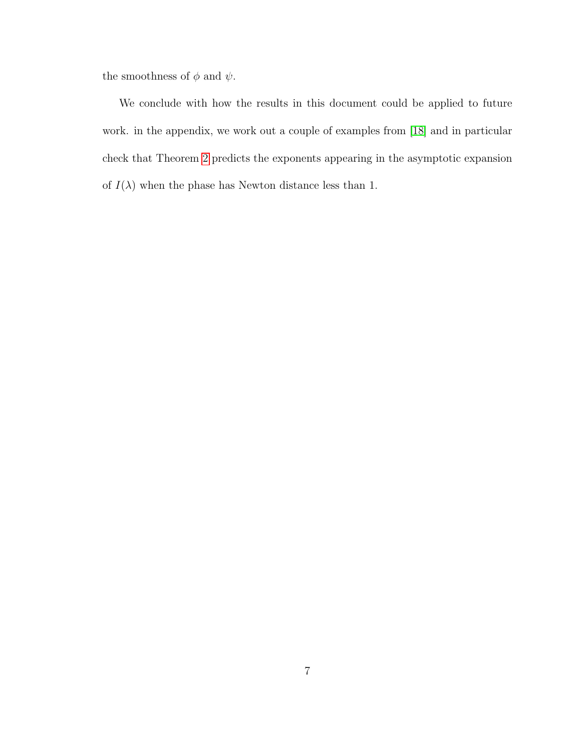the smoothness of $\phi$ and $\psi$.

We conclude with how the results in this document could be applied to future work. in the appendix, we work out a couple of examples from [18] and in particular check that Theorem 2 predicts the exponents appearing in the asymptotic expansion of $I(\lambda)$ when the phase has Newton distance less than 1.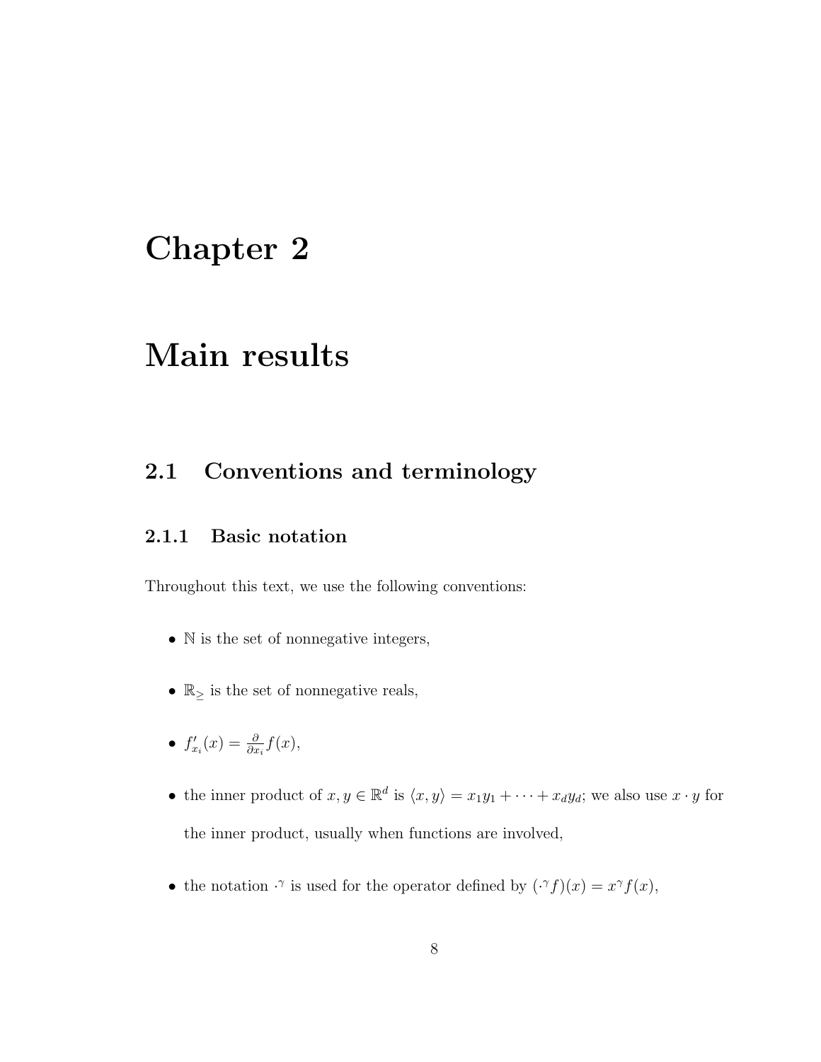# Chapter 2

# Main results

## 2.1 Conventions and terminology

### 2.1.1 Basic notation

Throughout this text, we use the following conventions:

- $\mathbb{N}$ is the set of nonnegative integers,
- $\mathbb{R}_{\geq}$ is the set of nonnegative reals,
- $f'_{x_i}(x) = \frac{\partial}{\partial x_i} f(x)$,
- the inner product of $x, y \in \mathbb{R}^d$ is $\langle x, y \rangle = x_1 y_1 + \cdots + x_d y_d$; we also use $x \cdot y$ for the inner product, usually when functions are involved,
- the notation $\cdot^{\gamma}$ is used for the operator defined by $(\cdot^{\gamma} f)(x) = x^{\gamma} f(x)$,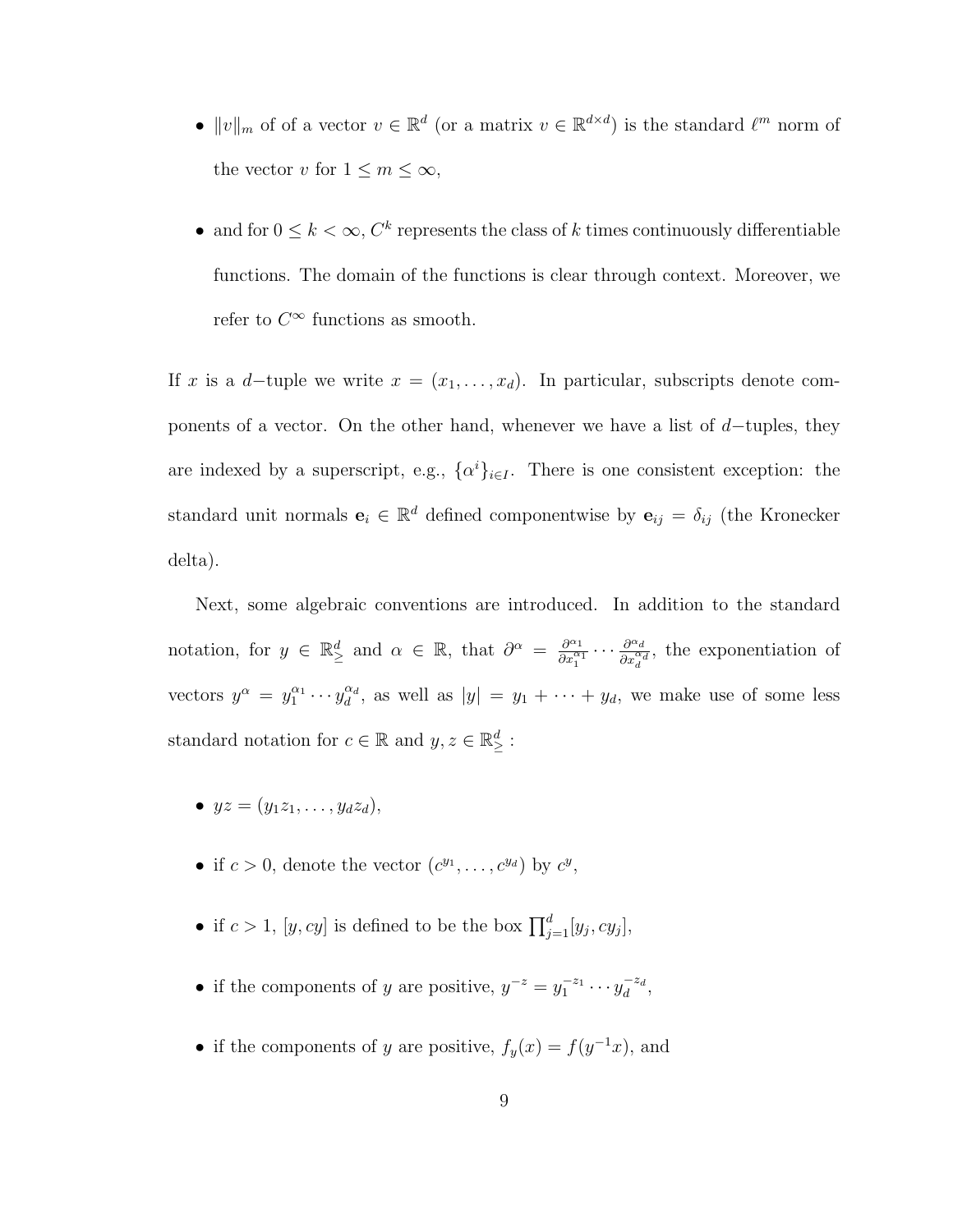- $\|v\|_m$ of of a vector $v \in \mathbb{R}^d$ (or a matrix $v \in \mathbb{R}^{d\times d}$) is the standard $\ell^m$ norm of the vector $v$ for $1 \leq m \leq \infty$,

- and for $0 \leq k < \infty$, $C^k$ represents the class of $k$ times continuously differentiable functions. The domain of the functions is clear through context. Moreover, we refer to $C^\infty$ functions as smooth.

If $x$ is a $d-$tuple we write $x = (x_1, \ldots, x_d)$. In particular, subscripts denote components of a vector. On the other hand, whenever we have a list of $d-$tuples, they are indexed by a superscript, e.g., $\{\alpha^i\}_{i\in I}$. There is one consistent exception: the standard unit normals $\mathbf{e}_i \in \mathbb{R}^d$ defined componentwise by $\mathbf{e}_{ij} = \delta_{ij}$ (the Kronecker delta).

Next, some algebraic conventions are introduced. In addition to the standard notation, for $y \in \mathbb{R}^d_\geq$ and $\alpha \in \mathbb{R}$, that $\partial^\alpha = \frac{\partial^{\alpha_1}}{\partial x_1^{\alpha_1}} \cdots \frac{\partial^{\alpha_d}}{\partial x_d^{\alpha_d}}$, the exponentiation of vectors $y^\alpha = y_1^{\alpha_1} \cdots y_d^{\alpha_d}$, as well as $|y| = y_1 + \cdots + y_d$, we make use of some less standard notation for $c \in \mathbb{R}$ and $y, z \in \mathbb{R}^d_\geq$ :

- $yz = (y_1 z_1, \ldots, y_d z_d)$,

- if $c > 0$, denote the vector $(c^{y_1}, \ldots, c^{y_d})$ by $c^y$,

- if $c > 1$, $[y, cy]$ is defined to be the box $\prod_{j=1}^d [y_j, cy_j]$,

- if the components of $y$ are positive, $y^{-z} = y_1^{-z_1} \cdots y_d^{-z_d}$,

- if the components of $y$ are positive, $f_y(x) = f(y^{-1}x)$, and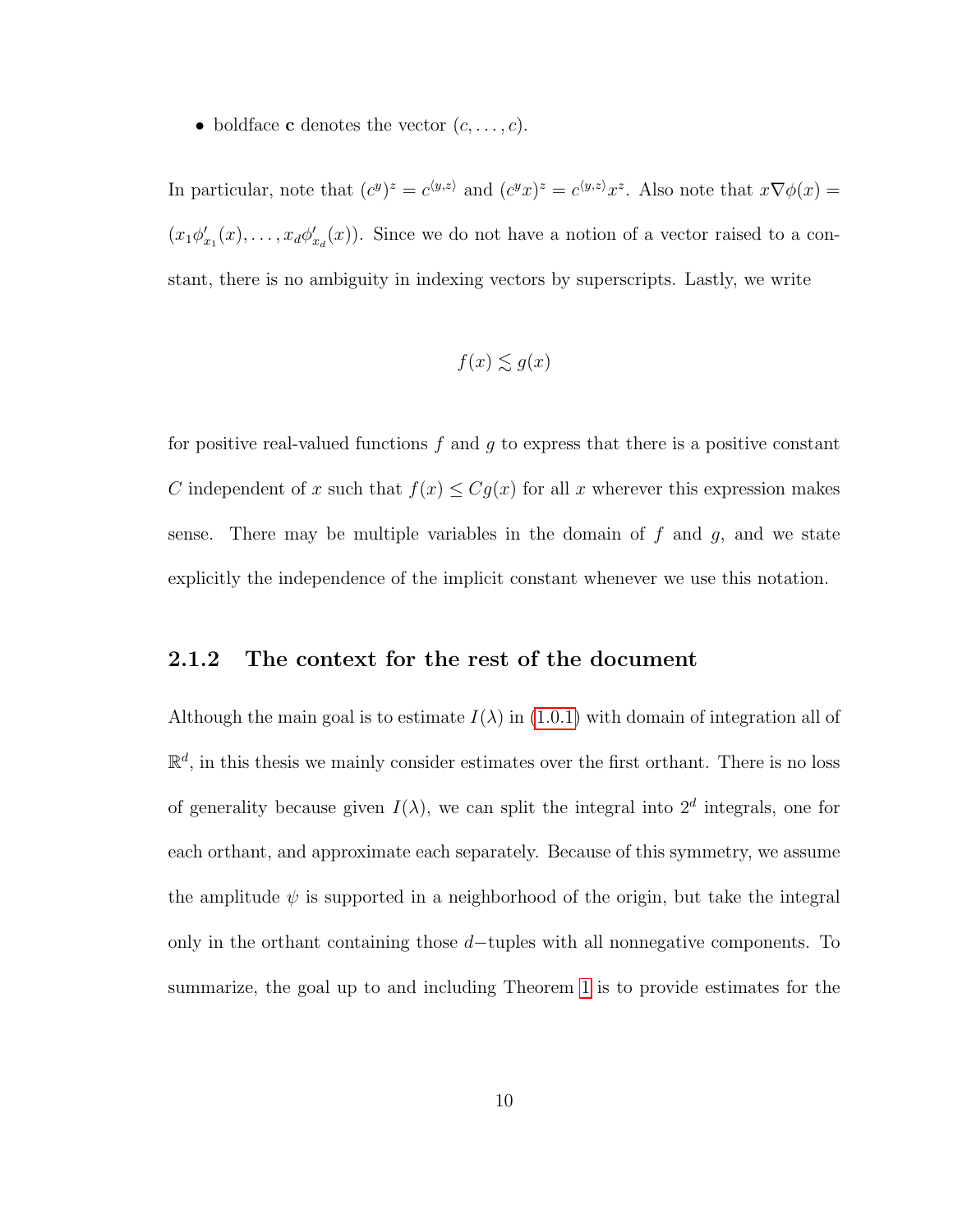- boldface $\mathbf{c}$ denotes the vector $(c, \ldots, c)$.

In particular, note that $(c^y)^z = c^{\langle y,z \rangle}$ and $(c^y x)^z = c^{\langle y,z \rangle} x^z$. Also note that $x \nabla \phi(x) = (x_1 \phi'_{x_1}(x), \ldots, x_d \phi'_{x_d}(x))$. Since we do not have a notion of a vector raised to a constant, there is no ambiguity in indexing vectors by superscripts. Lastly, we write

$$f(x) \lesssim g(x)$$

for positive real-valued functions $f$ and $g$ to express that there is a positive constant $C$ independent of $x$ such that $f(x) \leq C g(x)$ for all $x$ wherever this expression makes sense. There may be multiple variables in the domain of $f$ and $g$, and we state explicitly the independence of the implicit constant whenever we use this notation.

### 2.1.2 The context for the rest of the document

Although the main goal is to estimate $I(\lambda)$ in (1.0.1) with domain of integration all of $\mathbb{R}^d$, in this thesis we mainly consider estimates over the first orthant. There is no loss of generality because given $I(\lambda)$, we can split the integral into $2^d$ integrals, one for each orthant, and approximate each separately. Because of this symmetry, we assume the amplitude $\psi$ is supported in a neighborhood of the origin, but take the integral only in the orthant containing those $d-$tuples with all nonnegative components. To summarize, the goal up to and including Theorem 1 is to provide estimates for the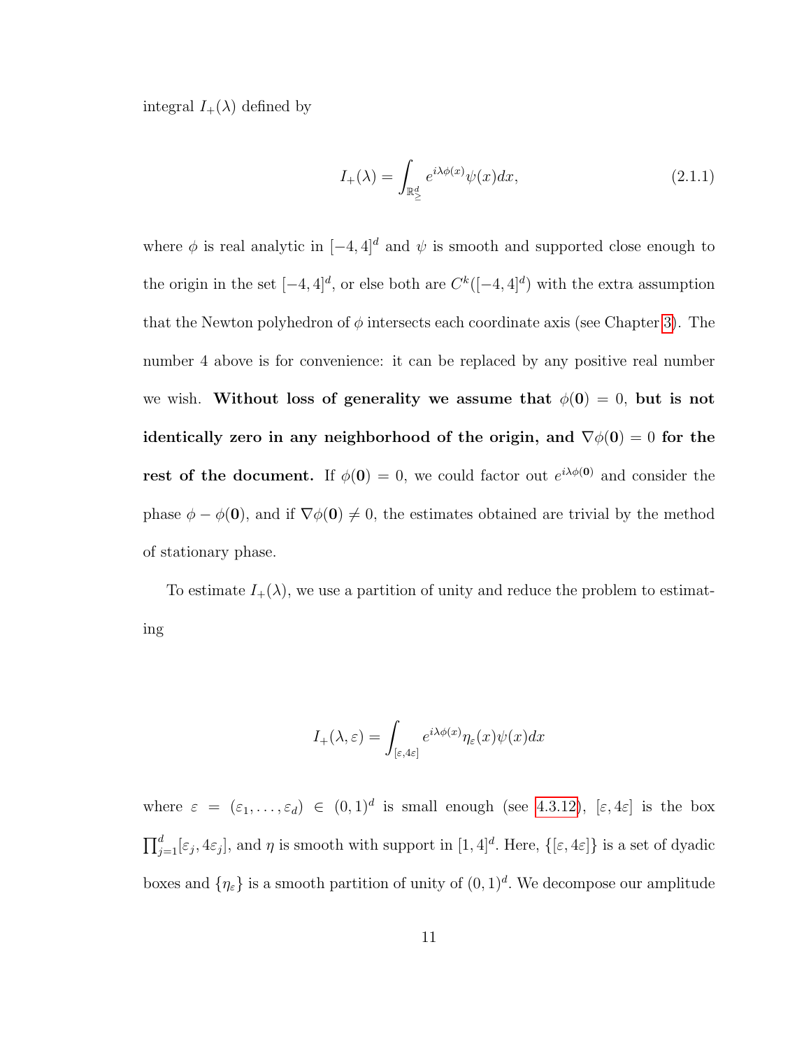integral $I_+(\lambda)$ defined by

$$I_+(\lambda) = \int_{\mathbb{R}^d_{\geq}} e^{i\lambda\phi(x)}\psi(x)dx, \tag{2.1.1}$$

where $\phi$ is real analytic in $[-4,4]^d$ and $\psi$ is smooth and supported close enough to the origin in the set $[-4,4]^d$, or else both are $C^k([-4,4]^d)$ with the extra assumption that the Newton polyhedron of $\phi$ intersects each coordinate axis (see Chapter 3). The number 4 above is for convenience: it can be replaced by any positive real number we wish. **Without loss of generality we assume that $\phi(\mathbf{0}) = 0$, but is not identically zero in any neighborhood of the origin, and $\nabla\phi(\mathbf{0}) = 0$ for the rest of the document.** If $\phi(\mathbf{0}) = 0$, we could factor out $e^{i\lambda\phi(\mathbf{0})}$ and consider the phase $\phi - \phi(\mathbf{0})$, and if $\nabla\phi(\mathbf{0}) \neq 0$, the estimates obtained are trivial by the method of stationary phase.

To estimate $I_+(\lambda)$, we use a partition of unity and reduce the problem to estimating

$$I_+(\lambda,\varepsilon) = \int_{[\varepsilon,4\varepsilon]} e^{i\lambda\phi(x)}\eta_\varepsilon(x)\psi(x)dx$$

where $\varepsilon = (\varepsilon_1,\ldots,\varepsilon_d) \in (0,1)^d$ is small enough (see 4.3.12), $[\varepsilon,4\varepsilon]$ is the box $\prod_{j=1}^d[\varepsilon_j,4\varepsilon_j]$, and $\eta$ is smooth with support in $[1,4]^d$. Here, $\{[\varepsilon,4\varepsilon]\}$ is a set of dyadic boxes and $\{\eta_\varepsilon\}$ is a smooth partition of unity of $(0,1)^d$. We decompose our amplitude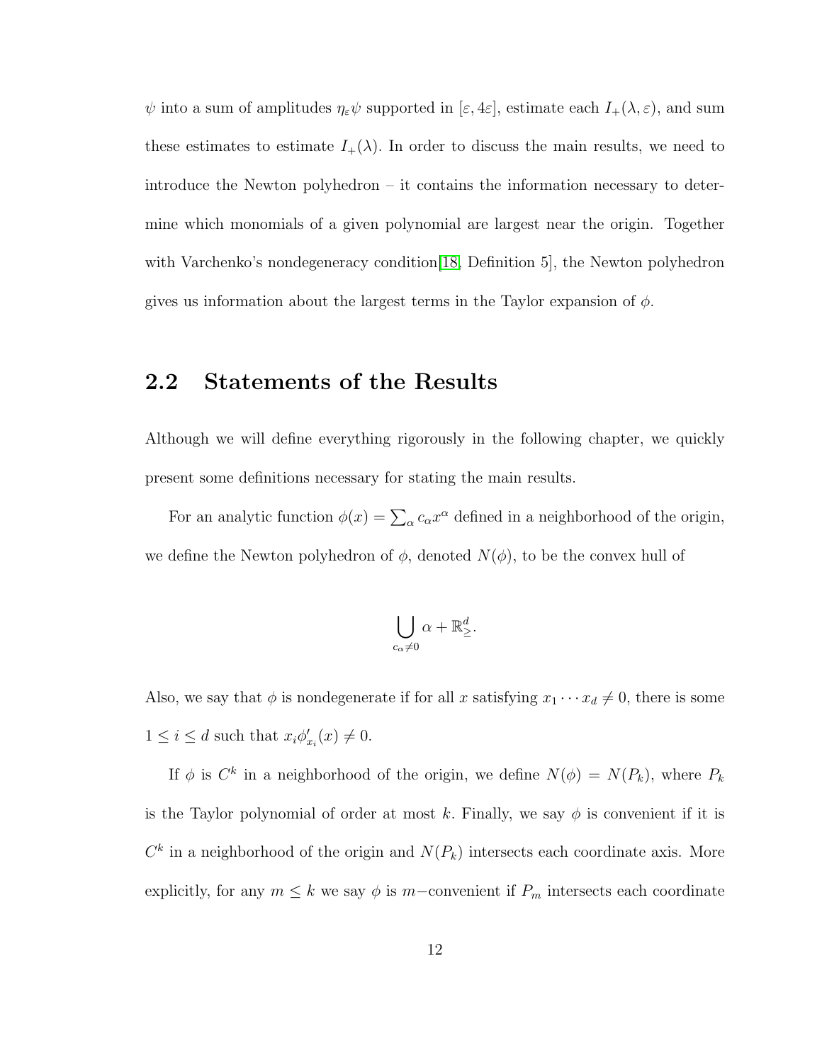$\psi$ into a sum of amplitudes $\eta_\varepsilon \psi$ supported in $[\varepsilon, 4\varepsilon]$, estimate each $I_+(\lambda, \varepsilon)$, and sum these estimates to estimate $I_+(\lambda)$. In order to discuss the main results, we need to introduce the Newton polyhedron – it contains the information necessary to determine which monomials of a given polynomial are largest near the origin. Together with Varchenko's nondegeneracy condition[18, Definition 5], the Newton polyhedron gives us information about the largest terms in the Taylor expansion of $\phi$.

## 2.2 Statements of the Results

Although we will define everything rigorously in the following chapter, we quickly present some definitions necessary for stating the main results.

For an analytic function $\phi(x) = \sum_\alpha c_\alpha x^\alpha$ defined in a neighborhood of the origin, we define the Newton polyhedron of $\phi$, denoted $N(\phi)$, to be the convex hull of

$$\bigcup_{c_\alpha \neq 0} \alpha + \mathbb{R}^d_{\geq}.$$

Also, we say that $\phi$ is nondegenerate if for all $x$ satisfying $x_1 \cdots x_d \neq 0$, there is some $1 \leq i \leq d$ such that $x_i \phi'_{x_i}(x) \neq 0$.

If $\phi$ is $C^k$ in a neighborhood of the origin, we define $N(\phi) = N(P_k)$, where $P_k$ is the Taylor polynomial of order at most $k$. Finally, we say $\phi$ is convenient if it is $C^k$ in a neighborhood of the origin and $N(P_k)$ intersects each coordinate axis. More explicitly, for any $m \leq k$ we say $\phi$ is $m-$convenient if $P_m$ intersects each coordinate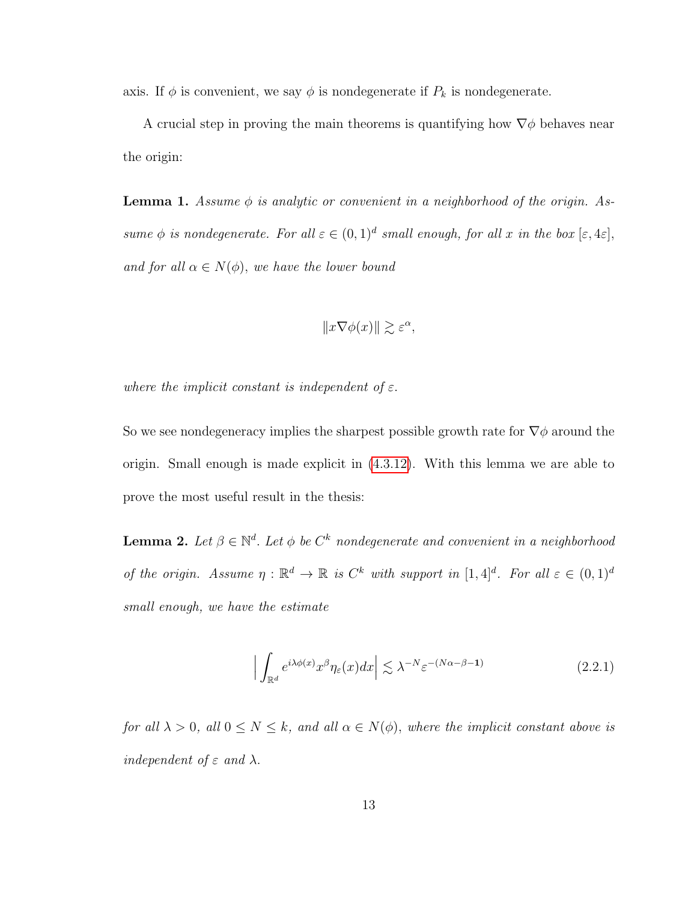axis. If $\phi$ is convenient, we say $\phi$ is nondegenerate if $P_k$ is nondegenerate.

A crucial step in proving the main theorems is quantifying how $\nabla\phi$ behaves near the origin:

**Lemma 1.** *Assume $\phi$ is analytic or convenient in a neighborhood of the origin. Assume $\phi$ is nondegenerate. For all $\varepsilon \in (0,1)^d$ small enough, for all $x$ in the box $[\varepsilon, 4\varepsilon]$, and for all $\alpha \in N(\phi)$, we have the lower bound*

$$\|x\nabla\phi(x)\| \gtrsim \varepsilon^{\alpha},$$

*where the implicit constant is independent of $\varepsilon$.*

So we see nondegeneracy implies the sharpest possible growth rate for $\nabla\phi$ around the origin. Small enough is made explicit in (4.3.12). With this lemma we are able to prove the most useful result in the thesis:

**Lemma 2.** *Let $\beta \in \mathbb{N}^d$. Let $\phi$ be $C^k$ nondegenerate and convenient in a neighborhood of the origin. Assume $\eta : \mathbb{R}^d \to \mathbb{R}$ is $C^k$ with support in $[1,4]^d$. For all $\varepsilon \in (0,1)^d$ small enough, we have the estimate*

$$\Big|\int_{\mathbb{R}^d} e^{i\lambda\phi(x)} x^{\beta} \eta_{\varepsilon}(x) dx\Big| \lesssim \lambda^{-N} \varepsilon^{-(N\alpha - \beta - \mathbf{1})} \tag{2.2.1}$$

*for all $\lambda > 0$, all $0 \leq N \leq k$, and all $\alpha \in N(\phi)$, where the implicit constant above is independent of $\varepsilon$ and $\lambda$.*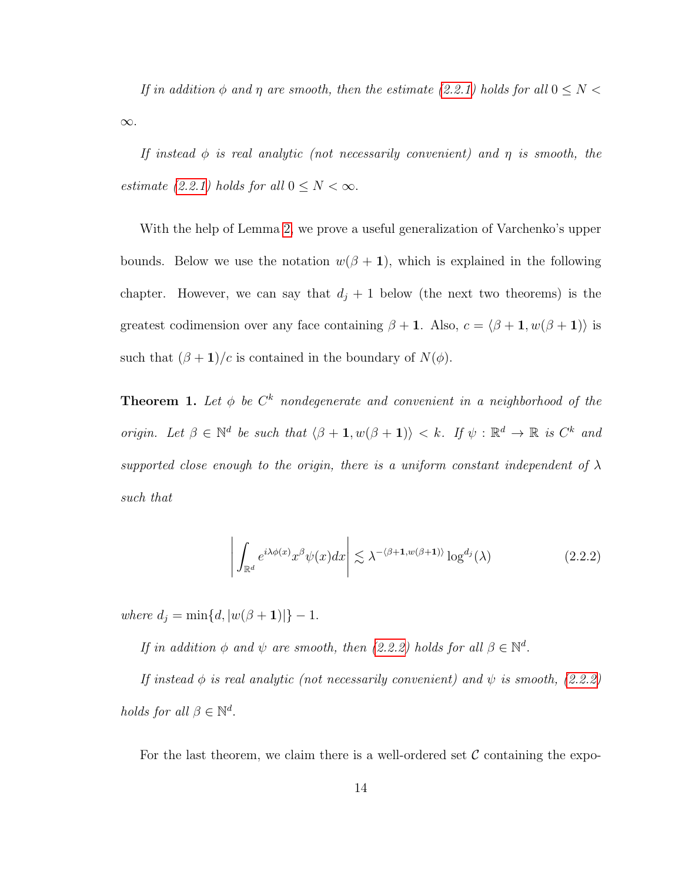*If in addition $\phi$ and $\eta$ are smooth, then the estimate (2.2.1) holds for all $0 \leq N < \infty$.*

*If instead $\phi$ is real analytic (not necessarily convenient) and $\eta$ is smooth, the estimate (2.2.1) holds for all $0 \leq N < \infty$.*

With the help of Lemma 2, we prove a useful generalization of Varchenko's upper bounds. Below we use the notation $w(\beta + \mathbf{1})$, which is explained in the following chapter. However, we can say that $d_j + 1$ below (the next two theorems) is the greatest codimension over any face containing $\beta + \mathbf{1}$. Also, $c = \langle \beta + \mathbf{1}, w(\beta + \mathbf{1}) \rangle$ is such that $(\beta + \mathbf{1})/c$ is contained in the boundary of $N(\phi)$.

**Theorem 1.** *Let $\phi$ be $C^k$ nondegenerate and convenient in a neighborhood of the origin. Let $\beta \in \mathbb{N}^d$ be such that $\langle \beta + \mathbf{1}, w(\beta + \mathbf{1}) \rangle < k$. If $\psi : \mathbb{R}^d \to \mathbb{R}$ is $C^k$ and supported close enough to the origin, there is a uniform constant independent of $\lambda$ such that*

$$\left| \int_{\mathbb{R}^d} e^{i\lambda\phi(x)} x^\beta \psi(x) dx \right| \lesssim \lambda^{-\langle \beta + \mathbf{1}, w(\beta + \mathbf{1}) \rangle} \log^{d_j}(\lambda) \tag{2.2.2}$$

*where $d_j = \min\{d, |w(\beta + \mathbf{1})|\} - 1$.*

*If in addition $\phi$ and $\psi$ are smooth, then (2.2.2) holds for all $\beta \in \mathbb{N}^d$.*

*If instead $\phi$ is real analytic (not necessarily convenient) and $\psi$ is smooth, (2.2.2) holds for all $\beta \in \mathbb{N}^d$.*

For the last theorem, we claim there is a well-ordered set $\mathcal{C}$ containing the expo-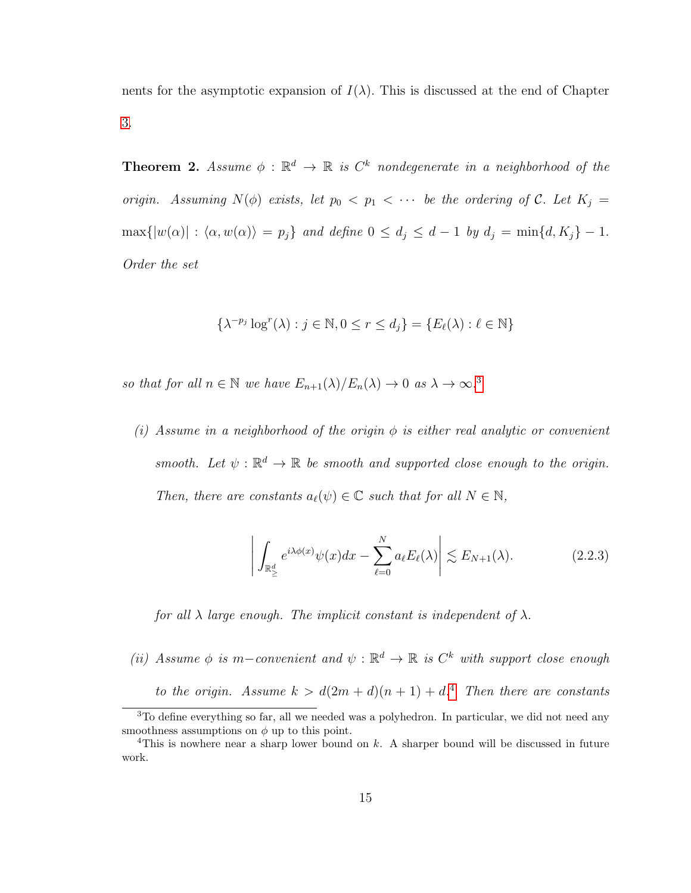nents for the asymptotic expansion of $I(\lambda)$. This is discussed at the end of Chapter 3.

**Theorem 2.** *Assume $\phi : \mathbb{R}^d \to \mathbb{R}$ is $C^k$ nondegenerate in a neighborhood of the origin. Assuming $N(\phi)$ exists, let $p_0 < p_1 < \cdots$ be the ordering of $\mathcal{C}$. Let $K_j = \max\{|w(\alpha)| : \langle \alpha, w(\alpha)\rangle = p_j\}$ and define $0 \le d_j \le d-1$ by $d_j = \min\{d, K_j\} - 1$. Order the set*

$$\{\lambda^{-p_j} \log^r(\lambda) : j \in \mathbb{N}, 0 \le r \le d_j\} = \{E_\ell(\lambda) : \ell \in \mathbb{N}\}$$

*so that for all $n \in \mathbb{N}$ we have $E_{n+1}(\lambda)/E_n(\lambda) \to 0$ as $\lambda \to \infty$.*[3]

*(i) Assume in a neighborhood of the origin $\phi$ is either real analytic or convenient smooth. Let $\psi : \mathbb{R}^d \to \mathbb{R}$ be smooth and supported close enough to the origin. Then, there are constants $a_\ell(\psi) \in \mathbb{C}$ such that for all $N \in \mathbb{N}$,*

$$\left| \int_{\mathbb{R}^d_{\geq}} e^{i\lambda\phi(x)}\psi(x)dx - \sum_{\ell=0}^{N} a_\ell E_\ell(\lambda) \right| \lesssim E_{N+1}(\lambda). \tag{2.2.3}$$

*for all $\lambda$ large enough. The implicit constant is independent of $\lambda$.*

*(ii) Assume $\phi$ is $m-$convenient and $\psi : \mathbb{R}^d \to \mathbb{R}$ is $C^k$ with support close enough to the origin. Assume $k > d(2m + d)(n + 1) + d$.*[4] *Then there are constants*

---

[3] To define everything so far, all we needed was a polyhedron. In particular, we did not need any smoothness assumptions on $\phi$ up to this point.

[4] This is nowhere near a sharp lower bound on $k$. A sharper bound will be discussed in future work.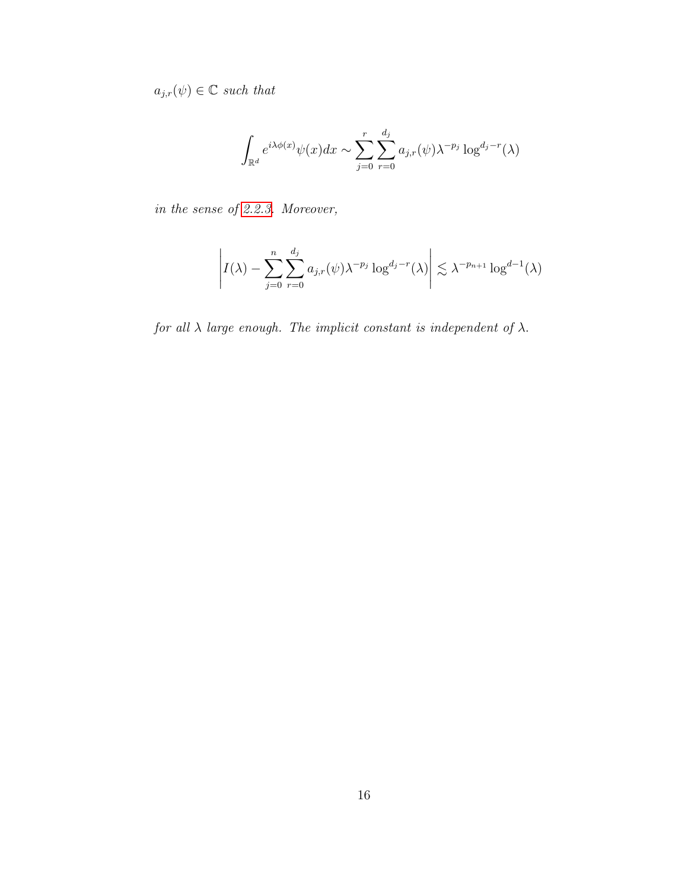*$a_{j,r}(\psi) \in \mathbb{C}$ such that*

$$\int_{\mathbb{R}^d} e^{i\lambda\phi(x)}\psi(x)dx \sim \sum_{j=0}^{r} \sum_{r=0}^{d_j} a_{j,r}(\psi)\lambda^{-p_j} \log^{d_j - r}(\lambda)$$

*in the sense of 2.2.3. Moreover,*

$$\left| I(\lambda) - \sum_{j=0}^{n} \sum_{r=0}^{d_j} a_{j,r}(\psi)\lambda^{-p_j} \log^{d_j-r}(\lambda) \right| \lesssim \lambda^{-p_{n+1}} \log^{d-1}(\lambda)$$

*for all $\lambda$ large enough. The implicit constant is independent of $\lambda$.*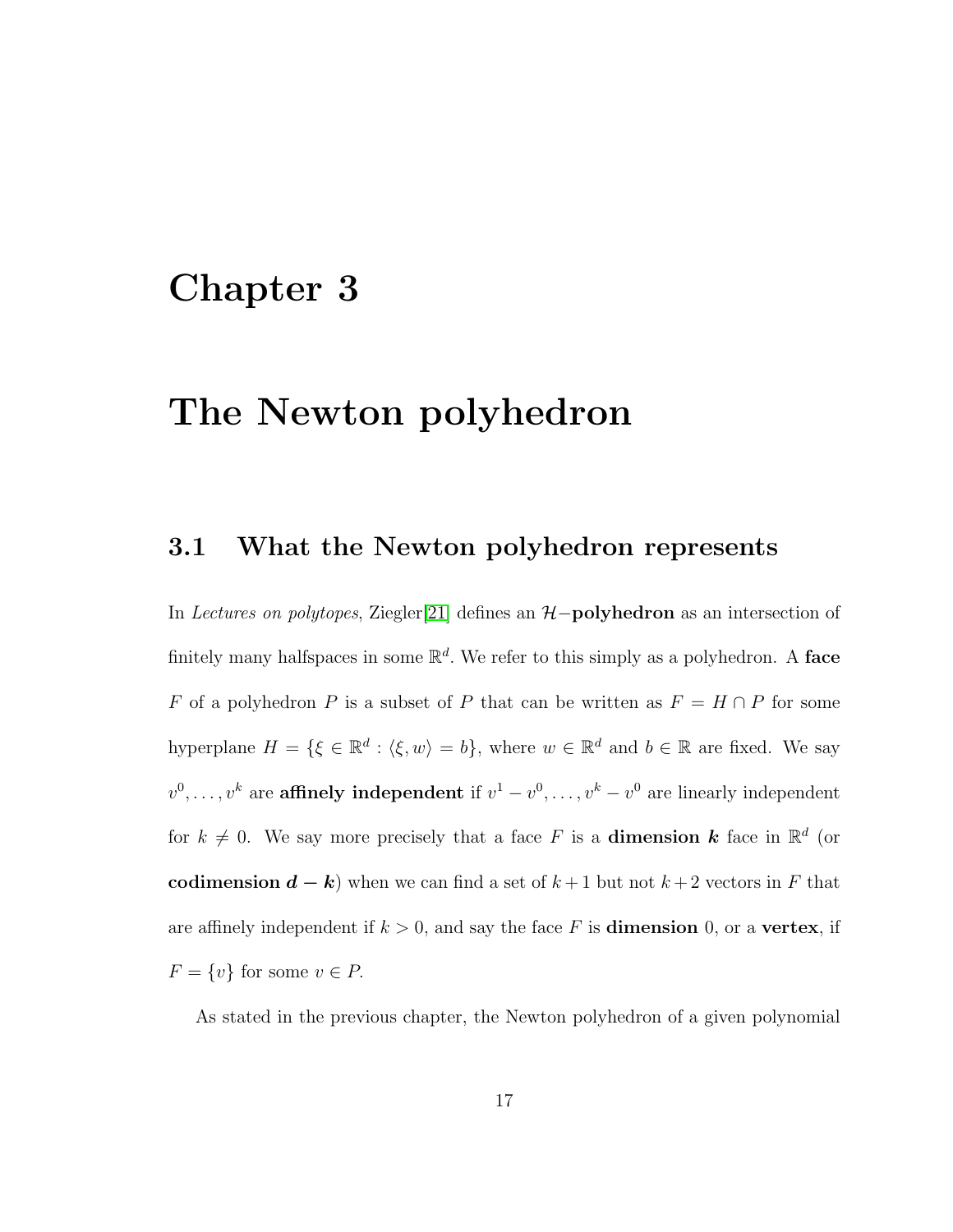# Chapter 3

# The Newton polyhedron

## 3.1 What the Newton polyhedron represents

In *Lectures on polytopes*, Ziegler[21] defines an $\mathcal{H}-$**polyhedron** as an intersection of finitely many halfspaces in some $\mathbb{R}^d$. We refer to this simply as a polyhedron. A **face** $F$ of a polyhedron $P$ is a subset of $P$ that can be written as $F = H \cap P$ for some hyperplane $H = \{\xi \in \mathbb{R}^d : \langle \xi, w \rangle = b\}$, where $w \in \mathbb{R}^d$ and $b \in \mathbb{R}$ are fixed. We say $v^0, \ldots, v^k$ are **affinely independent** if $v^1 - v^0, \ldots, v^k - v^0$ are linearly independent for $k \neq 0$. We say more precisely that a face $F$ is a **dimension** $\boldsymbol{k}$ face in $\mathbb{R}^d$ (or **codimension** $\boldsymbol{d-k}$) when we can find a set of $k+1$ but not $k+2$ vectors in $F$ that are affinely independent if $k > 0$, and say the face $F$ is **dimension** 0, or a **vertex**, if $F = \{v\}$ for some $v \in P$.

As stated in the previous chapter, the Newton polyhedron of a given polynomial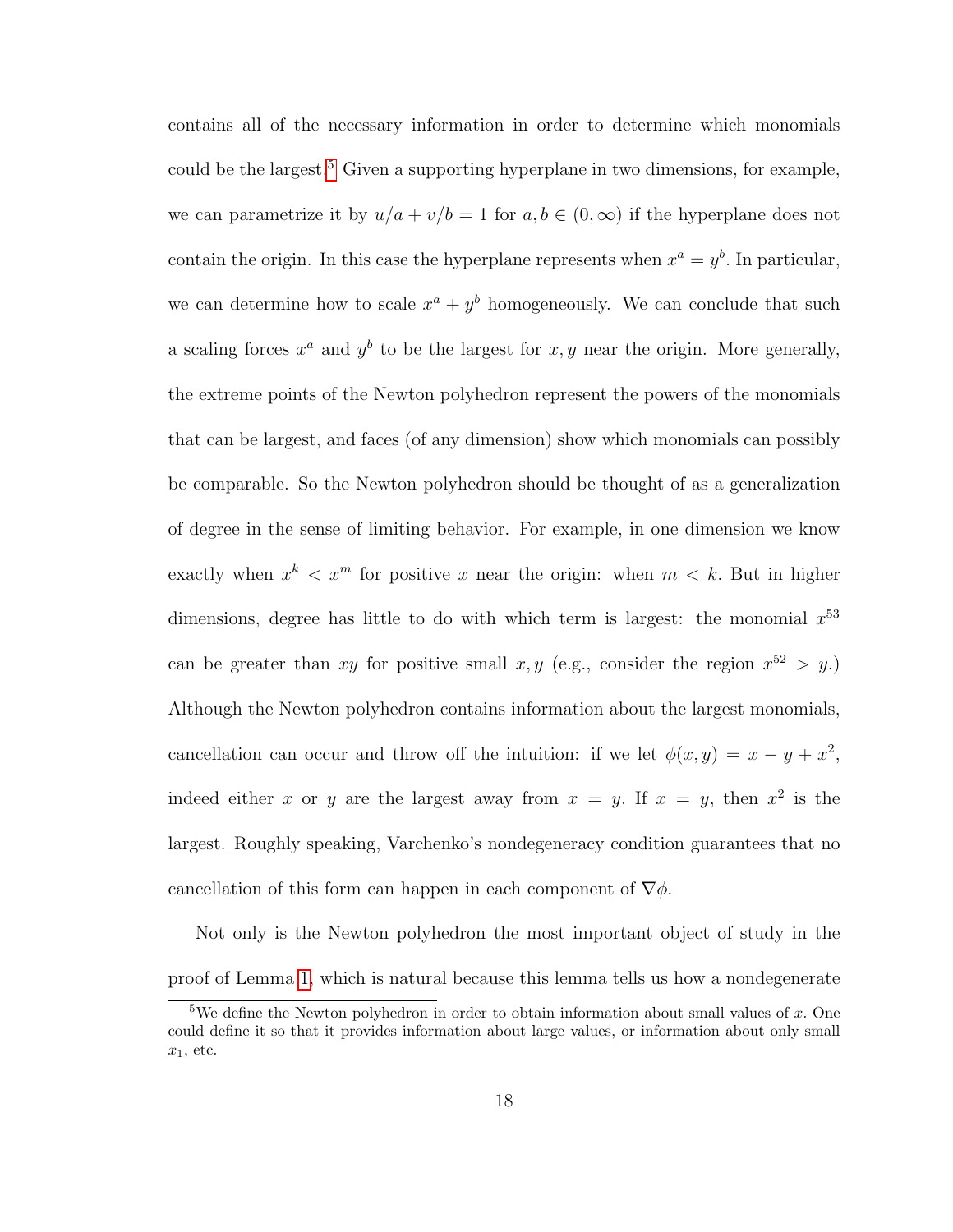contains all of the necessary information in order to determine which monomials could be the largest.[5] Given a supporting hyperplane in two dimensions, for example, we can parametrize it by $u/a + v/b = 1$ for $a, b \in (0, \infty)$ if the hyperplane does not contain the origin. In this case the hyperplane represents when $x^a = y^b$. In particular, we can determine how to scale $x^a + y^b$ homogeneously. We can conclude that such a scaling forces $x^a$ and $y^b$ to be the largest for $x, y$ near the origin. More generally, the extreme points of the Newton polyhedron represent the powers of the monomials that can be largest, and faces (of any dimension) show which monomials can possibly be comparable. So the Newton polyhedron should be thought of as a generalization of degree in the sense of limiting behavior. For example, in one dimension we know exactly when $x^k < x^m$ for positive $x$ near the origin: when $m < k$. But in higher dimensions, degree has little to do with which term is largest: the monomial $x^{53}$ can be greater than $xy$ for positive small $x, y$ (e.g., consider the region $x^{52} > y$.) Although the Newton polyhedron contains information about the largest monomials, cancellation can occur and throw off the intuition: if we let $\phi(x, y) = x - y + x^2$, indeed either $x$ or $y$ are the largest away from $x = y$. If $x = y$, then $x^2$ is the largest. Roughly speaking, Varchenko's nondegeneracy condition guarantees that no cancellation of this form can happen in each component of $\nabla\phi$.

Not only is the Newton polyhedron the most important object of study in the proof of Lemma 1, which is natural because this lemma tells us how a nondegenerate

[5] We define the Newton polyhedron in order to obtain information about small values of $x$. One could define it so that it provides information about large values, or information about only small $x_1$, etc.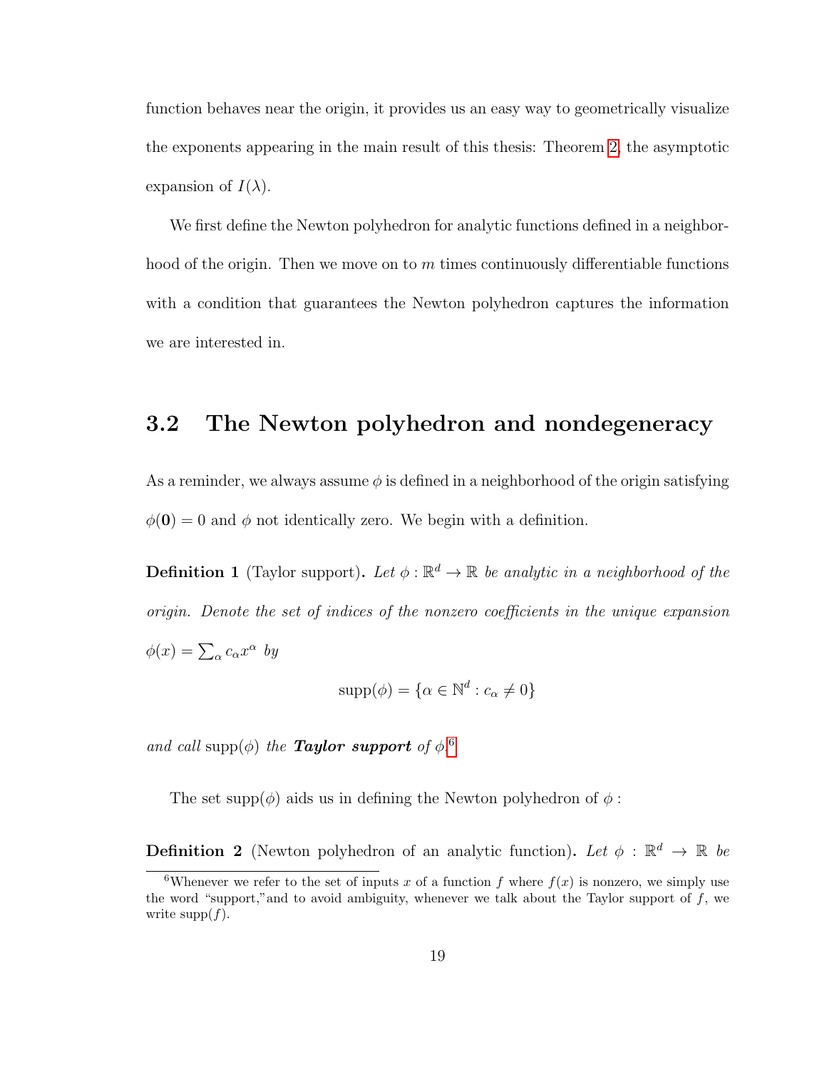function behaves near the origin, it provides us an easy way to geometrically visualize the exponents appearing in the main result of this thesis: Theorem 2, the asymptotic expansion of $I(\lambda)$.

We first define the Newton polyhedron for analytic functions defined in a neighborhood of the origin. Then we move on to $m$ times continuously differentiable functions with a condition that guarantees the Newton polyhedron captures the information we are interested in.

## 3.2 The Newton polyhedron and nondegeneracy

As a reminder, we always assume $\phi$ is defined in a neighborhood of the origin satisfying $\phi(\mathbf{0}) = 0$ and $\phi$ not identically zero. We begin with a definition.

**Definition 1** (Taylor support). *Let $\phi : \mathbb{R}^d \to \mathbb{R}$ be analytic in a neighborhood of the origin. Denote the set of indices of the nonzero coefficients in the unique expansion $\phi(x) = \sum_\alpha c_\alpha x^\alpha$ by*

$$\operatorname{supp}(\phi) = \{\alpha \in \mathbb{N}^d : c_\alpha \neq 0\}$$

*and call $\operatorname{supp}(\phi)$ the **Taylor support** of $\phi$.*[6]

The set $\operatorname{supp}(\phi)$ aids us in defining the Newton polyhedron of $\phi$ :

**Definition 2** (Newton polyhedron of an analytic function). *Let $\phi : \mathbb{R}^d \to \mathbb{R}$ be*

[6] Whenever we refer to the set of inputs $x$ of a function $f$ where $f(x)$ is nonzero, we simply use the word "support,"and to avoid ambiguity, whenever we talk about the Taylor support of $f$, we write $\operatorname{supp}(f)$.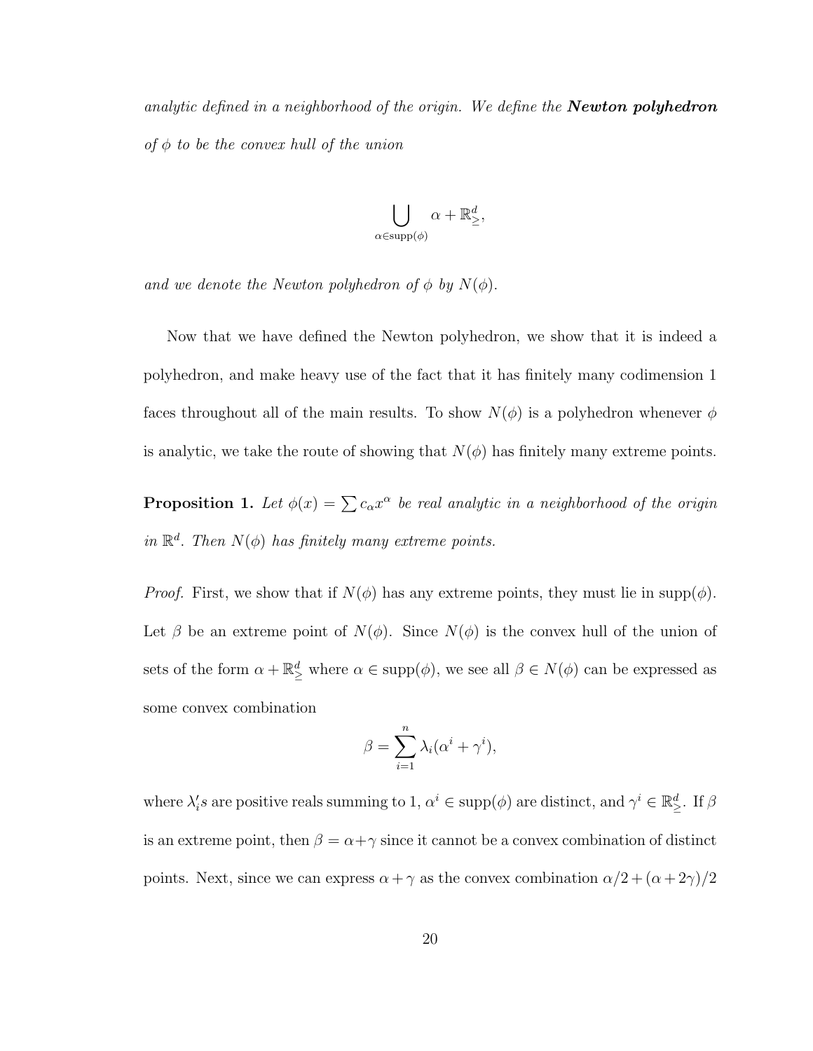*analytic defined in a neighborhood of the origin. We define the **Newton polyhedron** of $\phi$ to be the convex hull of the union*

$$\bigcup_{\alpha \in \operatorname{supp}(\phi)} \alpha + \mathbb{R}^d_{\geq},$$

*and we denote the Newton polyhedron of $\phi$ by $N(\phi)$.*

Now that we have defined the Newton polyhedron, we show that it is indeed a polyhedron, and make heavy use of the fact that it has finitely many codimension 1 faces throughout all of the main results. To show $N(\phi)$ is a polyhedron whenever $\phi$ is analytic, we take the route of showing that $N(\phi)$ has finitely many extreme points.

**Proposition 1.** *Let $\phi(x) = \sum c_\alpha x^\alpha$ be real analytic in a neighborhood of the origin in $\mathbb{R}^d$. Then $N(\phi)$ has finitely many extreme points.*

*Proof.* First, we show that if $N(\phi)$ has any extreme points, they must lie in $\operatorname{supp}(\phi)$. Let $\beta$ be an extreme point of $N(\phi)$. Since $N(\phi)$ is the convex hull of the union of sets of the form $\alpha + \mathbb{R}^d_{\geq}$ where $\alpha \in \operatorname{supp}(\phi)$, we see all $\beta \in N(\phi)$ can be expressed as some convex combination

$$\beta = \sum_{i=1}^{n} \lambda_i (\alpha^i + \gamma^i),$$

where $\lambda_i'$s are positive reals summing to 1, $\alpha^i \in \operatorname{supp}(\phi)$ are distinct, and $\gamma^i \in \mathbb{R}^d_{\geq}$. If $\beta$ is an extreme point, then $\beta = \alpha + \gamma$ since it cannot be a convex combination of distinct points. Next, since we can express $\alpha + \gamma$ as the convex combination $\alpha/2 + (\alpha + 2\gamma)/2$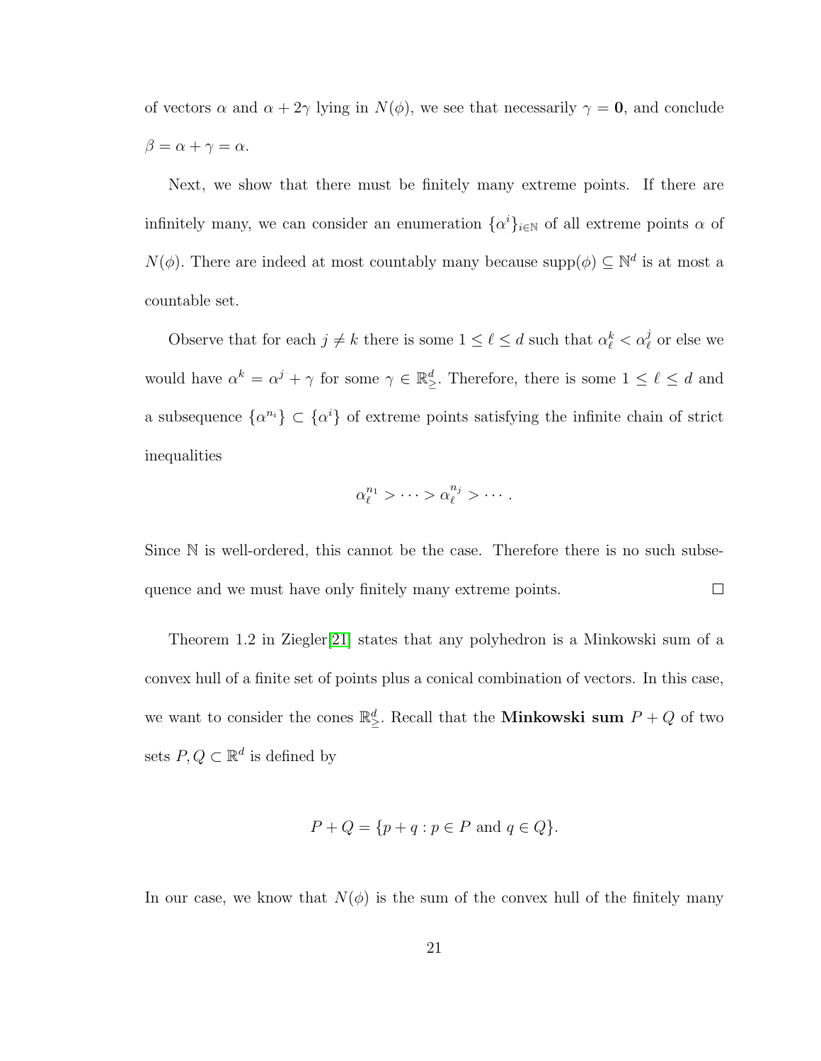of vectors $\alpha$ and $\alpha + 2\gamma$ lying in $N(\phi)$, we see that necessarily $\gamma = \mathbf{0}$, and conclude $\beta = \alpha + \gamma = \alpha$.

Next, we show that there must be finitely many extreme points. If there are infinitely many, we can consider an enumeration $\{\alpha^i\}_{i\in\mathbb{N}}$ of all extreme points $\alpha$ of $N(\phi)$. There are indeed at most countably many because $\mathrm{supp}(\phi) \subseteq \mathbb{N}^d$ is at most a countable set.

Observe that for each $j \neq k$ there is some $1 \leq \ell \leq d$ such that $\alpha^k_\ell < \alpha^j_\ell$ or else we would have $\alpha^k = \alpha^j + \gamma$ for some $\gamma \in \mathbb{R}^d_\geq$. Therefore, there is some $1 \leq \ell \leq d$ and a subsequence $\{\alpha^{n_i}\} \subset \{\alpha^i\}$ of extreme points satisfying the infinite chain of strict inequalities

$$\alpha^{n_1}_\ell > \cdots > \alpha^{n_j}_\ell > \cdots .$$

Since $\mathbb{N}$ is well-ordered, this cannot be the case. Therefore there is no such subsequence and we must have only finitely many extreme points. □

Theorem 1.2 in Ziegler[21] states that any polyhedron is a Minkowski sum of a convex hull of a finite set of points plus a conical combination of vectors. In this case, we want to consider the cones $\mathbb{R}^d_\geq$. Recall that the **Minkowski sum** $P + Q$ of two sets $P, Q \subset \mathbb{R}^d$ is defined by

$$P + Q = \{p + q : p \in P \text{ and } q \in Q\}.$$

In our case, we know that $N(\phi)$ is the sum of the convex hull of the finitely many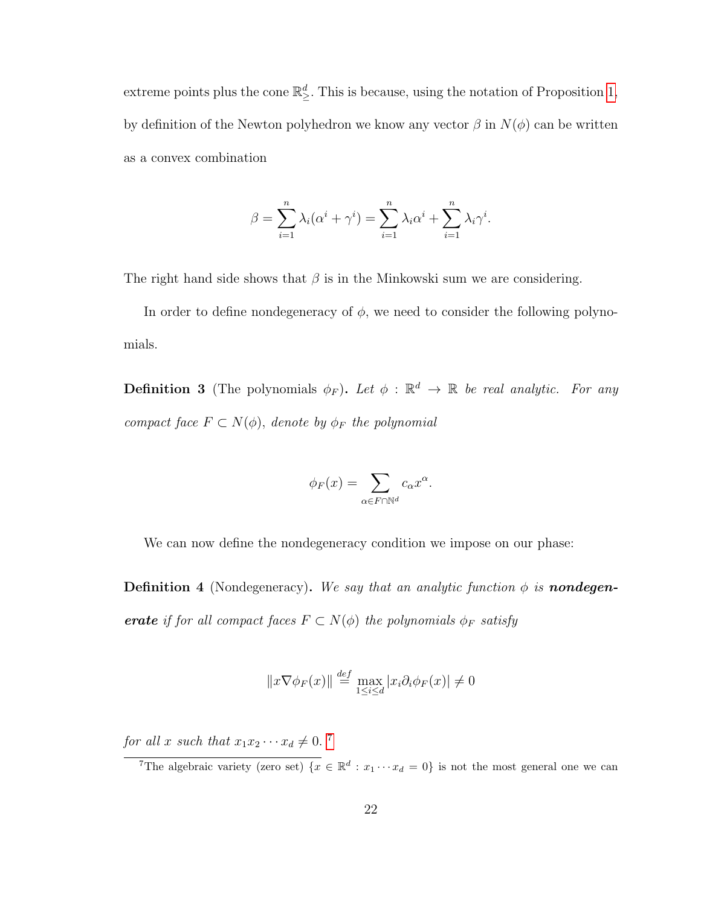extreme points plus the cone $\mathbb{R}^d_{\geq}$. This is because, using the notation of Proposition 1, by definition of the Newton polyhedron we know any vector $\beta$ in $N(\phi)$ can be written as a convex combination

$$\beta = \sum_{i=1}^{n} \lambda_i(\alpha^i + \gamma^i) = \sum_{i=1}^{n} \lambda_i \alpha^i + \sum_{i=1}^{n} \lambda_i \gamma^i.$$

The right hand side shows that $\beta$ is in the Minkowski sum we are considering.

In order to define nondegeneracy of $\phi$, we need to consider the following polynomials.

**Definition 3** (The polynomials $\phi_F$)**.** *Let $\phi : \mathbb{R}^d \to \mathbb{R}$ be real analytic. For any compact face $F \subset N(\phi)$, denote by $\phi_F$ the polynomial*

$$\phi_F(x) = \sum_{\alpha \in F \cap \mathbb{N}^d} c_\alpha x^\alpha.$$

We can now define the nondegeneracy condition we impose on our phase:

**Definition 4** (Nondegeneracy)**.** *We say that an analytic function $\phi$ is **nondegenerate** if for all compact faces $F \subset N(\phi)$ the polynomials $\phi_F$ satisfy*

$$\|x \nabla \phi_F(x)\| \stackrel{def}{=} \max_{1 \leq i \leq d} |x_i \partial_i \phi_F(x)| \neq 0$$

*for all $x$ such that $x_1 x_2 \cdots x_d \neq 0$.* [7]

[7] The algebraic variety (zero set) $\{x \in \mathbb{R}^d : x_1 \cdots x_d = 0\}$ is not the most general one we can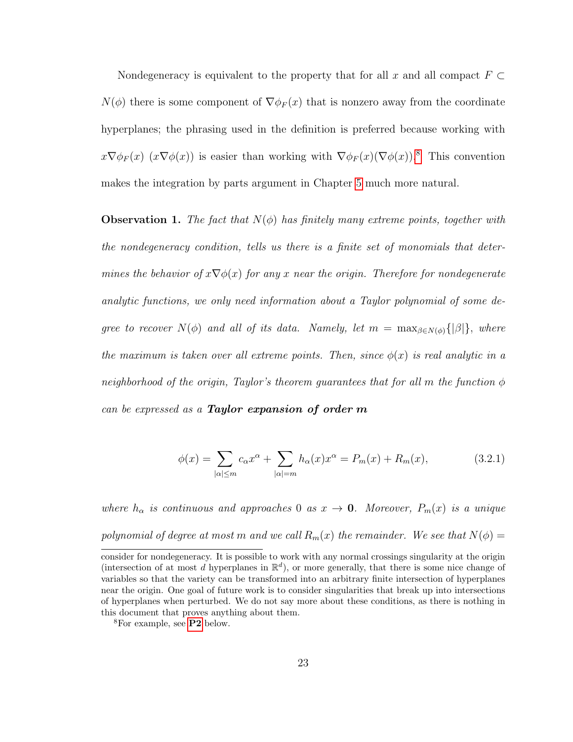Nondegeneracy is equivalent to the property that for all $x$ and all compact $F \subset N(\phi)$ there is some component of $\nabla\phi_F(x)$ that is nonzero away from the coordinate hyperplanes; the phrasing used in the definition is preferred because working with $x\nabla\phi_F(x)$ ($x\nabla\phi(x)$) is easier than working with $\nabla\phi_F(x)(\nabla\phi(x))$.[8] This convention makes the integration by parts argument in Chapter 5 much more natural.

**Observation 1.** *The fact that $N(\phi)$ has finitely many extreme points, together with the nondegeneracy condition, tells us there is a finite set of monomials that determines the behavior of $x\nabla\phi(x)$ for any $x$ near the origin. Therefore for nondegenerate analytic functions, we only need information about a Taylor polynomial of some degree to recover $N(\phi)$ and all of its data. Namely, let $m = \max_{\beta \in N(\phi)}\{|\beta|\}$, where the maximum is taken over all extreme points. Then, since $\phi(x)$ is real analytic in a neighborhood of the origin, Taylor's theorem guarantees that for all $m$ the function $\phi$ can be expressed as a* ***Taylor expansion of order $m$***

$$\phi(x) = \sum_{|\alpha|\leq m} c_\alpha x^\alpha + \sum_{|\alpha|=m} h_\alpha(x)x^\alpha = P_m(x) + R_m(x), \tag{3.2.1}$$

*where $h_\alpha$ is continuous and approaches $0$ as $x \to \mathbf{0}$. Moreover, $P_m(x)$ is a unique polynomial of degree at most $m$ and we call $R_m(x)$ the remainder. We see that $N(\phi) =$*

consider for nondegeneracy. It is possible to work with any normal crossings singularity at the origin (intersection of at most $d$ hyperplanes in $\mathbb{R}^d$), or more generally, that there is some nice change of variables so that the variety can be transformed into an arbitrary finite intersection of hyperplanes near the origin. One goal of future work is to consider singularities that break up into intersections of hyperplanes when perturbed. We do not say more about these conditions, as there is nothing in this document that proves anything about them.

[8] For example, see **P2** below.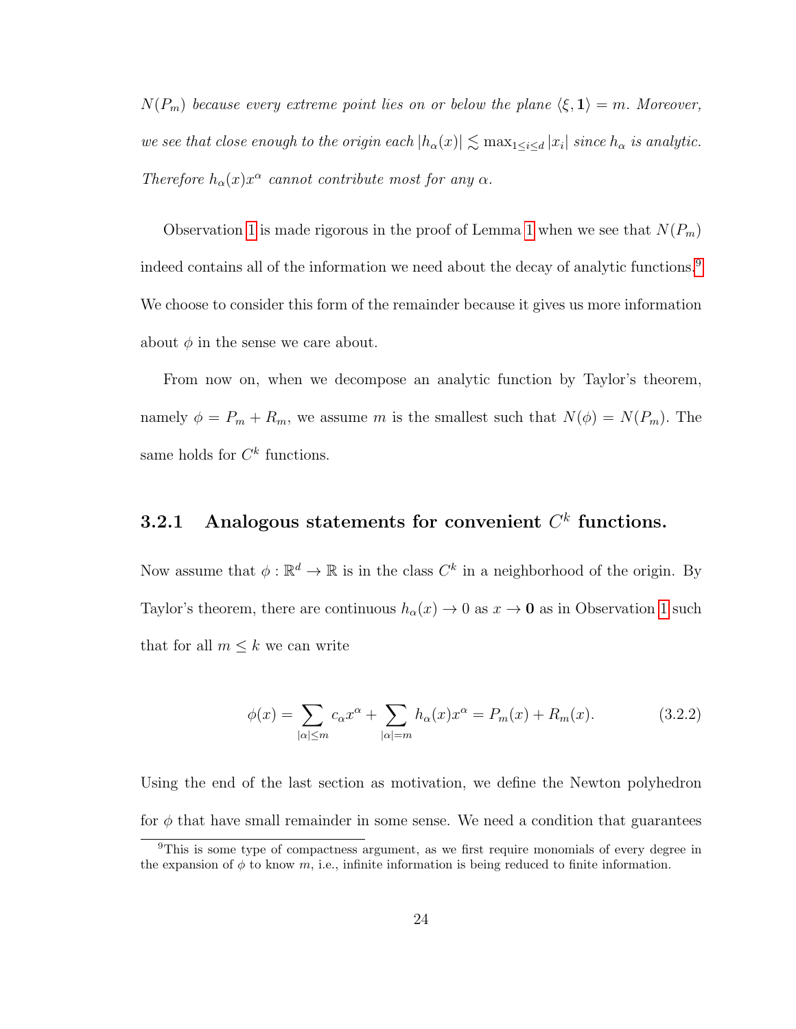*$N(P_m)$ because every extreme point lies on or below the plane $\langle \xi, \mathbf{1} \rangle = m$. Moreover, we see that close enough to the origin each $|h_\alpha(x)| \lesssim \max_{1 \leq i \leq d} |x_i|$ since $h_\alpha$ is analytic. Therefore $h_\alpha(x)x^\alpha$ cannot contribute most for any $\alpha$.*

Observation 1 is made rigorous in the proof of Lemma 1 when we see that $N(P_m)$ indeed contains all of the information we need about the decay of analytic functions.[9] We choose to consider this form of the remainder because it gives us more information about $\phi$ in the sense we care about.

From now on, when we decompose an analytic function by Taylor's theorem, namely $\phi = P_m + R_m$, we assume $m$ is the smallest such that $N(\phi) = N(P_m)$. The same holds for $C^k$ functions.

### 3.2.1 Analogous statements for convenient $C^k$ functions.

Now assume that $\phi : \mathbb{R}^d \to \mathbb{R}$ is in the class $C^k$ in a neighborhood of the origin. By Taylor's theorem, there are continuous $h_\alpha(x) \to 0$ as $x \to \mathbf{0}$ as in Observation 1 such that for all $m \leq k$ we can write

$$\phi(x) = \sum_{|\alpha| \leq m} c_\alpha x^\alpha + \sum_{|\alpha| = m} h_\alpha(x) x^\alpha = P_m(x) + R_m(x). \tag{3.2.2}$$

Using the end of the last section as motivation, we define the Newton polyhedron for $\phi$ that have small remainder in some sense. We need a condition that guarantees

[9] This is some type of compactness argument, as we first require monomials of every degree in the expansion of $\phi$ to know $m$, i.e., infinite information is being reduced to finite information.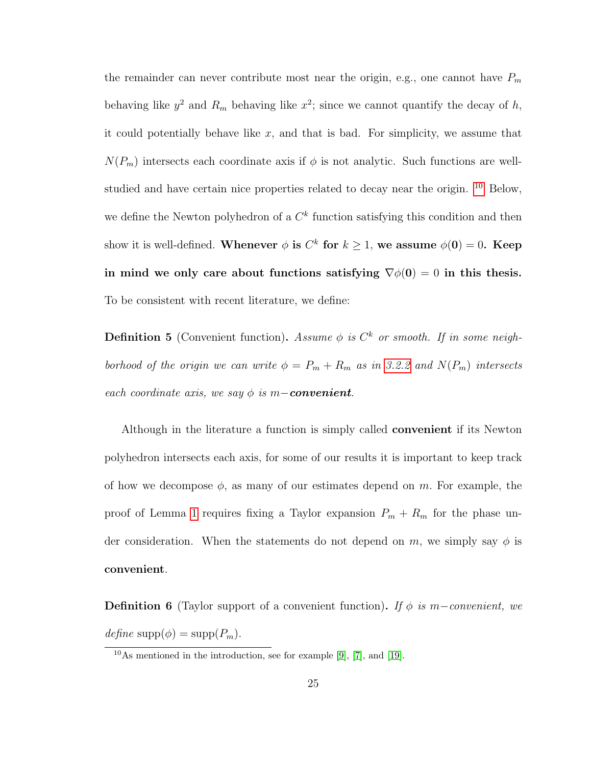the remainder can never contribute most near the origin, e.g., one cannot have $P_m$ behaving like $y^2$ and $R_m$ behaving like $x^2$; since we cannot quantify the decay of $h$, it could potentially behave like $x$, and that is bad. For simplicity, we assume that $N(P_m)$ intersects each coordinate axis if $\phi$ is not analytic. Such functions are well-studied and have certain nice properties related to decay near the origin. [10] Below, we define the Newton polyhedron of a $C^k$ function satisfying this condition and then show it is well-defined. **Whenever $\phi$ is $C^k$ for $k \geq 1$, we assume $\phi(\mathbf{0}) = 0$. Keep in mind we only care about functions satisfying $\nabla\phi(\mathbf{0}) = 0$ in this thesis.** To be consistent with recent literature, we define:

**Definition 5** (Convenient function)**.** *Assume $\phi$ is $C^k$ or smooth. If in some neighborhood of the origin we can write $\phi = P_m + R_m$ as in 3.2.2 and $N(P_m)$ intersects each coordinate axis, we say $\phi$ is $m-$**convenient**.*

Although in the literature a function is simply called **convenient** if its Newton polyhedron intersects each axis, for some of our results it is important to keep track of how we decompose $\phi$, as many of our estimates depend on $m$. For example, the proof of Lemma 1 requires fixing a Taylor expansion $P_m + R_m$ for the phase under consideration. When the statements do not depend on $m$, we simply say $\phi$ is **convenient**.

**Definition 6** (Taylor support of a convenient function)**.** *If $\phi$ is $m-$convenient, we define* $\text{supp}(\phi) = \text{supp}(P_m)$.

[10] As mentioned in the introduction, see for example [9], [7], and [19].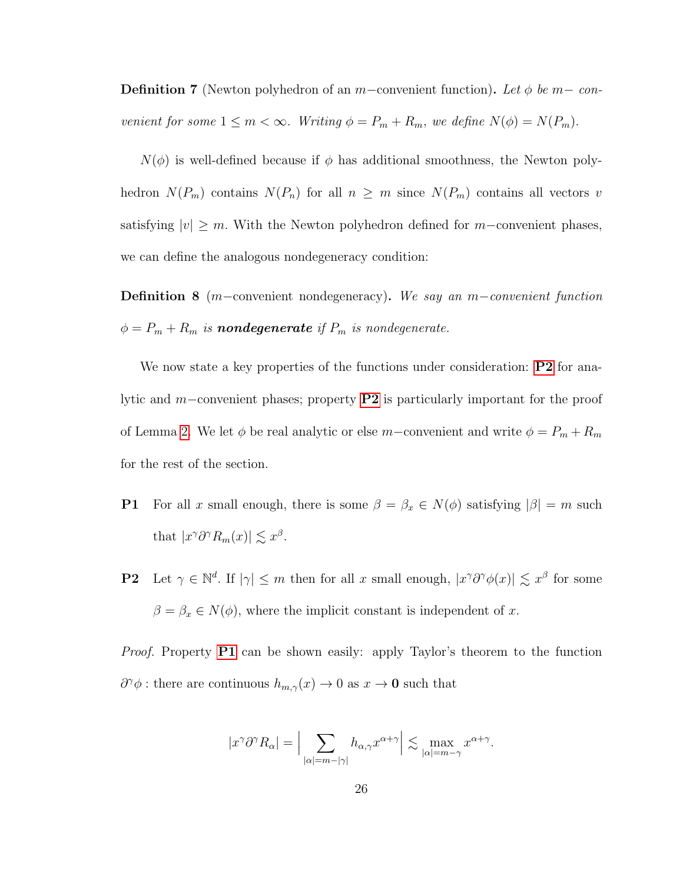**Definition 7** (Newton polyhedron of an $m-$convenient function)**.** *Let $\phi$ be $m-$ convenient for some $1 \leq m < \infty$. Writing $\phi = P_m + R_m$, we define $N(\phi) = N(P_m)$.*

$N(\phi)$ is well-defined because if $\phi$ has additional smoothness, the Newton polyhedron $N(P_m)$ contains $N(P_n)$ for all $n \geq m$ since $N(P_m)$ contains all vectors $v$ satisfying $|v| \geq m$. With the Newton polyhedron defined for $m-$convenient phases, we can define the analogous nondegeneracy condition:

**Definition 8** ($m-$convenient nondegeneracy)**.** *We say an $m-$convenient function $\phi = P_m + R_m$ is* ***nondegenerate*** *if $P_m$ is nondegenerate.*

We now state a key properties of the functions under consideration: **P2** for analytic and $m-$convenient phases; property **P2** is particularly important for the proof of Lemma 2. We let $\phi$ be real analytic or else $m-$convenient and write $\phi = P_m + R_m$ for the rest of the section.

**P1** For all $x$ small enough, there is some $\beta = \beta_x \in N(\phi)$ satisfying $|\beta| = m$ such that $|x^\gamma \partial^\gamma R_m(x)| \lesssim x^\beta$.

**P2** Let $\gamma \in \mathbb{N}^d$. If $|\gamma| \leq m$ then for all $x$ small enough, $|x^\gamma \partial^\gamma \phi(x)| \lesssim x^\beta$ for some $\beta = \beta_x \in N(\phi)$, where the implicit constant is independent of $x$.

*Proof.* Property **P1** can be shown easily: apply Taylor's theorem to the function $\partial^\gamma \phi :$ there are continuous $h_{m,\gamma}(x) \to 0$ as $x \to \mathbf{0}$ such that

$$|x^\gamma \partial^\gamma R_\alpha| = \Big| \sum_{|\alpha| = m - |\gamma|} h_{\alpha,\gamma} x^{\alpha+\gamma} \Big| \lesssim \max_{|\alpha| = m-\gamma} x^{\alpha+\gamma}.$$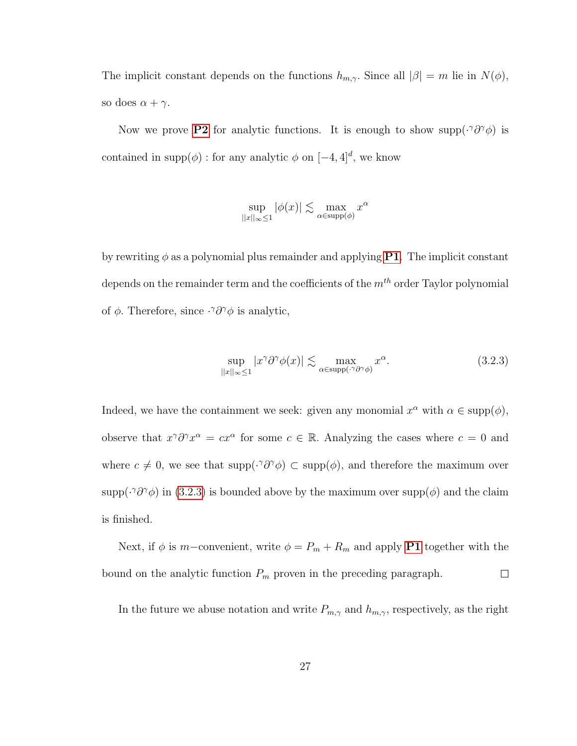The implicit constant depends on the functions $h_{m,\gamma}$. Since all $|\beta| = m$ lie in $N(\phi)$, so does $\alpha + \gamma$.

Now we prove **P2** for analytic functions. It is enough to show $\text{supp}(\cdot^\gamma \partial^\gamma \phi)$ is contained in $\text{supp}(\phi)$ : for any analytic $\phi$ on $[-4, 4]^d$, we know

$$\sup_{||x||_\infty \leq 1} |\phi(x)| \lesssim \max_{\alpha \in \text{supp}(\phi)} x^\alpha$$

by rewriting $\phi$ as a polynomial plus remainder and applying **P1**. The implicit constant depends on the remainder term and the coefficients of the $m^{th}$ order Taylor polynomial of $\phi$. Therefore, since $\cdot^\gamma \partial^\gamma \phi$ is analytic,

$$\sup_{||x||_\infty \leq 1} |x^\gamma \partial^\gamma \phi(x)| \lesssim \max_{\alpha \in \text{supp}(\cdot^\gamma \partial^\gamma \phi)} x^\alpha. \tag{3.2.3}$$

Indeed, we have the containment we seek: given any monomial $x^\alpha$ with $\alpha \in \text{supp}(\phi)$, observe that $x^\gamma \partial^\gamma x^\alpha = c x^\alpha$ for some $c \in \mathbb{R}$. Analyzing the cases where $c = 0$ and where $c \neq 0$, we see that $\text{supp}(\cdot^\gamma \partial^\gamma \phi) \subset \text{supp}(\phi)$, and therefore the maximum over $\text{supp}(\cdot^\gamma \partial^\gamma \phi)$ in (3.2.3) is bounded above by the maximum over $\text{supp}(\phi)$ and the claim is finished.

Next, if $\phi$ is $m-$convenient, write $\phi = P_m + R_m$ and apply **P1** together with the bound on the analytic function $P_m$ proven in the preceding paragraph. $\square$

In the future we abuse notation and write $P_{m,\gamma}$ and $h_{m,\gamma}$, respectively, as the right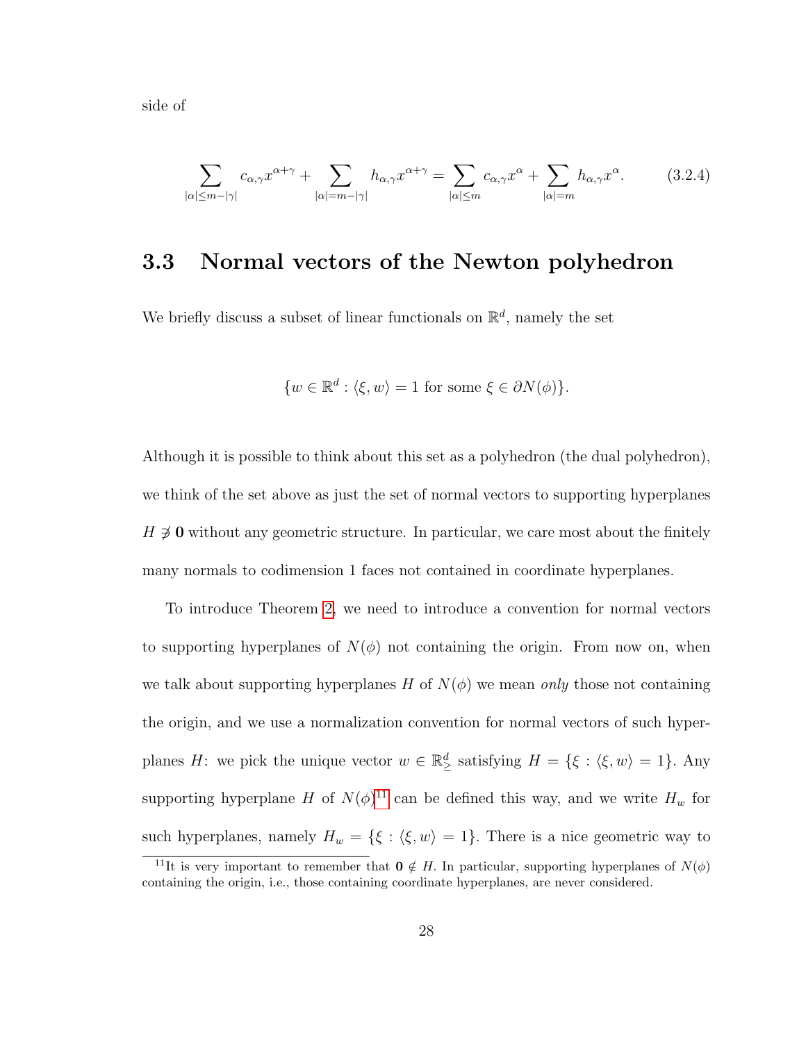side of

$$\sum_{|\alpha|\leq m-|\gamma|} c_{\alpha,\gamma}x^{\alpha+\gamma} + \sum_{|\alpha|=m-|\gamma|} h_{\alpha,\gamma}x^{\alpha+\gamma} = \sum_{|\alpha|\leq m} c_{\alpha,\gamma}x^{\alpha} + \sum_{|\alpha|=m} h_{\alpha,\gamma}x^{\alpha}. \tag{3.2.4}$$

## 3.3 Normal vectors of the Newton polyhedron

We briefly discuss a subset of linear functionals on $\mathbb{R}^d$, namely the set

$$\{w \in \mathbb{R}^d : \langle \xi, w\rangle = 1 \text{ for some } \xi \in \partial N(\phi)\}.$$

Although it is possible to think about this set as a polyhedron (the dual polyhedron), we think of the set above as just the set of normal vectors to supporting hyperplanes $H \not\ni \mathbf{0}$ without any geometric structure. In particular, we care most about the finitely many normals to codimension 1 faces not contained in coordinate hyperplanes.

To introduce Theorem 2, we need to introduce a convention for normal vectors to supporting hyperplanes of $N(\phi)$ not containing the origin. From now on, when we talk about supporting hyperplanes $H$ of $N(\phi)$ we mean *only* those not containing the origin, and we use a normalization convention for normal vectors of such hyperplanes $H$: we pick the unique vector $w \in \mathbb{R}^d_{\geq}$ satisfying $H = \{\xi : \langle \xi, w\rangle = 1\}$. Any supporting hyperplane $H$ of $N(\phi)$[11] can be defined this way, and we write $H_w$ for such hyperplanes, namely $H_w = \{\xi : \langle \xi, w\rangle = 1\}$. There is a nice geometric way to

[11] It is very important to remember that $\mathbf{0} \notin H$. In particular, supporting hyperplanes of $N(\phi)$ containing the origin, i.e., those containing coordinate hyperplanes, are never considered.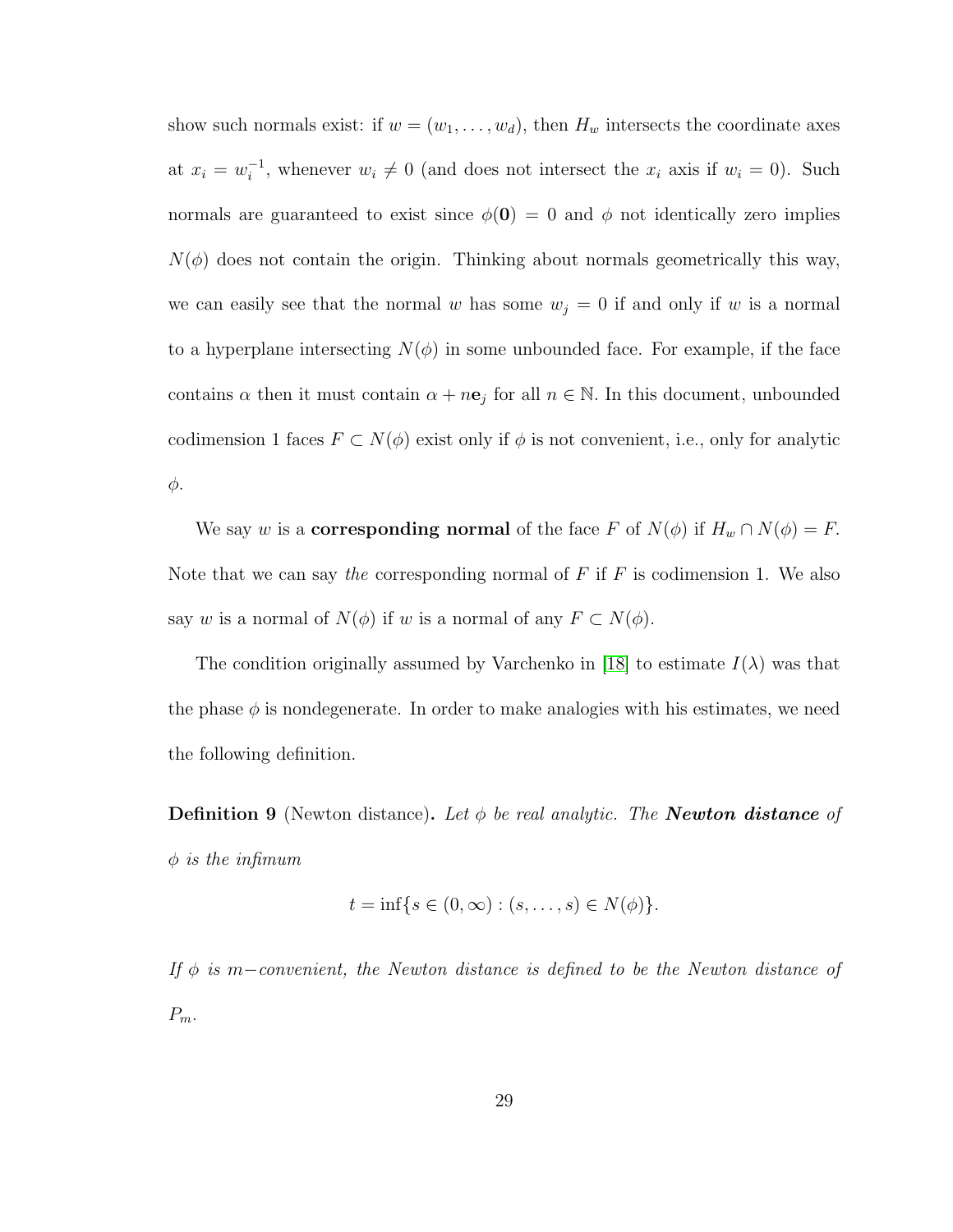show such normals exist: if $w = (w_1, \ldots, w_d)$, then $H_w$ intersects the coordinate axes at $x_i = w_i^{-1}$, whenever $w_i \neq 0$ (and does not intersect the $x_i$ axis if $w_i = 0$). Such normals are guaranteed to exist since $\phi(\mathbf{0}) = 0$ and $\phi$ not identically zero implies $N(\phi)$ does not contain the origin. Thinking about normals geometrically this way, we can easily see that the normal $w$ has some $w_j = 0$ if and only if $w$ is a normal to a hyperplane intersecting $N(\phi)$ in some unbounded face. For example, if the face contains $\alpha$ then it must contain $\alpha + n\mathbf{e}_j$ for all $n \in \mathbb{N}$. In this document, unbounded codimension 1 faces $F \subset N(\phi)$ exist only if $\phi$ is not convenient, i.e., only for analytic $\phi$.

We say $w$ is a **corresponding normal** of the face $F$ of $N(\phi)$ if $H_w \cap N(\phi) = F$. Note that we can say *the* corresponding normal of $F$ if $F$ is codimension 1. We also say $w$ is a normal of $N(\phi)$ if $w$ is a normal of any $F \subset N(\phi)$.

The condition originally assumed by Varchenko in [18] to estimate $I(\lambda)$ was that the phase $\phi$ is nondegenerate. In order to make analogies with his estimates, we need the following definition.

**Definition 9** (Newton distance)**.** *Let $\phi$ be real analytic. The **Newton distance** of $\phi$ is the infimum*

$$t = \inf\{s \in (0, \infty) : (s, \ldots, s) \in N(\phi)\}.$$

*If $\phi$ is $m-$convenient, the Newton distance is defined to be the Newton distance of $P_m$.*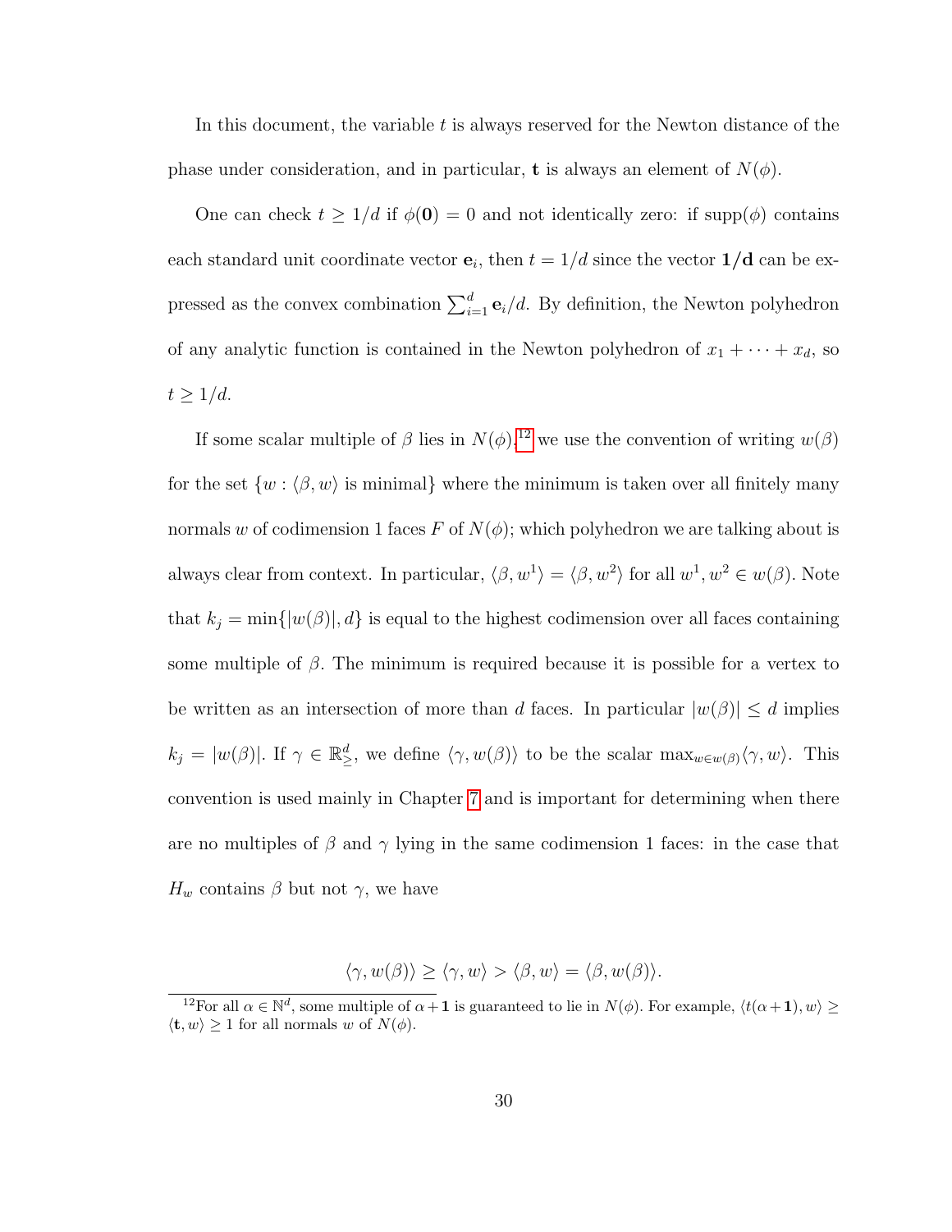In this document, the variable $t$ is always reserved for the Newton distance of the phase under consideration, and in particular, $\mathbf{t}$ is always an element of $N(\phi)$.

One can check $t \geq 1/d$ if $\phi(\mathbf{0}) = 0$ and not identically zero: if $\text{supp}(\phi)$ contains each standard unit coordinate vector $\mathbf{e}_i$, then $t = 1/d$ since the vector $\mathbf{1/d}$ can be expressed as the convex combination $\sum_{i=1}^{d} \mathbf{e}_i/d$. By definition, the Newton polyhedron of any analytic function is contained in the Newton polyhedron of $x_1 + \cdots + x_d$, so $t \geq 1/d$.

If some scalar multiple of $\beta$ lies in $N(\phi)$,[12] we use the convention of writing $w(\beta)$ for the set $\{w : \langle \beta, w \rangle \text{ is minimal}\}$ where the minimum is taken over all finitely many normals $w$ of codimension 1 faces $F$ of $N(\phi)$; which polyhedron we are talking about is always clear from context. In particular, $\langle \beta, w^1 \rangle = \langle \beta, w^2 \rangle$ for all $w^1, w^2 \in w(\beta)$. Note that $k_j = \min\{|w(\beta)|, d\}$ is equal to the highest codimension over all faces containing some multiple of $\beta$. The minimum is required because it is possible for a vertex to be written as an intersection of more than $d$ faces. In particular $|w(\beta)| \leq d$ implies $k_j = |w(\beta)|$. If $\gamma \in \mathbb{R}^d_{\geq}$, we define $\langle \gamma, w(\beta) \rangle$ to be the scalar $\max_{w \in w(\beta)} \langle \gamma, w \rangle$. This convention is used mainly in Chapter 7 and is important for determining when there are no multiples of $\beta$ and $\gamma$ lying in the same codimension 1 faces: in the case that $H_w$ contains $\beta$ but not $\gamma$, we have

$$\langle \gamma, w(\beta) \rangle \geq \langle \gamma, w \rangle > \langle \beta, w \rangle = \langle \beta, w(\beta) \rangle.$$

[12] For all $\alpha \in \mathbb{N}^d$, some multiple of $\alpha + \mathbf{1}$ is guaranteed to lie in $N(\phi)$. For example, $\langle t(\alpha + \mathbf{1}), w \rangle \geq \langle \mathbf{t}, w \rangle \geq 1$ for all normals $w$ of $N(\phi)$.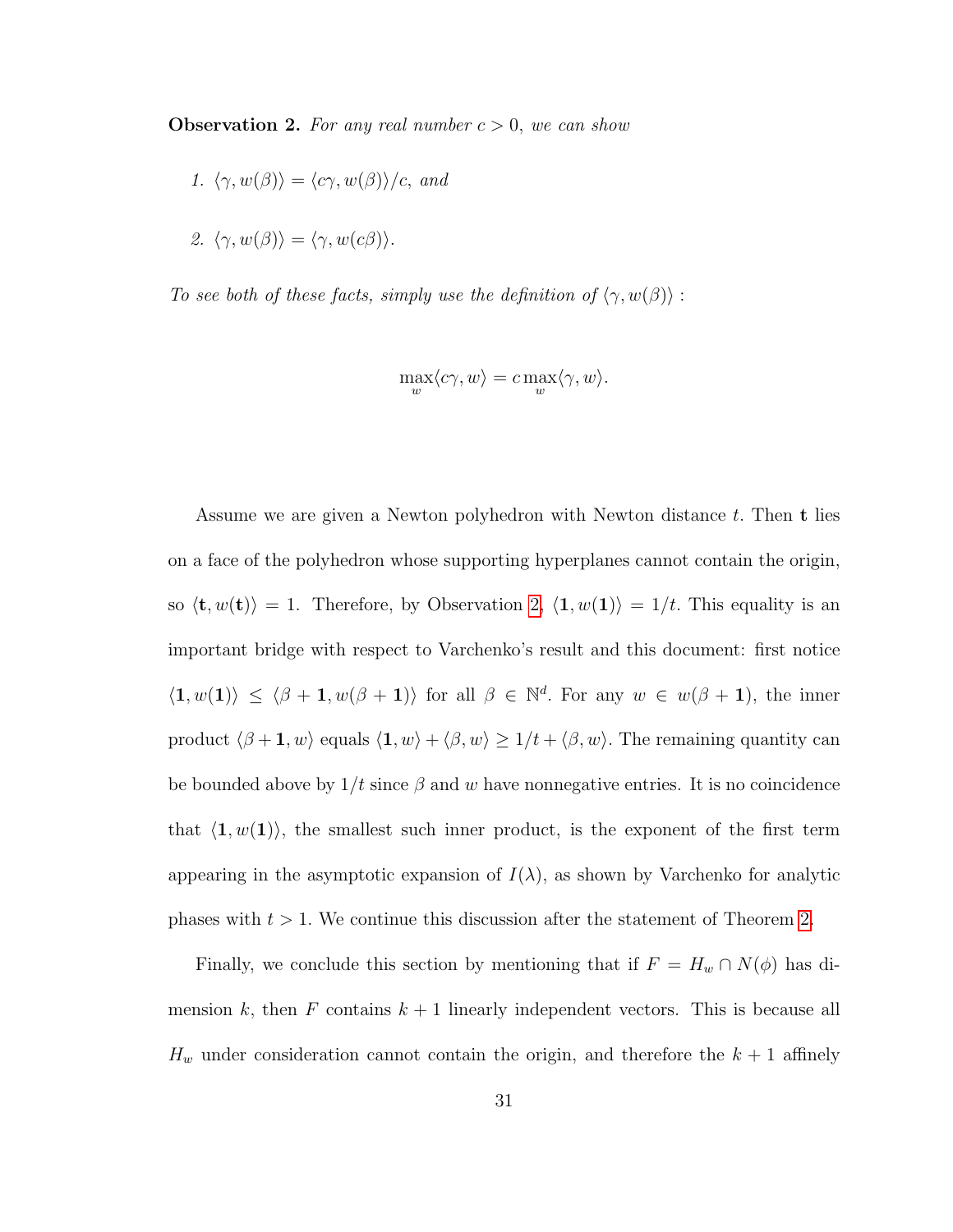**Observation 2.** *For any real number $c > 0$, we can show*

1. $\langle \gamma, w(\beta) \rangle = \langle c\gamma, w(\beta) \rangle / c$, *and*

2. $\langle \gamma, w(\beta) \rangle = \langle \gamma, w(c\beta) \rangle$.

*To see both of these facts, simply use the definition of $\langle \gamma, w(\beta) \rangle$ :*

$$\max_w \langle c\gamma, w \rangle = c \max_w \langle \gamma, w \rangle.$$

Assume we are given a Newton polyhedron with Newton distance $t$. Then $\mathbf{t}$ lies on a face of the polyhedron whose supporting hyperplanes cannot contain the origin, so $\langle \mathbf{t}, w(\mathbf{t}) \rangle = 1$. Therefore, by Observation 2, $\langle \mathbf{1}, w(\mathbf{1}) \rangle = 1/t$. This equality is an important bridge with respect to Varchenko's result and this document: first notice $\langle \mathbf{1}, w(\mathbf{1}) \rangle \leq \langle \beta + \mathbf{1}, w(\beta + \mathbf{1}) \rangle$ for all $\beta \in \mathbb{N}^d$. For any $w \in w(\beta + \mathbf{1})$, the inner product $\langle \beta + \mathbf{1}, w \rangle$ equals $\langle \mathbf{1}, w \rangle + \langle \beta, w \rangle \geq 1/t + \langle \beta, w \rangle$. The remaining quantity can be bounded above by $1/t$ since $\beta$ and $w$ have nonnegative entries. It is no coincidence that $\langle \mathbf{1}, w(\mathbf{1}) \rangle$, the smallest such inner product, is the exponent of the first term appearing in the asymptotic expansion of $I(\lambda)$, as shown by Varchenko for analytic phases with $t > 1$. We continue this discussion after the statement of Theorem 2.

Finally, we conclude this section by mentioning that if $F = H_w \cap N(\phi)$ has dimension $k$, then $F$ contains $k + 1$ linearly independent vectors. This is because all $H_w$ under consideration cannot contain the origin, and therefore the $k + 1$ affinely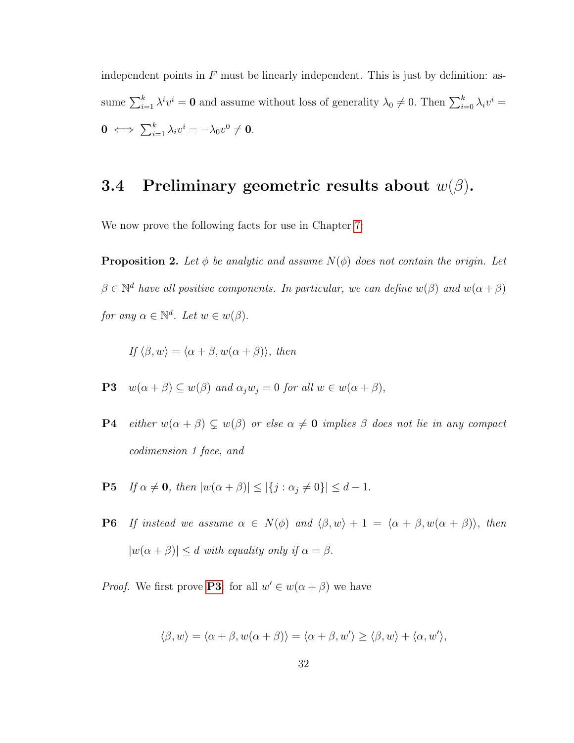independent points in $F$ must be linearly independent. This is just by definition: assume $\sum_{i=1}^{k} \lambda^i v^i = \mathbf{0}$ and assume without loss of generality $\lambda_0 \neq 0$. Then $\sum_{i=0}^{k} \lambda_i v^i = \mathbf{0} \iff \sum_{i=1}^{k} \lambda_i v^i = -\lambda_0 v^0 \neq \mathbf{0}$.

## 3.4 Preliminary geometric results about $w(\beta)$.

We now prove the following facts for use in Chapter 7:

**Proposition 2.** *Let $\phi$ be analytic and assume $N(\phi)$ does not contain the origin. Let $\beta \in \mathbb{N}^d$ have all positive components. In particular, we can define $w(\beta)$ and $w(\alpha + \beta)$ for any $\alpha \in \mathbb{N}^d$. Let $w \in w(\beta)$.*

*If $\langle \beta, w \rangle = \langle \alpha + \beta, w(\alpha + \beta) \rangle$, then*

**P3** *$w(\alpha + \beta) \subseteq w(\beta)$ and $\alpha_j w_j = 0$ for all $w \in w(\alpha + \beta)$,*

**P4** *either $w(\alpha + \beta) \subsetneq w(\beta)$ or else $\alpha \neq \mathbf{0}$ implies $\beta$ does not lie in any compact codimension 1 face, and*

**P5** *If $\alpha \neq \mathbf{0}$, then $|w(\alpha + \beta)| \leq |\{j : \alpha_j \neq 0\}| \leq d - 1$.*

**P6** *If instead we assume $\alpha \in N(\phi)$ and $\langle \beta, w \rangle + 1 = \langle \alpha + \beta, w(\alpha + \beta) \rangle$, then $|w(\alpha + \beta)| \leq d$ with equality only if $\alpha = \beta$.*

*Proof.* We first prove **P3**: for all $w' \in w(\alpha + \beta)$ we have

$$\langle \beta, w \rangle = \langle \alpha + \beta, w(\alpha + \beta) \rangle = \langle \alpha + \beta, w' \rangle \geq \langle \beta, w \rangle + \langle \alpha, w' \rangle,$$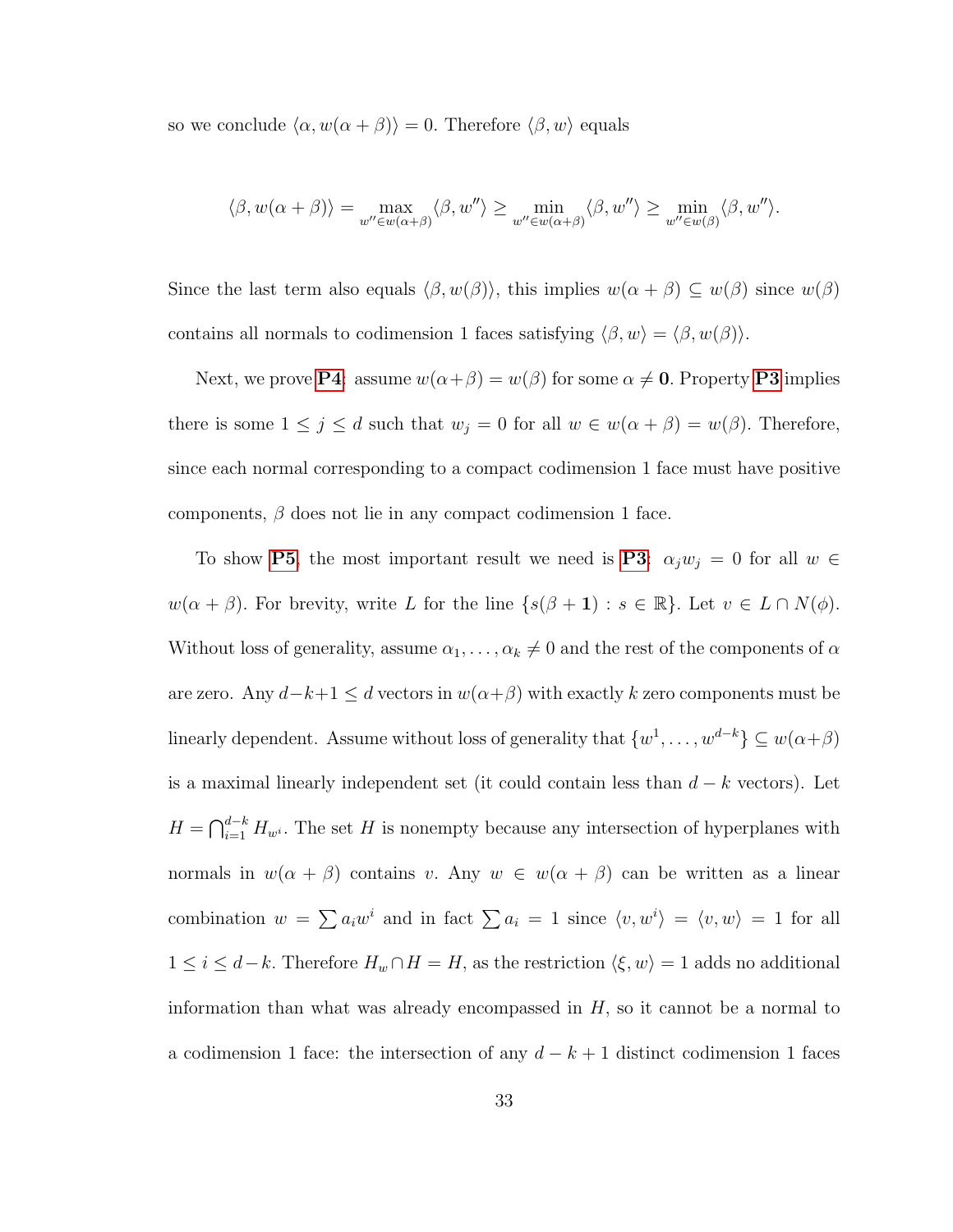so we conclude $\langle \alpha, w(\alpha + \beta) \rangle = 0$. Therefore $\langle \beta, w \rangle$ equals

$$\langle \beta, w(\alpha + \beta) \rangle = \max_{w'' \in w(\alpha+\beta)} \langle \beta, w'' \rangle \geq \min_{w'' \in w(\alpha+\beta)} \langle \beta, w'' \rangle \geq \min_{w'' \in w(\beta)} \langle \beta, w'' \rangle.$$

Since the last term also equals $\langle \beta, w(\beta) \rangle$, this implies $w(\alpha + \beta) \subseteq w(\beta)$ since $w(\beta)$ contains all normals to codimension 1 faces satisfying $\langle \beta, w \rangle = \langle \beta, w(\beta) \rangle$.

Next, we prove **P4**: assume $w(\alpha + \beta) = w(\beta)$ for some $\alpha \neq \mathbf{0}$. Property **P3** implies there is some $1 \leq j \leq d$ such that $w_j = 0$ for all $w \in w(\alpha + \beta) = w(\beta)$. Therefore, since each normal corresponding to a compact codimension 1 face must have positive components, $\beta$ does not lie in any compact codimension 1 face.

To show **P5**, the most important result we need is **P3**: $\alpha_j w_j = 0$ for all $w \in w(\alpha + \beta)$. For brevity, write $L$ for the line $\{s(\beta + \mathbf{1}) : s \in \mathbb{R}\}$. Let $v \in L \cap N(\phi)$. Without loss of generality, assume $\alpha_1, \ldots, \alpha_k \neq 0$ and the rest of the components of $\alpha$ are zero. Any $d - k + 1 \leq d$ vectors in $w(\alpha+\beta)$ with exactly $k$ zero components must be linearly dependent. Assume without loss of generality that $\{w^1, \ldots, w^{d-k}\} \subseteq w(\alpha+\beta)$ is a maximal linearly independent set (it could contain less than $d - k$ vectors). Let $H = \bigcap_{i=1}^{d-k} H_{w^i}$. The set $H$ is nonempty because any intersection of hyperplanes with normals in $w(\alpha + \beta)$ contains $v$. Any $w \in w(\alpha + \beta)$ can be written as a linear combination $w = \sum a_i w^i$ and in fact $\sum a_i = 1$ since $\langle v, w^i \rangle = \langle v, w \rangle = 1$ for all $1 \leq i \leq d-k$. Therefore $H_w \cap H = H$, as the restriction $\langle \xi, w \rangle = 1$ adds no additional information than what was already encompassed in $H$, so it cannot be a normal to a codimension 1 face: the intersection of any $d - k + 1$ distinct codimension 1 faces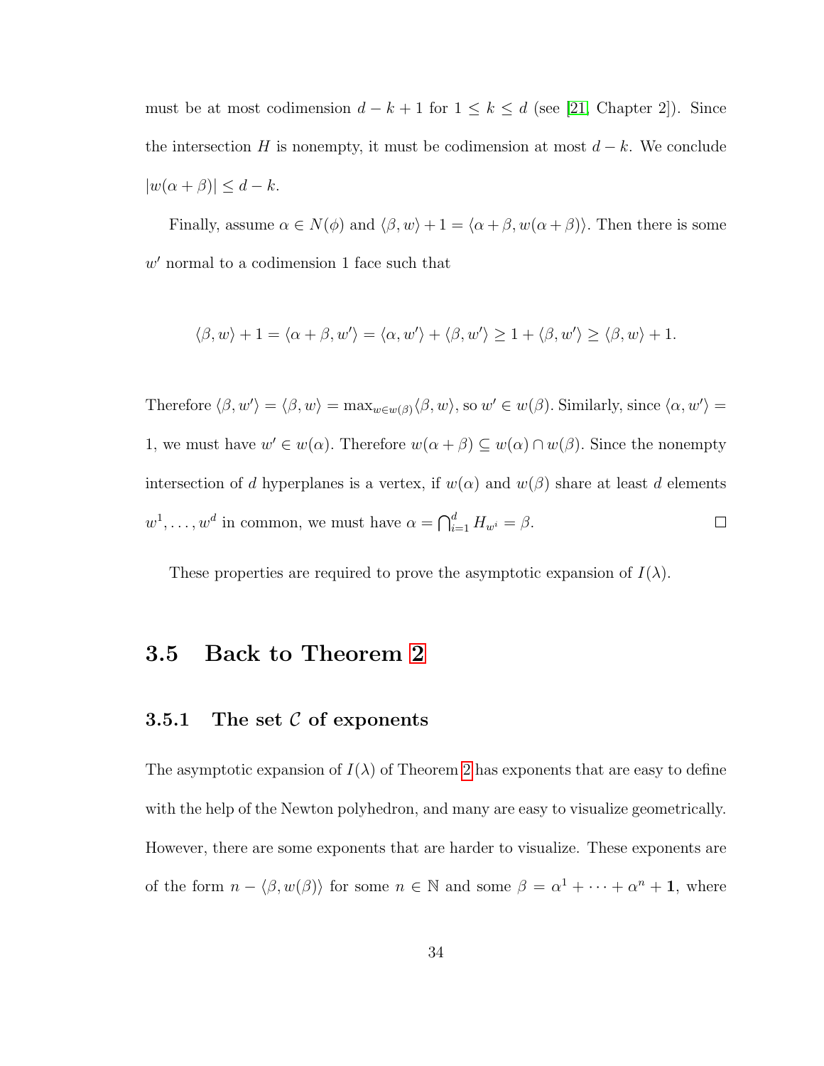must be at most codimension $d - k + 1$ for $1 \leq k \leq d$ (see [21, Chapter 2]). Since the intersection $H$ is nonempty, it must be codimension at most $d - k$. We conclude $|w(\alpha + \beta)| \leq d - k$.

Finally, assume $\alpha \in N(\phi)$ and $\langle \beta, w \rangle + 1 = \langle \alpha + \beta, w(\alpha + \beta) \rangle$. Then there is some $w'$ normal to a codimension 1 face such that

$$\langle \beta, w \rangle + 1 = \langle \alpha + \beta, w' \rangle = \langle \alpha, w' \rangle + \langle \beta, w' \rangle \geq 1 + \langle \beta, w' \rangle \geq \langle \beta, w \rangle + 1.$$

Therefore $\langle \beta, w' \rangle = \langle \beta, w \rangle = \max_{w \in w(\beta)} \langle \beta, w \rangle$, so $w' \in w(\beta)$. Similarly, since $\langle \alpha, w' \rangle = 1$, we must have $w' \in w(\alpha)$. Therefore $w(\alpha + \beta) \subseteq w(\alpha) \cap w(\beta)$. Since the nonempty intersection of $d$ hyperplanes is a vertex, if $w(\alpha)$ and $w(\beta)$ share at least $d$ elements $w^1, \ldots, w^d$ in common, we must have $\alpha = \bigcap_{i=1}^{d} H_{w^i} = \beta$. $\square$

These properties are required to prove the asymptotic expansion of $I(\lambda)$.

## 3.5 Back to Theorem 2

### 3.5.1 The set $\mathcal{C}$ of exponents

The asymptotic expansion of $I(\lambda)$ of Theorem 2 has exponents that are easy to define with the help of the Newton polyhedron, and many are easy to visualize geometrically. However, there are some exponents that are harder to visualize. These exponents are of the form $n - \langle \beta, w(\beta) \rangle$ for some $n \in \mathbb{N}$ and some $\beta = \alpha^1 + \cdots + \alpha^n + \mathbf{1}$, where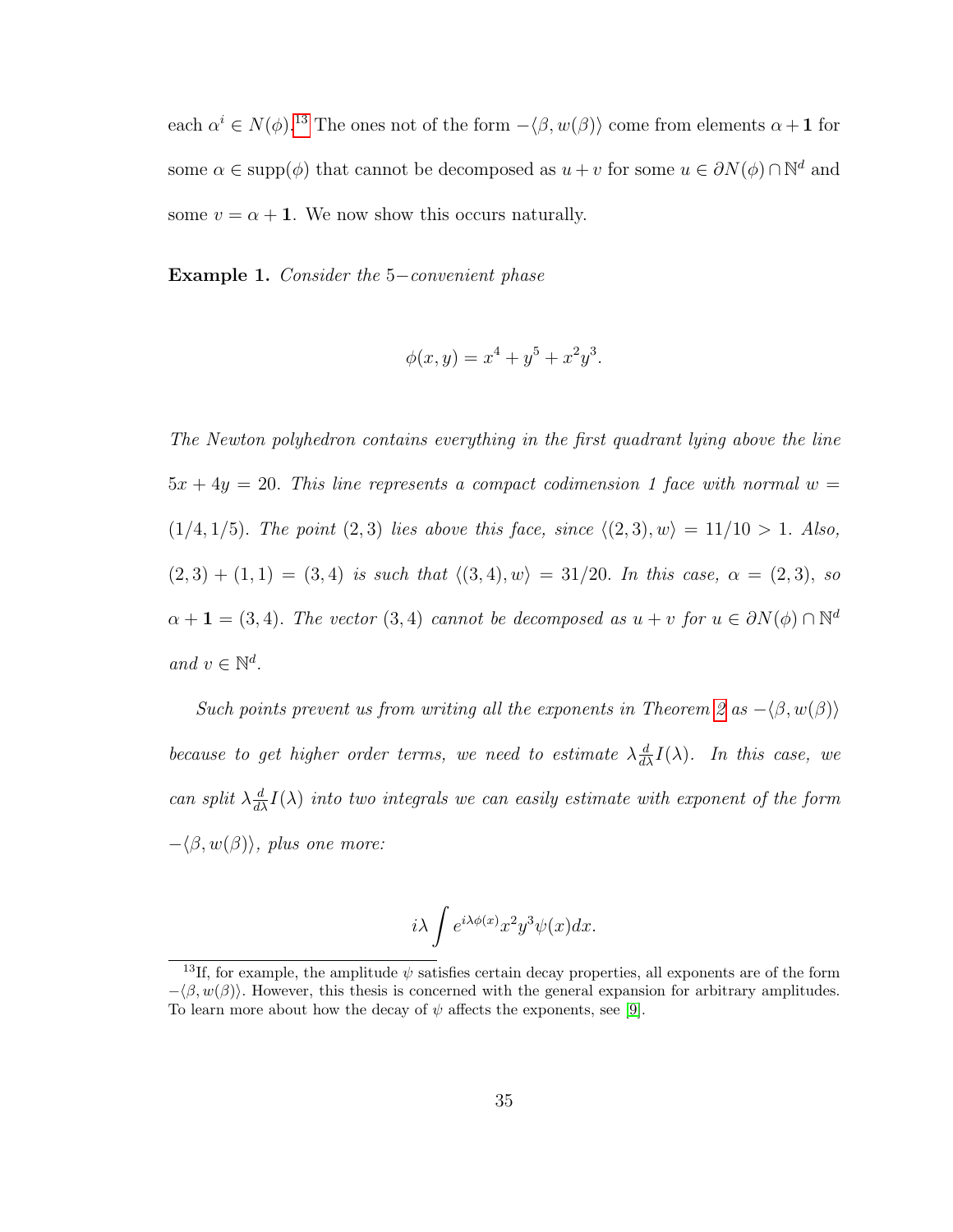each $\alpha^i \in N(\phi)$.[13] The ones not of the form $-\langle \beta, w(\beta)\rangle$ come from elements $\alpha + \mathbf{1}$ for some $\alpha \in \text{supp}(\phi)$ that cannot be decomposed as $u + v$ for some $u \in \partial N(\phi) \cap \mathbb{N}^d$ and some $v = \alpha + \mathbf{1}$. We now show this occurs naturally.

**Example 1.** *Consider the $5-$convenient phase*

$$\phi(x, y) = x^4 + y^5 + x^2y^3.$$

*The Newton polyhedron contains everything in the first quadrant lying above the line $5x + 4y = 20$. This line represents a compact codimension 1 face with normal $w = (1/4, 1/5)$. The point $(2, 3)$ lies above this face, since $\langle (2, 3), w\rangle = 11/10 > 1$. Also, $(2, 3) + (1, 1) = (3, 4)$ is such that $\langle (3, 4), w\rangle = 31/20$. In this case, $\alpha = (2, 3)$, so $\alpha + \mathbf{1} = (3, 4)$. The vector $(3, 4)$ cannot be decomposed as $u + v$ for $u \in \partial N(\phi) \cap \mathbb{N}^d$ and $v \in \mathbb{N}^d$.*

*Such points prevent us from writing all the exponents in Theorem 2 as $-\langle \beta, w(\beta)\rangle$ because to get higher order terms, we need to estimate $\lambda \frac{d}{d\lambda} I(\lambda)$. In this case, we can split $\lambda \frac{d}{d\lambda} I(\lambda)$ into two integrals we can easily estimate with exponent of the form $-\langle \beta, w(\beta)\rangle$, plus one more:*

$$i\lambda \int e^{i\lambda\phi(x)} x^2 y^3 \psi(x) dx.$$

[13] If, for example, the amplitude $\psi$ satisfies certain decay properties, all exponents are of the form $-\langle \beta, w(\beta)\rangle$. However, this thesis is concerned with the general expansion for arbitrary amplitudes. To learn more about how the decay of $\psi$ affects the exponents, see [9].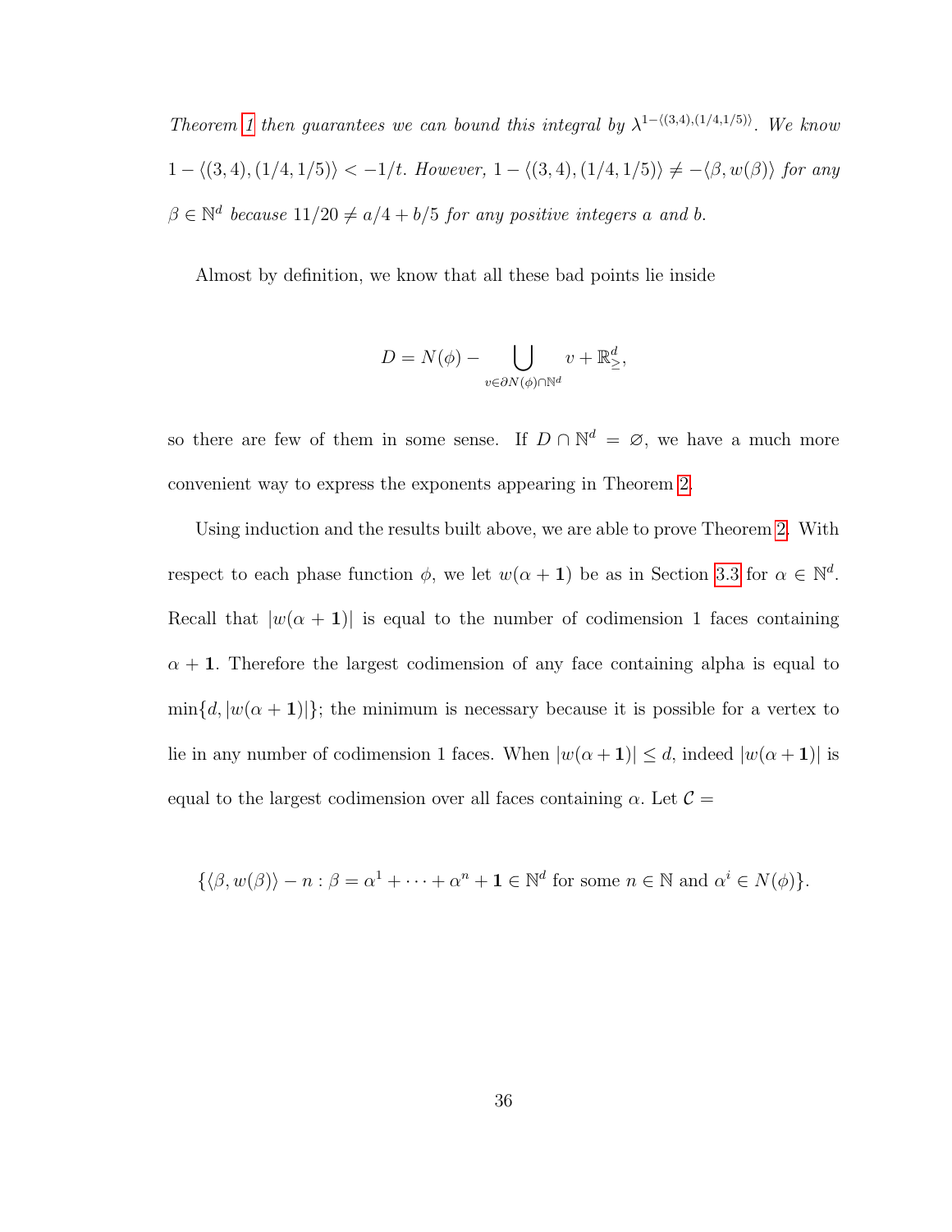*Theorem 1 then guarantees we can bound this integral by $\lambda^{1-\langle(3,4),(1/4,1/5)\rangle}$. We know $1 - \langle(3,4),(1/4,1/5)\rangle < -1/t$. However, $1 - \langle(3,4),(1/4,1/5)\rangle \neq -\langle\beta, w(\beta)\rangle$ for any $\beta \in \mathbb{N}^d$ because $11/20 \neq a/4 + b/5$ for any positive integers $a$ and $b$.*

Almost by definition, we know that all these bad points lie inside

$$D = N(\phi) - \bigcup_{v \in \partial N(\phi) \cap \mathbb{N}^d} v + \mathbb{R}^d_{\geq},$$

so there are few of them in some sense. If $D \cap \mathbb{N}^d = \varnothing$, we have a much more convenient way to express the exponents appearing in Theorem 2.

Using induction and the results built above, we are able to prove Theorem 2. With respect to each phase function $\phi$, we let $w(\alpha + \mathbf{1})$ be as in Section 3.3 for $\alpha \in \mathbb{N}^d$. Recall that $|w(\alpha + \mathbf{1})|$ is equal to the number of codimension 1 faces containing $\alpha + \mathbf{1}$. Therefore the largest codimension of any face containing alpha is equal to $\min\{d, |w(\alpha + \mathbf{1})|\}$; the minimum is necessary because it is possible for a vertex to lie in any number of codimension 1 faces. When $|w(\alpha + \mathbf{1})| \leq d$, indeed $|w(\alpha + \mathbf{1})|$ is equal to the largest codimension over all faces containing $\alpha$. Let $\mathcal{C} =$

$$\{\langle\beta, w(\beta)\rangle - n : \beta = \alpha^1 + \cdots + \alpha^n + \mathbf{1} \in \mathbb{N}^d \text{ for some } n \in \mathbb{N} \text{ and } \alpha^i \in N(\phi)\}.$$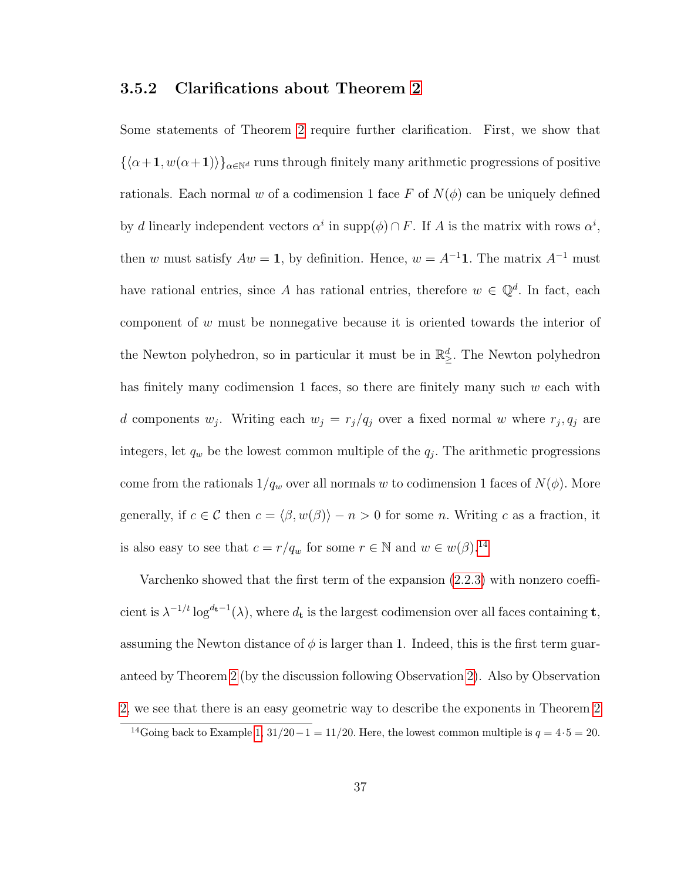### 3.5.2 Clarifications about Theorem 2

Some statements of Theorem 2 require further clarification. First, we show that $\{\langle \alpha+\mathbf{1}, w(\alpha+\mathbf{1})\rangle\}_{\alpha\in\mathbb{N}^d}$ runs through finitely many arithmetic progressions of positive rationals. Each normal $w$ of a codimension 1 face $F$ of $N(\phi)$ can be uniquely defined by $d$ linearly independent vectors $\alpha^i$ in $\operatorname{supp}(\phi)\cap F$. If $A$ is the matrix with rows $\alpha^i$, then $w$ must satisfy $Aw = \mathbf{1}$, by definition. Hence, $w = A^{-1}\mathbf{1}$. The matrix $A^{-1}$ must have rational entries, since $A$ has rational entries, therefore $w \in \mathbb{Q}^d$. In fact, each component of $w$ must be nonnegative because it is oriented towards the interior of the Newton polyhedron, so in particular it must be in $\mathbb{R}^d_{\geq}$. The Newton polyhedron has finitely many codimension 1 faces, so there are finitely many such $w$ each with $d$ components $w_j$. Writing each $w_j = r_j/q_j$ over a fixed normal $w$ where $r_j, q_j$ are integers, let $q_w$ be the lowest common multiple of the $q_j$. The arithmetic progressions come from the rationals $1/q_w$ over all normals $w$ to codimension 1 faces of $N(\phi)$. More generally, if $c \in \mathcal{C}$ then $c = \langle \beta, w(\beta)\rangle - n > 0$ for some $n$. Writing $c$ as a fraction, it is also easy to see that $c = r/q_w$ for some $r \in \mathbb{N}$ and $w \in w(\beta)$.[14]

Varchenko showed that the first term of the expansion (2.2.3) with nonzero coefficient is $\lambda^{-1/t}\log^{d_{\mathbf{t}}-1}(\lambda)$, where $d_{\mathbf{t}}$ is the largest codimension over all faces containing $\mathbf{t}$, assuming the Newton distance of $\phi$ is larger than 1. Indeed, this is the first term guaranteed by Theorem 2 (by the discussion following Observation 2). Also by Observation 2, we see that there is an easy geometric way to describe the exponents in Theorem 2

[14] Going back to Example 1: $31/20 - 1 = 11/20$. Here, the lowest common multiple is $q = 4\cdot 5 = 20$.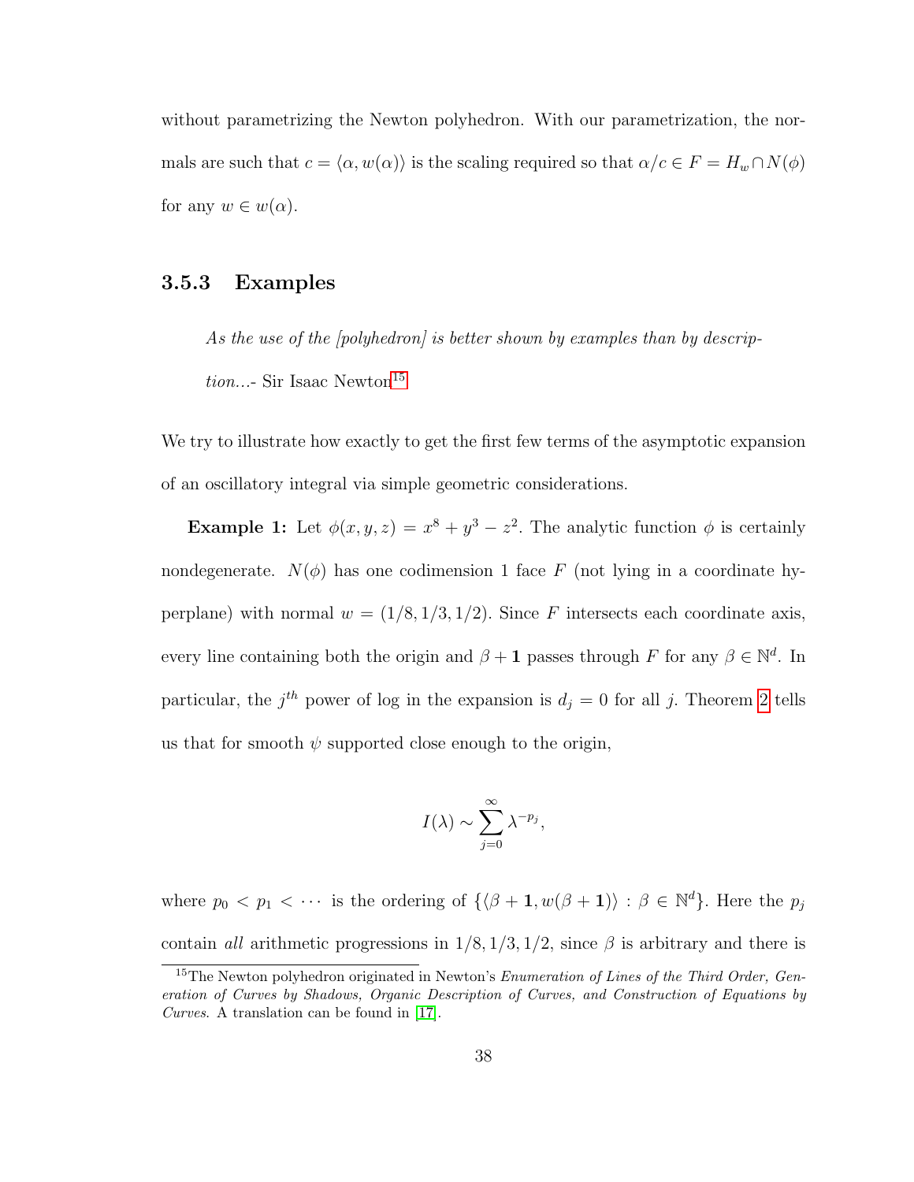without parametrizing the Newton polyhedron. With our parametrization, the normals are such that $c = \langle \alpha, w(\alpha) \rangle$ is the scaling required so that $\alpha/c \in F = H_w \cap N(\phi)$ for any $w \in w(\alpha)$.

### 3.5.3 Examples

> *As the use of the [polyhedron] is better shown by examples than by description...*- Sir Isaac Newton[15]

We try to illustrate how exactly to get the first few terms of the asymptotic expansion of an oscillatory integral via simple geometric considerations.

**Example 1:** Let $\phi(x, y, z) = x^8 + y^3 - z^2$. The analytic function $\phi$ is certainly nondegenerate. $N(\phi)$ has one codimension 1 face $F$ (not lying in a coordinate hyperplane) with normal $w = (1/8, 1/3, 1/2)$. Since $F$ intersects each coordinate axis, every line containing both the origin and $\beta + \mathbf{1}$ passes through $F$ for any $\beta \in \mathbb{N}^d$. In particular, the $j^{th}$ power of log in the expansion is $d_j = 0$ for all $j$. Theorem 2 tells us that for smooth $\psi$ supported close enough to the origin,

$$I(\lambda) \sim \sum_{j=0}^{\infty} \lambda^{-p_j},$$

where $p_0 < p_1 < \cdots$ is the ordering of $\{\langle \beta + \mathbf{1}, w(\beta + \mathbf{1}) \rangle : \beta \in \mathbb{N}^d\}$. Here the $p_j$ contain *all* arithmetic progressions in $1/8, 1/3, 1/2$, since $\beta$ is arbitrary and there is

[15]The Newton polyhedron originated in Newton's *Enumeration of Lines of the Third Order, Generation of Curves by Shadows, Organic Description of Curves, and Construction of Equations by Curves.* A translation can be found in [17].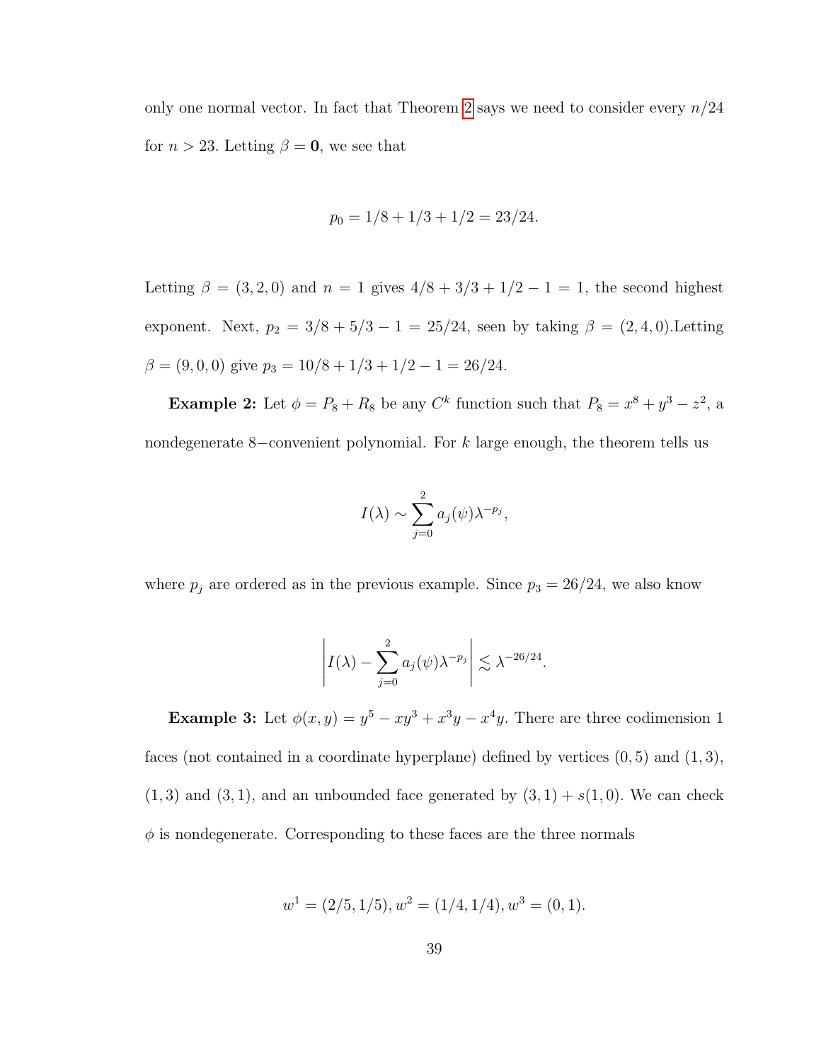only one normal vector. In fact that Theorem 2 says we need to consider every $n/24$ for $n > 23$. Letting $\beta = \mathbf{0}$, we see that

$$p_0 = 1/8 + 1/3 + 1/2 = 23/24.$$

Letting $\beta = (3, 2, 0)$ and $n = 1$ gives $4/8 + 3/3 + 1/2 - 1 = 1$, the second highest exponent. Next, $p_2 = 3/8 + 5/3 - 1 = 25/24$, seen by taking $\beta = (2, 4, 0)$.Letting $\beta = (9, 0, 0)$ give $p_3 = 10/8 + 1/3 + 1/2 - 1 = 26/24$.

**Example 2:** Let $\phi = P_8 + R_8$ be any $C^k$ function such that $P_8 = x^8 + y^3 - z^2$, a nondegenerate $8-$convenient polynomial. For $k$ large enough, the theorem tells us

$$I(\lambda) \sim \sum_{j=0}^{2} a_j(\psi)\lambda^{-p_j},$$

where $p_j$ are ordered as in the previous example. Since $p_3 = 26/24$, we also know

$$\left| I(\lambda) - \sum_{j=0}^{2} a_j(\psi)\lambda^{-p_j} \right| \lesssim \lambda^{-26/24}.$$

**Example 3:** Let $\phi(x, y) = y^5 - xy^3 + x^3y - x^4y$. There are three codimension 1 faces (not contained in a coordinate hyperplane) defined by vertices $(0, 5)$ and $(1, 3)$, $(1, 3)$ and $(3, 1)$, and an unbounded face generated by $(3, 1) + s(1, 0)$. We can check $\phi$ is nondegenerate. Corresponding to these faces are the three normals

$$w^1 = (2/5, 1/5), w^2 = (1/4, 1/4), w^3 = (0, 1).$$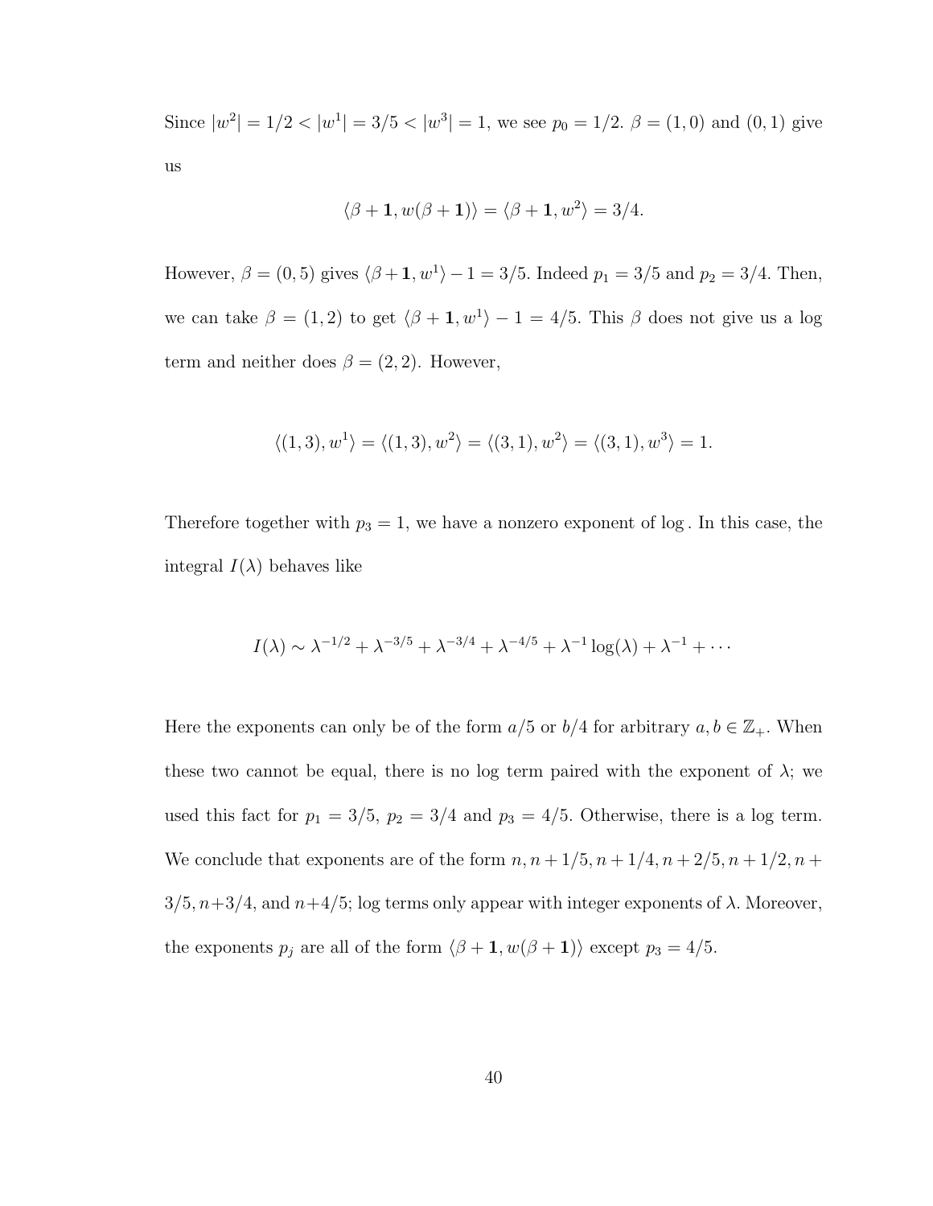Since $|w^2| = 1/2 < |w^1| = 3/5 < |w^3| = 1$, we see $p_0 = 1/2$. $\beta = (1,0)$ and $(0,1)$ give us

$$\langle \beta + \mathbf{1}, w(\beta + \mathbf{1}) \rangle = \langle \beta + \mathbf{1}, w^2 \rangle = 3/4.$$

However, $\beta = (0,5)$ gives $\langle \beta + \mathbf{1}, w^1 \rangle - 1 = 3/5$. Indeed $p_1 = 3/5$ and $p_2 = 3/4$. Then, we can take $\beta = (1,2)$ to get $\langle \beta + \mathbf{1}, w^1 \rangle - 1 = 4/5$. This $\beta$ does not give us a log term and neither does $\beta = (2,2)$. However,

$$\langle (1,3), w^1 \rangle = \langle (1,3), w^2 \rangle = \langle (3,1), w^2 \rangle = \langle (3,1), w^3 \rangle = 1.$$

Therefore together with $p_3 = 1$, we have a nonzero exponent of $\log$. In this case, the integral $I(\lambda)$ behaves like

$$I(\lambda) \sim \lambda^{-1/2} + \lambda^{-3/5} + \lambda^{-3/4} + \lambda^{-4/5} + \lambda^{-1}\log(\lambda) + \lambda^{-1} + \cdots$$

Here the exponents can only be of the form $a/5$ or $b/4$ for arbitrary $a, b \in \mathbb{Z}_+$. When these two cannot be equal, there is no log term paired with the exponent of $\lambda$; we used this fact for $p_1 = 3/5$, $p_2 = 3/4$ and $p_3 = 4/5$. Otherwise, there is a log term. We conclude that exponents are of the form $n, n+1/5, n+1/4, n+2/5, n+1/2, n+3/5, n+3/4$, and $n+4/5$; log terms only appear with integer exponents of $\lambda$. Moreover, the exponents $p_j$ are all of the form $\langle \beta + \mathbf{1}, w(\beta + \mathbf{1}) \rangle$ except $p_3 = 4/5$.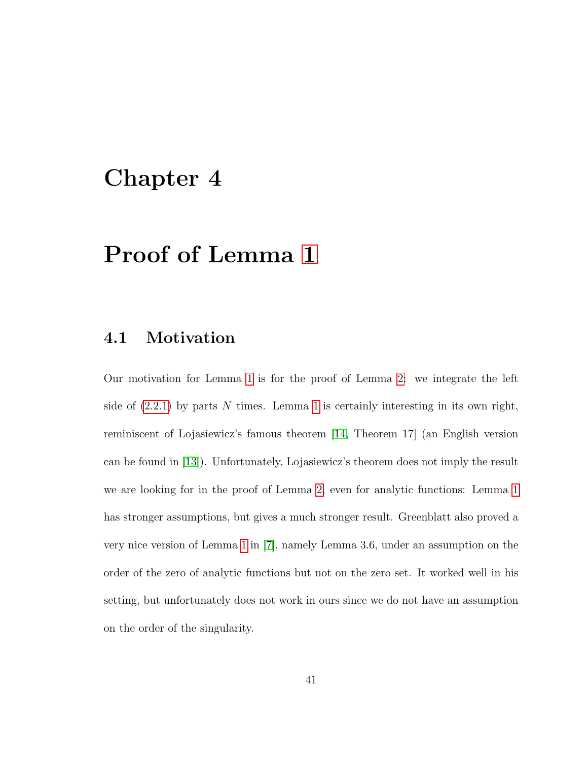# Chapter 4

# Proof of Lemma 1

## 4.1 Motivation

Our motivation for Lemma 1 is for the proof of Lemma 2: we integrate the left side of (2.2.1) by parts $N$ times. Lemma 1 is certainly interesting in its own right, reminiscent of Lojasiewicz's famous theorem [14, Theorem 17] (an English version can be found in [13]). Unfortunately, Lojasiewicz's theorem does not imply the result we are looking for in the proof of Lemma 2, even for analytic functions: Lemma 1 has stronger assumptions, but gives a much stronger result. Greenblatt also proved a very nice version of Lemma 1 in [7], namely Lemma 3.6, under an assumption on the order of the zero of analytic functions but not on the zero set. It worked well in his setting, but unfortunately does not work in ours since we do not have an assumption on the order of the singularity.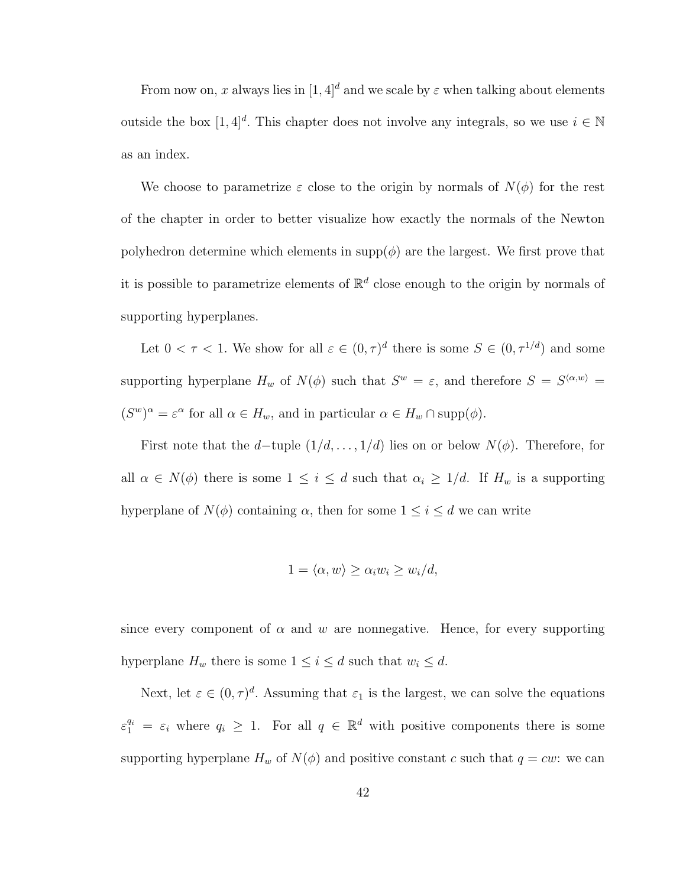From now on, $x$ always lies in $[1,4]^d$ and we scale by $\varepsilon$ when talking about elements outside the box $[1,4]^d$. This chapter does not involve any integrals, so we use $i \in \mathbb{N}$ as an index.

We choose to parametrize $\varepsilon$ close to the origin by normals of $N(\phi)$ for the rest of the chapter in order to better visualize how exactly the normals of the Newton polyhedron determine which elements in $\operatorname{supp}(\phi)$ are the largest. We first prove that it is possible to parametrize elements of $\mathbb{R}^d$ close enough to the origin by normals of supporting hyperplanes.

Let $0 < \tau < 1$. We show for all $\varepsilon \in (0, \tau)^d$ there is some $S \in (0, \tau^{1/d})$ and some supporting hyperplane $H_w$ of $N(\phi)$ such that $S^w = \varepsilon$, and therefore $S = S^{\langle \alpha, w \rangle} = (S^w)^\alpha = \varepsilon^\alpha$ for all $\alpha \in H_w$, and in particular $\alpha \in H_w \cap \operatorname{supp}(\phi)$.

First note that the $d-$tuple $(1/d, \ldots, 1/d)$ lies on or below $N(\phi)$. Therefore, for all $\alpha \in N(\phi)$ there is some $1 \leq i \leq d$ such that $\alpha_i \geq 1/d$. If $H_w$ is a supporting hyperplane of $N(\phi)$ containing $\alpha$, then for some $1 \leq i \leq d$ we can write

$$1 = \langle \alpha, w \rangle \geq \alpha_i w_i \geq w_i/d,$$

since every component of $\alpha$ and $w$ are nonnegative. Hence, for every supporting hyperplane $H_w$ there is some $1 \leq i \leq d$ such that $w_i \leq d$.

Next, let $\varepsilon \in (0, \tau)^d$. Assuming that $\varepsilon_1$ is the largest, we can solve the equations $\varepsilon_1^{q_i} = \varepsilon_i$ where $q_i \geq 1$. For all $q \in \mathbb{R}^d$ with positive components there is some supporting hyperplane $H_w$ of $N(\phi)$ and positive constant $c$ such that $q = cw$: we can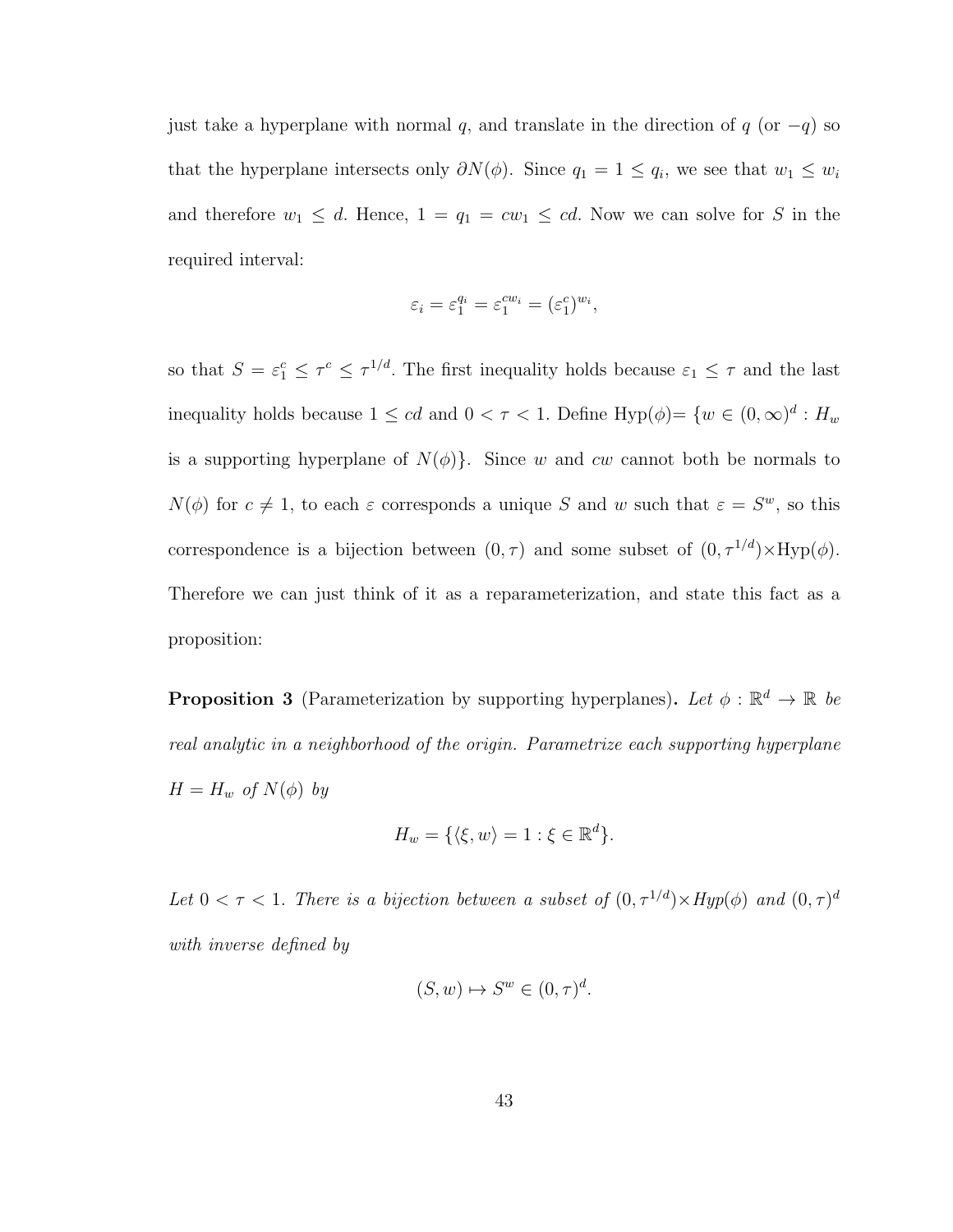just take a hyperplane with normal $q$, and translate in the direction of $q$ (or $-q$) so that the hyperplane intersects only $\partial N(\phi)$. Since $q_1 = 1 \leq q_i$, we see that $w_1 \leq w_i$ and therefore $w_1 \leq d$. Hence, $1 = q_1 = cw_1 \leq cd$. Now we can solve for $S$ in the required interval:

$$\varepsilon_i = \varepsilon_1^{q_i} = \varepsilon_1^{cw_i} = (\varepsilon_1^c)^{w_i},$$

so that $S = \varepsilon_1^c \leq \tau^c \leq \tau^{1/d}$. The first inequality holds because $\varepsilon_1 \leq \tau$ and the last inequality holds because $1 \leq cd$ and $0 < \tau < 1$. Define Hyp($\phi$)= $\{w \in (0, \infty)^d : H_w$ is a supporting hyperplane of $N(\phi)\}$. Since $w$ and $cw$ cannot both be normals to $N(\phi)$ for $c \neq 1$, to each $\varepsilon$ corresponds a unique $S$ and $w$ such that $\varepsilon = S^w$, so this correspondence is a bijection between $(0, \tau)$ and some subset of $(0, \tau^{1/d}) \times \text{Hyp}(\phi)$. Therefore we can just think of it as a reparameterization, and state this fact as a proposition:

**Proposition 3** (Parameterization by supporting hyperplanes)**.** *Let $\phi : \mathbb{R}^d \to \mathbb{R}$ be real analytic in a neighborhood of the origin. Parametrize each supporting hyperplane $H = H_w$ of $N(\phi)$ by*

$$H_w = \{\langle \xi, w \rangle = 1 : \xi \in \mathbb{R}^d\}.$$

*Let $0 < \tau < 1$. There is a bijection between a subset of $(0, \tau^{1/d}) \times Hyp(\phi)$ and $(0, \tau)^d$ with inverse defined by*

$$(S, w) \mapsto S^w \in (0, \tau)^d.$$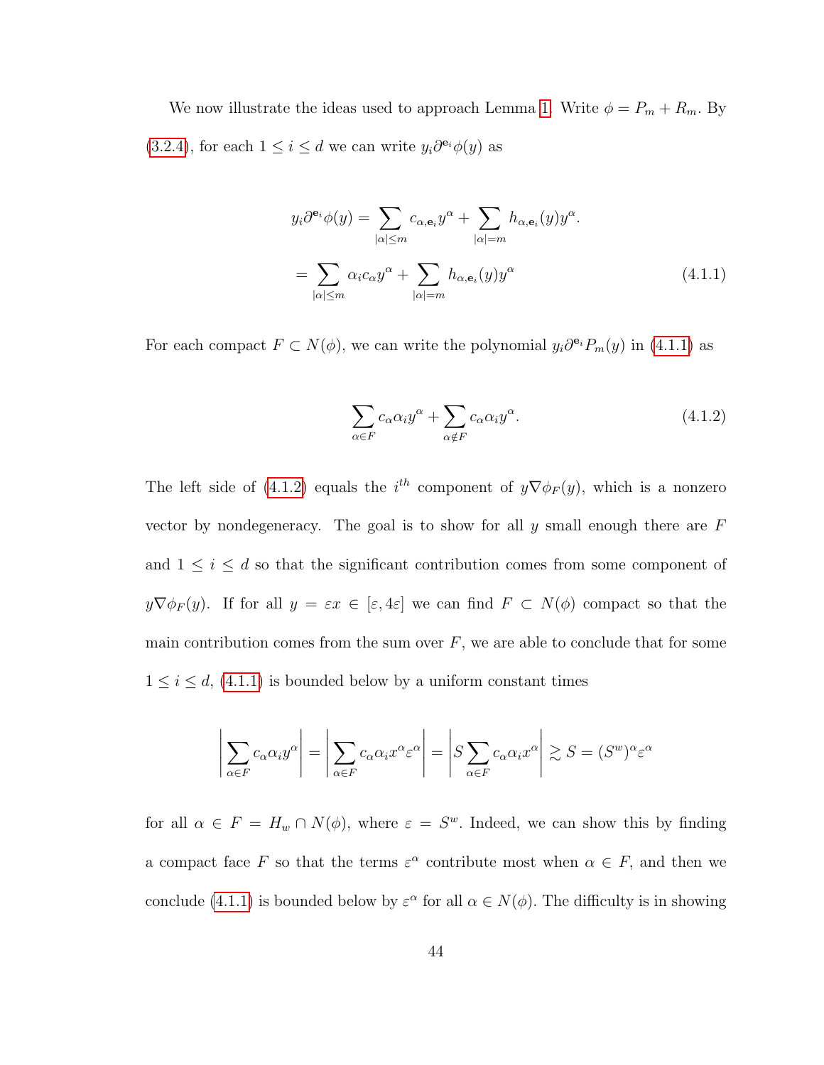We now illustrate the ideas used to approach Lemma 1. Write $\phi = P_m + R_m$. By (3.2.4), for each $1 \leq i \leq d$ we can write $y_i \partial^{\mathbf{e}_i} \phi(y)$ as

$$
\begin{aligned}
y_i \partial^{\mathbf{e}_i} \phi(y) &= \sum_{|\alpha| \leq m} c_{\alpha, \mathbf{e}_i} y^\alpha + \sum_{|\alpha| = m} h_{\alpha, \mathbf{e}_i}(y) y^\alpha. \\
&= \sum_{|\alpha| \leq m} \alpha_i c_\alpha y^\alpha + \sum_{|\alpha| = m} h_{\alpha, \mathbf{e}_i}(y) y^\alpha \qquad (4.1.1)
\end{aligned}
$$

For each compact $F \subset N(\phi)$, we can write the polynomial $y_i \partial^{\mathbf{e}_i} P_m(y)$ in (4.1.1) as

$$
\sum_{\alpha \in F} c_\alpha \alpha_i y^\alpha + \sum_{\alpha \notin F} c_\alpha \alpha_i y^\alpha. \qquad (4.1.2)
$$

The left side of (4.1.2) equals the $i^{th}$ component of $y \nabla \phi_F(y)$, which is a nonzero vector by nondegeneracy. The goal is to show for all $y$ small enough there are $F$ and $1 \leq i \leq d$ so that the significant contribution comes from some component of $y \nabla \phi_F(y)$. If for all $y = \varepsilon x \in [\varepsilon, 4\varepsilon]$ we can find $F \subset N(\phi)$ compact so that the main contribution comes from the sum over $F$, we are able to conclude that for some $1 \leq i \leq d$, (4.1.1) is bounded below by a uniform constant times

$$
\left| \sum_{\alpha \in F} c_\alpha \alpha_i y^\alpha \right| = \left| \sum_{\alpha \in F} c_\alpha \alpha_i x^\alpha \varepsilon^\alpha \right| = \left| S \sum_{\alpha \in F} c_\alpha \alpha_i x^\alpha \right| \gtrsim S = (S^w)^\alpha \varepsilon^\alpha
$$

for all $\alpha \in F = H_w \cap N(\phi)$, where $\varepsilon = S^w$. Indeed, we can show this by finding a compact face $F$ so that the terms $\varepsilon^\alpha$ contribute most when $\alpha \in F$, and then we conclude (4.1.1) is bounded below by $\varepsilon^\alpha$ for all $\alpha \in N(\phi)$. The difficulty is in showing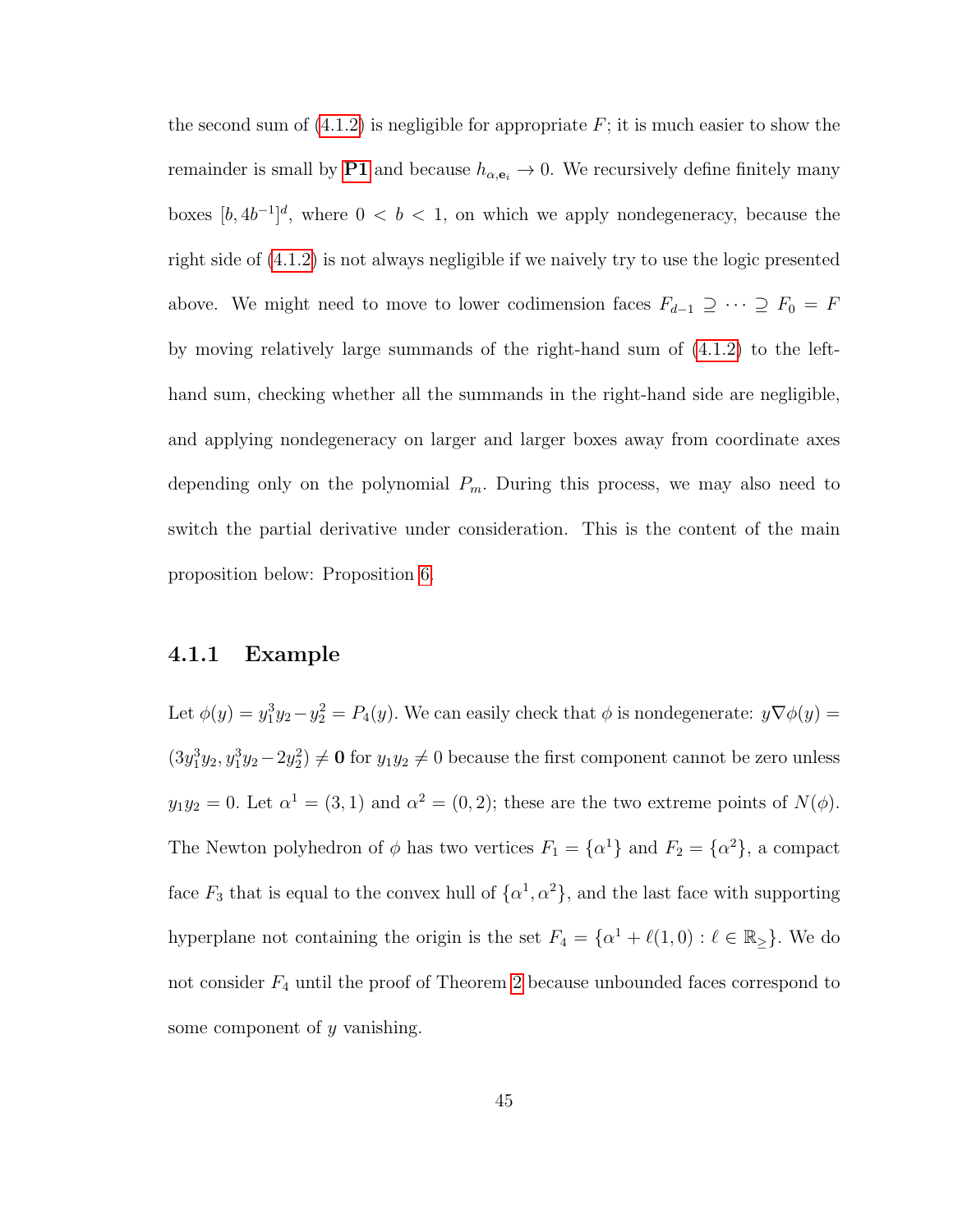the second sum of (4.1.2) is negligible for appropriate $F$; it is much easier to show the remainder is small by **P1** and because $h_{\alpha,\mathbf{e}_i} \to 0$. We recursively define finitely many boxes $[b, 4b^{-1}]^d$, where $0 < b < 1$, on which we apply nondegeneracy, because the right side of (4.1.2) is not always negligible if we naively try to use the logic presented above. We might need to move to lower codimension faces $F_{d-1} \supseteq \cdots \supseteq F_0 = F$ by moving relatively large summands of the right-hand sum of (4.1.2) to the left-hand sum, checking whether all the summands in the right-hand side are negligible, and applying nondegeneracy on larger and larger boxes away from coordinate axes depending only on the polynomial $P_m$. During this process, we may also need to switch the partial derivative under consideration. This is the content of the main proposition below: Proposition 6.

### 4.1.1 Example

Let $\phi(y) = y_1^3 y_2 - y_2^2 = P_4(y)$. We can easily check that $\phi$ is nondegenerate: $y\nabla\phi(y) = (3y_1^3y_2, y_1^3y_2 - 2y_2^2) \neq \mathbf{0}$ for $y_1y_2 \neq 0$ because the first component cannot be zero unless $y_1y_2 = 0$. Let $\alpha^1 = (3, 1)$ and $\alpha^2 = (0, 2)$; these are the two extreme points of $N(\phi)$. The Newton polyhedron of $\phi$ has two vertices $F_1 = \{\alpha^1\}$ and $F_2 = \{\alpha^2\}$, a compact face $F_3$ that is equal to the convex hull of $\{\alpha^1, \alpha^2\}$, and the last face with supporting hyperplane not containing the origin is the set $F_4 = \{\alpha^1 + \ell(1, 0) : \ell \in \mathbb{R}_{\geq}\}$. We do not consider $F_4$ until the proof of Theorem 2 because unbounded faces correspond to some component of $y$ vanishing.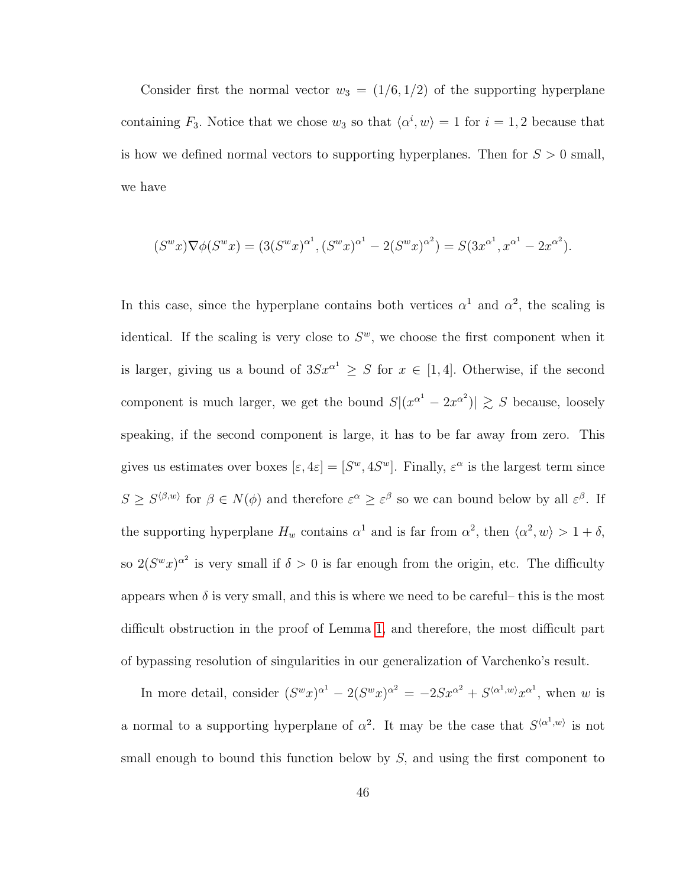Consider first the normal vector $w_3 = (1/6, 1/2)$ of the supporting hyperplane containing $F_3$. Notice that we chose $w_3$ so that $\langle \alpha^i, w\rangle = 1$ for $i = 1, 2$ because that is how we defined normal vectors to supporting hyperplanes. Then for $S > 0$ small, we have

$$(S^w x)\nabla\phi(S^w x) = (3(S^w x)^{\alpha^1}, (S^w x)^{\alpha^1} - 2(S^w x)^{\alpha^2}) = S(3x^{\alpha^1}, x^{\alpha^1} - 2x^{\alpha^2}).$$

In this case, since the hyperplane contains both vertices $\alpha^1$ and $\alpha^2$, the scaling is identical. If the scaling is very close to $S^w$, we choose the first component when it is larger, giving us a bound of $3Sx^{\alpha^1} \geq S$ for $x \in [1, 4]$. Otherwise, if the second component is much larger, we get the bound $S|(x^{\alpha^1} - 2x^{\alpha^2})| \gtrsim S$ because, loosely speaking, if the second component is large, it has to be far away from zero. This gives us estimates over boxes $[\varepsilon, 4\varepsilon] = [S^w, 4S^w]$. Finally, $\varepsilon^\alpha$ is the largest term since $S \geq S^{\langle \beta, w\rangle}$ for $\beta \in N(\phi)$ and therefore $\varepsilon^\alpha \geq \varepsilon^\beta$ so we can bound below by all $\varepsilon^\beta$. If the supporting hyperplane $H_w$ contains $\alpha^1$ and is far from $\alpha^2$, then $\langle \alpha^2, w\rangle > 1 + \delta$, so $2(S^w x)^{\alpha^2}$ is very small if $\delta > 0$ is far enough from the origin, etc. The difficulty appears when $\delta$ is very small, and this is where we need to be careful– this is the most difficult obstruction in the proof of Lemma 1, and therefore, the most difficult part of bypassing resolution of singularities in our generalization of Varchenko's result.

In more detail, consider $(S^w x)^{\alpha^1} - 2(S^w x)^{\alpha^2} = -2Sx^{\alpha^2} + S^{\langle \alpha^1, w\rangle} x^{\alpha^1}$, when $w$ is a normal to a supporting hyperplane of $\alpha^2$. It may be the case that $S^{\langle \alpha^1, w\rangle}$ is not small enough to bound this function below by $S$, and using the first component to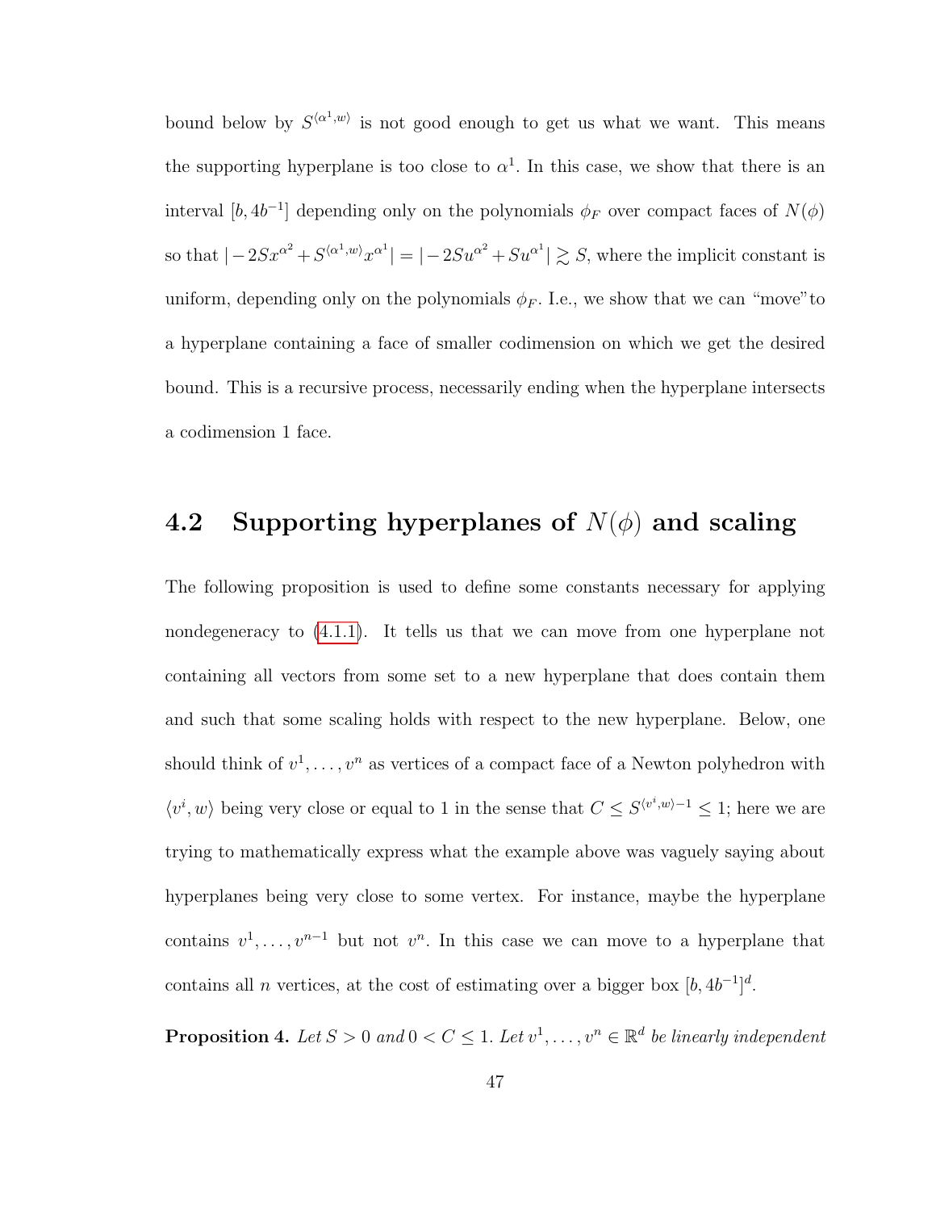bound below by $S^{\langle \alpha^1, w\rangle}$ is not good enough to get us what we want. This means the supporting hyperplane is too close to $\alpha^1$. In this case, we show that there is an interval $[b, 4b^{-1}]$ depending only on the polynomials $\phi_F$ over compact faces of $N(\phi)$ so that $|-2Sx^{\alpha^2} + S^{\langle \alpha^1, w\rangle}x^{\alpha^1}| = |-2Su^{\alpha^2} + Su^{\alpha^1}| \gtrsim S$, where the implicit constant is uniform, depending only on the polynomials $\phi_F$. I.e., we show that we can "move"to a hyperplane containing a face of smaller codimension on which we get the desired bound. This is a recursive process, necessarily ending when the hyperplane intersects a codimension 1 face.

## 4.2 Supporting hyperplanes of $N(\phi)$ and scaling

The following proposition is used to define some constants necessary for applying nondegeneracy to (4.1.1). It tells us that we can move from one hyperplane not containing all vectors from some set to a new hyperplane that does contain them and such that some scaling holds with respect to the new hyperplane. Below, one should think of $v^1, \ldots, v^n$ as vertices of a compact face of a Newton polyhedron with $\langle v^i, w\rangle$ being very close or equal to 1 in the sense that $C \le S^{\langle v^i, w\rangle - 1} \le 1$; here we are trying to mathematically express what the example above was vaguely saying about hyperplanes being very close to some vertex. For instance, maybe the hyperplane contains $v^1, \ldots, v^{n-1}$ but not $v^n$. In this case we can move to a hyperplane that contains all $n$ vertices, at the cost of estimating over a bigger box $[b, 4b^{-1}]^d$.

**Proposition 4.** *Let $S > 0$ and $0 < C \le 1$. Let $v^1, \ldots, v^n \in \mathbb{R}^d$ be linearly independent*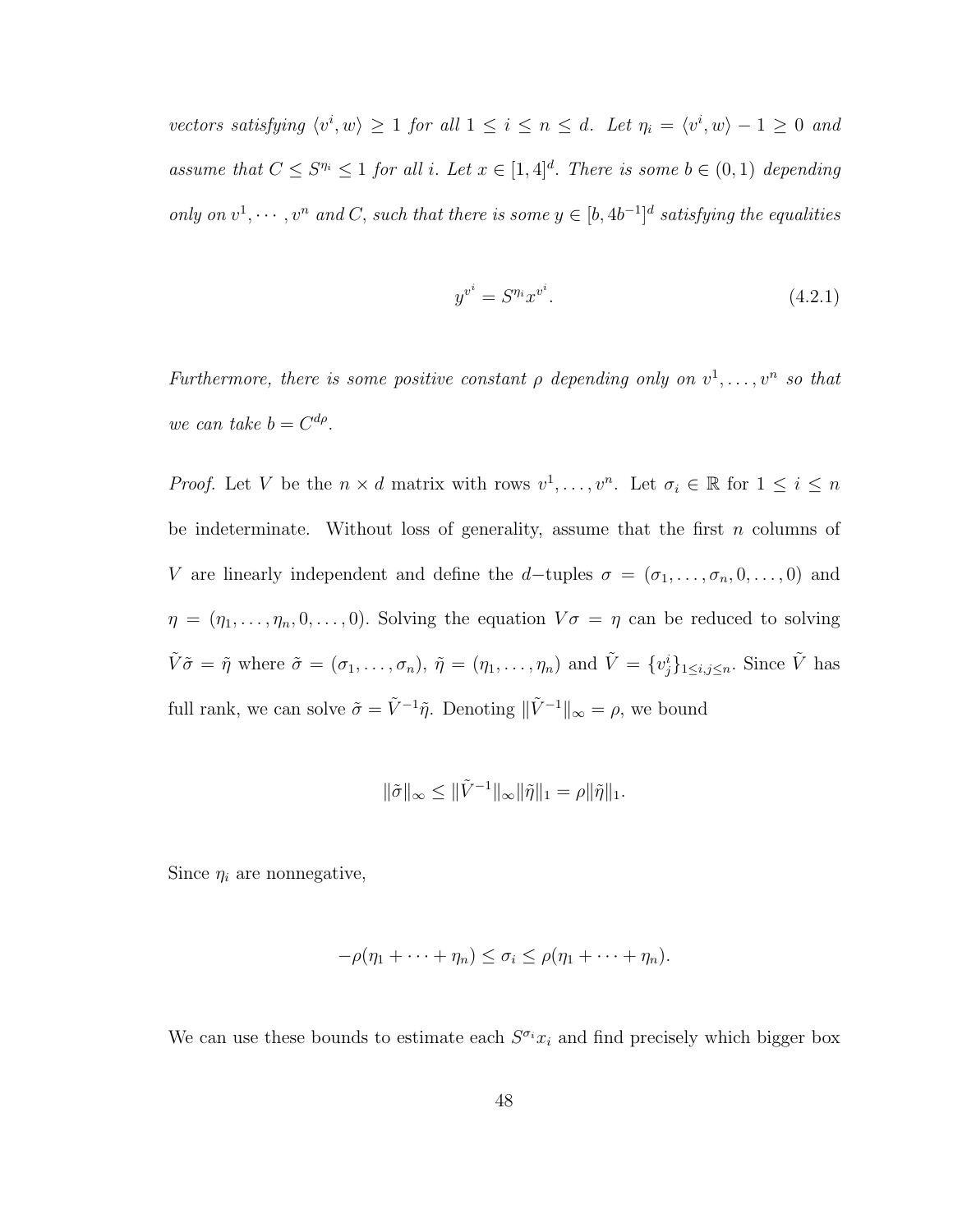*vectors satisfying $\langle v^i, w\rangle \geq 1$ for all $1 \leq i \leq n \leq d$. Let $\eta_i = \langle v^i, w\rangle - 1 \geq 0$ and assume that $C \leq S^{\eta_i} \leq 1$ for all $i$. Let $x \in [1,4]^d$. There is some $b \in (0,1)$ depending only on $v^1, \cdots, v^n$ and $C$, such that there is some $y \in [b, 4b^{-1}]^d$ satisfying the equalities*

$$y^{v^i} = S^{\eta_i} x^{v^i}. \tag{4.2.1}$$

*Furthermore, there is some positive constant $\rho$ depending only on $v^1, \ldots, v^n$ so that we can take $b = C^{d\rho}$.*

*Proof.* Let $V$ be the $n \times d$ matrix with rows $v^1, \ldots, v^n$. Let $\sigma_i \in \mathbb{R}$ for $1 \leq i \leq n$ be indeterminate. Without loss of generality, assume that the first $n$ columns of $V$ are linearly independent and define the $d-$tuples $\sigma = (\sigma_1, \ldots, \sigma_n, 0, \ldots, 0)$ and $\eta = (\eta_1, \ldots, \eta_n, 0, \ldots, 0)$. Solving the equation $V\sigma = \eta$ can be reduced to solving $\tilde{V}\tilde{\sigma} = \tilde{\eta}$ where $\tilde{\sigma} = (\sigma_1, \ldots, \sigma_n)$, $\tilde{\eta} = (\eta_1, \ldots, \eta_n)$ and $\tilde{V} = \{v^i_j\}_{1 \leq i,j \leq n}$. Since $\tilde{V}$ has full rank, we can solve $\tilde{\sigma} = \tilde{V}^{-1}\tilde{\eta}$. Denoting $\|\tilde{V}^{-1}\|_\infty = \rho$, we bound

$$\|\tilde{\sigma}\|_\infty \leq \|\tilde{V}^{-1}\|_\infty \|\tilde{\eta}\|_1 = \rho\|\tilde{\eta}\|_1.$$

Since $\eta_i$ are nonnegative,

$$-\rho(\eta_1 + \cdots + \eta_n) \leq \sigma_i \leq \rho(\eta_1 + \cdots + \eta_n).$$

We can use these bounds to estimate each $S^{\sigma_i} x_i$ and find precisely which bigger box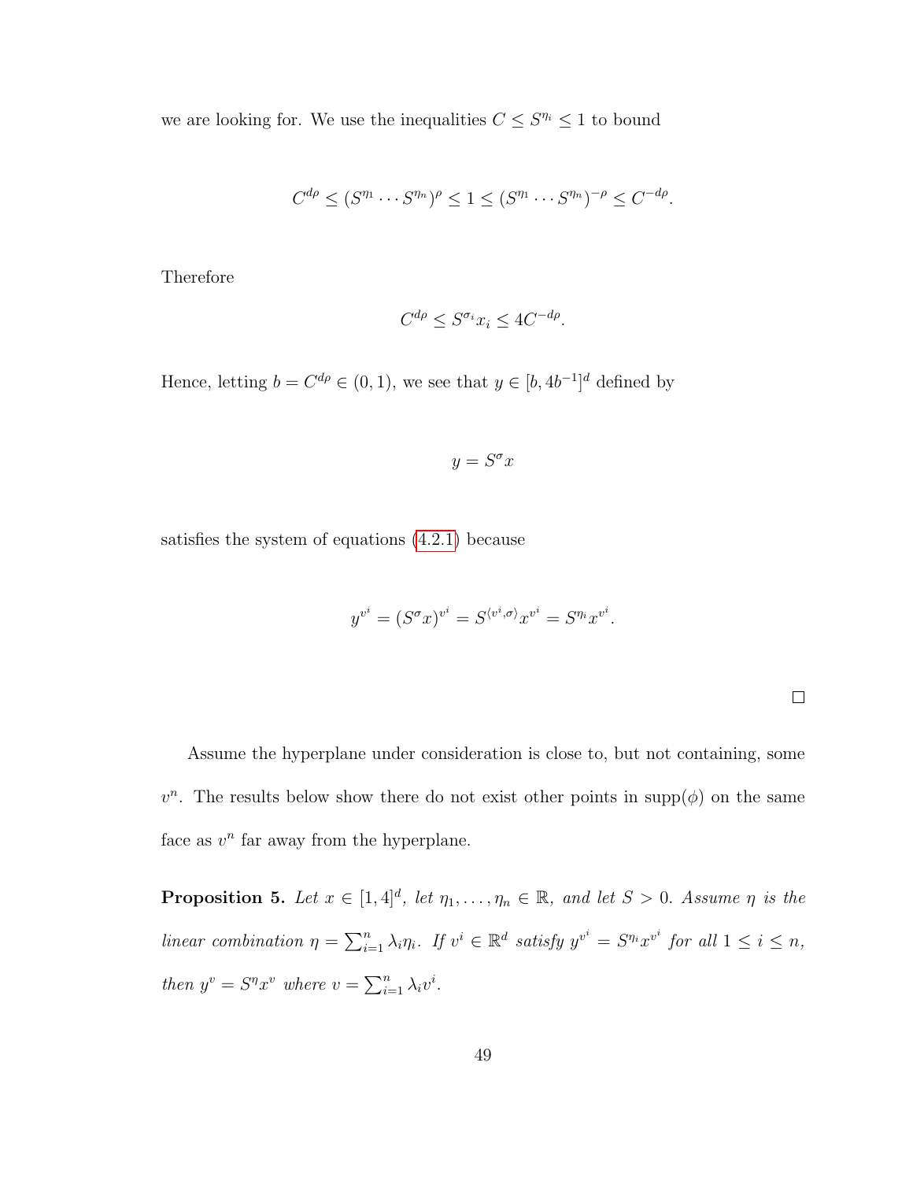we are looking for. We use the inequalities $C \leq S^{\eta_i} \leq 1$ to bound

$$C^{d\rho} \leq (S^{\eta_1} \cdots S^{\eta_n})^{\rho} \leq 1 \leq (S^{\eta_1} \cdots S^{\eta_n})^{-\rho} \leq C^{-d\rho}.$$

Therefore

$$C^{d\rho} \leq S^{\sigma_i} x_i \leq 4C^{-d\rho}.$$

Hence, letting $b = C^{d\rho} \in (0,1)$, we see that $y \in [b, 4b^{-1}]^d$ defined by

$$y = S^{\sigma} x$$

satisfies the system of equations (4.2.1) because

$$y^{v^i} = (S^{\sigma} x)^{v^i} = S^{\langle v^i, \sigma \rangle} x^{v^i} = S^{\eta_i} x^{v^i}.$$

□

Assume the hyperplane under consideration is close to, but not containing, some $v^n$. The results below show there do not exist other points in $\text{supp}(\phi)$ on the same face as $v^n$ far away from the hyperplane.

**Proposition 5.** *Let $x \in [1,4]^d$, let $\eta_1, \ldots, \eta_n \in \mathbb{R}$, and let $S > 0$. Assume $\eta$ is the linear combination $\eta = \sum_{i=1}^{n} \lambda_i \eta_i$. If $v^i \in \mathbb{R}^d$ satisfy $y^{v^i} = S^{\eta_i} x^{v^i}$ for all $1 \leq i \leq n$, then $y^v = S^{\eta} x^v$ where $v = \sum_{i=1}^{n} \lambda_i v^i$.*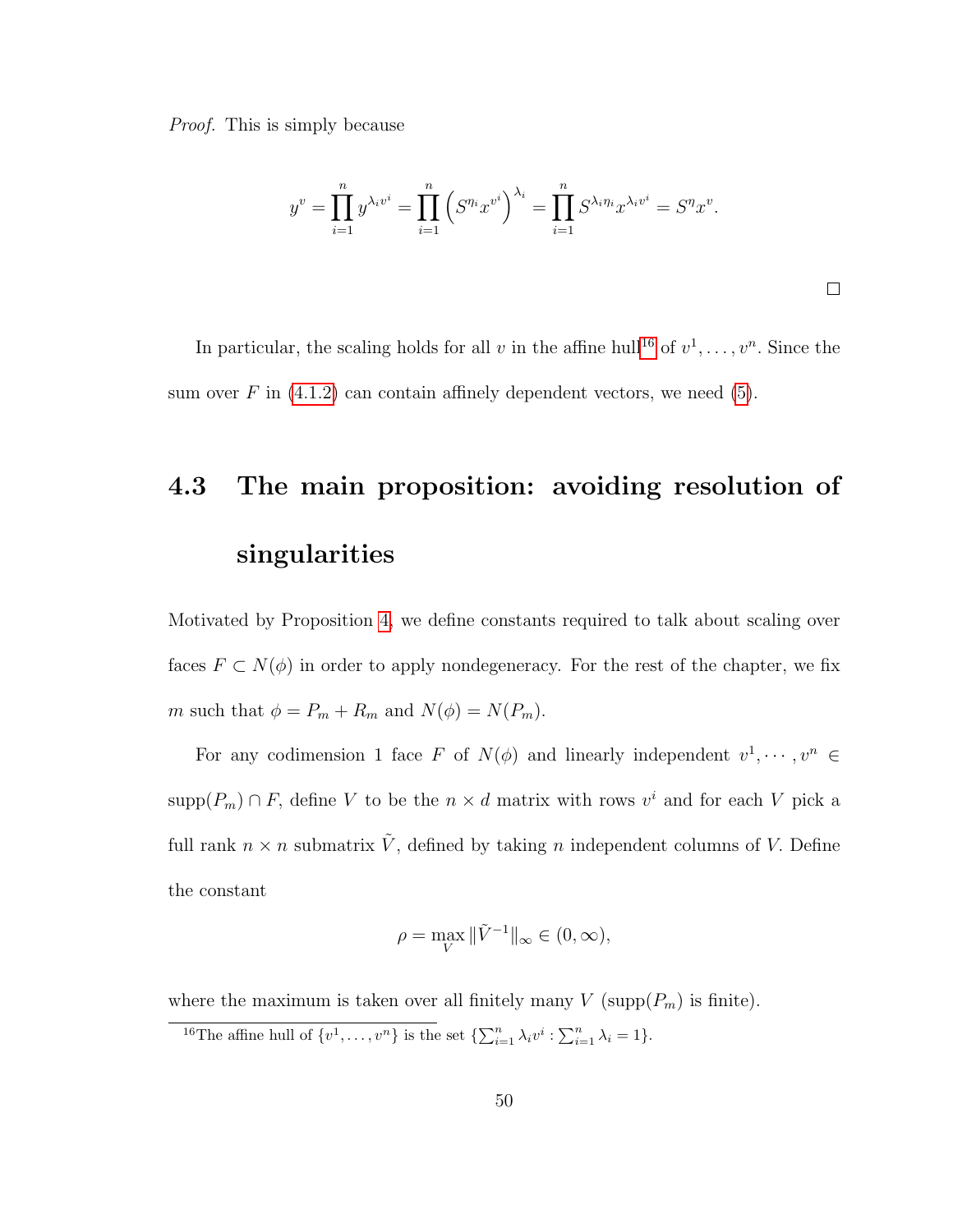*Proof.* This is simply because

$$y^v = \prod_{i=1}^{n} y^{\lambda_i v^i} = \prod_{i=1}^{n} \left(S^{\eta_i} x^{v^i}\right)^{\lambda_i} = \prod_{i=1}^{n} S^{\lambda_i \eta_i} x^{\lambda_i v^i} = S^{\eta} x^{v}.$$

□

In particular, the scaling holds for all $v$ in the affine hull[16] of $v^1, \ldots, v^n$. Since the sum over $F$ in (4.1.2) can contain affinely dependent vectors, we need (5).

## 4.3 The main proposition: avoiding resolution of singularities

Motivated by Proposition 4, we define constants required to talk about scaling over faces $F \subset N(\phi)$ in order to apply nondegeneracy. For the rest of the chapter, we fix $m$ such that $\phi = P_m + R_m$ and $N(\phi) = N(P_m)$.

For any codimension 1 face $F$ of $N(\phi)$ and linearly independent $v^1, \cdots, v^n \in \operatorname{supp}(P_m) \cap F$, define $V$ to be the $n \times d$ matrix with rows $v^i$ and for each $V$ pick a full rank $n \times n$ submatrix $\tilde{V}$, defined by taking $n$ independent columns of $V$. Define the constant

$$\rho = \max_{V} \|\tilde{V}^{-1}\|_{\infty} \in (0, \infty),$$

where the maximum is taken over all finitely many $V$ ($\operatorname{supp}(P_m)$ is finite).

[16] The affine hull of $\{v^1, \ldots, v^n\}$ is the set $\{\sum_{i=1}^{n} \lambda_i v^i : \sum_{i=1}^{n} \lambda_i = 1\}$.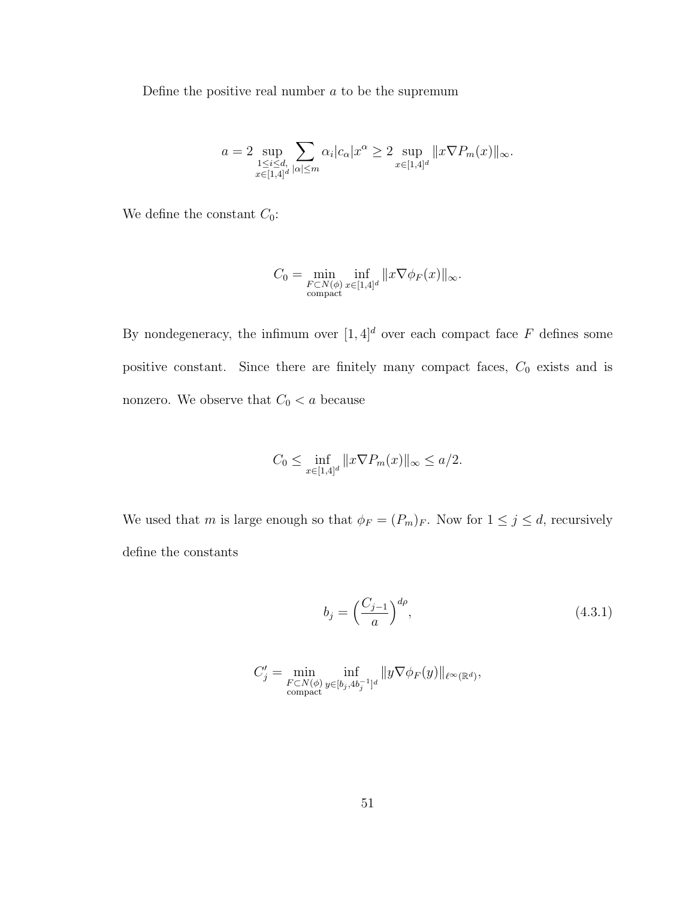Define the positive real number $a$ to be the supremum

$$
a = 2 \sup_{\substack{1 \le i \le d, \\ x \in [1,4]^d}} \sum_{|\alpha| \le m} \alpha_i |c_\alpha| x^\alpha \ge 2 \sup_{x \in [1,4]^d} \| x \nabla P_m(x) \|_\infty .
$$

We define the constant $C_0$:

$$
C_0 = \min_{\substack{F \subset N(\phi) \\ \text{compact}}} \inf_{x \in [1,4]^d} \| x \nabla \phi_F(x) \|_\infty .
$$

By nondegeneracy, the infimum over $[1,4]^d$ over each compact face $F$ defines some positive constant. Since there are finitely many compact faces, $C_0$ exists and is nonzero. We observe that $C_0 < a$ because

$$
C_0 \le \inf_{x \in [1,4]^d} \| x \nabla P_m(x) \|_\infty \le a/2.
$$

We used that $m$ is large enough so that $\phi_F = (P_m)_F$. Now for $1 \le j \le d$, recursively define the constants

$$
b_j = \Big( \frac{C_{j-1}}{a} \Big)^{d\rho}, \tag{4.3.1}
$$

$$
C_j' = \min_{\substack{F \subset N(\phi) \\ \text{compact}}} \inf_{y \in [b_j, 4b_j^{-1}]^d} \| y \nabla \phi_F(y) \|_{\ell^\infty(\mathbb{R}^d)},
$$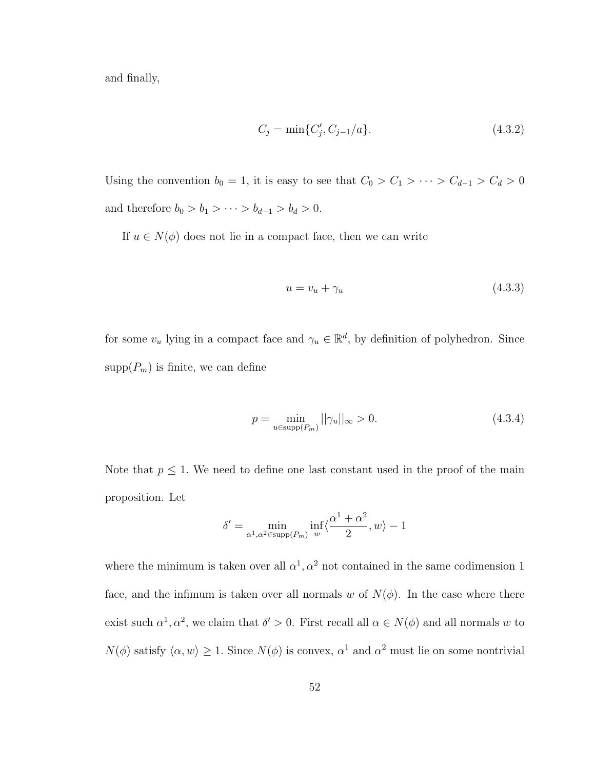and finally,

$$C_j = \min\{C'_j, C_{j-1}/a\}. \tag{4.3.2}$$

Using the convention $b_0 = 1$, it is easy to see that $C_0 > C_1 > \cdots > C_{d-1} > C_d > 0$ and therefore $b_0 > b_1 > \cdots > b_{d-1} > b_d > 0$.

If $u \in N(\phi)$ does not lie in a compact face, then we can write

$$u = v_u + \gamma_u \tag{4.3.3}$$

for some $v_u$ lying in a compact face and $\gamma_u \in \mathbb{R}^d$, by definition of polyhedron. Since $\text{supp}(P_m)$ is finite, we can define

$$p = \min_{u \in \text{supp}(P_m)} ||\gamma_u||_\infty > 0. \tag{4.3.4}$$

Note that $p \leq 1$. We need to define one last constant used in the proof of the main proposition. Let

$$\delta' = \min_{\alpha^1, \alpha^2 \in \text{supp}(P_m)} \inf_w \langle \frac{\alpha^1 + \alpha^2}{2}, w \rangle - 1$$

where the minimum is taken over all $\alpha^1, \alpha^2$ not contained in the same codimension 1 face, and the infimum is taken over all normals $w$ of $N(\phi)$. In the case where there exist such $\alpha^1, \alpha^2$, we claim that $\delta' > 0$. First recall all $\alpha \in N(\phi)$ and all normals $w$ to $N(\phi)$ satisfy $\langle \alpha, w \rangle \geq 1$. Since $N(\phi)$ is convex, $\alpha^1$ and $\alpha^2$ must lie on some nontrivial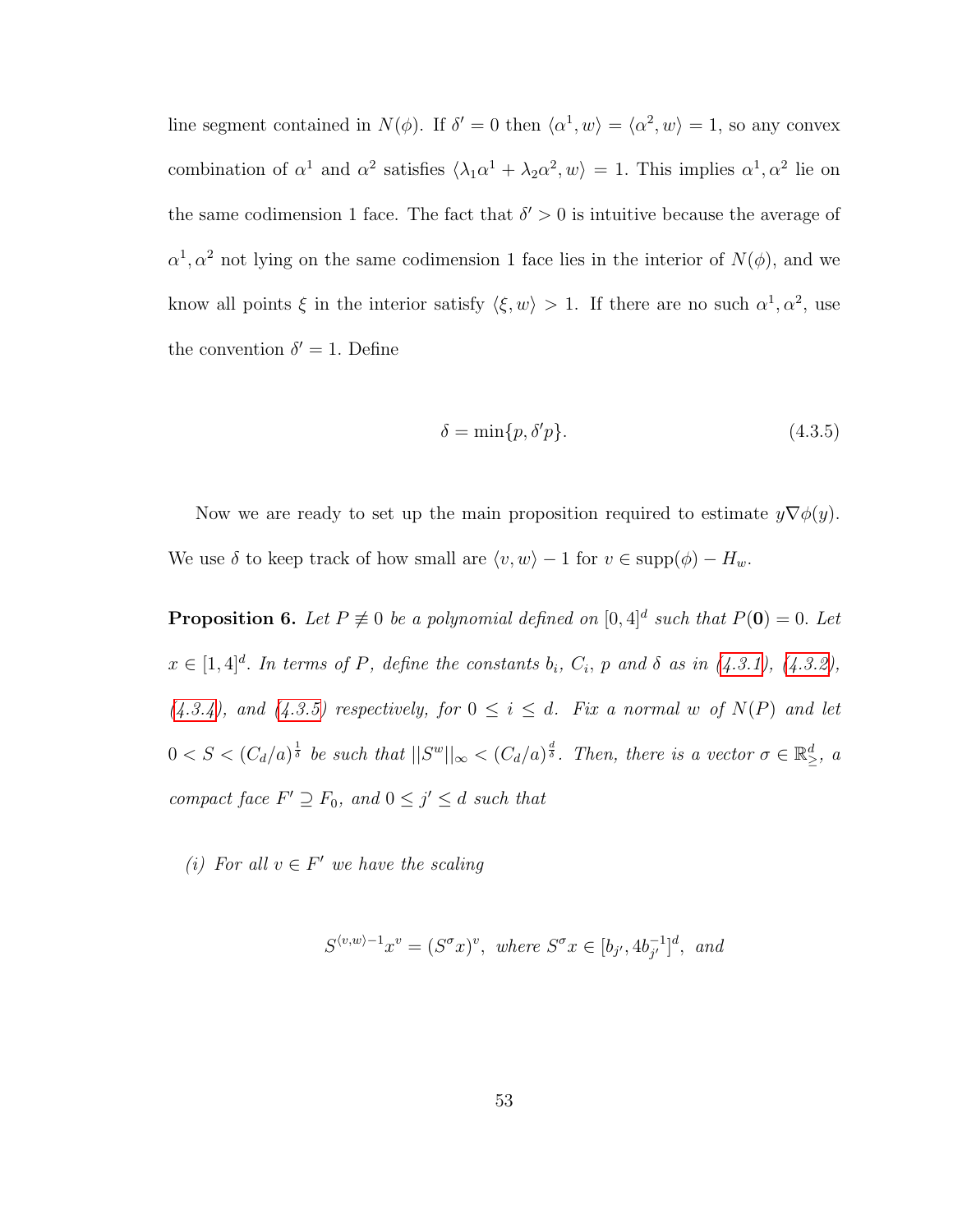line segment contained in $N(\phi)$. If $\delta' = 0$ then $\langle \alpha^1, w\rangle = \langle \alpha^2, w\rangle = 1$, so any convex combination of $\alpha^1$ and $\alpha^2$ satisfies $\langle \lambda_1\alpha^1 + \lambda_2\alpha^2, w\rangle = 1$. This implies $\alpha^1, \alpha^2$ lie on the same codimension 1 face. The fact that $\delta' > 0$ is intuitive because the average of $\alpha^1, \alpha^2$ not lying on the same codimension 1 face lies in the interior of $N(\phi)$, and we know all points $\xi$ in the interior satisfy $\langle \xi, w\rangle > 1$. If there are no such $\alpha^1, \alpha^2$, use the convention $\delta' = 1$. Define

$$\delta = \min\{p, \delta' p\}. \tag{4.3.5}$$

Now we are ready to set up the main proposition required to estimate $y\nabla\phi(y)$. We use $\delta$ to keep track of how small are $\langle v, w\rangle - 1$ for $v \in \operatorname{supp}(\phi) - H_w$.

**Proposition 6.** *Let $P \not\equiv 0$ be a polynomial defined on $[0,4]^d$ such that $P(\mathbf{0}) = 0$. Let $x \in [1,4]^d$. In terms of $P$, define the constants $b_i$, $C_i$, $p$ and $\delta$ as in (4.3.1), (4.3.2), (4.3.4), and (4.3.5) respectively, for $0 \le i \le d$. Fix a normal $w$ of $N(P)$ and let $0 < S < (C_d/a)^{\frac{1}{\delta}}$ be such that $||S^w||_\infty < (C_d/a)^{\frac{d}{\delta}}$. Then, there is a vector $\sigma \in \mathbb{R}^d_{\geq}$, a compact face $F' \supseteq F_0$, and $0 \le j' \le d$ such that*

*(i) For all $v \in F'$ we have the scaling*

$$S^{\langle v,w\rangle - 1} x^v = (S^\sigma x)^v, \text{ where } S^\sigma x \in [b_{j'}, 4b_{j'}^{-1}]^d, \text{ and}$$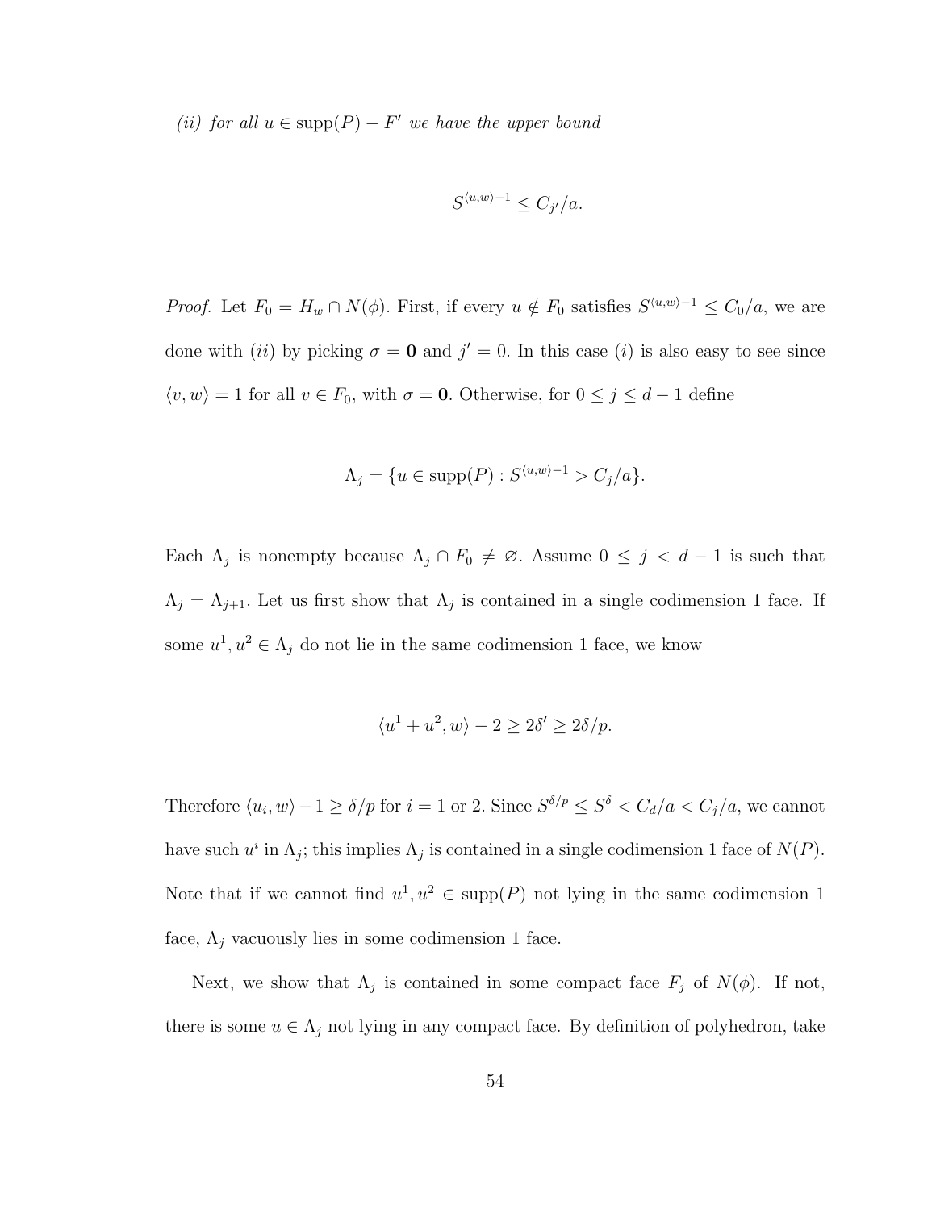*(ii) for all $u \in \operatorname{supp}(P) - F'$ we have the upper bound*

$$S^{\langle u,w\rangle -1} \leq C_{j'}/a.$$

*Proof.* Let $F_0 = H_w \cap N(\phi)$. First, if every $u \notin F_0$ satisfies $S^{\langle u,w\rangle -1} \leq C_0/a$, we are done with $(ii)$ by picking $\sigma = \mathbf{0}$ and $j' = 0$. In this case $(i)$ is also easy to see since $\langle v, w\rangle = 1$ for all $v \in F_0$, with $\sigma = \mathbf{0}$. Otherwise, for $0 \leq j \leq d-1$ define

$$\Lambda_j = \{u \in \operatorname{supp}(P) : S^{\langle u,w\rangle -1} > C_j/a\}.$$

Each $\Lambda_j$ is nonempty because $\Lambda_j \cap F_0 \neq \varnothing$. Assume $0 \leq j < d-1$ is such that $\Lambda_j = \Lambda_{j+1}$. Let us first show that $\Lambda_j$ is contained in a single codimension 1 face. If some $u^1, u^2 \in \Lambda_j$ do not lie in the same codimension 1 face, we know

$$\langle u^1 + u^2, w\rangle - 2 \geq 2\delta' \geq 2\delta/p.$$

Therefore $\langle u_i, w\rangle - 1 \geq \delta/p$ for $i = 1$ or 2. Since $S^{\delta/p} \leq S^{\delta} < C_d/a < C_j/a$, we cannot have such $u^i$ in $\Lambda_j$; this implies $\Lambda_j$ is contained in a single codimension 1 face of $N(P)$. Note that if we cannot find $u^1, u^2 \in \operatorname{supp}(P)$ not lying in the same codimension 1 face, $\Lambda_j$ vacuously lies in some codimension 1 face.

Next, we show that $\Lambda_j$ is contained in some compact face $F_j$ of $N(\phi)$. If not, there is some $u \in \Lambda_j$ not lying in any compact face. By definition of polyhedron, take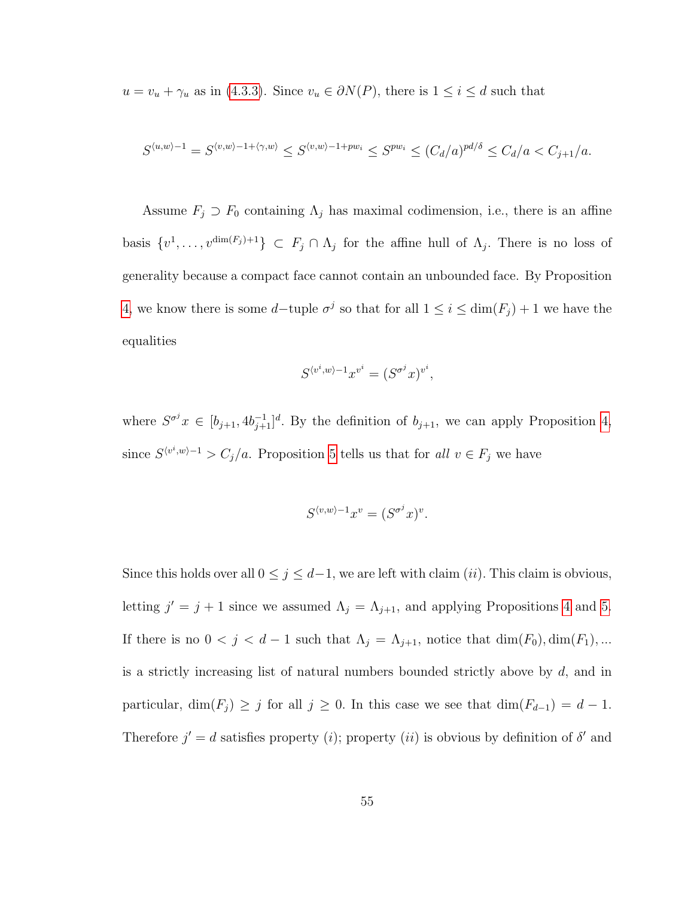$u = v_u + \gamma_u$ as in (4.3.3). Since $v_u \in \partial N(P)$, there is $1 \leq i \leq d$ such that

$$S^{\langle u,w\rangle -1} = S^{\langle v,w\rangle -1+\langle \gamma,w\rangle} \leq S^{\langle v,w\rangle -1+pw_i} \leq S^{pw_i} \leq (C_d/a)^{pd/\delta} \leq C_d/a < C_{j+1}/a.$$

Assume $F_j \supset F_0$ containing $\Lambda_j$ has maximal codimension, i.e., there is an affine basis $\{v^1, \ldots, v^{\dim(F_j)+1}\} \subset F_j \cap \Lambda_j$ for the affine hull of $\Lambda_j$. There is no loss of generality because a compact face cannot contain an unbounded face. By Proposition 4, we know there is some $d-$tuple $\sigma^j$ so that for all $1 \leq i \leq \dim(F_j)+1$ we have the equalities

$$S^{\langle v^i,w\rangle -1} x^{v^i} = (S^{\sigma^j} x)^{v^i},$$

where $S^{\sigma^j} x \in [b_{j+1}, 4b_{j+1}^{-1}]^d$. By the definition of $b_{j+1}$, we can apply Proposition 4, since $S^{\langle v^i,w\rangle -1} > C_j/a$. Proposition 5 tells us that for *all* $v \in F_j$ we have

$$S^{\langle v,w\rangle -1} x^{v} = (S^{\sigma^j} x)^{v}.$$

Since this holds over all $0 \leq j \leq d-1$, we are left with claim $(ii)$. This claim is obvious, letting $j' = j+1$ since we assumed $\Lambda_j = \Lambda_{j+1}$, and applying Propositions 4 and 5. If there is no $0 < j < d-1$ such that $\Lambda_j = \Lambda_{j+1}$, notice that $\dim(F_0), \dim(F_1), \ldots$ is a strictly increasing list of natural numbers bounded strictly above by $d$, and in particular, $\dim(F_j) \geq j$ for all $j \geq 0$. In this case we see that $\dim(F_{d-1}) = d-1$. Therefore $j' = d$ satisfies property $(i)$; property $(ii)$ is obvious by definition of $\delta'$ and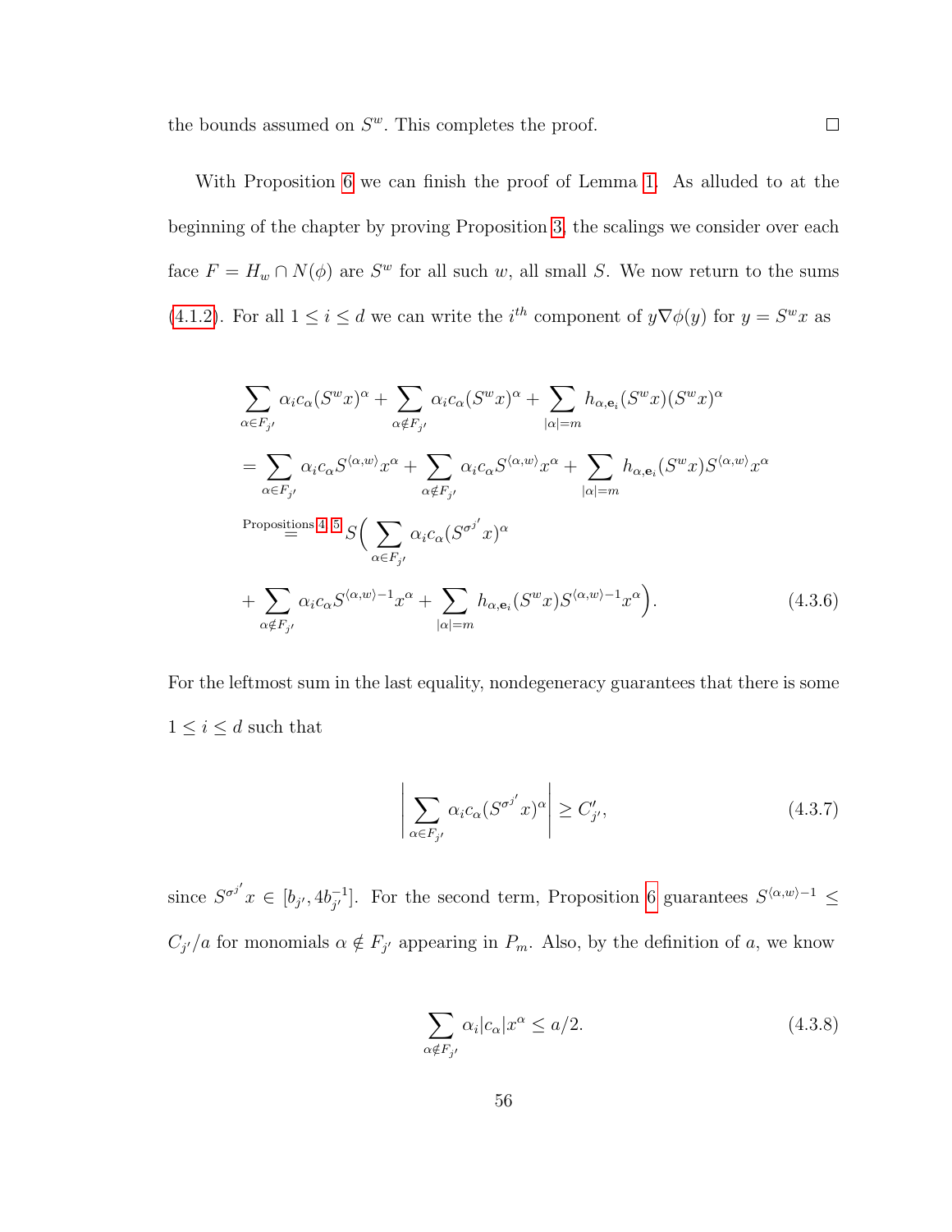the bounds assumed on $S^w$. This completes the proof. $\square$

With Proposition 6 we can finish the proof of Lemma 1. As alluded to at the beginning of the chapter by proving Proposition 3, the scalings we consider over each face $F = H_w \cap N(\phi)$ are $S^w$ for all such $w$, all small $S$. We now return to the sums (4.1.2). For all $1 \leq i \leq d$ we can write the $i^{th}$ component of $y\nabla\phi(y)$ for $y = S^w x$ as

$$
\begin{aligned}
&\sum_{\alpha \in F_{j'}} \alpha_i c_\alpha (S^w x)^\alpha + \sum_{\alpha \notin F_{j'}} \alpha_i c_\alpha (S^w x)^\alpha + \sum_{|\alpha|=m} h_{\alpha,\mathbf{e}_i}(S^w x)(S^w x)^\alpha \\
&= \sum_{\alpha \in F_{j'}} \alpha_i c_\alpha S^{\langle \alpha, w\rangle} x^\alpha + \sum_{\alpha \notin F_{j'}} \alpha_i c_\alpha S^{\langle \alpha, w\rangle} x^\alpha + \sum_{|\alpha|=m} h_{\alpha,\mathbf{e}_i}(S^w x) S^{\langle \alpha, w\rangle} x^\alpha \\
&\overset{\text{Propositions 4, 5}}{=} S\Big(\sum_{\alpha \in F_{j'}} \alpha_i c_\alpha (S^{\sigma^{j'}} x)^\alpha \\
&\quad + \sum_{\alpha \notin F_{j'}} \alpha_i c_\alpha S^{\langle \alpha, w\rangle - 1} x^\alpha + \sum_{|\alpha|=m} h_{\alpha,\mathbf{e}_i}(S^w x) S^{\langle \alpha, w\rangle - 1} x^\alpha\Big).
\end{aligned}
\tag{4.3.6}
$$

For the leftmost sum in the last equality, nondegeneracy guarantees that there is some $1 \leq i \leq d$ such that

$$
\left| \sum_{\alpha \in F_{j'}} \alpha_i c_\alpha (S^{\sigma^{j'}} x)^\alpha \right| \geq C'_{j'}, \tag{4.3.7}
$$

since $S^{\sigma^{j'}} x \in [b_{j'}, 4b_{j'}^{-1}]$. For the second term, Proposition 6 guarantees $S^{\langle \alpha, w\rangle - 1} \leq C_{j'}/a$ for monomials $\alpha \notin F_{j'}$ appearing in $P_m$. Also, by the definition of $a$, we know

$$
\sum_{\alpha \notin F_{j'}} \alpha_i |c_\alpha| x^\alpha \leq a/2. \tag{4.3.8}
$$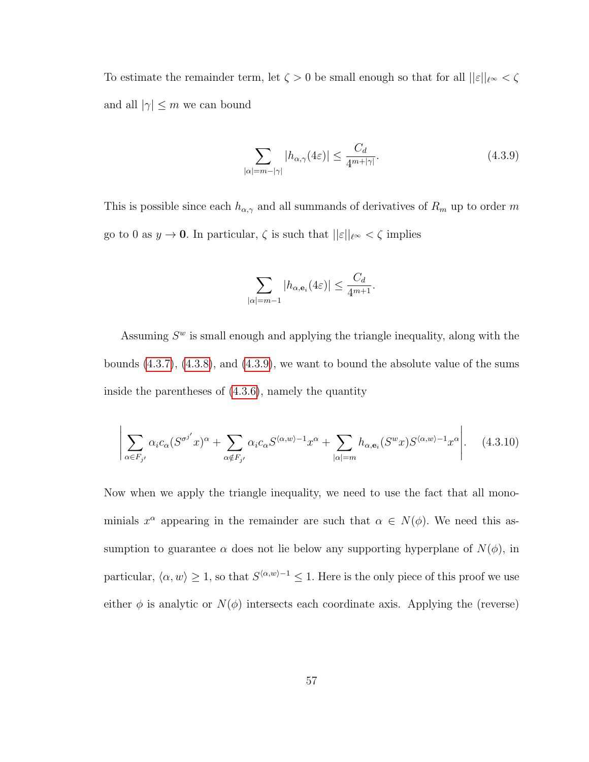To estimate the remainder term, let $\zeta > 0$ be small enough so that for all $||\varepsilon||_{\ell^\infty} < \zeta$ and all $|\gamma| \leq m$ we can bound

$$\sum_{|\alpha|=m-|\gamma|} |h_{\alpha,\gamma}(4\varepsilon)| \leq \frac{C_d}{4^{m+|\gamma|}}. \tag{4.3.9}$$

This is possible since each $h_{\alpha,\gamma}$ and all summands of derivatives of $R_m$ up to order $m$ go to 0 as $y \to \mathbf{0}$. In particular, $\zeta$ is such that $||\varepsilon||_{\ell^\infty} < \zeta$ implies

$$\sum_{|\alpha|=m-1} |h_{\alpha,\mathbf{e}_i}(4\varepsilon)| \leq \frac{C_d}{4^{m+1}}.$$

Assuming $S^w$ is small enough and applying the triangle inequality, along with the bounds (4.3.7), (4.3.8), and (4.3.9), we want to bound the absolute value of the sums inside the parentheses of (4.3.6), namely the quantity

$$\left| \sum_{\alpha \in F_{j'}} \alpha_i c_\alpha (S^{\sigma^{j'}} x)^\alpha + \sum_{\alpha \notin F_{j'}} \alpha_i c_\alpha S^{\langle \alpha, w \rangle - 1} x^\alpha + \sum_{|\alpha|=m} h_{\alpha,\mathbf{e}_i}(S^w x) S^{\langle \alpha, w\rangle -1} x^\alpha \right|. \tag{4.3.10}$$

Now when we apply the triangle inequality, we need to use the fact that all monominials $x^\alpha$ appearing in the remainder are such that $\alpha \in N(\phi)$. We need this assumption to guarantee $\alpha$ does not lie below any supporting hyperplane of $N(\phi)$, in particular, $\langle \alpha, w \rangle \geq 1$, so that $S^{\langle \alpha, w \rangle - 1} \leq 1$. Here is the only piece of this proof we use either $\phi$ is analytic or $N(\phi)$ intersects each coordinate axis. Applying the (reverse)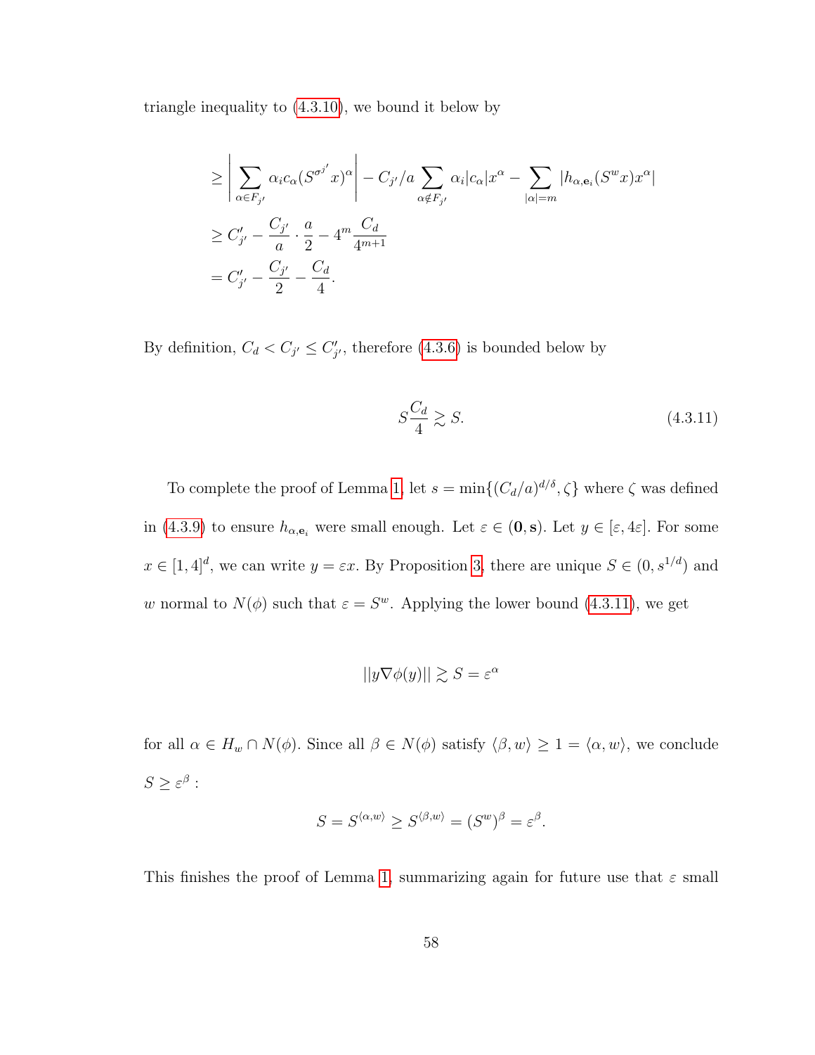triangle inequality to (4.3.10), we bound it below by

$$
\begin{aligned}
&\geq \left| \sum_{\alpha \in F_{j'}} \alpha_i c_\alpha (S^{\sigma^{j'}} x)^\alpha \right| - C_{j'}/a \sum_{\alpha \notin F_{j'}} \alpha_i |c_\alpha| x^\alpha - \sum_{|\alpha|=m} |h_{\alpha,\mathbf{e}_i}(S^w x) x^\alpha| \\
&\geq C'_{j'} - \frac{C_{j'}}{a} \cdot \frac{a}{2} - 4^m \frac{C_d}{4^{m+1}} \\
&= C'_{j'} - \frac{C_{j'}}{2} - \frac{C_d}{4}.
\end{aligned}
$$

By definition, $C_d < C_{j'} \leq C'_{j'}$, therefore (4.3.6) is bounded below by

$$
S \frac{C_d}{4} \gtrsim S. \tag{4.3.11}
$$

To complete the proof of Lemma 1, let $s = \min\{(C_d/a)^{d/\delta}, \zeta\}$ where $\zeta$ was defined in (4.3.9) to ensure $h_{\alpha,\mathbf{e}_i}$ were small enough. Let $\varepsilon \in (\mathbf{0}, \mathbf{s})$. Let $y \in [\varepsilon, 4\varepsilon]$. For some $x \in [1,4]^d$, we can write $y = \varepsilon x$. By Proposition 3, there are unique $S \in (0, s^{1/d})$ and $w$ normal to $N(\phi)$ such that $\varepsilon = S^w$. Applying the lower bound (4.3.11), we get

$$
||y \nabla \phi(y)|| \gtrsim S = \varepsilon^\alpha
$$

for all $\alpha \in H_w \cap N(\phi)$. Since all $\beta \in N(\phi)$ satisfy $\langle \beta, w \rangle \geq 1 = \langle \alpha, w \rangle$, we conclude $S \geq \varepsilon^\beta$ :

$$
S = S^{\langle \alpha, w \rangle} \geq S^{\langle \beta, w \rangle} = (S^w)^\beta = \varepsilon^\beta.
$$

This finishes the proof of Lemma 1, summarizing again for future use that $\varepsilon$ small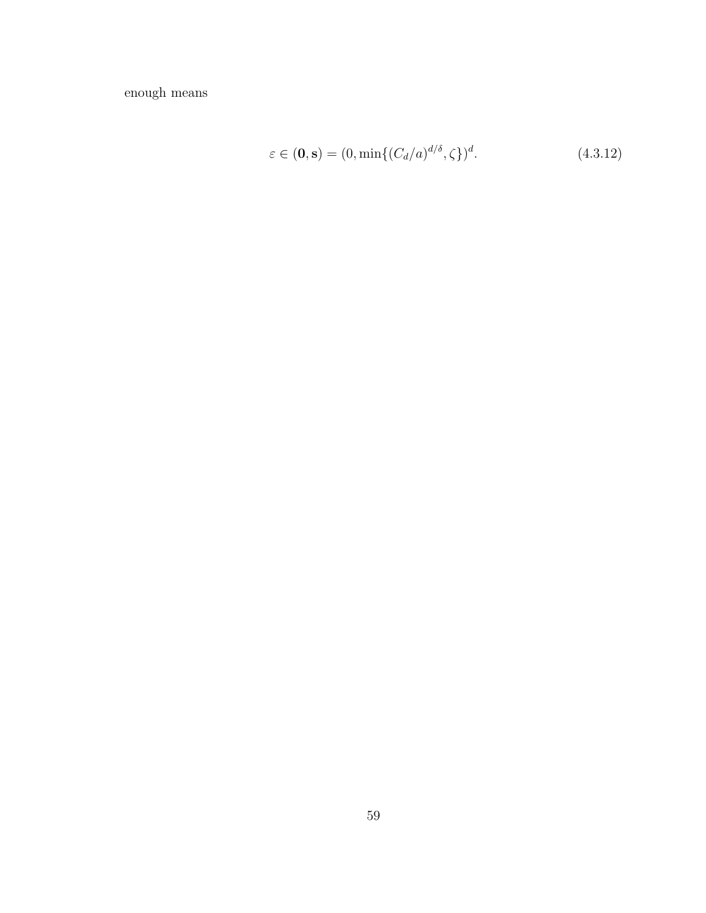enough means

$$\varepsilon \in (\mathbf{0}, \mathbf{s}) = (0, \min\{(C_d/a)^{d/\delta}, \zeta\})^d. \tag{4.3.12}$$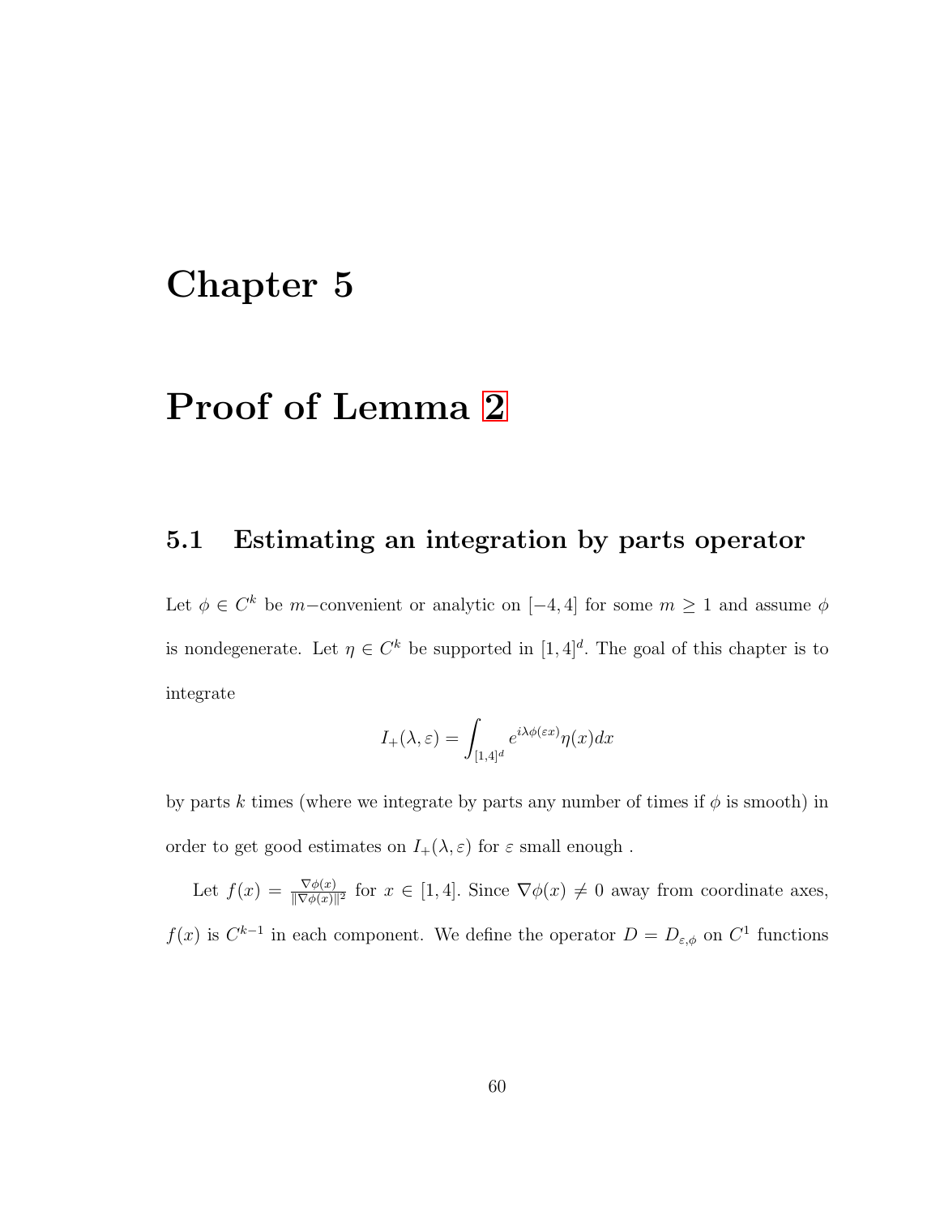# Chapter 5

# Proof of Lemma 2

## 5.1 Estimating an integration by parts operator

Let $\phi \in C^k$ be $m-$convenient or analytic on $[-4, 4]$ for some $m \geq 1$ and assume $\phi$ is nondegenerate. Let $\eta \in C^k$ be supported in $[1, 4]^d$. The goal of this chapter is to integrate

$$I_+(\lambda, \varepsilon) = \int_{[1,4]^d} e^{i\lambda\phi(\varepsilon x)}\eta(x)dx$$

by parts $k$ times (where we integrate by parts any number of times if $\phi$ is smooth) in order to get good estimates on $I_+(\lambda, \varepsilon)$ for $\varepsilon$ small enough .

Let $f(x) = \frac{\nabla\phi(x)}{\|\nabla\phi(x)\|^2}$ for $x \in [1, 4]$. Since $\nabla\phi(x) \neq 0$ away from coordinate axes, $f(x)$ is $C^{k-1}$ in each component. We define the operator $D = D_{\varepsilon,\phi}$ on $C^1$ functions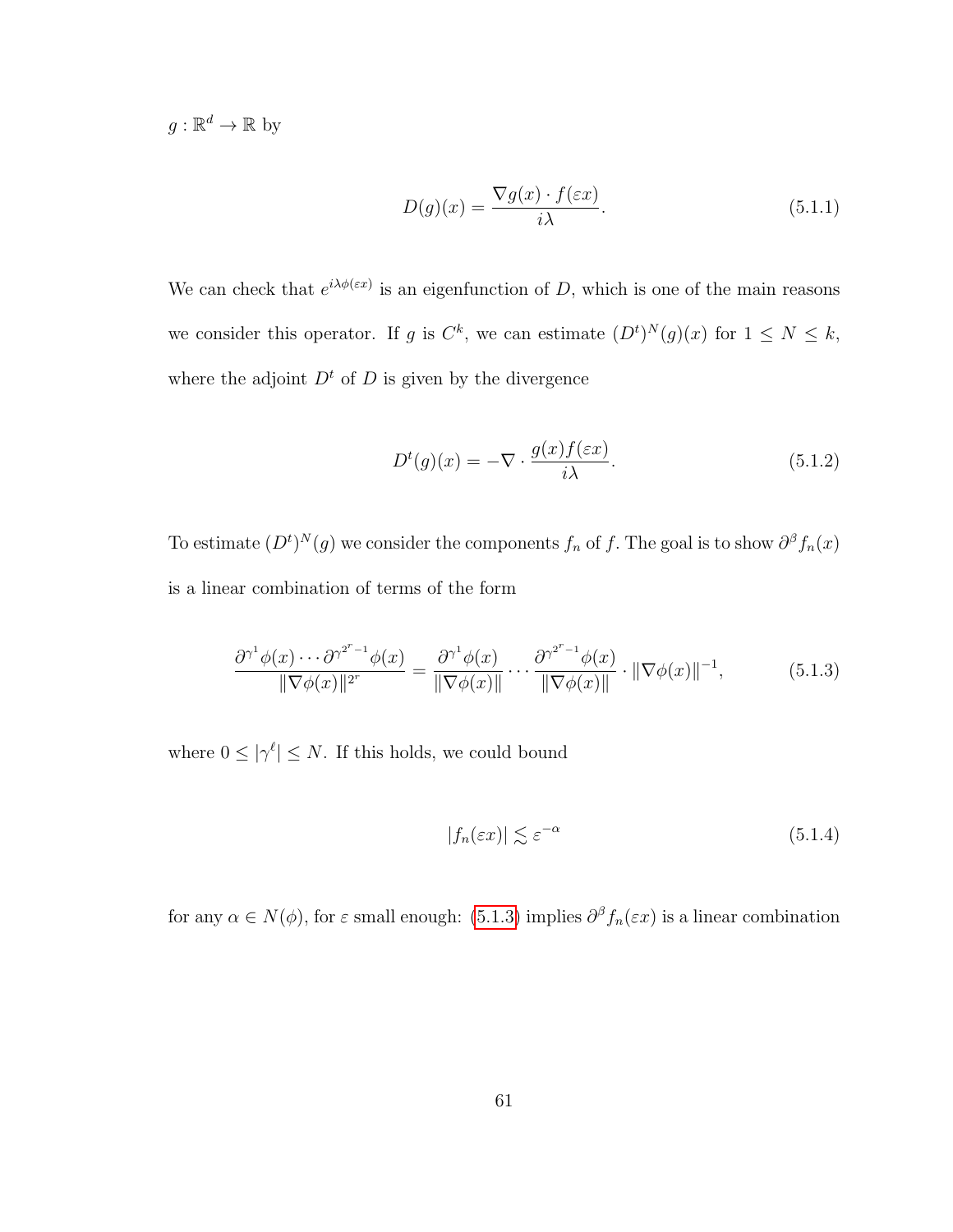$g : \mathbb{R}^d \to \mathbb{R}$ by

$$D(g)(x) = \frac{\nabla g(x) \cdot f(\varepsilon x)}{i\lambda}. \tag{5.1.1}$$

We can check that $e^{i\lambda\phi(\varepsilon x)}$ is an eigenfunction of $D$, which is one of the main reasons we consider this operator. If $g$ is $C^k$, we can estimate $(D^t)^N(g)(x)$ for $1 \leq N \leq k$, where the adjoint $D^t$ of $D$ is given by the divergence

$$D^t(g)(x) = -\nabla \cdot \frac{g(x) f(\varepsilon x)}{i\lambda}. \tag{5.1.2}$$

To estimate $(D^t)^N(g)$ we consider the components $f_n$ of $f$. The goal is to show $\partial^\beta f_n(x)$ is a linear combination of terms of the form

$$\frac{\partial^{\gamma^1}\phi(x) \cdots \partial^{\gamma^{2^r-1}}\phi(x)}{\|\nabla\phi(x)\|^{2^r}} = \frac{\partial^{\gamma^1}\phi(x)}{\|\nabla\phi(x)\|} \cdots \frac{\partial^{\gamma^{2^r-1}}\phi(x)}{\|\nabla\phi(x)\|} \cdot \|\nabla\phi(x)\|^{-1}, \tag{5.1.3}$$

where $0 \leq |\gamma^\ell| \leq N$. If this holds, we could bound

$$|f_n(\varepsilon x)| \lesssim \varepsilon^{-\alpha} \tag{5.1.4}$$

for any $\alpha \in N(\phi)$, for $\varepsilon$ small enough: (5.1.3) implies $\partial^\beta f_n(\varepsilon x)$ is a linear combination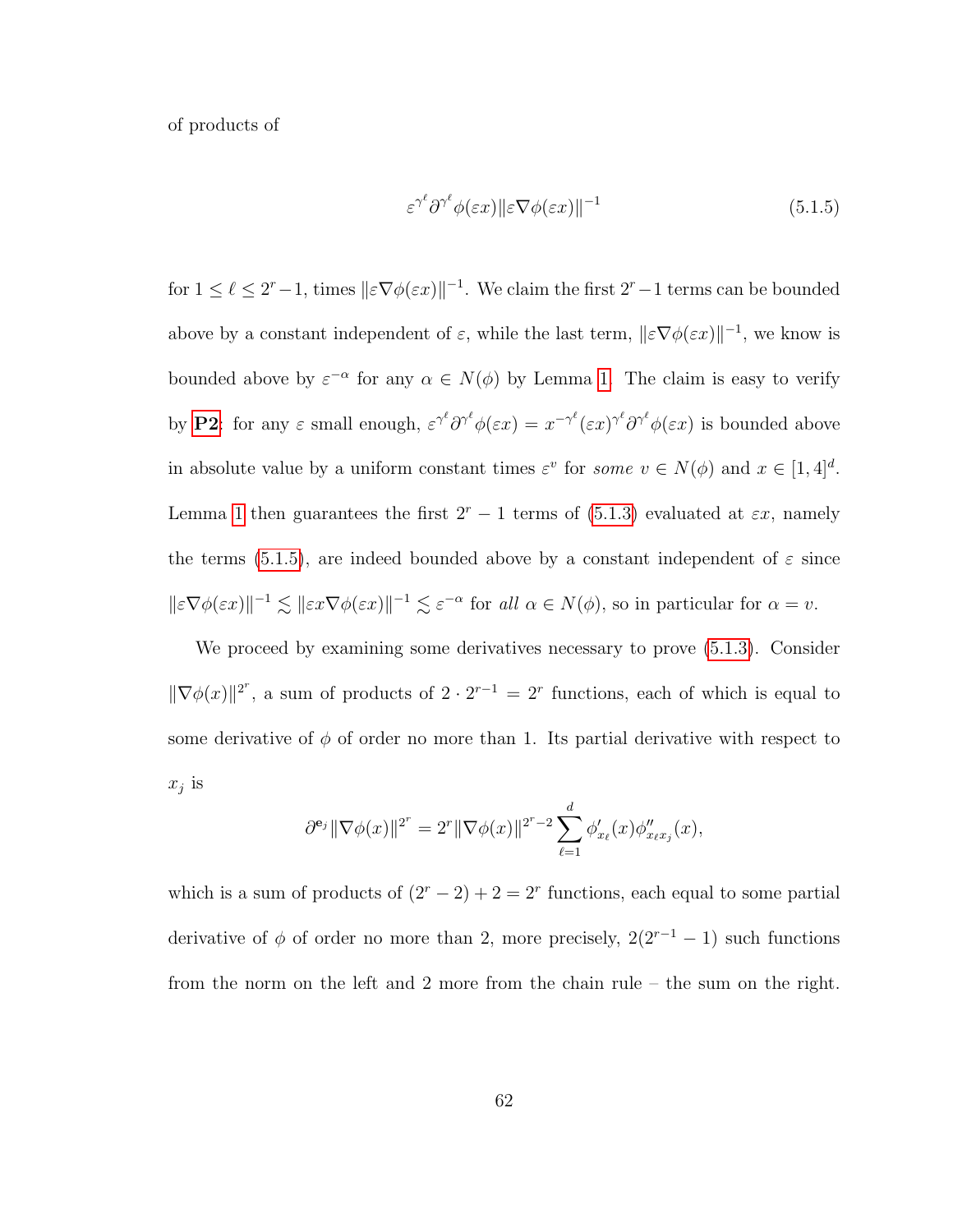of products of

$$\varepsilon^{\gamma^\ell}\partial^{\gamma^\ell}\phi(\varepsilon x)\|\varepsilon\nabla\phi(\varepsilon x)\|^{-1} \tag{5.1.5}$$

for $1 \leq \ell \leq 2^r - 1$, times $\|\varepsilon\nabla\phi(\varepsilon x)\|^{-1}$. We claim the first $2^r - 1$ terms can be bounded above by a constant independent of $\varepsilon$, while the last term, $\|\varepsilon\nabla\phi(\varepsilon x)\|^{-1}$, we know is bounded above by $\varepsilon^{-\alpha}$ for any $\alpha \in N(\phi)$ by Lemma 1. The claim is easy to verify by **P2**: for any $\varepsilon$ small enough, $\varepsilon^{\gamma^\ell}\partial^{\gamma^\ell}\phi(\varepsilon x) = x^{-\gamma^\ell}(\varepsilon x)^{\gamma^\ell}\partial^{\gamma^\ell}\phi(\varepsilon x)$ is bounded above in absolute value by a uniform constant times $\varepsilon^v$ for *some* $v \in N(\phi)$ and $x \in [1,4]^d$. Lemma 1 then guarantees the first $2^r - 1$ terms of (5.1.3) evaluated at $\varepsilon x$, namely the terms (5.1.5), are indeed bounded above by a constant independent of $\varepsilon$ since $\|\varepsilon\nabla\phi(\varepsilon x)\|^{-1} \lesssim \|\varepsilon x\nabla\phi(\varepsilon x)\|^{-1} \lesssim \varepsilon^{-\alpha}$ for *all* $\alpha \in N(\phi)$, so in particular for $\alpha = v$.

We proceed by examining some derivatives necessary to prove (5.1.3). Consider $\|\nabla\phi(x)\|^{2^r}$, a sum of products of $2 \cdot 2^{r-1} = 2^r$ functions, each of which is equal to some derivative of $\phi$ of order no more than 1. Its partial derivative with respect to $x_j$ is

$$\partial^{\mathbf{e}_j}\|\nabla\phi(x)\|^{2^r} = 2^r\|\nabla\phi(x)\|^{2^r-2}\sum_{\ell=1}^{d}\phi'_{x_\ell}(x)\phi''_{x_\ell x_j}(x),$$

which is a sum of products of $(2^r - 2) + 2 = 2^r$ functions, each equal to some partial derivative of $\phi$ of order no more than 2, more precisely, $2(2^{r-1} - 1)$ such functions from the norm on the left and 2 more from the chain rule – the sum on the right.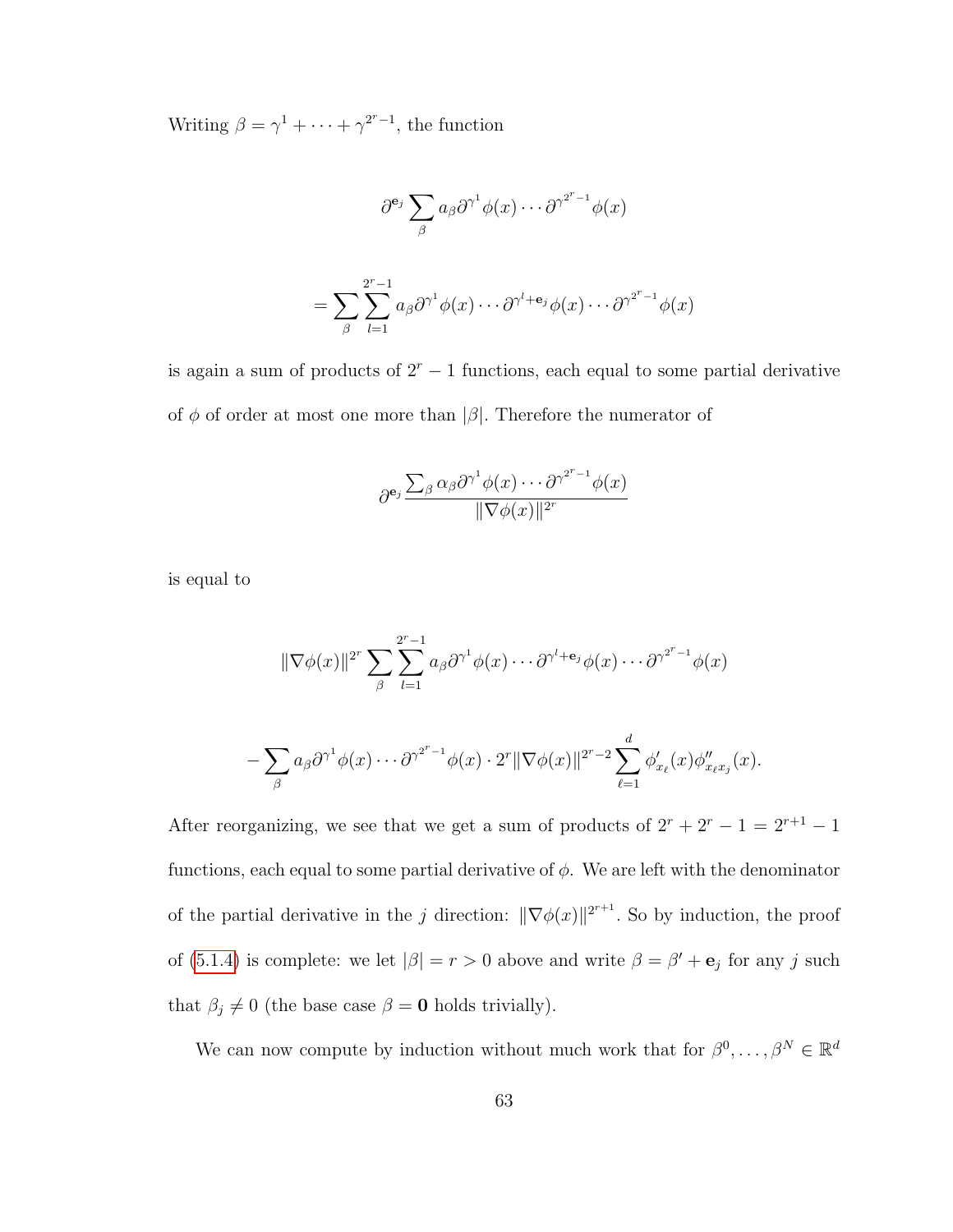Writing $\beta = \gamma^1 + \cdots + \gamma^{2^r-1}$, the function

$$\partial^{\mathbf{e}_j} \sum_\beta a_\beta \partial^{\gamma^1}\phi(x) \cdots \partial^{\gamma^{2^r-1}}\phi(x)$$

$$= \sum_\beta \sum_{l=1}^{2^r-1} a_\beta \partial^{\gamma^1}\phi(x) \cdots \partial^{\gamma^l+\mathbf{e}_j}\phi(x) \cdots \partial^{\gamma^{2^r-1}}\phi(x)$$

is again a sum of products of $2^r - 1$ functions, each equal to some partial derivative of $\phi$ of order at most one more than $|\beta|$. Therefore the numerator of

$$\partial^{\mathbf{e}_j} \frac{\sum_\beta \alpha_\beta \partial^{\gamma^1}\phi(x) \cdots \partial^{\gamma^{2^r-1}}\phi(x)}{\|\nabla\phi(x)\|^{2^r}}$$

is equal to

$$\|\nabla\phi(x)\|^{2^r} \sum_\beta \sum_{l=1}^{2^r-1} a_\beta \partial^{\gamma^1}\phi(x) \cdots \partial^{\gamma^l+\mathbf{e}_j}\phi(x) \cdots \partial^{\gamma^{2^r-1}}\phi(x)$$

$$- \sum_\beta a_\beta \partial^{\gamma^1}\phi(x) \cdots \partial^{\gamma^{2^r-1}}\phi(x) \cdot 2^r \|\nabla\phi(x)\|^{2^r-2} \sum_{\ell=1}^{d} \phi'_{x_\ell}(x)\phi''_{x_\ell x_j}(x).$$

After reorganizing, we see that we get a sum of products of $2^r + 2^r - 1 = 2^{r+1} - 1$ functions, each equal to some partial derivative of $\phi$. We are left with the denominator of the partial derivative in the $j$ direction: $\|\nabla\phi(x)\|^{2^{r+1}}$. So by induction, the proof of (5.1.4) is complete: we let $|\beta| = r > 0$ above and write $\beta = \beta' + \mathbf{e}_j$ for any $j$ such that $\beta_j \neq 0$ (the base case $\beta = \mathbf{0}$ holds trivially).

We can now compute by induction without much work that for $\beta^0, \ldots, \beta^N \in \mathbb{R}^d$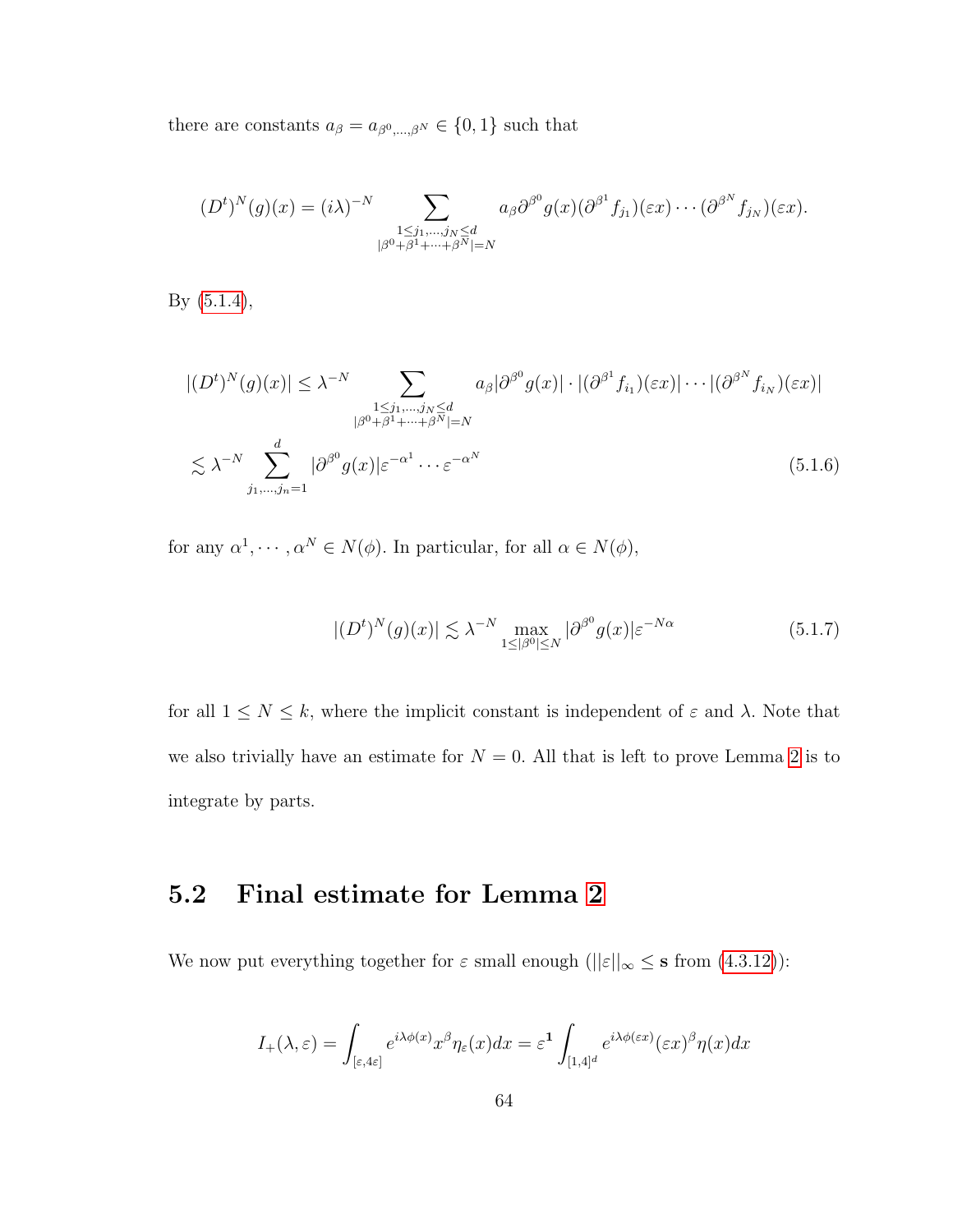there are constants $a_\beta = a_{\beta^0,\ldots,\beta^N} \in \{0,1\}$ such that

$$(D^t)^N(g)(x) = (i\lambda)^{-N} \sum_{\substack{1\le j_1,\ldots,j_N \le d \\ |\beta^0+\beta^1+\cdots+\beta^N|=N}} a_\beta \partial^{\beta^0} g(x)(\partial^{\beta^1} f_{j_1})(\varepsilon x)\cdots(\partial^{\beta^N} f_{j_N})(\varepsilon x).$$

By (5.1.4),

$$|(D^t)^N(g)(x)| \le \lambda^{-N} \sum_{\substack{1\le j_1,\ldots,j_N \le d \\ |\beta^0+\beta^1+\cdots+\beta^N|=N}} a_\beta |\partial^{\beta^0} g(x)| \cdot |(\partial^{\beta^1} f_{i_1})(\varepsilon x)| \cdots |(\partial^{\beta^N} f_{i_N})(\varepsilon x)|$$

$$\lesssim \lambda^{-N} \sum_{j_1,\ldots,j_n=1}^{d} |\partial^{\beta^0} g(x)| \varepsilon^{-\alpha^1}\cdots\varepsilon^{-\alpha^N} \tag{5.1.6}$$

for any $\alpha^1, \cdots, \alpha^N \in N(\phi)$. In particular, for all $\alpha \in N(\phi)$,

$$|(D^t)^N(g)(x)| \lesssim \lambda^{-N} \max_{1\le|\beta^0|\le N} |\partial^{\beta^0} g(x)| \varepsilon^{-N\alpha} \tag{5.1.7}$$

for all $1 \le N \le k$, where the implicit constant is independent of $\varepsilon$ and $\lambda$. Note that we also trivially have an estimate for $N = 0$. All that is left to prove Lemma 2 is to integrate by parts.

## 5.2 Final estimate for Lemma 2

We now put everything together for $\varepsilon$ small enough ($||\varepsilon||_\infty \le \mathbf{s}$ from (4.3.12)):

$$I_+(\lambda,\varepsilon) = \int_{[\varepsilon,4\varepsilon]} e^{i\lambda\phi(x)} x^\beta \eta_\varepsilon(x)dx = \varepsilon^{\mathbf{1}} \int_{[1,4]^d} e^{i\lambda\phi(\varepsilon x)} (\varepsilon x)^\beta \eta(x)dx$$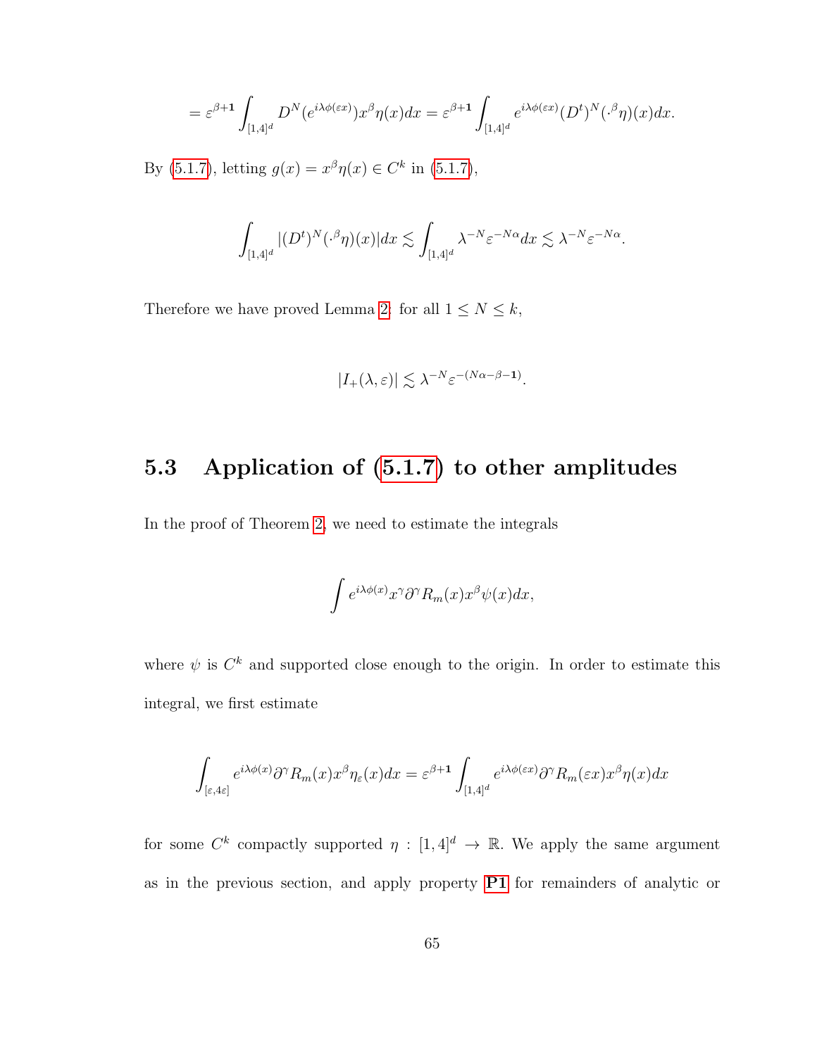$$= \varepsilon^{\beta+\mathbf{1}} \int_{[1,4]^d} D^N(e^{i\lambda\phi(\varepsilon x)}) x^\beta \eta(x) dx = \varepsilon^{\beta+\mathbf{1}} \int_{[1,4]^d} e^{i\lambda\phi(\varepsilon x)} (D^t)^N(\cdot^\beta \eta)(x) dx.$$

By (5.1.7), letting $g(x) = x^\beta \eta(x) \in C^k$ in (5.1.7),

$$\int_{[1,4]^d} |(D^t)^N(\cdot^\beta \eta)(x)| dx \lesssim \int_{[1,4]^d} \lambda^{-N} \varepsilon^{-N\alpha} dx \lesssim \lambda^{-N} \varepsilon^{-N\alpha}.$$

Therefore we have proved Lemma 2: for all $1 \leq N \leq k$,

$$|I_+(\lambda, \varepsilon)| \lesssim \lambda^{-N} \varepsilon^{-(N\alpha - \beta - \mathbf{1})}.$$

## 5.3 Application of (5.1.7) to other amplitudes

In the proof of Theorem 2, we need to estimate the integrals

$$\int e^{i\lambda\phi(x)} x^\gamma \partial^\gamma R_m(x) x^\beta \psi(x) dx,$$

where $\psi$ is $C^k$ and supported close enough to the origin. In order to estimate this integral, we first estimate

$$\int_{[\varepsilon, 4\varepsilon]} e^{i\lambda\phi(x)} \partial^\gamma R_m(x) x^\beta \eta_\varepsilon(x) dx = \varepsilon^{\beta+\mathbf{1}} \int_{[1,4]^d} e^{i\lambda\phi(\varepsilon x)} \partial^\gamma R_m(\varepsilon x) x^\beta \eta(x) dx$$

for some $C^k$ compactly supported $\eta : [1,4]^d \to \mathbb{R}$. We apply the same argument as in the previous section, and apply property **P1** for remainders of analytic or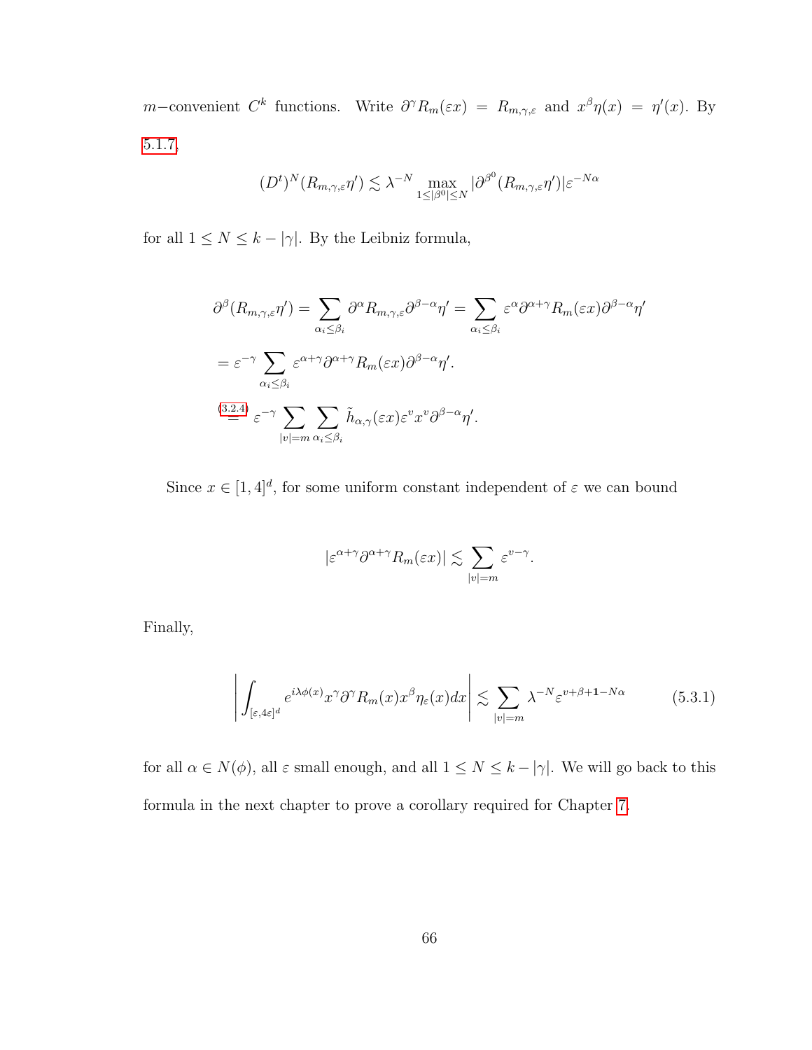$m-$convenient $C^k$ functions. Write $\partial^\gamma R_m(\varepsilon x) = R_{m,\gamma,\varepsilon}$ and $x^\beta \eta(x) = \eta'(x)$. By 5.1.7,

$$(D^t)^N (R_{m,\gamma,\varepsilon}\eta') \lesssim \lambda^{-N} \max_{1\leq |\beta^0| \leq N} |\partial^{\beta^0}(R_{m,\gamma,\varepsilon}\eta')| \varepsilon^{-N\alpha}$$

for all $1 \leq N \leq k - |\gamma|$. By the Leibniz formula,

$$\partial^\beta (R_{m,\gamma,\varepsilon}\eta') = \sum_{\alpha_i \leq \beta_i} \partial^\alpha R_{m,\gamma,\varepsilon} \partial^{\beta-\alpha}\eta' = \sum_{\alpha_i \leq \beta_i} \varepsilon^\alpha \partial^{\alpha+\gamma} R_m(\varepsilon x) \partial^{\beta - \alpha}\eta'$$

$$= \varepsilon^{-\gamma} \sum_{\alpha_i \leq \beta_i} \varepsilon^{\alpha+\gamma} \partial^{\alpha+\gamma} R_m(\varepsilon x) \partial^{\beta-\alpha}\eta'.$$

$$\overset{(3.2.4)}{=} \varepsilon^{-\gamma} \sum_{|v|=m} \sum_{\alpha_i \leq \beta_i} \tilde{h}_{\alpha,\gamma}(\varepsilon x) \varepsilon^v x^v \partial^{\beta-\alpha}\eta'.$$

Since $x \in [1,4]^d$, for some uniform constant independent of $\varepsilon$ we can bound

$$|\varepsilon^{\alpha+\gamma}\partial^{\alpha+\gamma}R_m(\varepsilon x)| \lesssim \sum_{|v|=m} \varepsilon^{v-\gamma}.$$

Finally,

$$\left| \int_{[\varepsilon, 4\varepsilon]^d} e^{i\lambda\phi(x)} x^\gamma \partial^\gamma R_m(x) x^\beta \eta_\varepsilon(x) dx \right| \lesssim \sum_{|v|=m} \lambda^{-N} \varepsilon^{v+\beta+\mathbf{1}-N\alpha} \tag{5.3.1}$$

for all $\alpha \in N(\phi)$, all $\varepsilon$ small enough, and all $1 \leq N \leq k - |\gamma|$. We will go back to this formula in the next chapter to prove a corollary required for Chapter 7.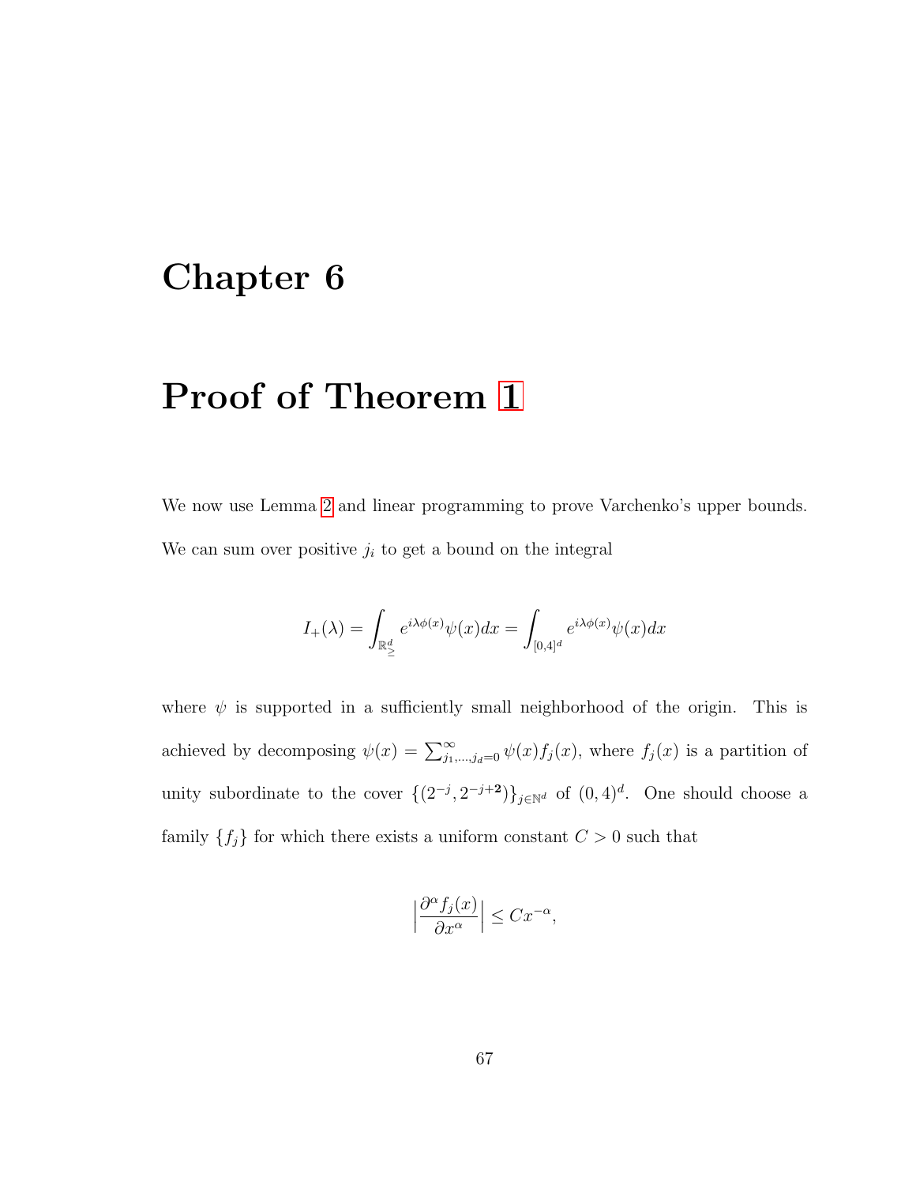# Chapter 6

# Proof of Theorem 1

We now use Lemma 2 and linear programming to prove Varchenko's upper bounds. We can sum over positive $j_i$ to get a bound on the integral

$$I_+(\lambda) = \int_{\mathbb{R}^d_{\geq}} e^{i\lambda\phi(x)}\psi(x)dx = \int_{[0,4]^d} e^{i\lambda\phi(x)}\psi(x)dx$$

where $\psi$ is supported in a sufficiently small neighborhood of the origin. This is achieved by decomposing $\psi(x) = \sum_{j_1,\ldots,j_d=0}^{\infty} \psi(x) f_j(x)$, where $f_j(x)$ is a partition of unity subordinate to the cover $\{(2^{-j}, 2^{-j+\mathbf{2}})\}_{j\in\mathbb{N}^d}$ of $(0,4)^d$. One should choose a family $\{f_j\}$ for which there exists a uniform constant $C > 0$ such that

$$\left|\frac{\partial^\alpha f_j(x)}{\partial x^\alpha}\right| \leq C x^{-\alpha},$$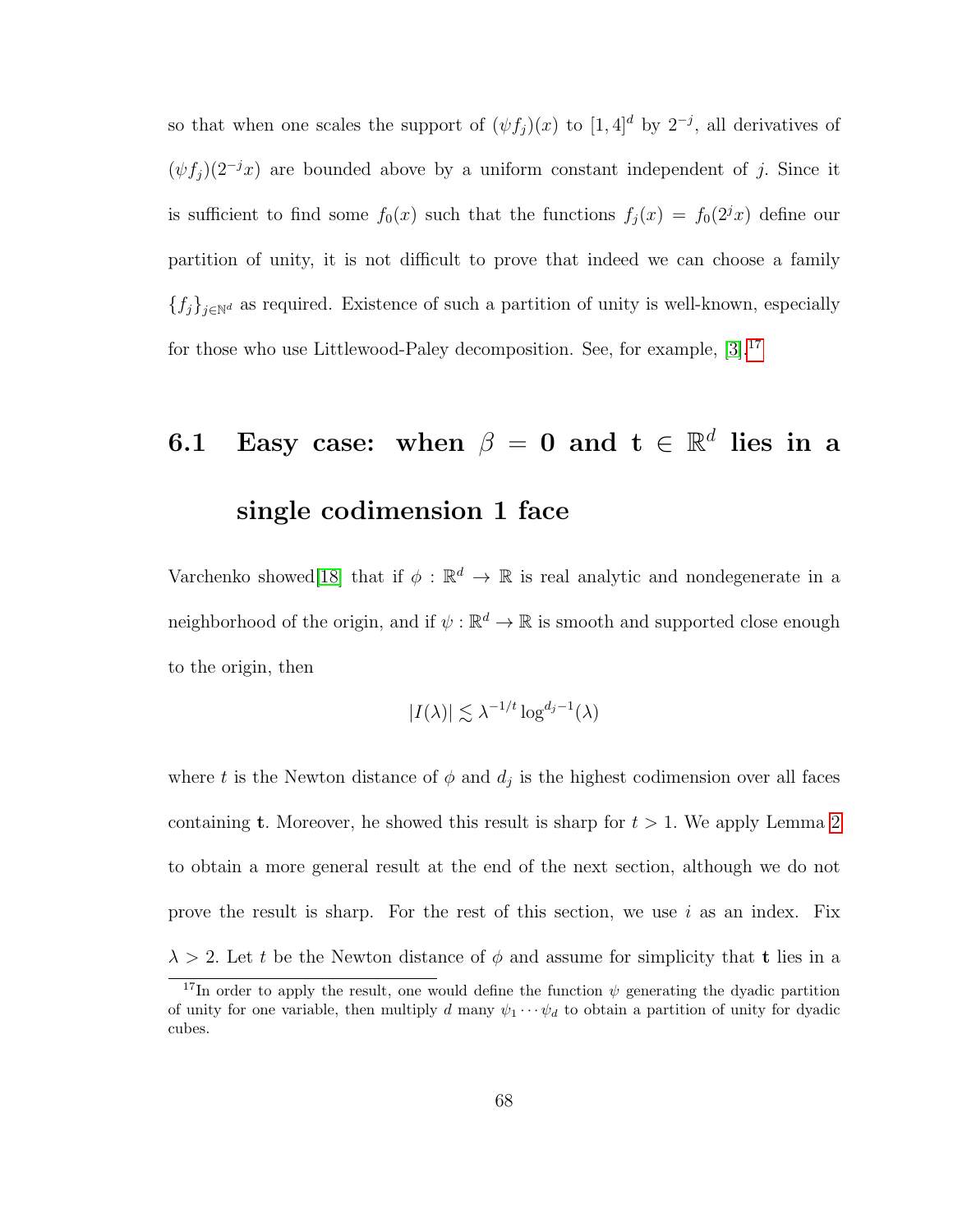so that when one scales the support of $(\psi f_j)(x)$ to $[1,4]^d$ by $2^{-j}$, all derivatives of $(\psi f_j)(2^{-j}x)$ are bounded above by a uniform constant independent of $j$. Since it is sufficient to find some $f_0(x)$ such that the functions $f_j(x) = f_0(2^j x)$ define our partition of unity, it is not difficult to prove that indeed we can choose a family $\{f_j\}_{j \in \mathbb{N}^d}$ as required. Existence of such a partition of unity is well-known, especially for those who use Littlewood-Paley decomposition. See, for example, [3].[17]

## 6.1 Easy case: when $\beta = 0$ and $\mathbf{t} \in \mathbb{R}^d$ lies in a single codimension 1 face

Varchenko showed[18] that if $\phi : \mathbb{R}^d \to \mathbb{R}$ is real analytic and nondegenerate in a neighborhood of the origin, and if $\psi : \mathbb{R}^d \to \mathbb{R}$ is smooth and supported close enough to the origin, then

$$|I(\lambda)| \lesssim \lambda^{-1/t} \log^{d_j - 1}(\lambda)$$

where $t$ is the Newton distance of $\phi$ and $d_j$ is the highest codimension over all faces containing $\mathbf{t}$. Moreover, he showed this result is sharp for $t > 1$. We apply Lemma 2 to obtain a more general result at the end of the next section, although we do not prove the result is sharp. For the rest of this section, we use $i$ as an index. Fix $\lambda > 2$. Let $t$ be the Newton distance of $\phi$ and assume for simplicity that $\mathbf{t}$ lies in a

[17] In order to apply the result, one would define the function $\psi$ generating the dyadic partition of unity for one variable, then multiply $d$ many $\psi_1 \cdots \psi_d$ to obtain a partition of unity for dyadic cubes.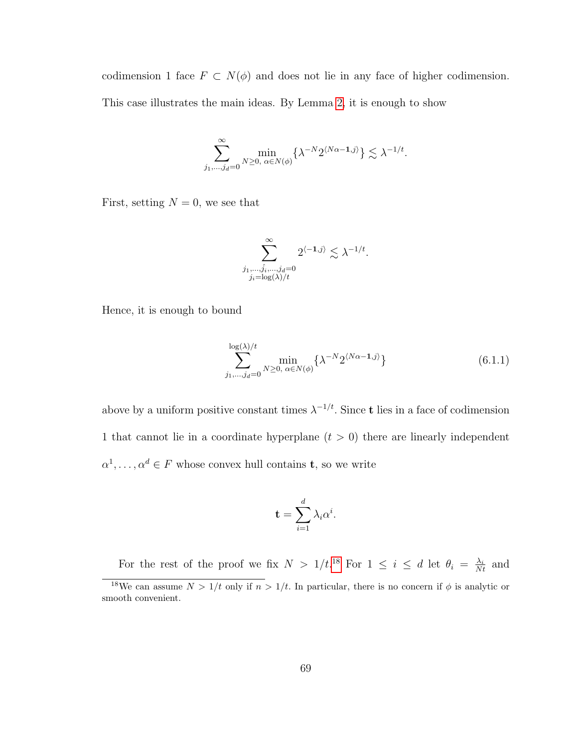codimension 1 face $F \subset N(\phi)$ and does not lie in any face of higher codimension. This case illustrates the main ideas. By Lemma 2, it is enough to show

$$\sum_{j_1,\ldots,j_d=0}^{\infty} \min_{N\geq 0,\ \alpha\in N(\phi)} \{\lambda^{-N} 2^{\langle N\alpha - \mathbf{1}, j\rangle}\} \lesssim \lambda^{-1/t}.$$

First, setting $N = 0$, we see that

$$\sum_{\substack{j_1,\ldots,\hat{j_i},\ldots,j_d=0 \\ j_i=\log(\lambda)/t}}^{\infty} 2^{\langle -\mathbf{1}, j\rangle} \lesssim \lambda^{-1/t}.$$

Hence, it is enough to bound

$$\sum_{j_1,\ldots,j_d=0}^{\log(\lambda)/t} \min_{N\geq 0,\ \alpha\in N(\phi)} \{\lambda^{-N} 2^{\langle N\alpha - \mathbf{1}, j\rangle}\} \tag{6.1.1}$$

above by a uniform positive constant times $\lambda^{-1/t}$. Since $\mathbf{t}$ lies in a face of codimension 1 that cannot lie in a coordinate hyperplane ($t > 0$) there are linearly independent $\alpha^1, \ldots, \alpha^d \in F$ whose convex hull contains $\mathbf{t}$, so we write

$$\mathbf{t} = \sum_{i=1}^{d} \lambda_i \alpha^i.$$

For the rest of the proof we fix $N > 1/t$.[18] For $1 \leq i \leq d$ let $\theta_i = \frac{\lambda_i}{Nt}$ and

[18] We can assume $N > 1/t$ only if $n > 1/t$. In particular, there is no concern if $\phi$ is analytic or smooth convenient.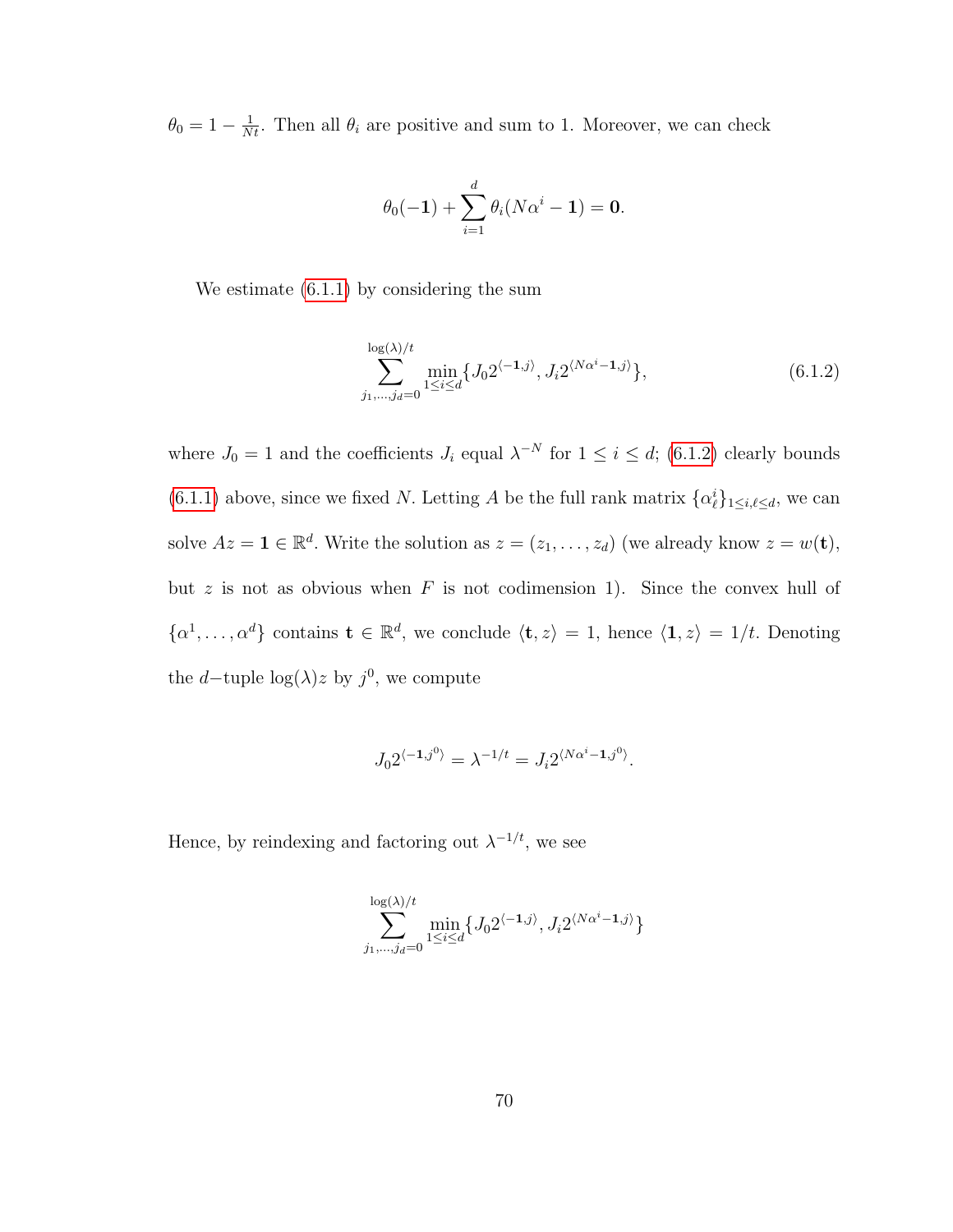$\theta_0 = 1 - \frac{1}{Nt}$. Then all $\theta_i$ are positive and sum to 1. Moreover, we can check

$$\theta_0(-\mathbf{1}) + \sum_{i=1}^{d} \theta_i(N\alpha^i - \mathbf{1}) = \mathbf{0}.$$

We estimate (6.1.1) by considering the sum

$$\sum_{j_1,\ldots,j_d=0}^{\log(\lambda)/t} \min_{1\leq i\leq d}\{J_0 2^{\langle -\mathbf{1},j\rangle}, J_i 2^{\langle N\alpha^i-\mathbf{1},j\rangle}\}, \tag{6.1.2}$$

where $J_0 = 1$ and the coefficients $J_i$ equal $\lambda^{-N}$ for $1 \leq i \leq d$; (6.1.2) clearly bounds (6.1.1) above, since we fixed $N$. Letting $A$ be the full rank matrix $\{\alpha^i_\ell\}_{1\leq i,\ell\leq d}$, we can solve $Az = \mathbf{1} \in \mathbb{R}^d$. Write the solution as $z = (z_1, \ldots, z_d)$ (we already know $z = w(\mathbf{t})$, but $z$ is not as obvious when $F$ is not codimension 1). Since the convex hull of $\{\alpha^1, \ldots, \alpha^d\}$ contains $\mathbf{t} \in \mathbb{R}^d$, we conclude $\langle \mathbf{t}, z\rangle = 1$, hence $\langle \mathbf{1}, z\rangle = 1/t$. Denoting the $d-$tuple $\log(\lambda)z$ by $j^0$, we compute

$$J_0 2^{\langle -\mathbf{1},j^0\rangle} = \lambda^{-1/t} = J_i 2^{\langle N\alpha^i-\mathbf{1},j^0\rangle}.$$

Hence, by reindexing and factoring out $\lambda^{-1/t}$, we see

$$\sum_{j_1,\ldots,j_d=0}^{\log(\lambda)/t} \min_{1\leq i\leq d}\{J_0 2^{\langle -\mathbf{1},j\rangle}, J_i 2^{\langle N\alpha^i-\mathbf{1},j\rangle}\}$$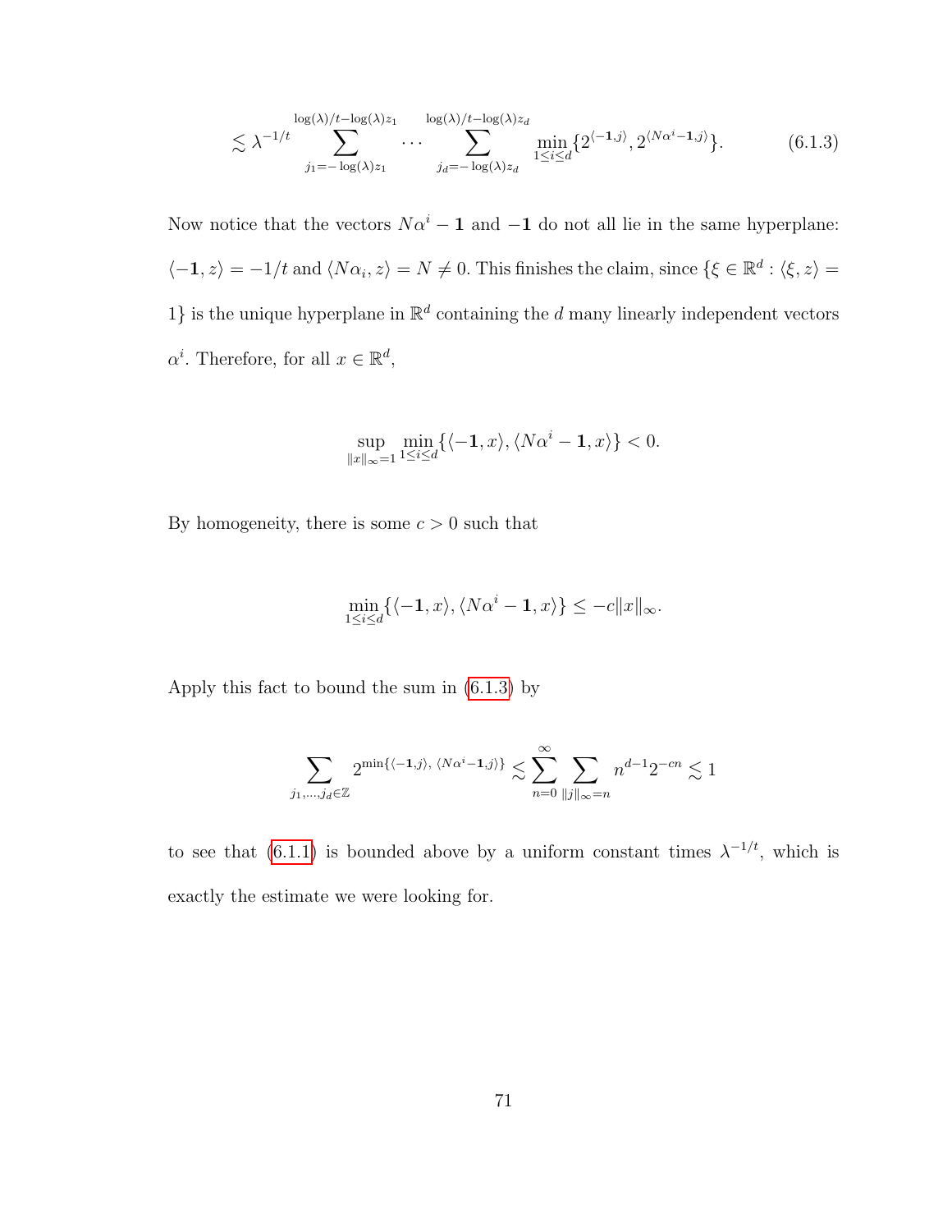$$\lesssim \lambda^{-1/t} \sum_{j_1=-\log(\lambda)z_1}^{\log(\lambda)/t-\log(\lambda)z_1} \cdots \sum_{j_d=-\log(\lambda)z_d}^{\log(\lambda)/t-\log(\lambda)z_d} \min_{1\leq i\leq d}\{2^{\langle -\mathbf{1},j\rangle}, 2^{\langle N\alpha^i-\mathbf{1},j\rangle}\}. \tag{6.1.3}$$

Now notice that the vectors $N\alpha^i - \mathbf{1}$ and $-\mathbf{1}$ do not all lie in the same hyperplane: $\langle -\mathbf{1}, z\rangle = -1/t$ and $\langle N\alpha_i, z\rangle = N \neq 0$. This finishes the claim, since $\{\xi \in \mathbb{R}^d : \langle \xi, z\rangle = 1\}$ is the unique hyperplane in $\mathbb{R}^d$ containing the $d$ many linearly independent vectors $\alpha^i$. Therefore, for all $x \in \mathbb{R}^d$,

$$\sup_{\|x\|_\infty=1} \min_{1\leq i\leq d}\{\langle -\mathbf{1}, x\rangle, \langle N\alpha^i - \mathbf{1}, x\rangle\} < 0.$$

By homogeneity, there is some $c > 0$ such that

$$\min_{1\leq i\leq d}\{\langle -\mathbf{1}, x\rangle, \langle N\alpha^i - \mathbf{1}, x\rangle\} \leq -c\|x\|_\infty.$$

Apply this fact to bound the sum in (6.1.3) by

$$\sum_{j_1,\ldots,j_d\in\mathbb{Z}} 2^{\min\{\langle -\mathbf{1},j\rangle,\ \langle N\alpha^i-\mathbf{1},j\rangle\}} \lesssim \sum_{n=0}^{\infty} \sum_{\|j\|_\infty=n} n^{d-1}2^{-cn} \lesssim 1$$

to see that (6.1.1) is bounded above by a uniform constant times $\lambda^{-1/t}$, which is exactly the estimate we were looking for.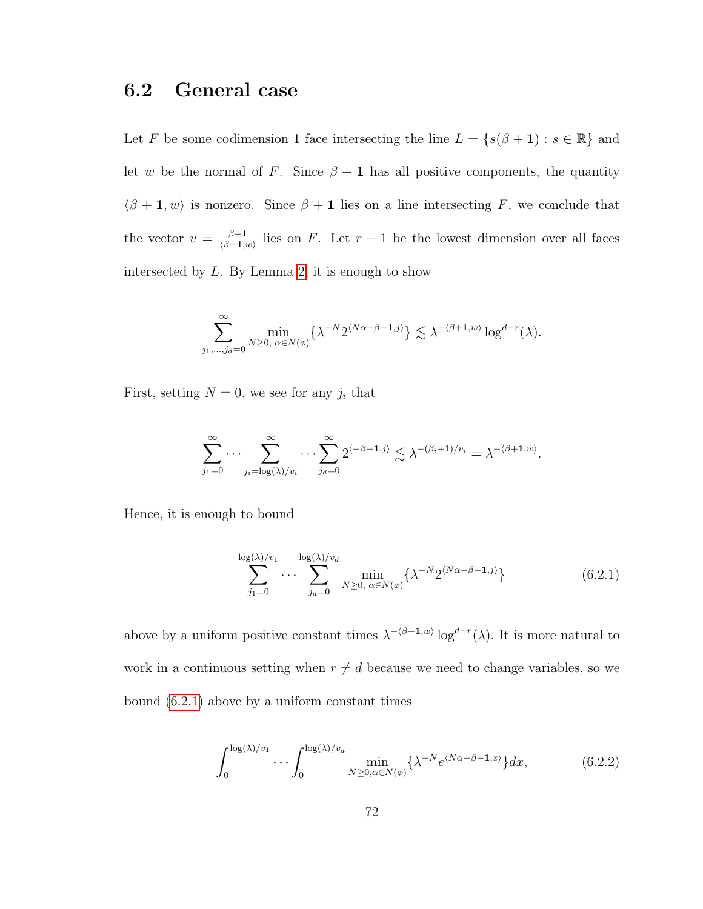## 6.2 General case

Let $F$ be some codimension 1 face intersecting the line $L = \{s(\beta + \mathbf{1}) : s \in \mathbb{R}\}$ and let $w$ be the normal of $F$. Since $\beta + \mathbf{1}$ has all positive components, the quantity $\langle \beta + \mathbf{1}, w \rangle$ is nonzero. Since $\beta + \mathbf{1}$ lies on a line intersecting $F$, we conclude that the vector $v = \frac{\beta+\mathbf{1}}{\langle \beta+\mathbf{1}, w\rangle}$ lies on $F$. Let $r - 1$ be the lowest dimension over all faces intersected by $L$. By Lemma 2, it is enough to show

$$\sum_{j_1,\ldots,j_d=0}^{\infty} \min_{N\geq 0,\ \alpha \in N(\phi)} \{\lambda^{-N} 2^{\langle N\alpha - \beta - \mathbf{1}, j\rangle}\} \lesssim \lambda^{-\langle \beta+\mathbf{1}, w\rangle} \log^{d-r}(\lambda).$$

First, setting $N = 0$, we see for any $j_i$ that

$$\sum_{j_1=0}^{\infty} \cdots \sum_{j_i = \log(\lambda)/v_i}^{\infty} \cdots \sum_{j_d=0}^{\infty} 2^{\langle -\beta - \mathbf{1}, j\rangle} \lesssim \lambda^{-(\beta_i+1)/v_i} = \lambda^{-\langle \beta + \mathbf{1}, w\rangle}.$$

Hence, it is enough to bound

$$\sum_{j_1=0}^{\log(\lambda)/v_1} \cdots \sum_{j_d=0}^{\log(\lambda)/v_d} \min_{N\geq 0,\ \alpha\in N(\phi)} \{\lambda^{-N} 2^{\langle N\alpha - \beta - \mathbf{1}, j\rangle}\} \tag{6.2.1}$$

above by a uniform positive constant times $\lambda^{-\langle \beta + \mathbf{1}, w\rangle} \log^{d-r}(\lambda)$. It is more natural to work in a continuous setting when $r \neq d$ because we need to change variables, so we bound (6.2.1) above by a uniform constant times

$$\int_0^{\log(\lambda)/v_1} \cdots \int_0^{\log(\lambda)/v_d} \min_{N\geq 0, \alpha \in N(\phi)} \{\lambda^{-N} e^{\langle N\alpha - \beta - \mathbf{1}, x\rangle}\} dx, \tag{6.2.2}$$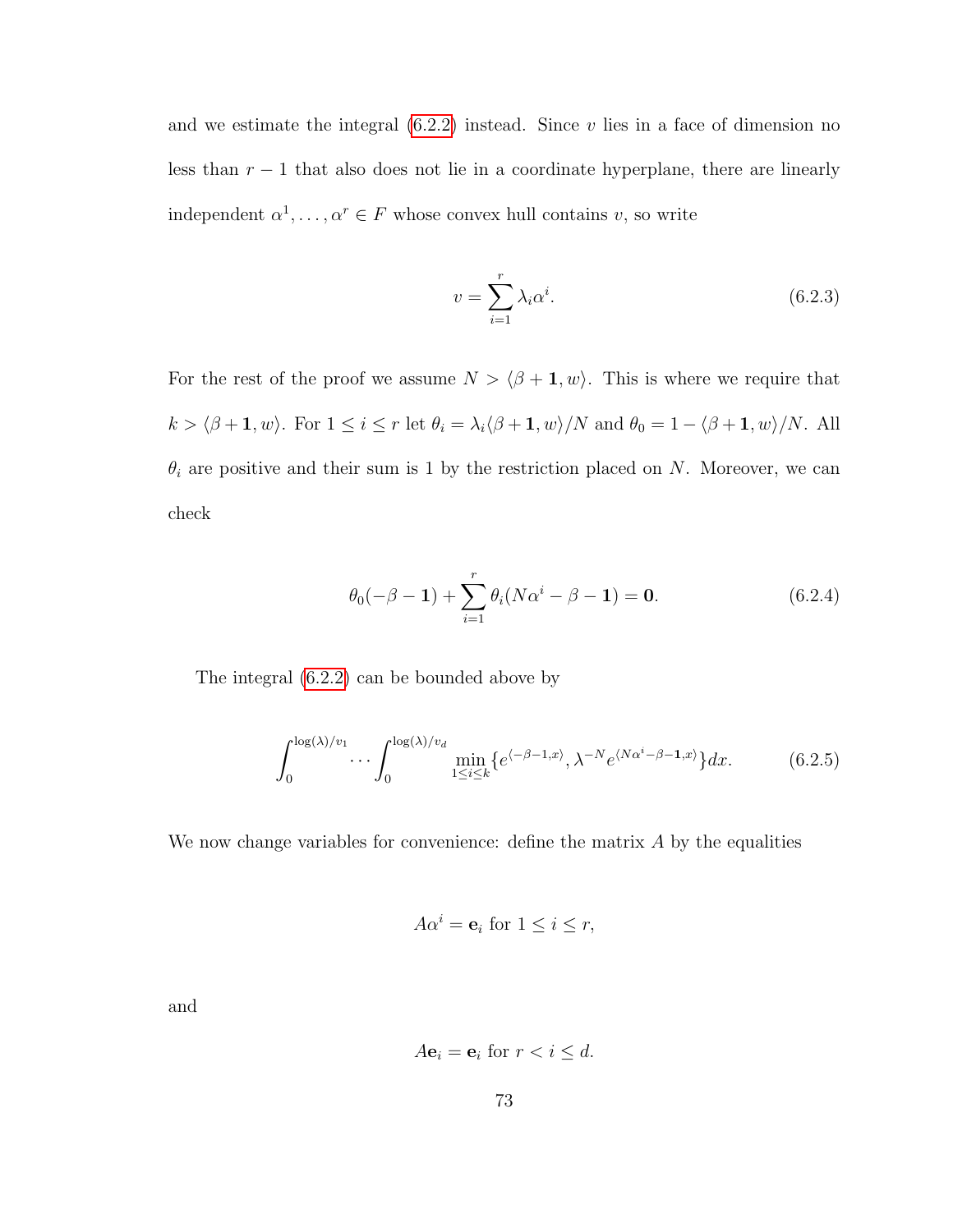and we estimate the integral (6.2.2) instead. Since $v$ lies in a face of dimension no less than $r-1$ that also does not lie in a coordinate hyperplane, there are linearly independent $\alpha^1, \ldots, \alpha^r \in F$ whose convex hull contains $v$, so write

$$v = \sum_{i=1}^{r} \lambda_i \alpha^i. \tag{6.2.3}$$

For the rest of the proof we assume $N > \langle \beta + \mathbf{1}, w \rangle$. This is where we require that $k > \langle \beta + \mathbf{1}, w \rangle$. For $1 \leq i \leq r$ let $\theta_i = \lambda_i \langle \beta + \mathbf{1}, w \rangle / N$ and $\theta_0 = 1 - \langle \beta + \mathbf{1}, w \rangle / N$. All $\theta_i$ are positive and their sum is 1 by the restriction placed on $N$. Moreover, we can check

$$\theta_0(-\beta - \mathbf{1}) + \sum_{i=1}^{r} \theta_i (N\alpha^i - \beta - \mathbf{1}) = \mathbf{0}. \tag{6.2.4}$$

The integral (6.2.2) can be bounded above by

$$\int_0^{\log(\lambda)/v_1} \cdots \int_0^{\log(\lambda)/v_d} \min_{1 \leq i \leq k} \{ e^{\langle -\beta - 1, x \rangle}, \lambda^{-N} e^{\langle N\alpha^i - \beta - \mathbf{1}, x \rangle} \} dx. \tag{6.2.5}$$

We now change variables for convenience: define the matrix $A$ by the equalities

$$A\alpha^i = \mathbf{e}_i \text{ for } 1 \leq i \leq r,$$

and

$$A\mathbf{e}_i = \mathbf{e}_i \text{ for } r < i \leq d.$$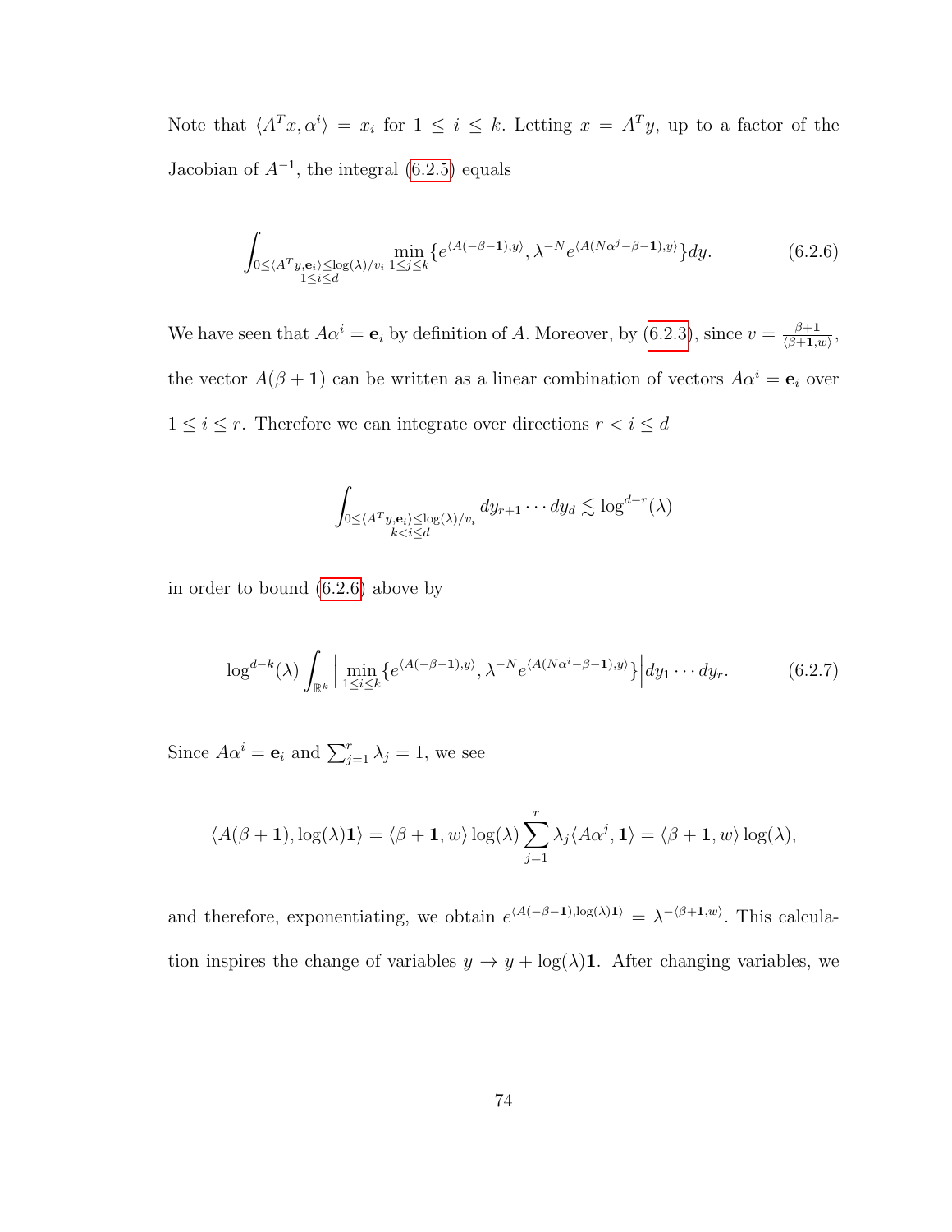Note that $\langle A^T x, \alpha^i \rangle = x_i$ for $1 \le i \le k$. Letting $x = A^T y$, up to a factor of the Jacobian of $A^{-1}$, the integral (6.2.5) equals

$$\int_{\substack{0 \le \langle A^T y, \mathbf{e}_i \rangle \le \log(\lambda)/v_i \\ 1 \le i \le d}} \min_{1 \le j \le k} \{ e^{\langle A(-\beta - \mathbf{1}), y \rangle}, \lambda^{-N} e^{\langle A(N\alpha^j - \beta - \mathbf{1}), y \rangle} \} dy. \tag{6.2.6}$$

We have seen that $A\alpha^i = \mathbf{e}_i$ by definition of $A$. Moreover, by (6.2.3), since $v = \frac{\beta + \mathbf{1}}{\langle \beta + \mathbf{1}, w \rangle}$, the vector $A(\beta + \mathbf{1})$ can be written as a linear combination of vectors $A\alpha^i = \mathbf{e}_i$ over $1 \le i \le r$. Therefore we can integrate over directions $r < i \le d$

$$\int_{\substack{0 \le \langle A^T y, \mathbf{e}_i \rangle \le \log(\lambda)/v_i \\ k < i \le d}} dy_{r+1} \cdots dy_d \lesssim \log^{d-r}(\lambda)$$

in order to bound (6.2.6) above by

$$\log^{d-k}(\lambda) \int_{\mathbb{R}^k} \Big| \min_{1 \le i \le k} \{ e^{\langle A(-\beta - \mathbf{1}), y \rangle}, \lambda^{-N} e^{\langle A(N\alpha^i - \beta - \mathbf{1}), y \rangle} \} \Big| dy_1 \cdots dy_r. \tag{6.2.7}$$

Since $A\alpha^i = \mathbf{e}_i$ and $\sum_{j=1}^r \lambda_j = 1$, we see

$$\langle A(\beta + \mathbf{1}), \log(\lambda)\mathbf{1} \rangle = \langle \beta + \mathbf{1}, w \rangle \log(\lambda) \sum_{j=1}^r \lambda_j \langle A\alpha^j, \mathbf{1} \rangle = \langle \beta + \mathbf{1}, w \rangle \log(\lambda),$$

and therefore, exponentiating, we obtain $e^{\langle A(-\beta - \mathbf{1}), \log(\lambda)\mathbf{1} \rangle} = \lambda^{-\langle \beta + \mathbf{1}, w \rangle}$. This calculation inspires the change of variables $y \to y + \log(\lambda)\mathbf{1}$. After changing variables, we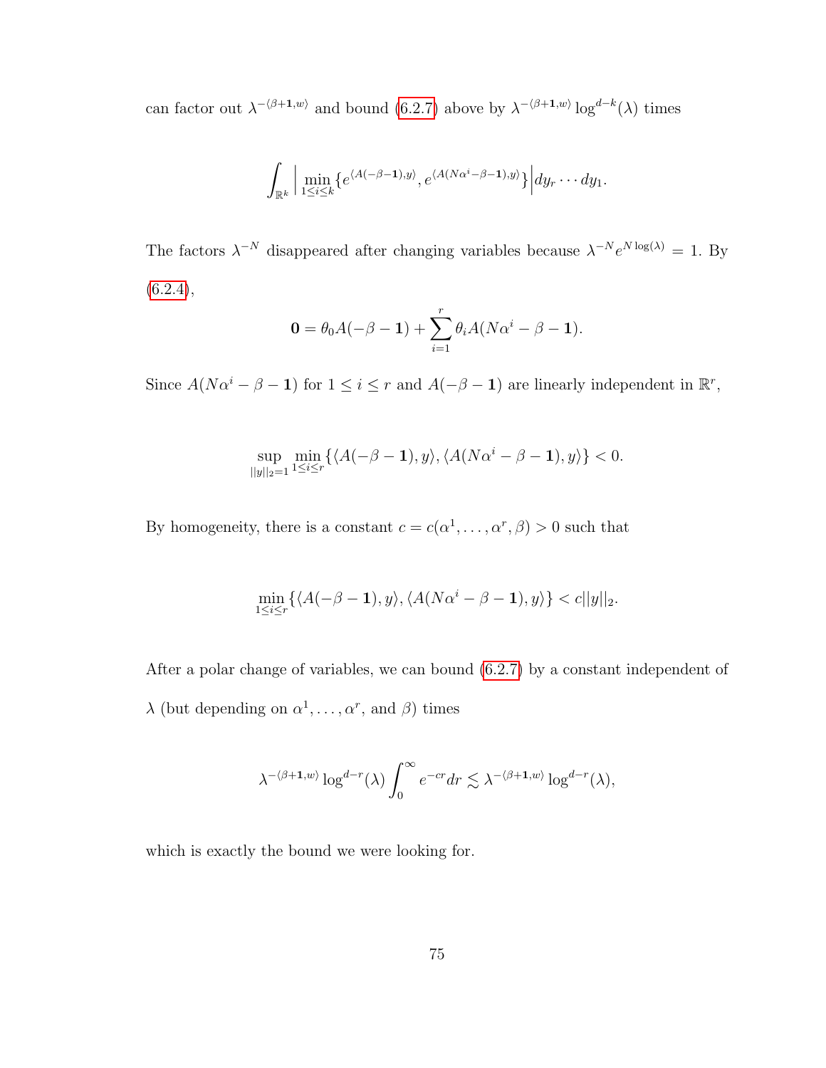can factor out $\lambda^{-\langle \beta+\mathbf{1},w\rangle}$ and bound (6.2.7) above by $\lambda^{-\langle \beta+\mathbf{1},w\rangle}\log^{d-k}(\lambda)$ times

$$\int_{\mathbb{R}^k} \Big| \min_{1\leq i\leq k}\{e^{\langle A(-\beta-\mathbf{1}),y\rangle}, e^{\langle A(N\alpha^i-\beta-\mathbf{1}),y\rangle}\}\Big| dy_r\cdots dy_1.$$

The factors $\lambda^{-N}$ disappeared after changing variables because $\lambda^{-N}e^{N\log(\lambda)}=1$. By (6.2.4),

$$\mathbf{0}=\theta_0 A(-\beta-\mathbf{1})+\sum_{i=1}^r \theta_i A(N\alpha^i-\beta-\mathbf{1}).$$

Since $A(N\alpha^i-\beta-\mathbf{1})$ for $1\leq i\leq r$ and $A(-\beta-\mathbf{1})$ are linearly independent in $\mathbb{R}^r$,

$$\sup_{||y||_2=1}\min_{1\leq i\leq r}\{\langle A(-\beta-\mathbf{1}),y\rangle, \langle A(N\alpha^i-\beta-\mathbf{1}),y\rangle\}<0.$$

By homogeneity, there is a constant $c=c(\alpha^1,\ldots,\alpha^r,\beta)>0$ such that

$$\min_{1\leq i\leq r}\{\langle A(-\beta-\mathbf{1}),y\rangle, \langle A(N\alpha^i-\beta-\mathbf{1}),y\rangle\}<c||y||_2.$$

After a polar change of variables, we can bound (6.2.7) by a constant independent of $\lambda$ (but depending on $\alpha^1,\ldots,\alpha^r$, and $\beta$) times

$$\lambda^{-\langle \beta+\mathbf{1},w\rangle}\log^{d-r}(\lambda)\int_0^\infty e^{-cr}dr \lesssim \lambda^{-\langle \beta+\mathbf{1},w\rangle}\log^{d-r}(\lambda),$$

which is exactly the bound we were looking for.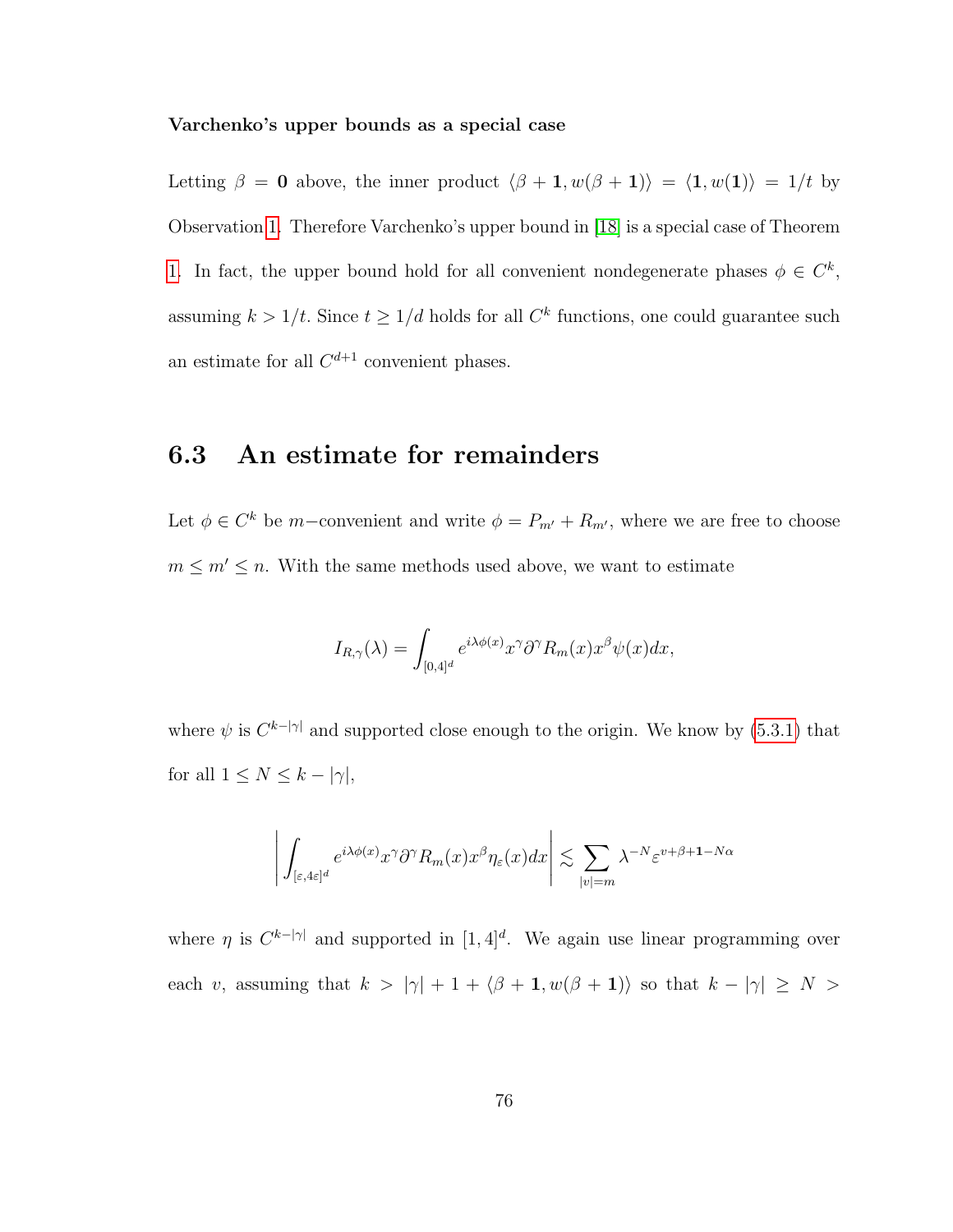**Varchenko's upper bounds as a special case**

Letting $\beta = \mathbf{0}$ above, the inner product $\langle \beta + \mathbf{1}, w(\beta + \mathbf{1})\rangle = \langle \mathbf{1}, w(\mathbf{1})\rangle = 1/t$ by Observation 1. Therefore Varchenko's upper bound in [18] is a special case of Theorem 1. In fact, the upper bound hold for all convenient nondegenerate phases $\phi \in C^k$, assuming $k > 1/t$. Since $t \geq 1/d$ holds for all $C^k$ functions, one could guarantee such an estimate for all $C^{d+1}$ convenient phases.

## 6.3 An estimate for remainders

Let $\phi \in C^k$ be $m-$convenient and write $\phi = P_{m'} + R_{m'}$, where we are free to choose $m \leq m' \leq n$. With the same methods used above, we want to estimate

$$I_{R,\gamma}(\lambda) = \int_{[0,4]^d} e^{i\lambda\phi(x)} x^\gamma \partial^\gamma R_m(x) x^\beta \psi(x) dx,$$

where $\psi$ is $C^{k-|\gamma|}$ and supported close enough to the origin. We know by (5.3.1) that for all $1 \leq N \leq k - |\gamma|$,

$$\left| \int_{[\varepsilon,4\varepsilon]^d} e^{i\lambda\phi(x)} x^\gamma \partial^\gamma R_m(x) x^\beta \eta_\varepsilon(x) dx \right| \lesssim \sum_{|v|=m} \lambda^{-N} \varepsilon^{v+\beta+\mathbf{1}-N\alpha}$$

where $\eta$ is $C^{k-|\gamma|}$ and supported in $[1,4]^d$. We again use linear programming over each $v$, assuming that $k > |\gamma| + 1 + \langle \beta + \mathbf{1}, w(\beta + \mathbf{1})\rangle$ so that $k - |\gamma| \geq N >$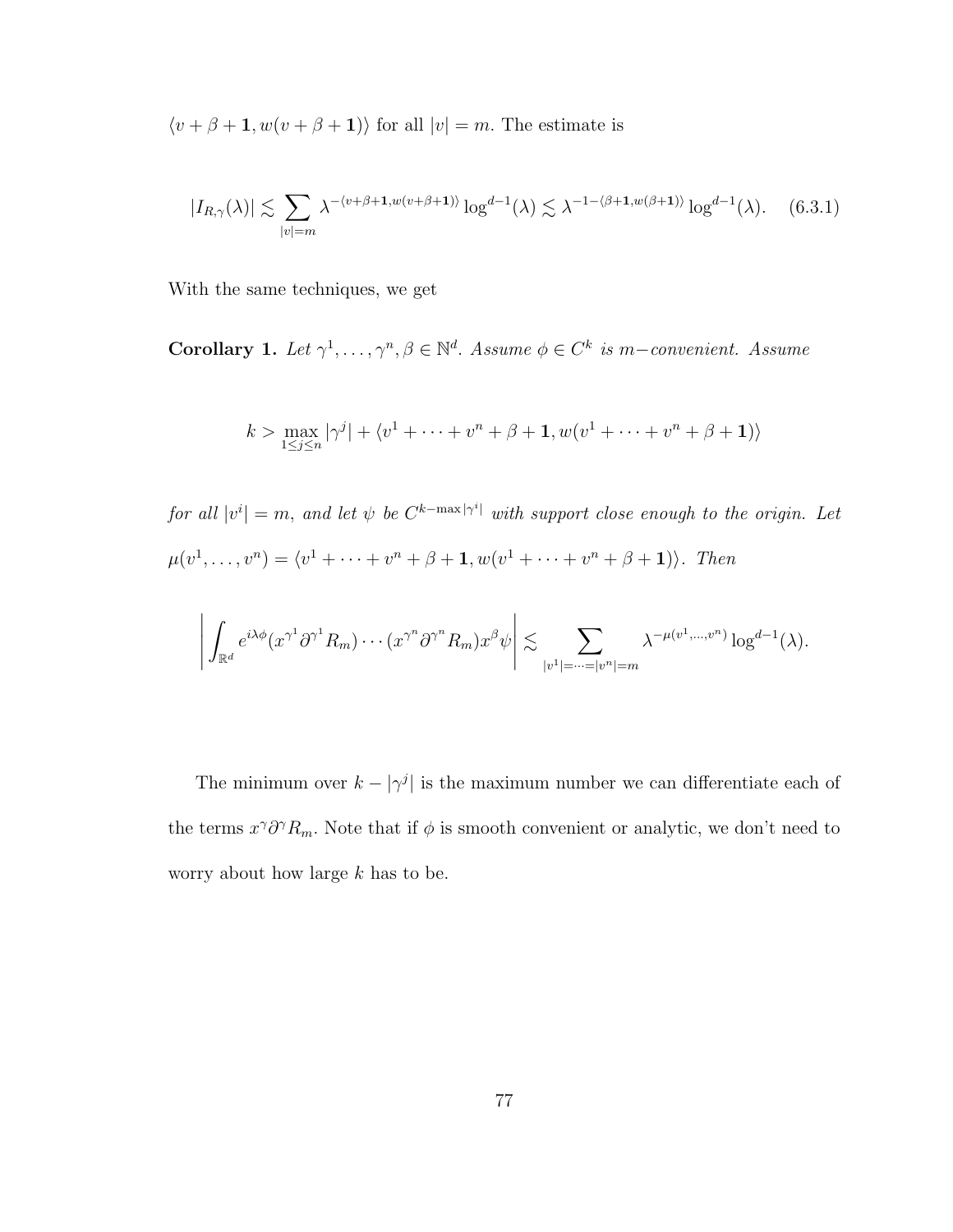$\langle v+\beta+\mathbf{1}, w(v+\beta+\mathbf{1})\rangle$ for all $|v|=m$. The estimate is

$$|I_{R,\gamma}(\lambda)| \lesssim \sum_{|v|=m} \lambda^{-\langle v+\beta+\mathbf{1}, w(v+\beta+\mathbf{1})\rangle} \log^{d-1}(\lambda) \lesssim \lambda^{-1-\langle \beta+\mathbf{1}, w(\beta+\mathbf{1})\rangle} \log^{d-1}(\lambda). \quad (6.3.1)$$

With the same techniques, we get

**Corollary 1.** *Let $\gamma^1, \ldots, \gamma^n, \beta \in \mathbb{N}^d$. Assume $\phi \in C^k$ is $m-$convenient. Assume*

$$k > \max_{1\leq j\leq n} |\gamma^j| + \langle v^1 + \cdots + v^n + \beta + \mathbf{1}, w(v^1 + \cdots + v^n + \beta + \mathbf{1})\rangle$$

*for all $|v^i| = m$, and let $\psi$ be $C^{k-\max|\gamma^i|}$ with support close enough to the origin. Let $\mu(v^1, \ldots, v^n) = \langle v^1 + \cdots + v^n + \beta + \mathbf{1}, w(v^1 + \cdots + v^n + \beta + \mathbf{1})\rangle$. Then*

$$\left| \int_{\mathbb{R}^d} e^{i\lambda\phi}(x^{\gamma^1}\partial^{\gamma^1}R_m)\cdots(x^{\gamma^n}\partial^{\gamma^n}R_m)x^\beta\psi \right| \lesssim \sum_{|v^1|=\cdots=|v^n|=m} \lambda^{-\mu(v^1,\ldots,v^n)} \log^{d-1}(\lambda).$$

The minimum over $k - |\gamma^j|$ is the maximum number we can differentiate each of the terms $x^\gamma\partial^\gamma R_m$. Note that if $\phi$ is smooth convenient or analytic, we don't need to worry about how large $k$ has to be.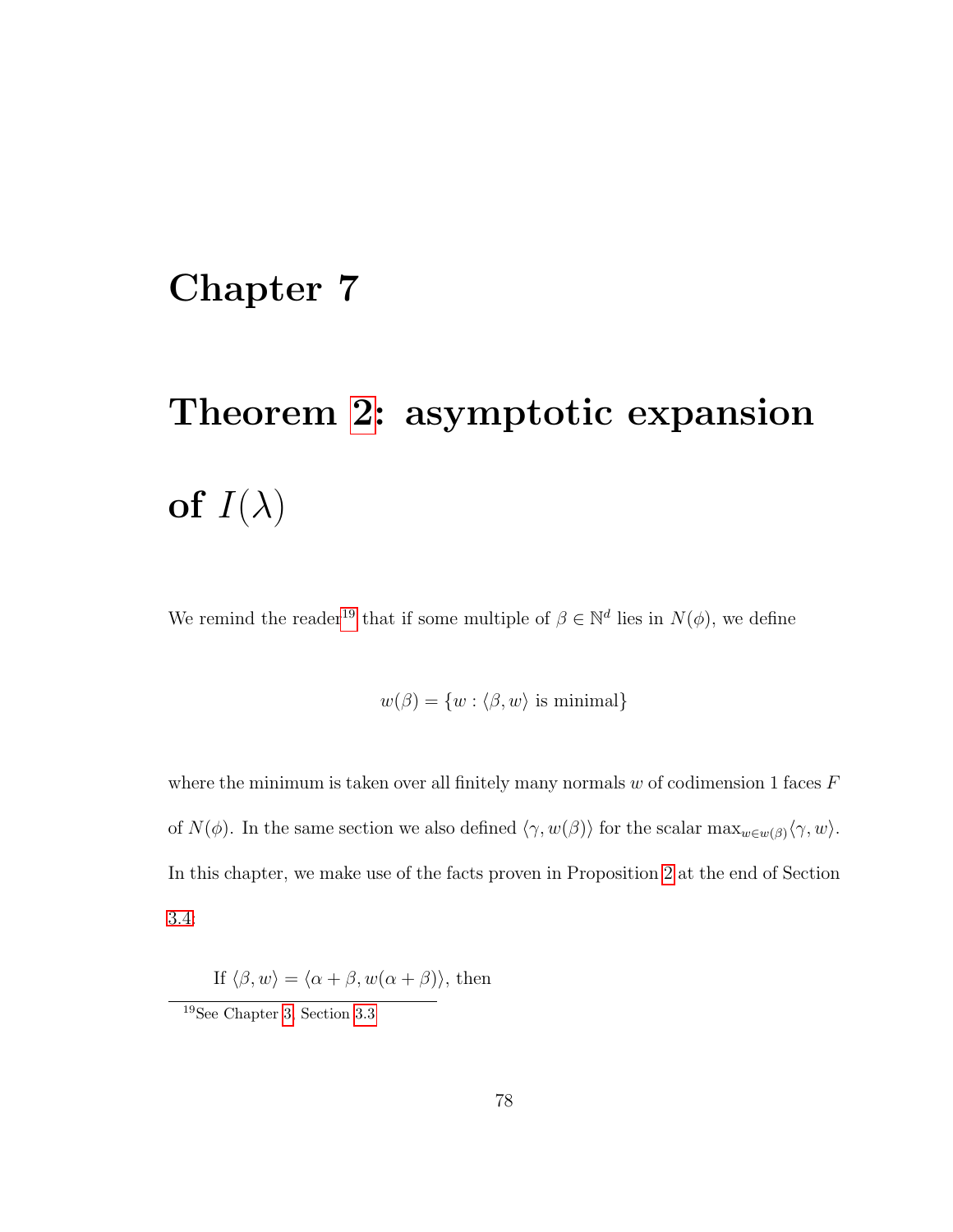# Chapter 7

# Theorem 2: asymptotic expansion of $I(\lambda)$

We remind the reader[19] that if some multiple of $\beta \in \mathbb{N}^d$ lies in $N(\phi)$, we define

$$w(\beta) = \{w : \langle \beta, w \rangle \text{ is minimal}\}$$

where the minimum is taken over all finitely many normals $w$ of codimension 1 faces $F$ of $N(\phi)$. In the same section we also defined $\langle \gamma, w(\beta) \rangle$ for the scalar $\max_{w \in w(\beta)} \langle \gamma, w \rangle$. In this chapter, we make use of the facts proven in Proposition 2 at the end of Section 3.4:

If $\langle \beta, w \rangle = \langle \alpha + \beta, w(\alpha + \beta) \rangle$, then

[19] See Chapter 3, Section 3.3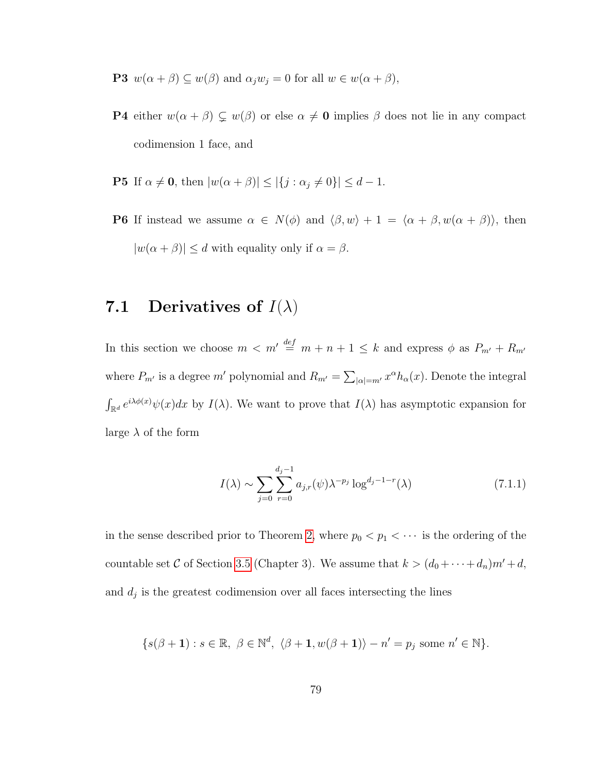**P3** $w(\alpha+\beta) \subseteq w(\beta)$ and $\alpha_j w_j = 0$ for all $w \in w(\alpha+\beta)$,

**P4** either $w(\alpha+\beta) \subsetneq w(\beta)$ or else $\alpha \neq \mathbf{0}$ implies $\beta$ does not lie in any compact codimension 1 face, and

**P5** If $\alpha \neq \mathbf{0}$, then $|w(\alpha+\beta)| \leq |\{j : \alpha_j \neq 0\}| \leq d-1$.

**P6** If instead we assume $\alpha \in N(\phi)$ and $\langle \beta, w \rangle + 1 = \langle \alpha+\beta, w(\alpha+\beta) \rangle$, then $|w(\alpha+\beta)| \leq d$ with equality only if $\alpha = \beta$.

## 7.1 Derivatives of $I(\lambda)$

In this section we choose $m < m' \overset{def}{=} m+n+1 \leq k$ and express $\phi$ as $P_{m'} + R_{m'}$ where $P_{m'}$ is a degree $m'$ polynomial and $R_{m'} = \sum_{|\alpha|=m'} x^\alpha h_\alpha(x)$. Denote the integral $\int_{\mathbb{R}^d} e^{i\lambda\phi(x)} \psi(x) dx$ by $I(\lambda)$. We want to prove that $I(\lambda)$ has asymptotic expansion for large $\lambda$ of the form

$$I(\lambda) \sim \sum_{j=0} \sum_{r=0}^{d_j-1} a_{j,r}(\psi) \lambda^{-p_j} \log^{d_j-1-r}(\lambda) \tag{7.1.1}$$

in the sense described prior to Theorem 2, where $p_0 < p_1 < \cdots$ is the ordering of the countable set $\mathcal{C}$ of Section 3.5 (Chapter 3). We assume that $k > (d_0 + \cdots + d_n)m' + d$, and $d_j$ is the greatest codimension over all faces intersecting the lines

$$\{s(\beta+\mathbf{1}) : s \in \mathbb{R},\ \beta \in \mathbb{N}^d,\ \langle \beta+\mathbf{1}, w(\beta+\mathbf{1}) \rangle - n' = p_j \text{ some } n' \in \mathbb{N}\}.$$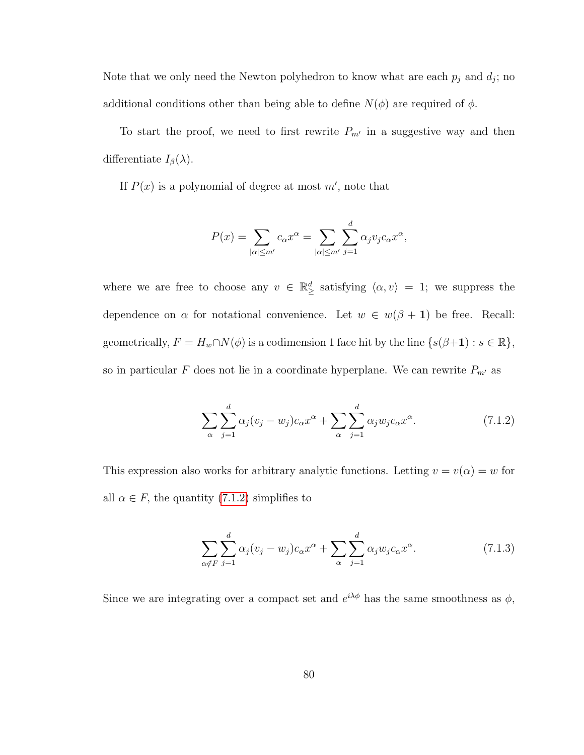Note that we only need the Newton polyhedron to know what are each $p_j$ and $d_j$; no additional conditions other than being able to define $N(\phi)$ are required of $\phi$.

To start the proof, we need to first rewrite $P_{m'}$ in a suggestive way and then differentiate $I_\beta(\lambda)$.

If $P(x)$ is a polynomial of degree at most $m'$, note that

$$P(x) = \sum_{|\alpha| \leq m'} c_\alpha x^\alpha = \sum_{|\alpha| \leq m'} \sum_{j=1}^{d} \alpha_j v_j c_\alpha x^\alpha,$$

where we are free to choose any $v \in \mathbb{R}^d_\geq$ satisfying $\langle \alpha, v \rangle = 1$; we suppress the dependence on $\alpha$ for notational convenience. Let $w \in w(\beta + \mathbf{1})$ be free. Recall: geometrically, $F = H_w \cap N(\phi)$ is a codimension 1 face hit by the line $\{s(\beta + \mathbf{1}) : s \in \mathbb{R}\}$, so in particular $F$ does not lie in a coordinate hyperplane. We can rewrite $P_{m'}$ as

$$\sum_{\alpha} \sum_{j=1}^{d} \alpha_j (v_j - w_j) c_\alpha x^\alpha + \sum_{\alpha} \sum_{j=1}^{d} \alpha_j w_j c_\alpha x^\alpha. \tag{7.1.2}$$

This expression also works for arbitrary analytic functions. Letting $v = v(\alpha) = w$ for all $\alpha \in F$, the quantity (7.1.2) simplifies to

$$\sum_{\alpha \notin F} \sum_{j=1}^{d} \alpha_j (v_j - w_j) c_\alpha x^\alpha + \sum_{\alpha} \sum_{j=1}^{d} \alpha_j w_j c_\alpha x^\alpha. \tag{7.1.3}$$

Since we are integrating over a compact set and $e^{i\lambda\phi}$ has the same smoothness as $\phi$,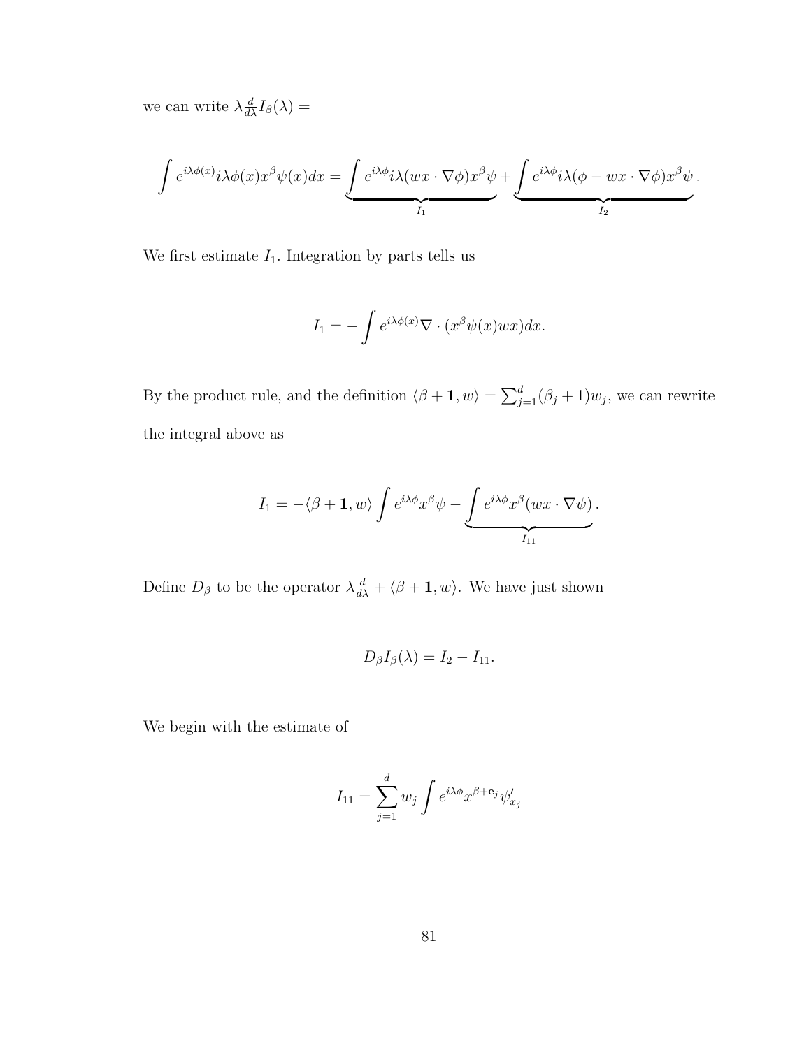we can write $\lambda \frac{d}{d\lambda} I_\beta(\lambda) =$

$$\int e^{i\lambda\phi(x)} i\lambda\phi(x) x^\beta \psi(x) dx = \underbrace{\int e^{i\lambda\phi} i\lambda(wx \cdot \nabla\phi) x^\beta \psi}_{I_1} + \underbrace{\int e^{i\lambda\phi} i\lambda(\phi - wx \cdot \nabla\phi) x^\beta \psi}_{I_2}.$$

We first estimate $I_1$. Integration by parts tells us

$$I_1 = -\int e^{i\lambda\phi(x)} \nabla \cdot (x^\beta \psi(x) wx) dx.$$

By the product rule, and the definition $\langle \beta + \mathbf{1}, w \rangle = \sum_{j=1}^d (\beta_j + 1) w_j$, we can rewrite the integral above as

$$I_1 = -\langle \beta + \mathbf{1}, w \rangle \int e^{i\lambda\phi} x^\beta \psi - \underbrace{\int e^{i\lambda\phi} x^\beta (wx \cdot \nabla\psi)}_{I_{11}}.$$

Define $D_\beta$ to be the operator $\lambda \frac{d}{d\lambda} + \langle \beta + \mathbf{1}, w \rangle$. We have just shown

$$D_\beta I_\beta(\lambda) = I_2 - I_{11}.$$

We begin with the estimate of

$$I_{11} = \sum_{j=1}^d w_j \int e^{i\lambda\phi} x^{\beta + \mathbf{e}_j} \psi'_{x_j}$$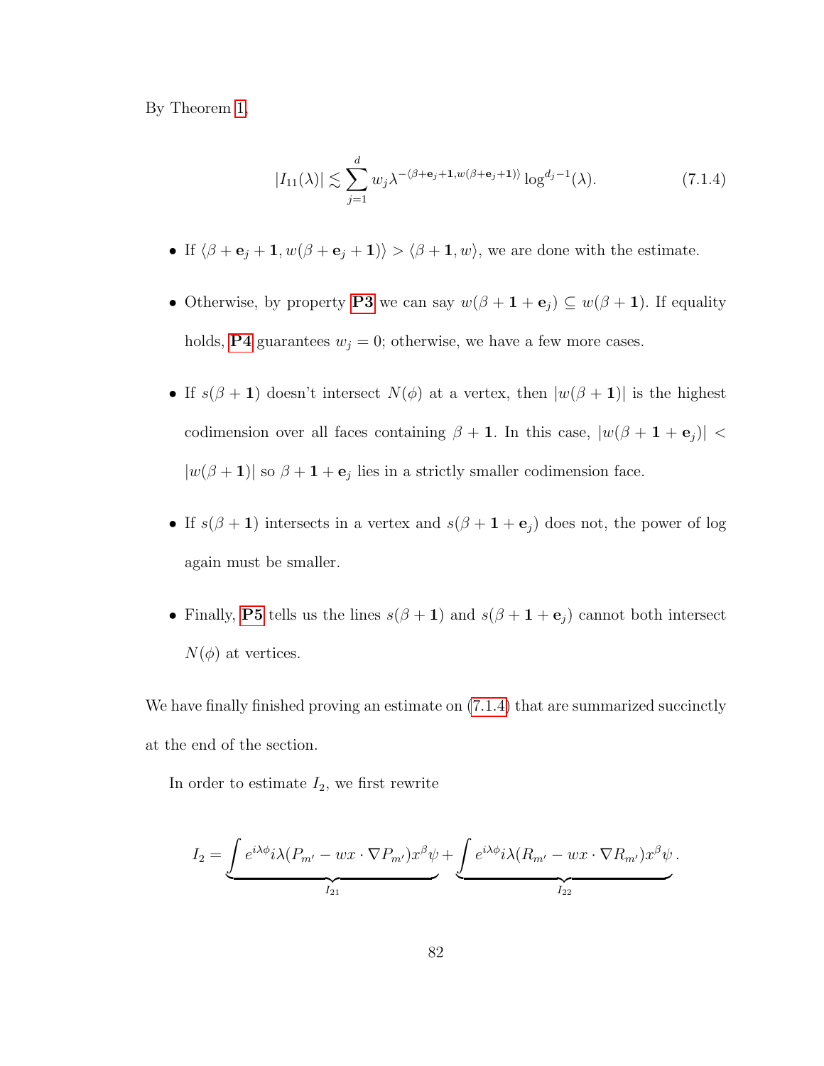By Theorem 1,

$$|I_{11}(\lambda)| \lesssim \sum_{j=1}^{d} w_j \lambda^{-\langle \beta+\mathbf{e}_j+\mathbf{1}, w(\beta+\mathbf{e}_j+\mathbf{1})\rangle} \log^{d_j-1}(\lambda). \tag{7.1.4}$$

- If $\langle \beta+\mathbf{e}_j+\mathbf{1}, w(\beta+\mathbf{e}_j+\mathbf{1})\rangle > \langle \beta+\mathbf{1}, w\rangle$, we are done with the estimate.
- Otherwise, by property **P3** we can say $w(\beta+\mathbf{1}+\mathbf{e}_j) \subseteq w(\beta+\mathbf{1})$. If equality holds, **P4** guarantees $w_j = 0$; otherwise, we have a few more cases.
- If $s(\beta+\mathbf{1})$ doesn't intersect $N(\phi)$ at a vertex, then $|w(\beta+\mathbf{1})|$ is the highest codimension over all faces containing $\beta+\mathbf{1}$. In this case, $|w(\beta+\mathbf{1}+\mathbf{e}_j)| < |w(\beta+\mathbf{1})|$ so $\beta+\mathbf{1}+\mathbf{e}_j$ lies in a strictly smaller codimension face.
- If $s(\beta+\mathbf{1})$ intersects in a vertex and $s(\beta+\mathbf{1}+\mathbf{e}_j)$ does not, the power of log again must be smaller.
- Finally, **P5** tells us the lines $s(\beta+\mathbf{1})$ and $s(\beta+\mathbf{1}+\mathbf{e}_j)$ cannot both intersect $N(\phi)$ at vertices.

We have finally finished proving an estimate on (7.1.4) that are summarized succinctly at the end of the section.

In order to estimate $I_2$, we first rewrite

$$I_2 = \underbrace{\int e^{i\lambda\phi} i\lambda(P_{m'} - wx\cdot\nabla P_{m'})x^\beta\psi}_{I_{21}} + \underbrace{\int e^{i\lambda\phi} i\lambda(R_{m'} - wx\cdot\nabla R_{m'})x^\beta\psi}_{I_{22}}.$$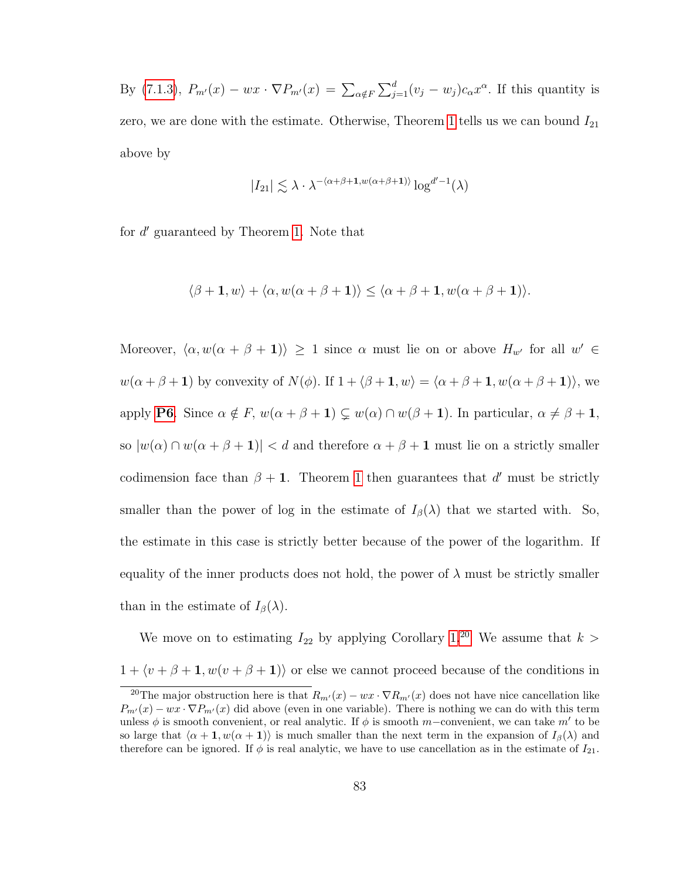By (7.1.3), $P_{m'}(x) - wx \cdot \nabla P_{m'}(x) = \sum_{\alpha \notin F} \sum_{j=1}^{d} (v_j - w_j) c_\alpha x^\alpha$. If this quantity is zero, we are done with the estimate. Otherwise, Theorem 1 tells us we can bound $I_{21}$ above by

$$|I_{21}| \lesssim \lambda \cdot \lambda^{-\langle \alpha+\beta+\mathbf{1}, w(\alpha+\beta+\mathbf{1})\rangle} \log^{d'-1}(\lambda)$$

for $d'$ guaranteed by Theorem 1. Note that

$$\langle \beta + \mathbf{1}, w\rangle + \langle \alpha, w(\alpha+\beta+\mathbf{1})\rangle \leq \langle \alpha+\beta+\mathbf{1}, w(\alpha+\beta+\mathbf{1})\rangle.$$

Moreover, $\langle \alpha, w(\alpha+\beta+\mathbf{1})\rangle \geq 1$ since $\alpha$ must lie on or above $H_{w'}$ for all $w' \in w(\alpha+\beta+\mathbf{1})$ by convexity of $N(\phi)$. If $1 + \langle \beta+\mathbf{1}, w\rangle = \langle \alpha+\beta+\mathbf{1}, w(\alpha+\beta+\mathbf{1})\rangle$, we apply **P6**. Since $\alpha \notin F$, $w(\alpha+\beta+\mathbf{1}) \subsetneq w(\alpha) \cap w(\beta+\mathbf{1})$. In particular, $\alpha \neq \beta + \mathbf{1}$, so $|w(\alpha) \cap w(\alpha+\beta+\mathbf{1})| < d$ and therefore $\alpha+\beta+\mathbf{1}$ must lie on a strictly smaller codimension face than $\beta+\mathbf{1}$. Theorem 1 then guarantees that $d'$ must be strictly smaller than the power of log in the estimate of $I_\beta(\lambda)$ that we started with. So, the estimate in this case is strictly better because of the power of the logarithm. If equality of the inner products does not hold, the power of $\lambda$ must be strictly smaller than in the estimate of $I_\beta(\lambda)$.

We move on to estimating $I_{22}$ by applying Corollary 1.[20] We assume that $k > 1 + \langle v+\beta+\mathbf{1}, w(v+\beta+\mathbf{1})\rangle$ or else we cannot proceed because of the conditions in

[20] The major obstruction here is that $R_{m'}(x) - wx \cdot \nabla R_{m'}(x)$ does not have nice cancellation like $P_{m'}(x) - wx \cdot \nabla P_{m'}(x)$ did above (even in one variable). There is nothing we can do with this term unless $\phi$ is smooth convenient, or real analytic. If $\phi$ is smooth $m-$convenient, we can take $m'$ to be so large that $\langle \alpha+\mathbf{1}, w(\alpha+\mathbf{1})\rangle$ is much smaller than the next term in the expansion of $I_\beta(\lambda)$ and therefore can be ignored. If $\phi$ is real analytic, we have to use cancellation as in the estimate of $I_{21}$.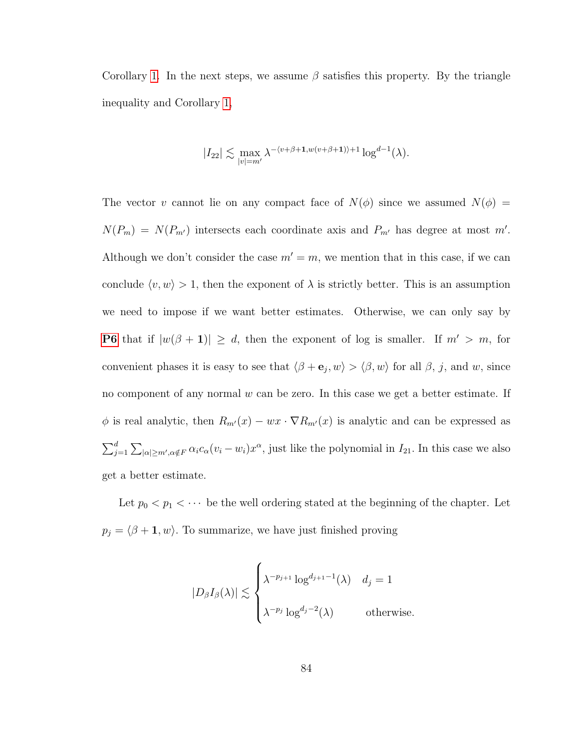Corollary 1. In the next steps, we assume $\beta$ satisfies this property. By the triangle inequality and Corollary 1,

$$|I_{22}| \lesssim \max_{|v|=m'} \lambda^{-\langle v+\beta+\mathbf{1}, w(v+\beta+\mathbf{1})\rangle+1} \log^{d-1}(\lambda).$$

The vector $v$ cannot lie on any compact face of $N(\phi)$ since we assumed $N(\phi) = N(P_m) = N(P_{m'})$ intersects each coordinate axis and $P_{m'}$ has degree at most $m'$. Although we don't consider the case $m' = m$, we mention that in this case, if we can conclude $\langle v, w\rangle > 1$, then the exponent of $\lambda$ is strictly better. This is an assumption we need to impose if we want better estimates. Otherwise, we can only say by **P6** that if $|w(\beta + \mathbf{1})| \geq d$, then the exponent of log is smaller. If $m' > m$, for convenient phases it is easy to see that $\langle \beta + \mathbf{e}_j, w\rangle > \langle \beta, w\rangle$ for all $\beta$, $j$, and $w$, since no component of any normal $w$ can be zero. In this case we get a better estimate. If $\phi$ is real analytic, then $R_{m'}(x) - wx \cdot \nabla R_{m'}(x)$ is analytic and can be expressed as $\sum_{j=1}^{d} \sum_{|\alpha|\geq m', \alpha\notin F} \alpha_i c_\alpha (v_i - w_i) x^\alpha$, just like the polynomial in $I_{21}$. In this case we also get a better estimate.

Let $p_0 < p_1 < \cdots$ be the well ordering stated at the beginning of the chapter. Let $p_j = \langle \beta + \mathbf{1}, w\rangle$. To summarize, we have just finished proving

$$|D_\beta I_\beta(\lambda)| \lesssim \begin{cases} \lambda^{-p_{j+1}} \log^{d_{j+1}-1}(\lambda) & d_j = 1 \\ \lambda^{-p_j} \log^{d_j - 2}(\lambda) & \text{otherwise.} \end{cases}$$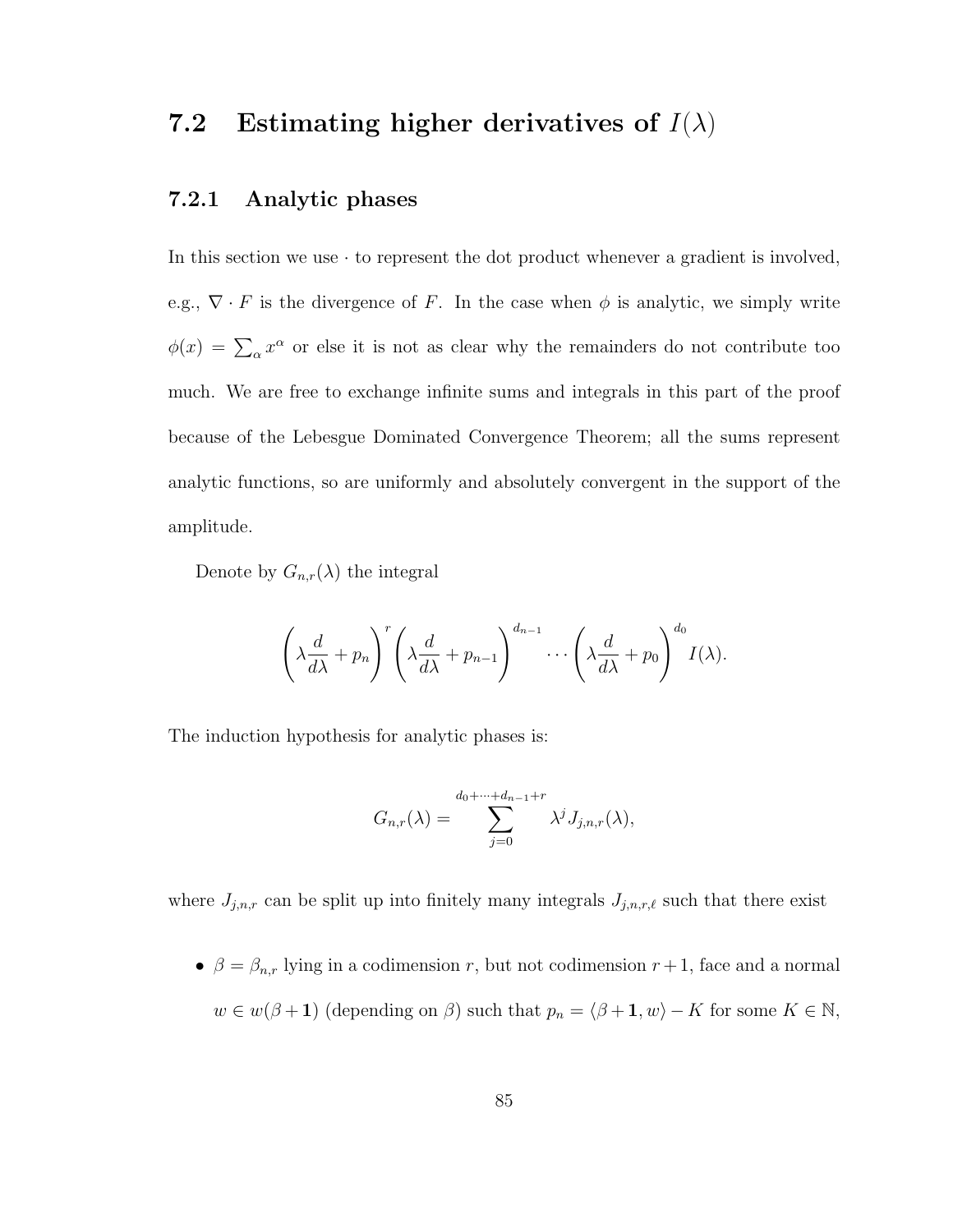## 7.2 Estimating higher derivatives of $I(\lambda)$

### 7.2.1 Analytic phases

In this section we use $\cdot$ to represent the dot product whenever a gradient is involved, e.g., $\nabla \cdot F$ is the divergence of $F$. In the case when $\phi$ is analytic, we simply write $\phi(x) = \sum_\alpha x^\alpha$ or else it is not as clear why the remainders do not contribute too much. We are free to exchange infinite sums and integrals in this part of the proof because of the Lebesgue Dominated Convergence Theorem; all the sums represent analytic functions, so are uniformly and absolutely convergent in the support of the amplitude.

Denote by $G_{n,r}(\lambda)$ the integral

$$\left(\lambda \frac{d}{d\lambda} + p_n\right)^r \left(\lambda \frac{d}{d\lambda} + p_{n-1}\right)^{d_{n-1}} \cdots \left(\lambda \frac{d}{d\lambda} + p_0\right)^{d_0} I(\lambda).$$

The induction hypothesis for analytic phases is:

$$G_{n,r}(\lambda) = \sum_{j=0}^{d_0+\cdots+d_{n-1}+r} \lambda^j J_{j,n,r}(\lambda),$$

where $J_{j,n,r}$ can be split up into finitely many integrals $J_{j,n,r,\ell}$ such that there exist

- $\beta = \beta_{n,r}$ lying in a codimension $r$, but not codimension $r+1$, face and a normal $w \in w(\beta + \mathbf{1})$ (depending on $\beta$) such that $p_n = \langle \beta + \mathbf{1}, w \rangle - K$ for some $K \in \mathbb{N}$,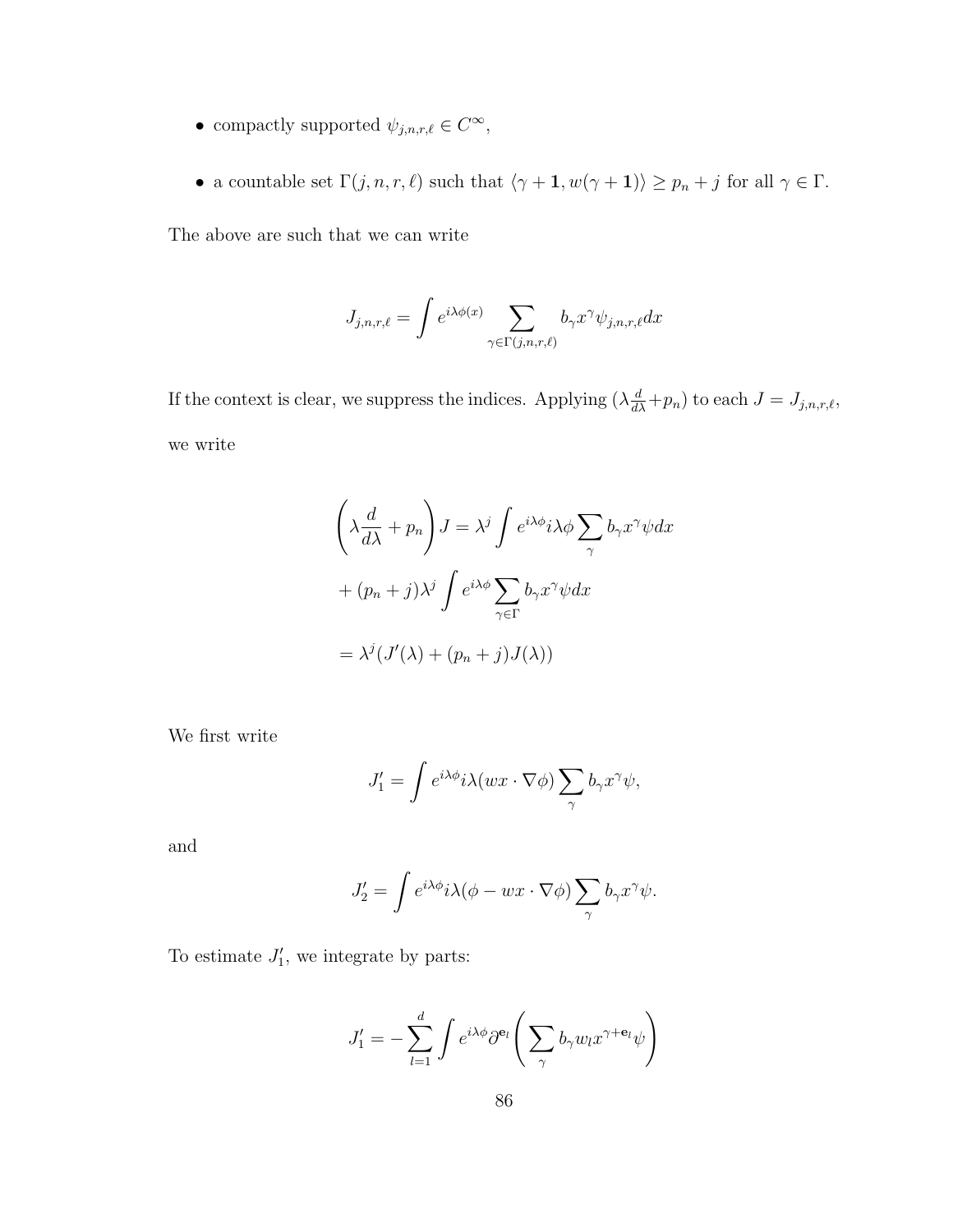- compactly supported $\psi_{j,n,r,\ell} \in C^\infty$,

- a countable set $\Gamma(j,n,r,\ell)$ such that $\langle \gamma + \mathbf{1}, w(\gamma + \mathbf{1}) \rangle \geq p_n + j$ for all $\gamma \in \Gamma$.

The above are such that we can write

$$J_{j,n,r,\ell} = \int e^{i\lambda\phi(x)} \sum_{\gamma \in \Gamma(j,n,r,\ell)} b_\gamma x^\gamma \psi_{j,n,r,\ell} dx$$

If the context is clear, we suppress the indices. Applying $(\lambda \frac{d}{d\lambda} + p_n)$ to each $J = J_{j,n,r,\ell}$, we write

$$\left(\lambda \frac{d}{d\lambda} + p_n\right) J = \lambda^j \int e^{i\lambda\phi} i\lambda\phi \sum_\gamma b_\gamma x^\gamma \psi dx$$

$$+ (p_n + j)\lambda^j \int e^{i\lambda\phi} \sum_{\gamma \in \Gamma} b_\gamma x^\gamma \psi dx$$

$$= \lambda^j (J'(\lambda) + (p_n + j)J(\lambda))$$

We first write

$$J_1' = \int e^{i\lambda\phi} i\lambda(wx \cdot \nabla\phi) \sum_\gamma b_\gamma x^\gamma \psi,$$

and

$$J_2' = \int e^{i\lambda\phi} i\lambda(\phi - wx \cdot \nabla\phi) \sum_\gamma b_\gamma x^\gamma \psi.$$

To estimate $J_1'$, we integrate by parts:

$$J_1' = -\sum_{l=1}^{d} \int e^{i\lambda\phi} \partial^{\mathbf{e}_l} \left( \sum_\gamma b_\gamma w_l x^{\gamma + \mathbf{e}_l} \psi \right)$$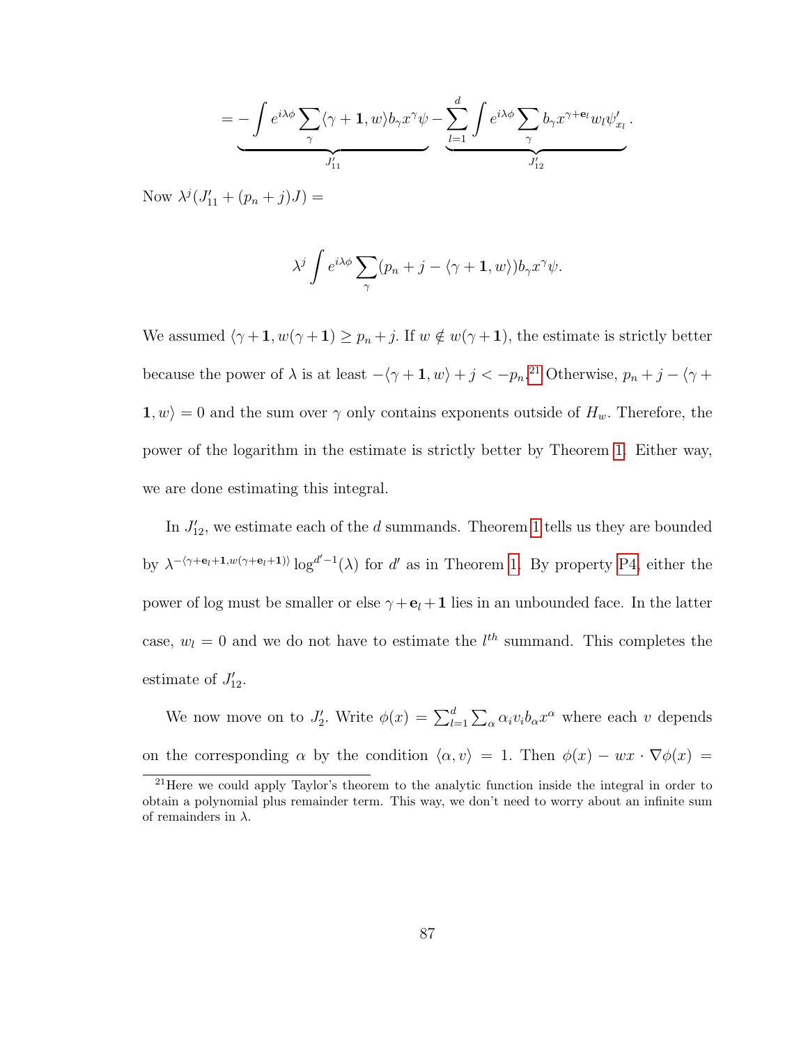$$= \underbrace{-\int e^{i\lambda\phi} \sum_\gamma \langle \gamma + \mathbf{1}, w\rangle b_\gamma x^\gamma \psi}_{J'_{11}} \underbrace{- \sum_{l=1}^{d} \int e^{i\lambda\phi} \sum_\gamma b_\gamma x^{\gamma + \mathbf{e}_l} w_l \psi'_{x_l}}_{J'_{12}}.$$

Now $\lambda^j (J'_{11} + (p_n + j)J) =$

$$\lambda^j \int e^{i\lambda\phi} \sum_\gamma (p_n + j - \langle \gamma + \mathbf{1}, w\rangle) b_\gamma x^\gamma \psi.$$

We assumed $\langle \gamma + \mathbf{1}, w(\gamma + \mathbf{1}) \geq p_n + j$. If $w \notin w(\gamma + \mathbf{1})$, the estimate is strictly better because the power of $\lambda$ is at least $-\langle \gamma + \mathbf{1}, w\rangle + j < -p_n$.[21] Otherwise, $p_n + j - \langle \gamma + \mathbf{1}, w\rangle = 0$ and the sum over $\gamma$ only contains exponents outside of $H_w$. Therefore, the power of the logarithm in the estimate is strictly better by Theorem 1. Either way, we are done estimating this integral.

In $J'_{12}$, we estimate each of the $d$ summands. Theorem 1 tells us they are bounded by $\lambda^{-\langle \gamma + \mathbf{e}_l + \mathbf{1}, w(\gamma + \mathbf{e}_l + \mathbf{1})\rangle} \log^{d'-1}(\lambda)$ for $d'$ as in Theorem 1. By property P4, either the power of log must be smaller or else $\gamma + \mathbf{e}_l + \mathbf{1}$ lies in an unbounded face. In the latter case, $w_l = 0$ and we do not have to estimate the $l^{th}$ summand. This completes the estimate of $J'_{12}$.

We now move on to $J'_2$. Write $\phi(x) = \sum_{l=1}^{d} \sum_\alpha \alpha_i v_i b_\alpha x^\alpha$ where each $v$ depends on the corresponding $\alpha$ by the condition $\langle \alpha, v\rangle = 1$. Then $\phi(x) - wx \cdot \nabla\phi(x) =$

[21] Here we could apply Taylor's theorem to the analytic function inside the integral in order to obtain a polynomial plus remainder term. This way, we don't need to worry about an infinite sum of remainders in $\lambda$.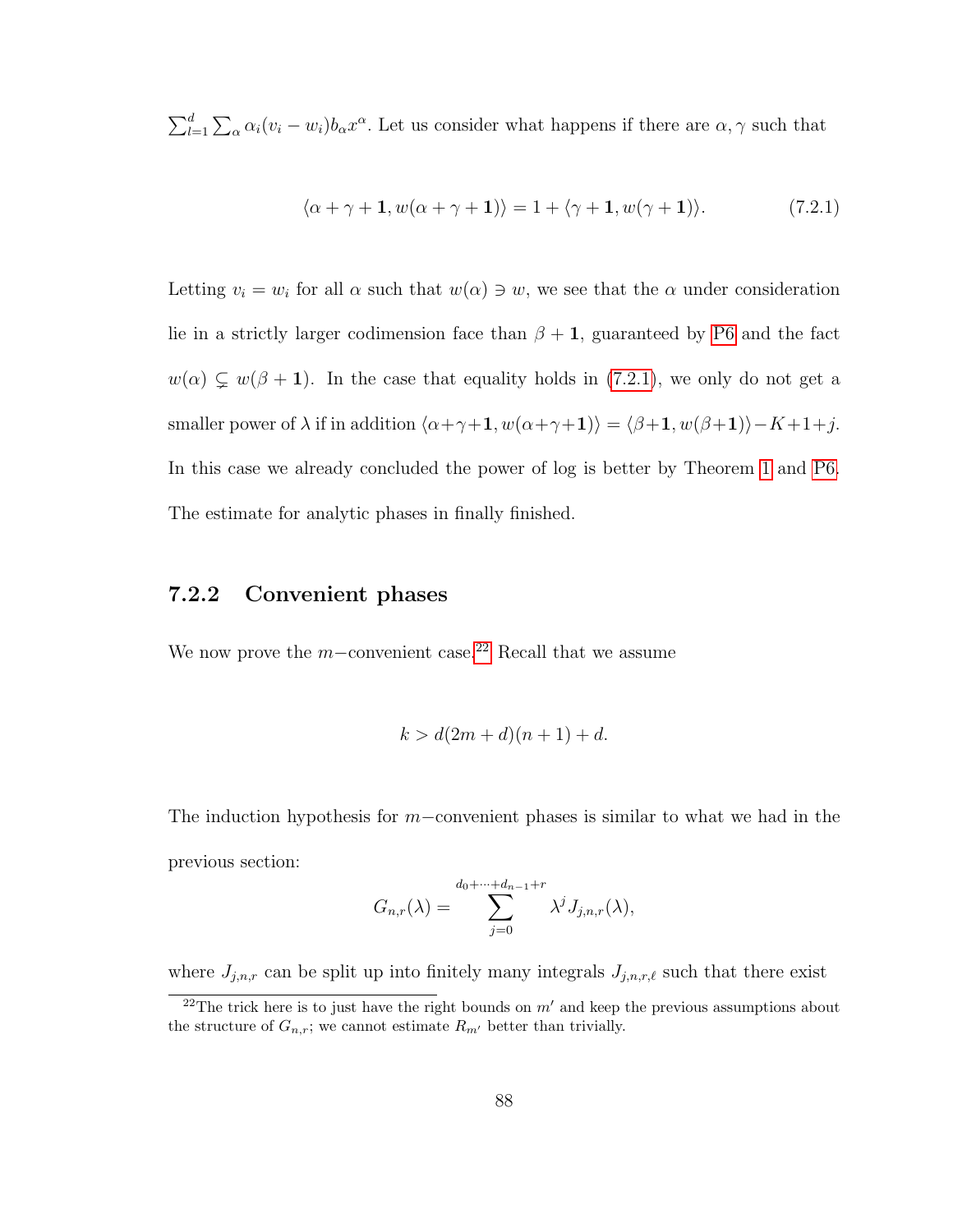$\sum_{l=1}^{d}\sum_{\alpha}\alpha_i(v_i - w_i)b_\alpha x^\alpha$. Let us consider what happens if there are $\alpha, \gamma$ such that

$$\langle \alpha + \gamma + \mathbf{1}, w(\alpha + \gamma + \mathbf{1})\rangle = 1 + \langle \gamma + \mathbf{1}, w(\gamma + \mathbf{1})\rangle. \tag{7.2.1}$$

Letting $v_i = w_i$ for all $\alpha$ such that $w(\alpha) \ni w$, we see that the $\alpha$ under consideration lie in a strictly larger codimension face than $\beta + \mathbf{1}$, guaranteed by P6 and the fact $w(\alpha) \subsetneq w(\beta + \mathbf{1})$. In the case that equality holds in (7.2.1), we only do not get a smaller power of $\lambda$ if in addition $\langle \alpha+\gamma+\mathbf{1}, w(\alpha+\gamma+\mathbf{1})\rangle = \langle \beta+\mathbf{1}, w(\beta+\mathbf{1})\rangle - K + 1 + j$. In this case we already concluded the power of log is better by Theorem 1 and P6. The estimate for analytic phases in finally finished.

### 7.2.2 Convenient phases

We now prove the $m-$convenient case.[22] Recall that we assume

$$k > d(2m + d)(n + 1) + d.$$

The induction hypothesis for $m-$convenient phases is similar to what we had in the previous section:

$$G_{n,r}(\lambda) = \sum_{j=0}^{d_0+\cdots+d_{n-1}+r} \lambda^j J_{j,n,r}(\lambda),$$

where $J_{j,n,r}$ can be split up into finitely many integrals $J_{j,n,r,\ell}$ such that there exist

[22] The trick here is to just have the right bounds on $m'$ and keep the previous assumptions about the structure of $G_{n,r}$; we cannot estimate $R_{m'}$ better than trivially.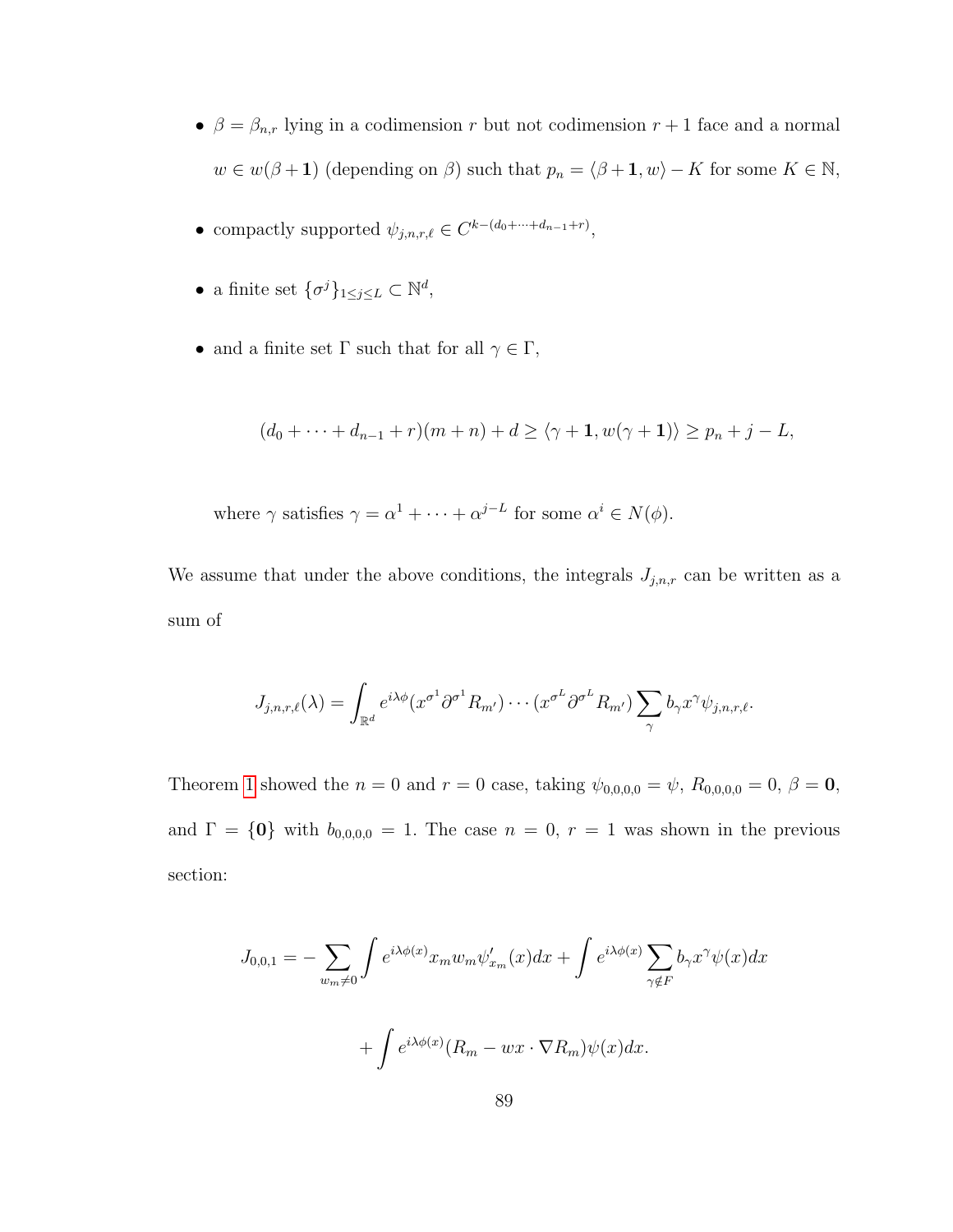- $\beta = \beta_{n,r}$ lying in a codimension $r$ but not codimension $r+1$ face and a normal $w \in w(\beta + \mathbf{1})$ (depending on $\beta$) such that $p_n = \langle \beta + \mathbf{1}, w \rangle - K$ for some $K \in \mathbb{N}$,
- compactly supported $\psi_{j,n,r,\ell} \in C^{k-(d_0+\cdots+d_{n-1}+r)}$,
- a finite set $\{\sigma^j\}_{1 \leq j \leq L} \subset \mathbb{N}^d$,
- and a finite set $\Gamma$ such that for all $\gamma \in \Gamma$,

$$(d_0 + \cdots + d_{n-1} + r)(m+n) + d \geq \langle \gamma + \mathbf{1}, w(\gamma + \mathbf{1}) \rangle \geq p_n + j - L,$$

  where $\gamma$ satisfies $\gamma = \alpha^1 + \cdots + \alpha^{j-L}$ for some $\alpha^i \in N(\phi)$.

We assume that under the above conditions, the integrals $J_{j,n,r}$ can be written as a sum of

$$J_{j,n,r,\ell}(\lambda) = \int_{\mathbb{R}^d} e^{i\lambda\phi}(x^{\sigma^1}\partial^{\sigma^1}R_{m'}) \cdots (x^{\sigma^L}\partial^{\sigma^L}R_{m'}) \sum_{\gamma} b_\gamma x^\gamma \psi_{j,n,r,\ell}.$$

Theorem 1 showed the $n = 0$ and $r = 0$ case, taking $\psi_{0,0,0,0} = \psi$, $R_{0,0,0,0} = 0$, $\beta = \mathbf{0}$, and $\Gamma = \{\mathbf{0}\}$ with $b_{0,0,0,0} = 1$. The case $n = 0$, $r = 1$ was shown in the previous section:

$$J_{0,0,1} = -\sum_{w_m \neq 0} \int e^{i\lambda\phi(x)} x_m w_m \psi'_{x_m}(x)dx + \int e^{i\lambda\phi(x)} \sum_{\gamma \notin F} b_\gamma x^\gamma \psi(x)dx$$

$$+ \int e^{i\lambda\phi(x)}(R_m - wx \cdot \nabla R_m)\psi(x)dx.$$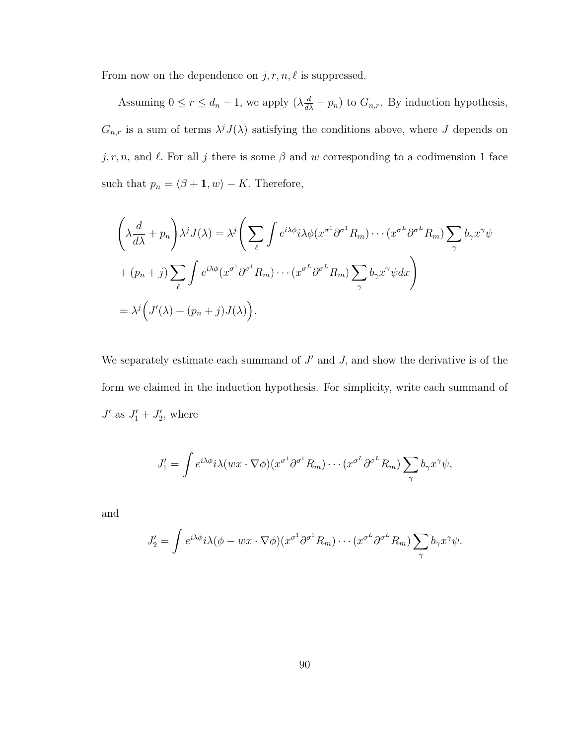From now on the dependence on $j, r, n, \ell$ is suppressed.

Assuming $0 \leq r \leq d_n - 1$, we apply $(\lambda \frac{d}{d\lambda} + p_n)$ to $G_{n,r}$. By induction hypothesis, $G_{n,r}$ is a sum of terms $\lambda^j J(\lambda)$ satisfying the conditions above, where $J$ depends on $j, r, n$, and $\ell$. For all $j$ there is some $\beta$ and $w$ corresponding to a codimension 1 face such that $p_n = \langle \beta + \mathbf{1}, w \rangle - K$. Therefore,

$$
\begin{aligned}
\left(\lambda \frac{d}{d\lambda} + p_n\right) \lambda^j J(\lambda) &= \lambda^j \Bigg( \sum_\ell \int e^{i\lambda\phi} i\lambda\phi (x^{\sigma^1} \partial^{\sigma^1} R_m) \cdots (x^{\sigma^L} \partial^{\sigma^L} R_m) \sum_\gamma b_\gamma x^\gamma \psi \\
&+ (p_n + j) \sum_\ell \int e^{i\lambda\phi} (x^{\sigma^1} \partial^{\sigma^1} R_m) \cdots (x^{\sigma^L} \partial^{\sigma^L} R_m) \sum_\gamma b_\gamma x^\gamma \psi dx \Bigg) \\
&= \lambda^j \Big( J'(\lambda) + (p_n + j) J(\lambda) \Big).
\end{aligned}
$$

We separately estimate each summand of $J'$ and $J$, and show the derivative is of the form we claimed in the induction hypothesis. For simplicity, write each summand of $J'$ as $J_1' + J_2'$, where

$$
J_1' = \int e^{i\lambda\phi} i\lambda (wx \cdot \nabla\phi) (x^{\sigma^1} \partial^{\sigma^1} R_m) \cdots (x^{\sigma^L} \partial^{\sigma^L} R_m) \sum_\gamma b_\gamma x^\gamma \psi,
$$

and

$$
J_2' = \int e^{i\lambda\phi} i\lambda (\phi - wx \cdot \nabla\phi) (x^{\sigma^1} \partial^{\sigma^1} R_m) \cdots (x^{\sigma^L} \partial^{\sigma^L} R_m) \sum_\gamma b_\gamma x^\gamma \psi.
$$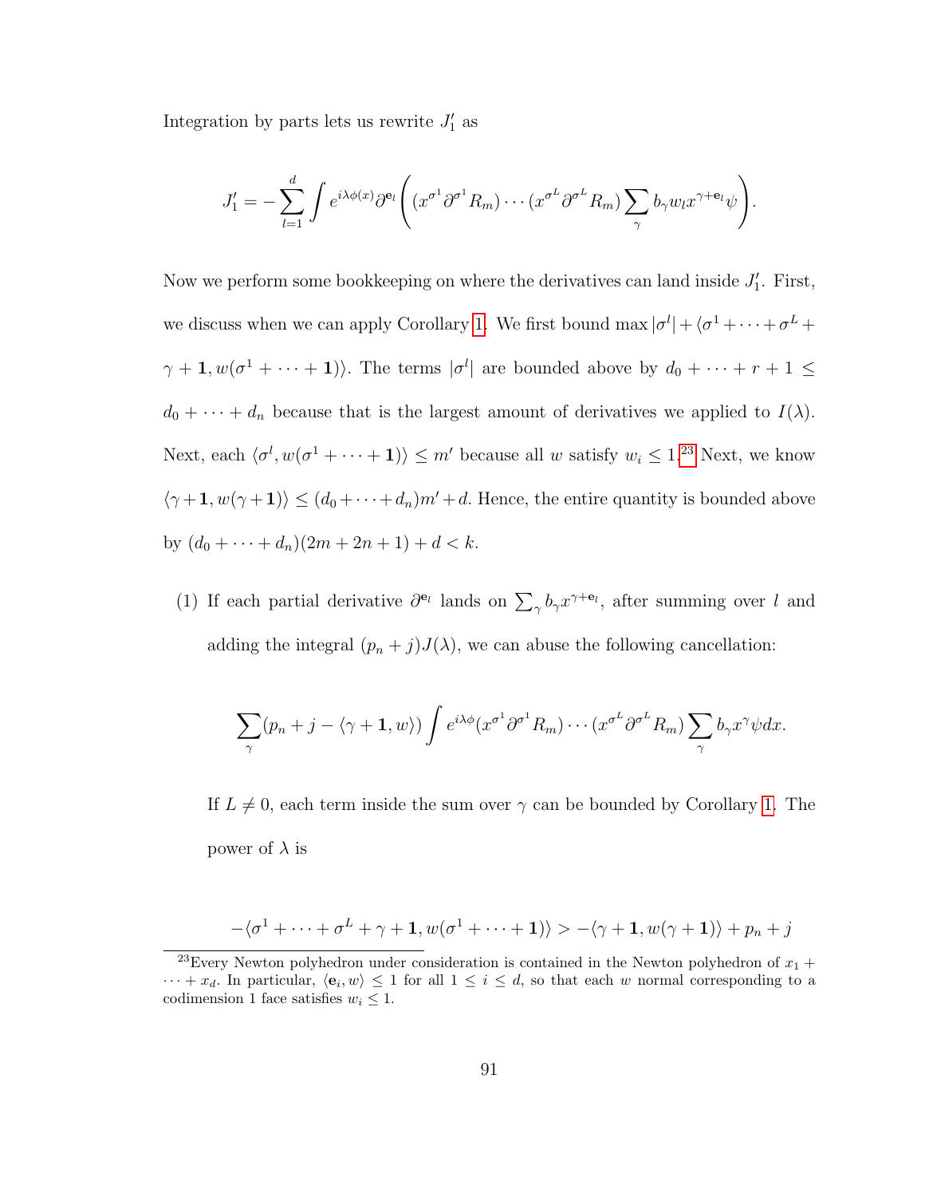Integration by parts lets us rewrite $J_1'$ as

$$J_1' = -\sum_{l=1}^{d} \int e^{i\lambda\phi(x)} \partial^{\mathbf{e}_l} \left( (x^{\sigma^1} \partial^{\sigma^1} R_m) \cdots (x^{\sigma^L} \partial^{\sigma^L} R_m) \sum_\gamma b_\gamma w_l x^{\gamma + \mathbf{e}_l} \psi \right).$$

Now we perform some bookkeeping on where the derivatives can land inside $J_1'$. First, we discuss when we can apply Corollary 1. We first bound $\max |\sigma^l| + \langle \sigma^1 + \cdots + \sigma^L + \gamma + \mathbf{1}, w(\sigma^1 + \cdots + \mathbf{1}) \rangle$. The terms $|\sigma^l|$ are bounded above by $d_0 + \cdots + r + 1 \leq d_0 + \cdots + d_n$ because that is the largest amount of derivatives we applied to $I(\lambda)$. Next, each $\langle \sigma^l, w(\sigma^1 + \cdots + \mathbf{1}) \rangle \leq m'$ because all $w$ satisfy $w_i \leq 1$.[23] Next, we know $\langle \gamma + \mathbf{1}, w(\gamma + \mathbf{1}) \rangle \leq (d_0 + \cdots + d_n)m' + d$. Hence, the entire quantity is bounded above by $(d_0 + \cdots + d_n)(2m + 2n + 1) + d < k$.

(1) If each partial derivative $\partial^{\mathbf{e}_l}$ lands on $\sum_\gamma b_\gamma x^{\gamma + \mathbf{e}_l}$, after summing over $l$ and adding the integral $(p_n + j)J(\lambda)$, we can abuse the following cancellation:

$$\sum_\gamma (p_n + j - \langle \gamma + \mathbf{1}, w \rangle) \int e^{i\lambda\phi} (x^{\sigma^1} \partial^{\sigma^1} R_m) \cdots (x^{\sigma^L} \partial^{\sigma^L} R_m) \sum_\gamma b_\gamma x^\gamma \psi dx.$$

If $L \neq 0$, each term inside the sum over $\gamma$ can be bounded by Corollary 1. The power of $\lambda$ is

$$-\langle \sigma^1 + \cdots + \sigma^L + \gamma + \mathbf{1}, w(\sigma^1 + \cdots + \mathbf{1}) \rangle > -\langle \gamma + \mathbf{1}, w(\gamma + \mathbf{1}) \rangle + p_n + j$$

[23] Every Newton polyhedron under consideration is contained in the Newton polyhedron of $x_1 + \cdots + x_d$. In particular, $\langle \mathbf{e}_i, w \rangle \leq 1$ for all $1 \leq i \leq d$, so that each $w$ normal corresponding to a codimension 1 face satisfies $w_i \leq 1$.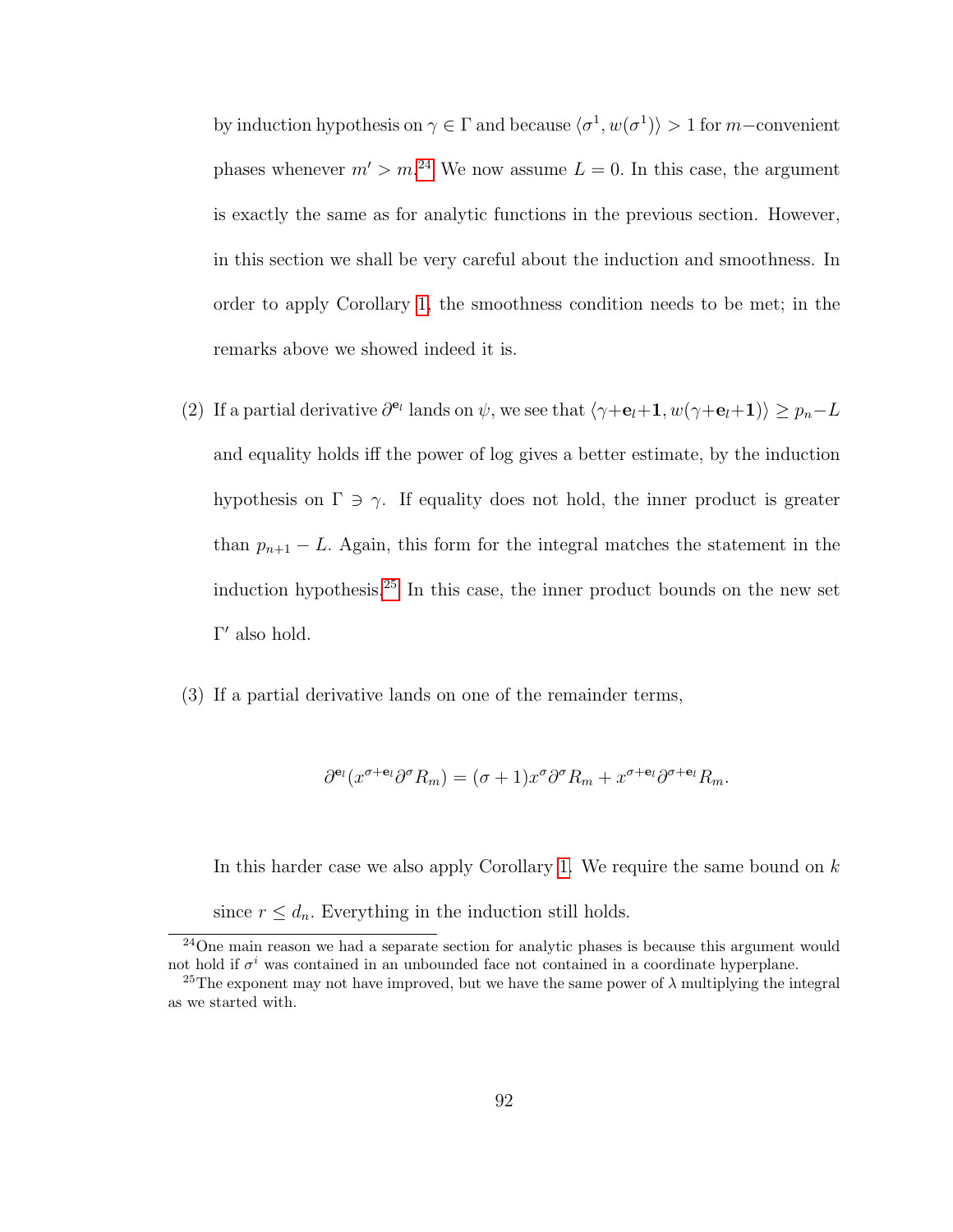by induction hypothesis on $\gamma \in \Gamma$ and because $\langle \sigma^1, w(\sigma^1) \rangle > 1$ for $m-$convenient phases whenever $m' > m$.[24] We now assume $L = 0$. In this case, the argument is exactly the same as for analytic functions in the previous section. However, in this section we shall be very careful about the induction and smoothness. In order to apply Corollary 1, the smoothness condition needs to be met; in the remarks above we showed indeed it is.

(2) If a partial derivative $\partial^{\mathbf{e}_l}$ lands on $\psi$, we see that $\langle \gamma + \mathbf{e}_l + \mathbf{1}, w(\gamma + \mathbf{e}_l + \mathbf{1}) \rangle \geq p_n - L$ and equality holds iff the power of log gives a better estimate, by the induction hypothesis on $\Gamma \ni \gamma$. If equality does not hold, the inner product is greater than $p_{n+1} - L$. Again, this form for the integral matches the statement in the induction hypothesis.[25] In this case, the inner product bounds on the new set $\Gamma'$ also hold.

(3) If a partial derivative lands on one of the remainder terms,

$$\partial^{\mathbf{e}_l}(x^{\sigma + \mathbf{e}_l} \partial^{\sigma} R_m) = (\sigma + 1) x^{\sigma} \partial^{\sigma} R_m + x^{\sigma + \mathbf{e}_l} \partial^{\sigma + \mathbf{e}_l} R_m.$$

In this harder case we also apply Corollary 1. We require the same bound on $k$ since $r \leq d_n$. Everything in the induction still holds.

[24] One main reason we had a separate section for analytic phases is because this argument would not hold if $\sigma^i$ was contained in an unbounded face not contained in a coordinate hyperplane.

[25] The exponent may not have improved, but we have the same power of $\lambda$ multiplying the integral as we started with.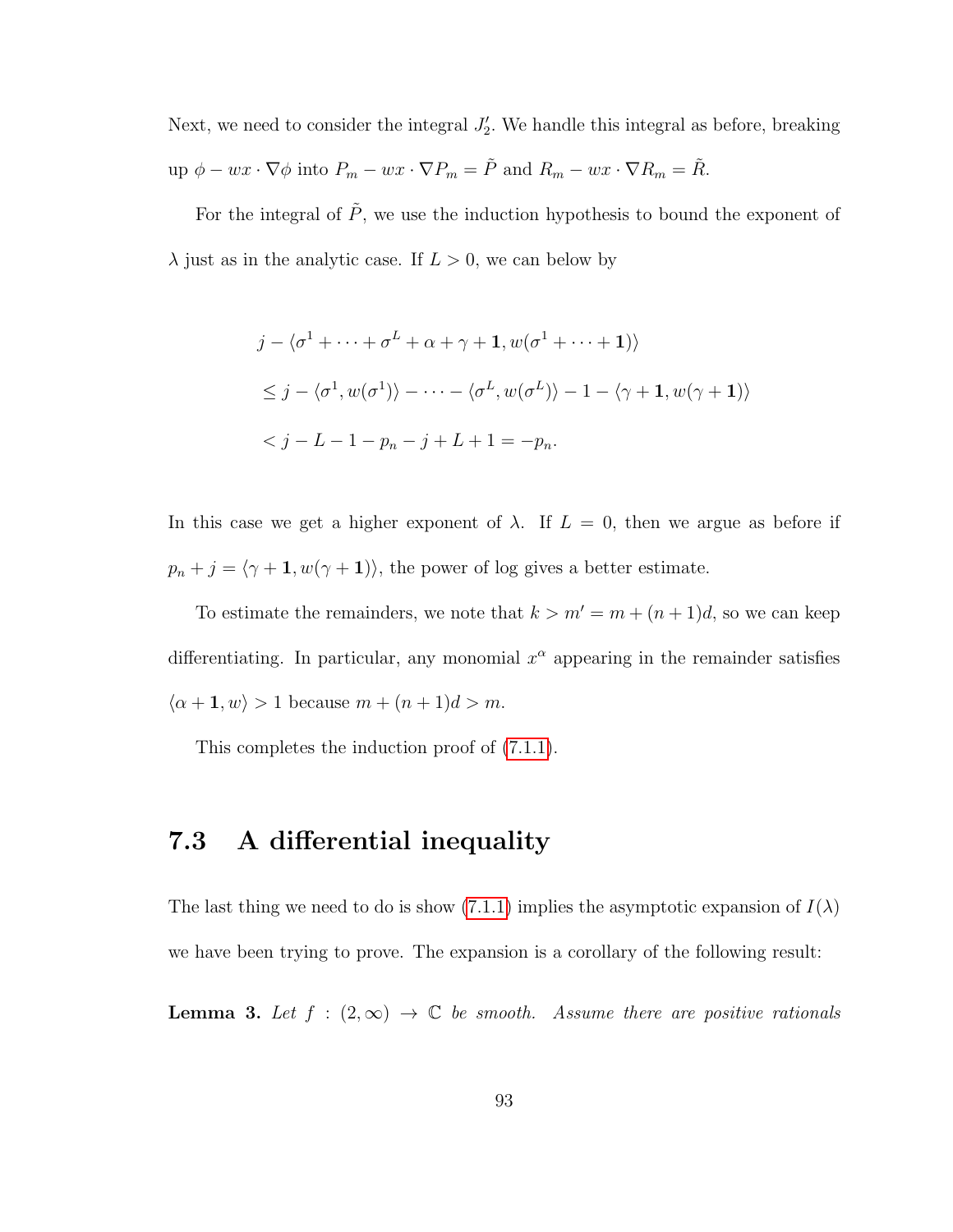Next, we need to consider the integral $J_2'$. We handle this integral as before, breaking up $\phi - wx \cdot \nabla\phi$ into $P_m - wx \cdot \nabla P_m = \tilde{P}$ and $R_m - wx \cdot \nabla R_m = \tilde{R}$.

For the integral of $\tilde{P}$, we use the induction hypothesis to bound the exponent of $\lambda$ just as in the analytic case. If $L > 0$, we can below by

$$
\begin{aligned}
&j - \langle \sigma^1 + \cdots + \sigma^L + \alpha + \gamma + \mathbf{1}, w(\sigma^1 + \cdots + \mathbf{1})\rangle \\
&\leq j - \langle \sigma^1, w(\sigma^1)\rangle - \cdots - \langle \sigma^L, w(\sigma^L)\rangle - 1 - \langle \gamma + \mathbf{1}, w(\gamma + \mathbf{1})\rangle \\
&< j - L - 1 - p_n - j + L + 1 = -p_n.
\end{aligned}
$$

In this case we get a higher exponent of $\lambda$. If $L = 0$, then we argue as before if $p_n + j = \langle \gamma + \mathbf{1}, w(\gamma + \mathbf{1})\rangle$, the power of log gives a better estimate.

To estimate the remainders, we note that $k > m' = m + (n+1)d$, so we can keep differentiating. In particular, any monomial $x^\alpha$ appearing in the remainder satisfies $\langle \alpha + \mathbf{1}, w\rangle > 1$ because $m + (n+1)d > m$.

This completes the induction proof of (7.1.1).

## 7.3 A differential inequality

The last thing we need to do is show (7.1.1) implies the asymptotic expansion of $I(\lambda)$ we have been trying to prove. The expansion is a corollary of the following result:

**Lemma 3.** *Let $f : (2, \infty) \to \mathbb{C}$ be smooth. Assume there are positive rationals*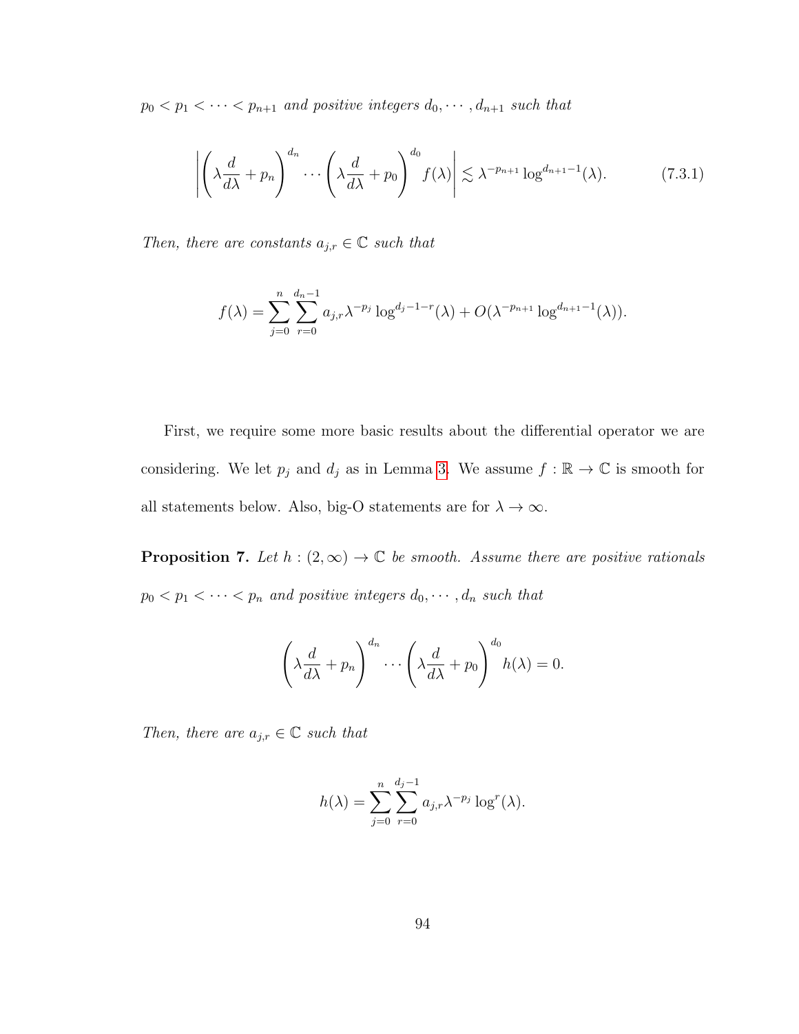*$p_0 < p_1 < \cdots < p_{n+1}$ and positive integers $d_0, \cdots, d_{n+1}$ such that*

$$\left| \left(\lambda \frac{d}{d\lambda} + p_n\right)^{d_n} \cdots \left(\lambda \frac{d}{d\lambda} + p_0\right)^{d_0} f(\lambda) \right| \lesssim \lambda^{-p_{n+1}} \log^{d_{n+1}-1}(\lambda). \tag{7.3.1}$$

*Then, there are constants $a_{j,r} \in \mathbb{C}$ such that*

$$f(\lambda) = \sum_{j=0}^{n} \sum_{r=0}^{d_n-1} a_{j,r} \lambda^{-p_j} \log^{d_j-1-r}(\lambda) + O(\lambda^{-p_{n+1}} \log^{d_{n+1}-1}(\lambda)).$$

First, we require some more basic results about the differential operator we are considering. We let $p_j$ and $d_j$ as in Lemma 3. We assume $f : \mathbb{R} \to \mathbb{C}$ is smooth for all statements below. Also, big-O statements are for $\lambda \to \infty$.

**Proposition 7.** *Let $h : (2, \infty) \to \mathbb{C}$ be smooth. Assume there are positive rationals $p_0 < p_1 < \cdots < p_n$ and positive integers $d_0, \cdots, d_n$ such that*

$$\left(\lambda \frac{d}{d\lambda} + p_n\right)^{d_n} \cdots \left(\lambda \frac{d}{d\lambda} + p_0\right)^{d_0} h(\lambda) = 0.$$

*Then, there are $a_{j,r} \in \mathbb{C}$ such that*

$$h(\lambda) = \sum_{j=0}^{n} \sum_{r=0}^{d_j-1} a_{j,r} \lambda^{-p_j} \log^r(\lambda).$$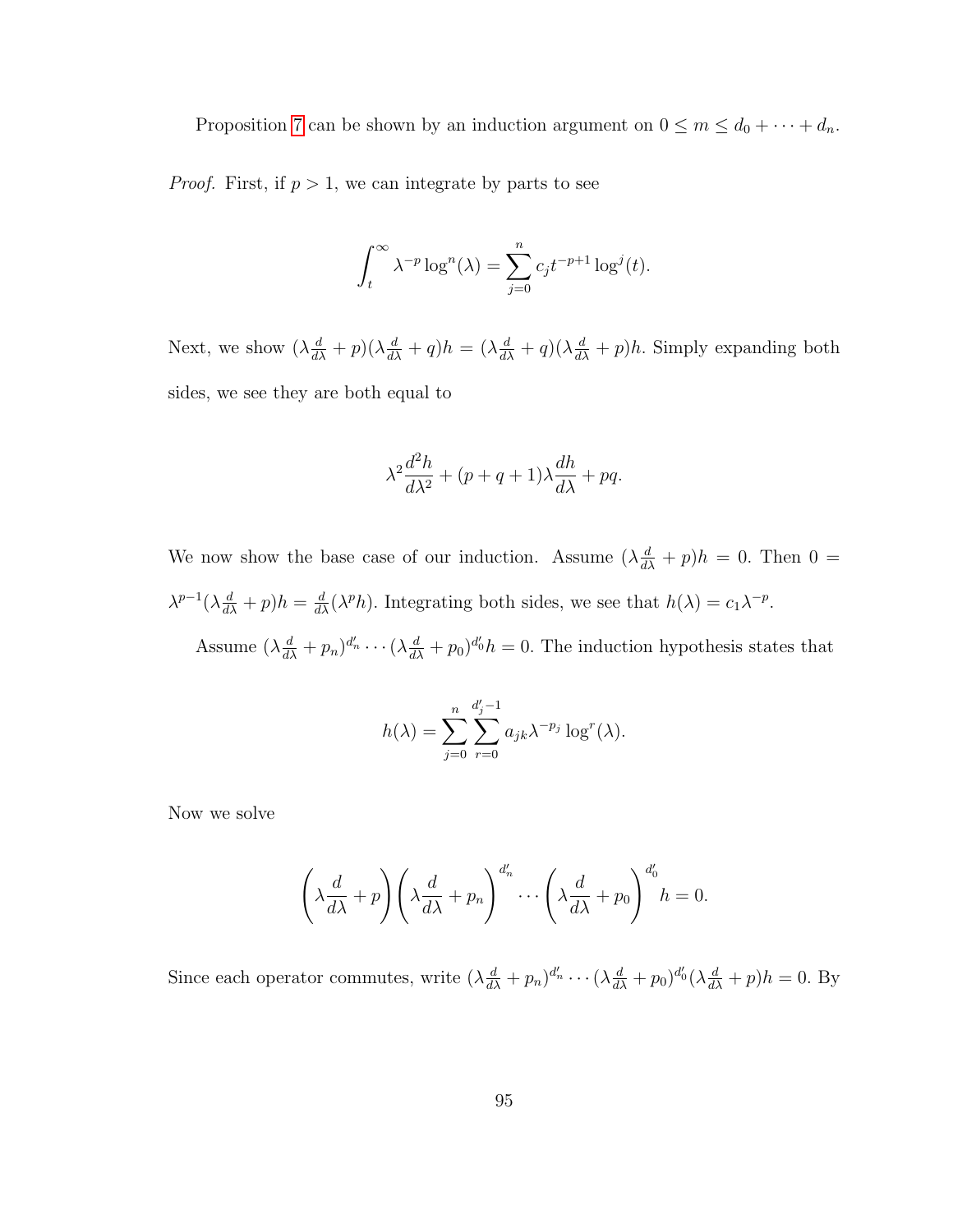Proposition 7 can be shown by an induction argument on $0 \leq m \leq d_0 + \cdots + d_n$.

*Proof.* First, if $p > 1$, we can integrate by parts to see

$$\int_t^\infty \lambda^{-p} \log^n(\lambda) = \sum_{j=0}^n c_j t^{-p+1} \log^j(t).$$

Next, we show $(\lambda \frac{d}{d\lambda} + p)(\lambda \frac{d}{d\lambda} + q)h = (\lambda \frac{d}{d\lambda} + q)(\lambda \frac{d}{d\lambda} + p)h$. Simply expanding both sides, we see they are both equal to

$$\lambda^2 \frac{d^2 h}{d\lambda^2} + (p + q + 1)\lambda \frac{dh}{d\lambda} + pq.$$

We now show the base case of our induction. Assume $(\lambda \frac{d}{d\lambda} + p)h = 0$. Then $0 = \lambda^{p-1}(\lambda \frac{d}{d\lambda} + p)h = \frac{d}{d\lambda}(\lambda^p h)$. Integrating both sides, we see that $h(\lambda) = c_1 \lambda^{-p}$.

Assume $(\lambda \frac{d}{d\lambda} + p_n)^{d_n'} \cdots (\lambda \frac{d}{d\lambda} + p_0)^{d_0'} h = 0$. The induction hypothesis states that

$$h(\lambda) = \sum_{j=0}^n \sum_{r=0}^{d_j'-1} a_{jk} \lambda^{-p_j} \log^r(\lambda).$$

Now we solve

$$\left(\lambda \frac{d}{d\lambda} + p\right)\left(\lambda \frac{d}{d\lambda} + p_n\right)^{d_n'} \cdots \left(\lambda \frac{d}{d\lambda} + p_0\right)^{d_0'} h = 0.$$

Since each operator commutes, write $(\lambda \frac{d}{d\lambda} + p_n)^{d_n'} \cdots (\lambda \frac{d}{d\lambda} + p_0)^{d_0'}(\lambda \frac{d}{d\lambda} + p)h = 0$. By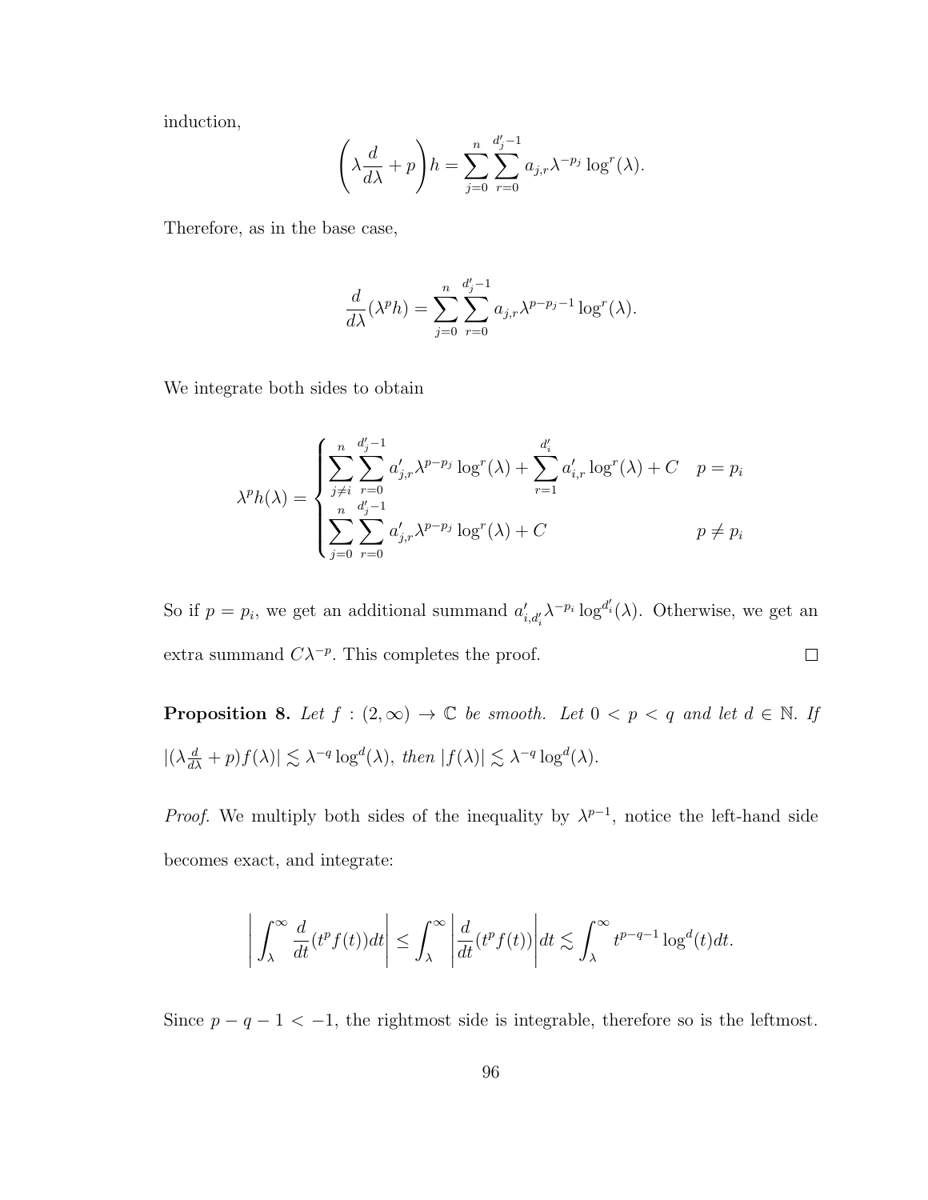induction,

$$\left(\lambda\frac{d}{d\lambda}+p\right)h=\sum_{j=0}^{n}\sum_{r=0}^{d_j'-1}a_{j,r}\lambda^{-p_j}\log^r(\lambda).$$

Therefore, as in the base case,

$$\frac{d}{d\lambda}(\lambda^p h)=\sum_{j=0}^{n}\sum_{r=0}^{d_j'-1}a_{j,r}\lambda^{p-p_j-1}\log^r(\lambda).$$

We integrate both sides to obtain

$$\lambda^p h(\lambda)=\begin{cases}\displaystyle\sum_{j\neq i}^{n}\sum_{r=0}^{d_j'-1}a_{j,r}'\lambda^{p-p_j}\log^r(\lambda)+\sum_{r=1}^{d_i'}a_{i,r}'\log^r(\lambda)+C & p=p_i\\ \displaystyle\sum_{j=0}^{n}\sum_{r=0}^{d_j'-1}a_{j,r}'\lambda^{p-p_j}\log^r(\lambda)+C & p\neq p_i\end{cases}$$

So if $p=p_i$, we get an additional summand $a_{i,d_i'}'\lambda^{-p_i}\log^{d_i'}(\lambda)$. Otherwise, we get an extra summand $C\lambda^{-p}$. This completes the proof. $\square$

**Proposition 8.** *Let $f:(2,\infty)\to\mathbb{C}$ be smooth. Let $0<p<q$ and let $d\in\mathbb{N}$. If $|(\lambda\frac{d}{d\lambda}+p)f(\lambda)|\lesssim\lambda^{-q}\log^d(\lambda)$, then $|f(\lambda)|\lesssim\lambda^{-q}\log^d(\lambda)$.*

*Proof.* We multiply both sides of the inequality by $\lambda^{p-1}$, notice the left-hand side becomes exact, and integrate:

$$\left|\int_\lambda^\infty\frac{d}{dt}(t^pf(t))dt\right|\leq\int_\lambda^\infty\left|\frac{d}{dt}(t^pf(t))\right|dt\lesssim\int_\lambda^\infty t^{p-q-1}\log^d(t)dt.$$

Since $p-q-1<-1$, the rightmost side is integrable, therefore so is the leftmost.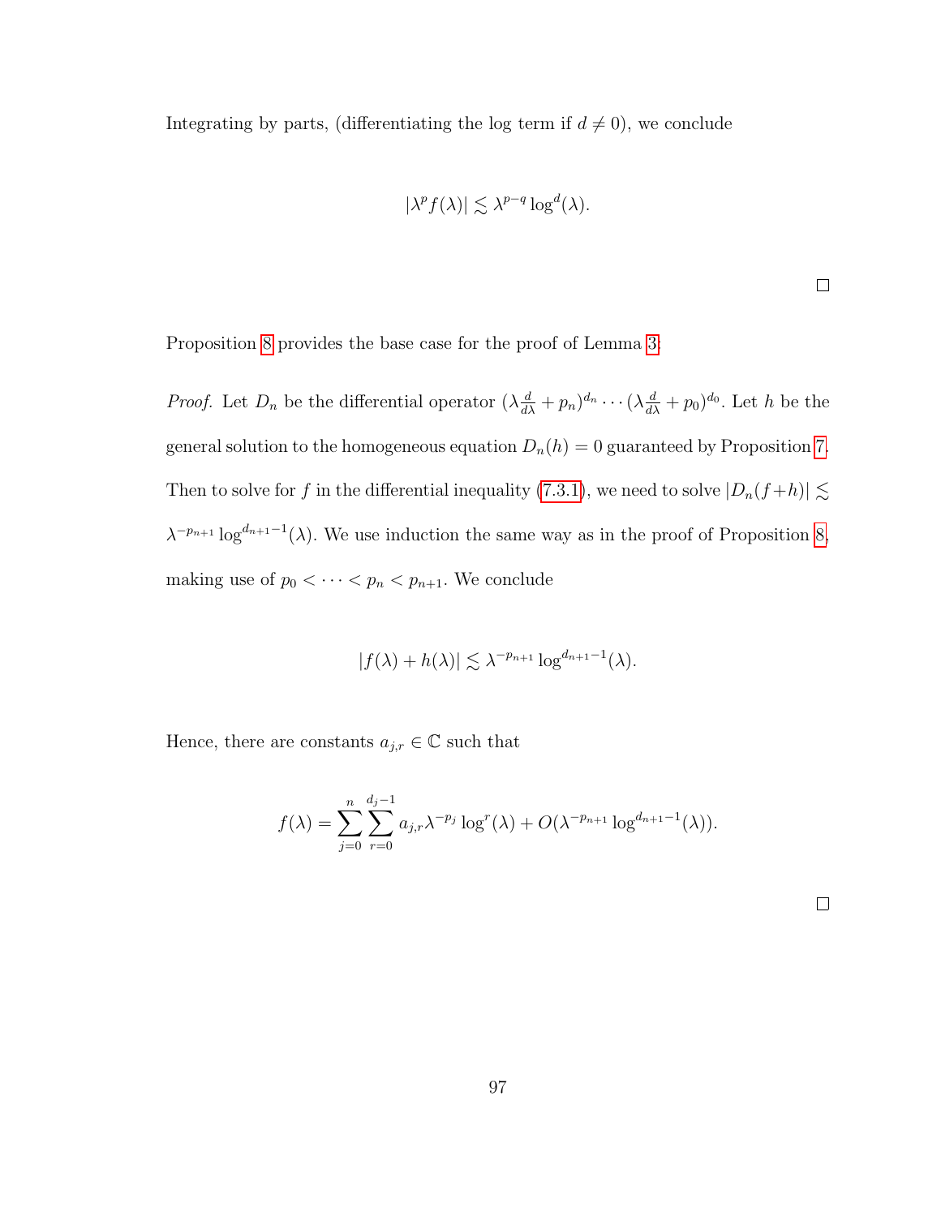Integrating by parts, (differentiating the log term if $d \neq 0$), we conclude

$$|\lambda^p f(\lambda)| \lesssim \lambda^{p-q} \log^d(\lambda).$$

□

Proposition 8 provides the base case for the proof of Lemma 3:

*Proof.* Let $D_n$ be the differential operator $(\lambda \frac{d}{d\lambda} + p_n)^{d_n} \cdots (\lambda \frac{d}{d\lambda} + p_0)^{d_0}$. Let $h$ be the general solution to the homogeneous equation $D_n(h) = 0$ guaranteed by Proposition 7. Then to solve for $f$ in the differential inequality (7.3.1), we need to solve $|D_n(f+h)| \lesssim \lambda^{-p_{n+1}} \log^{d_{n+1}-1}(\lambda)$. We use induction the same way as in the proof of Proposition 8, making use of $p_0 < \cdots < p_n < p_{n+1}$. We conclude

$$|f(\lambda) + h(\lambda)| \lesssim \lambda^{-p_{n+1}} \log^{d_{n+1}-1}(\lambda).$$

Hence, there are constants $a_{j,r} \in \mathbb{C}$ such that

$$f(\lambda) = \sum_{j=0}^{n} \sum_{r=0}^{d_j - 1} a_{j,r} \lambda^{-p_j} \log^r(\lambda) + O(\lambda^{-p_{n+1}} \log^{d_{n+1}-1}(\lambda)).$$

□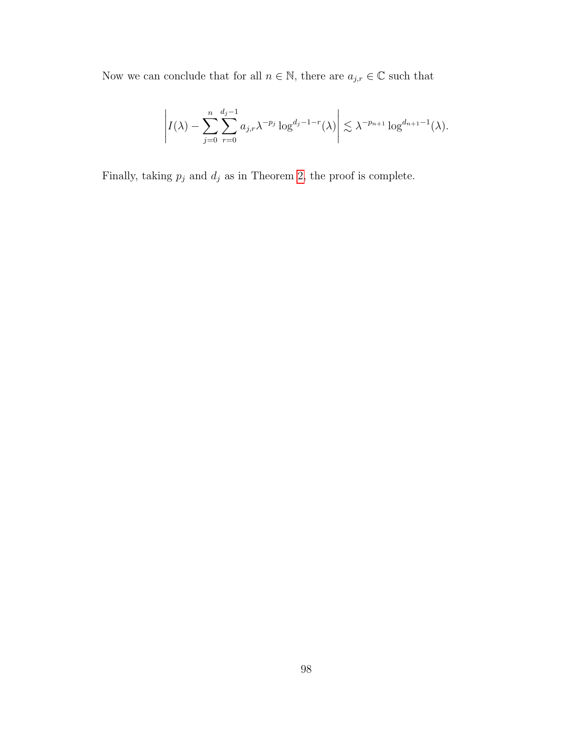Now we can conclude that for all $n \in \mathbb{N}$, there are $a_{j,r} \in \mathbb{C}$ such that

$$\left| I(\lambda) - \sum_{j=0}^{n} \sum_{r=0}^{d_j - 1} a_{j,r} \lambda^{-p_j} \log^{d_j - 1 - r}(\lambda) \right| \lesssim \lambda^{-p_{n+1}} \log^{d_{n+1}-1}(\lambda).$$

Finally, taking $p_j$ and $d_j$ as in Theorem 2, the proof is complete.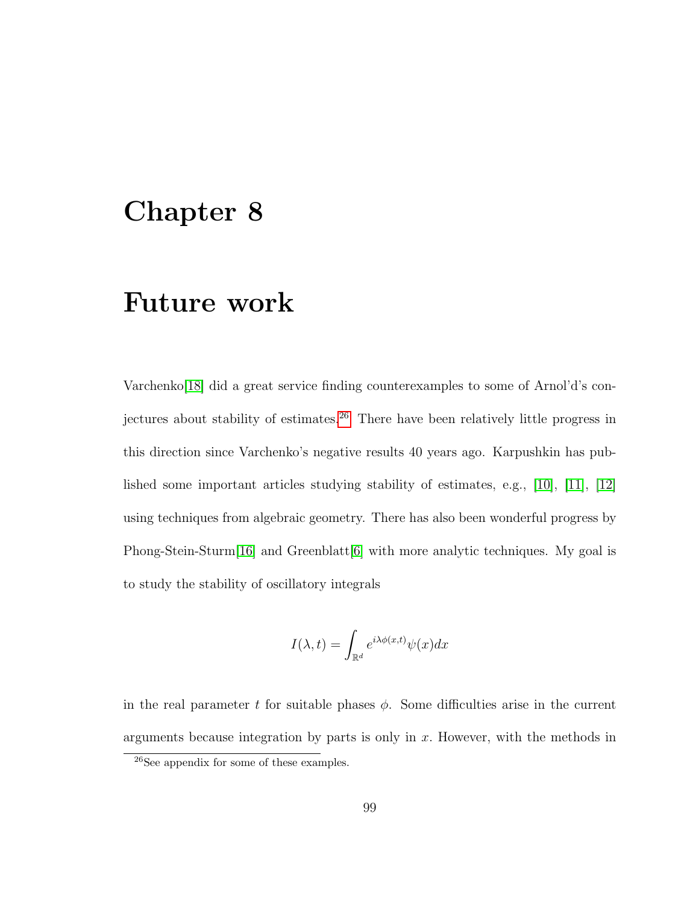# Chapter 8

# Future work

Varchenko[18] did a great service finding counterexamples to some of Arnol'd's conjectures about stability of estimates.[26] There have been relatively little progress in this direction since Varchenko's negative results 40 years ago. Karpushkin has published some important articles studying stability of estimates, e.g., [10], [11], [12] using techniques from algebraic geometry. There has also been wonderful progress by Phong-Stein-Sturm[16] and Greenblatt[6] with more analytic techniques. My goal is to study the stability of oscillatory integrals

$$I(\lambda, t) = \int_{\mathbb{R}^d} e^{i\lambda\phi(x,t)}\psi(x)dx$$

in the real parameter $t$ for suitable phases $\phi$. Some difficulties arise in the current arguments because integration by parts is only in $x$. However, with the methods in

[26] See appendix for some of these examples.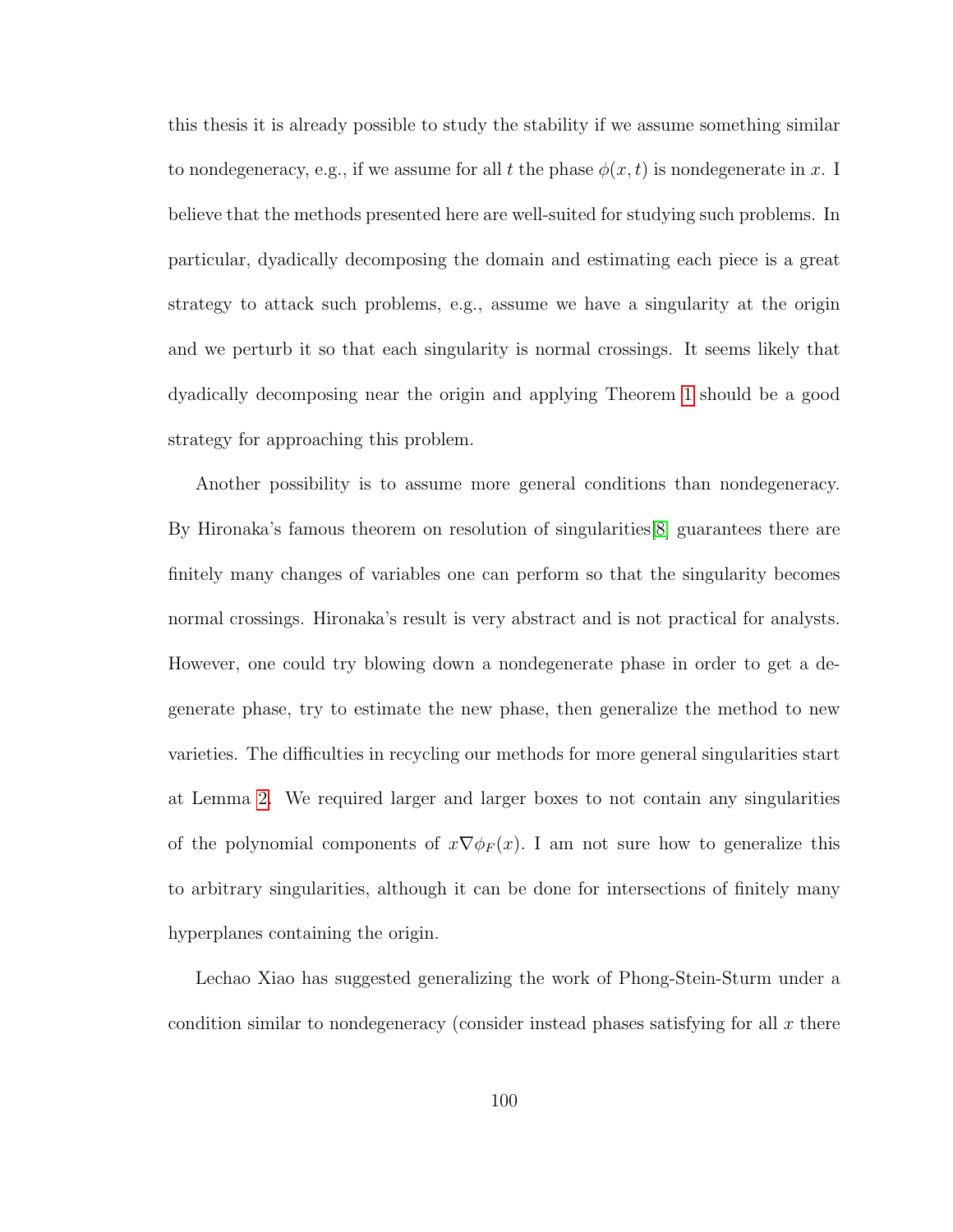this thesis it is already possible to study the stability if we assume something similar to nondegeneracy, e.g., if we assume for all $t$ the phase $\phi(x,t)$ is nondegenerate in $x$. I believe that the methods presented here are well-suited for studying such problems. In particular, dyadically decomposing the domain and estimating each piece is a great strategy to attack such problems, e.g., assume we have a singularity at the origin and we perturb it so that each singularity is normal crossings. It seems likely that dyadically decomposing near the origin and applying Theorem 1 should be a good strategy for approaching this problem.

Another possibility is to assume more general conditions than nondegeneracy. By Hironaka's famous theorem on resolution of singularities[8] guarantees there are finitely many changes of variables one can perform so that the singularity becomes normal crossings. Hironaka's result is very abstract and is not practical for analysts. However, one could try blowing down a nondegenerate phase in order to get a degenerate phase, try to estimate the new phase, then generalize the method to new varieties. The difficulties in recycling our methods for more general singularities start at Lemma 2. We required larger and larger boxes to not contain any singularities of the polynomial components of $x\nabla\phi_F(x)$. I am not sure how to generalize this to arbitrary singularities, although it can be done for intersections of finitely many hyperplanes containing the origin.

Lechao Xiao has suggested generalizing the work of Phong-Stein-Sturm under a condition similar to nondegeneracy (consider instead phases satisfying for all $x$ there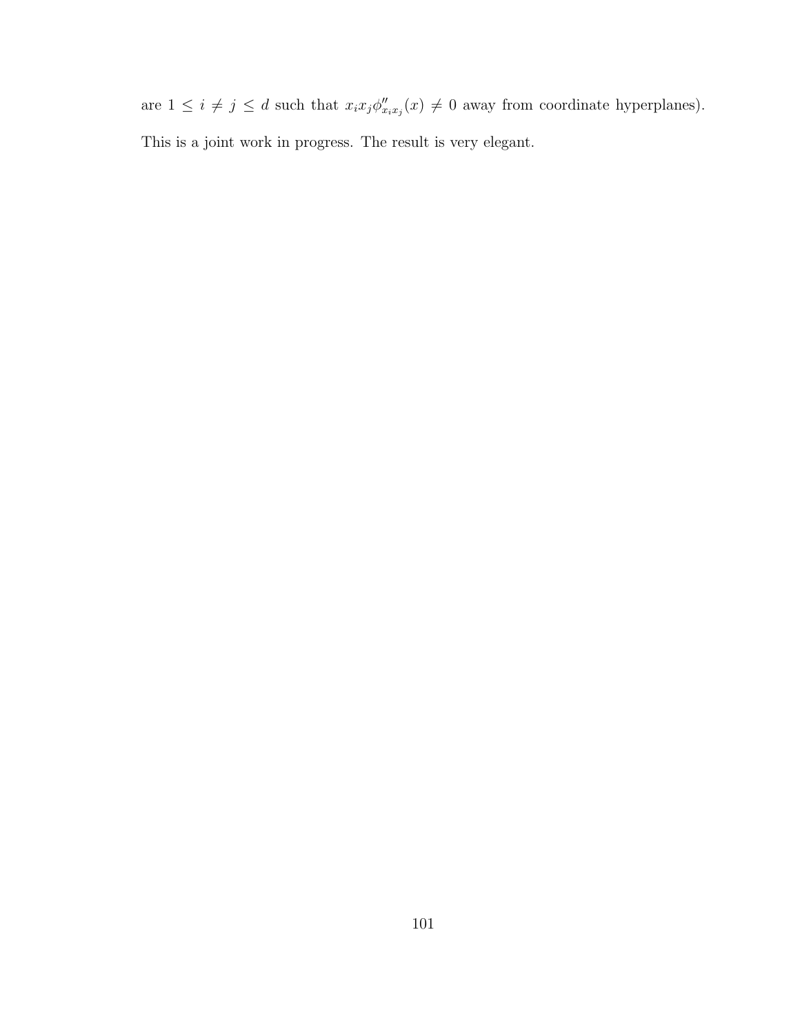are $1 \leq i \neq j \leq d$ such that $x_i x_j \phi''_{x_i x_j}(x) \neq 0$ away from coordinate hyperplanes).

This is a joint work in progress. The result is very elegant.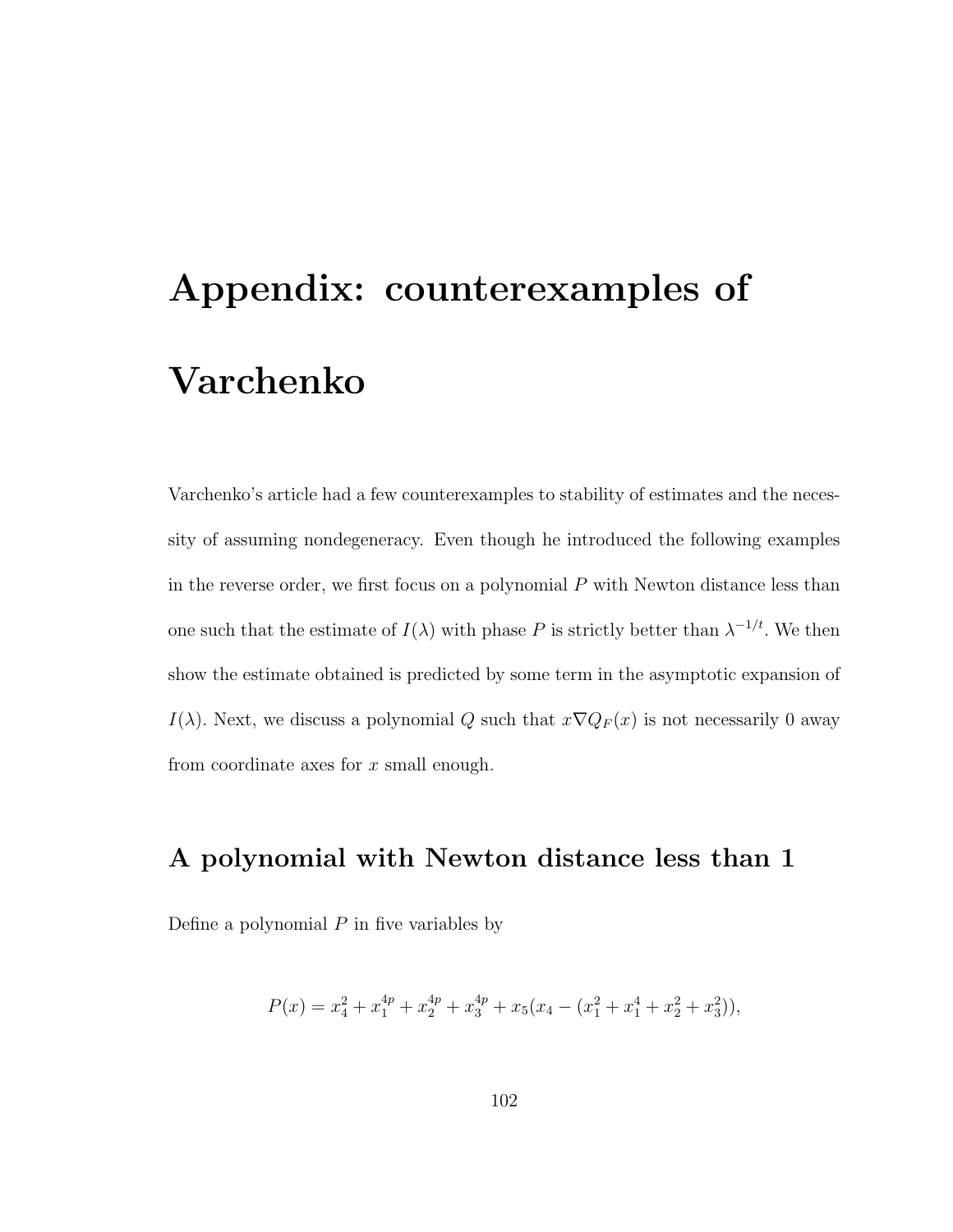# Appendix: counterexamples of Varchenko

Varchenko's article had a few counterexamples to stability of estimates and the necessity of assuming nondegeneracy. Even though he introduced the following examples in the reverse order, we first focus on a polynomial $P$ with Newton distance less than one such that the estimate of $I(\lambda)$ with phase $P$ is strictly better than $\lambda^{-1/t}$. We then show the estimate obtained is predicted by some term in the asymptotic expansion of $I(\lambda)$. Next, we discuss a polynomial $Q$ such that $x\nabla Q_F(x)$ is not necessarily 0 away from coordinate axes for $x$ small enough.

## A polynomial with Newton distance less than 1

Define a polynomial $P$ in five variables by

$$P(x) = x_4^2 + x_1^{4p} + x_2^{4p} + x_3^{4p} + x_5(x_4 - (x_1^2 + x_1^4 + x_2^2 + x_3^2)),$$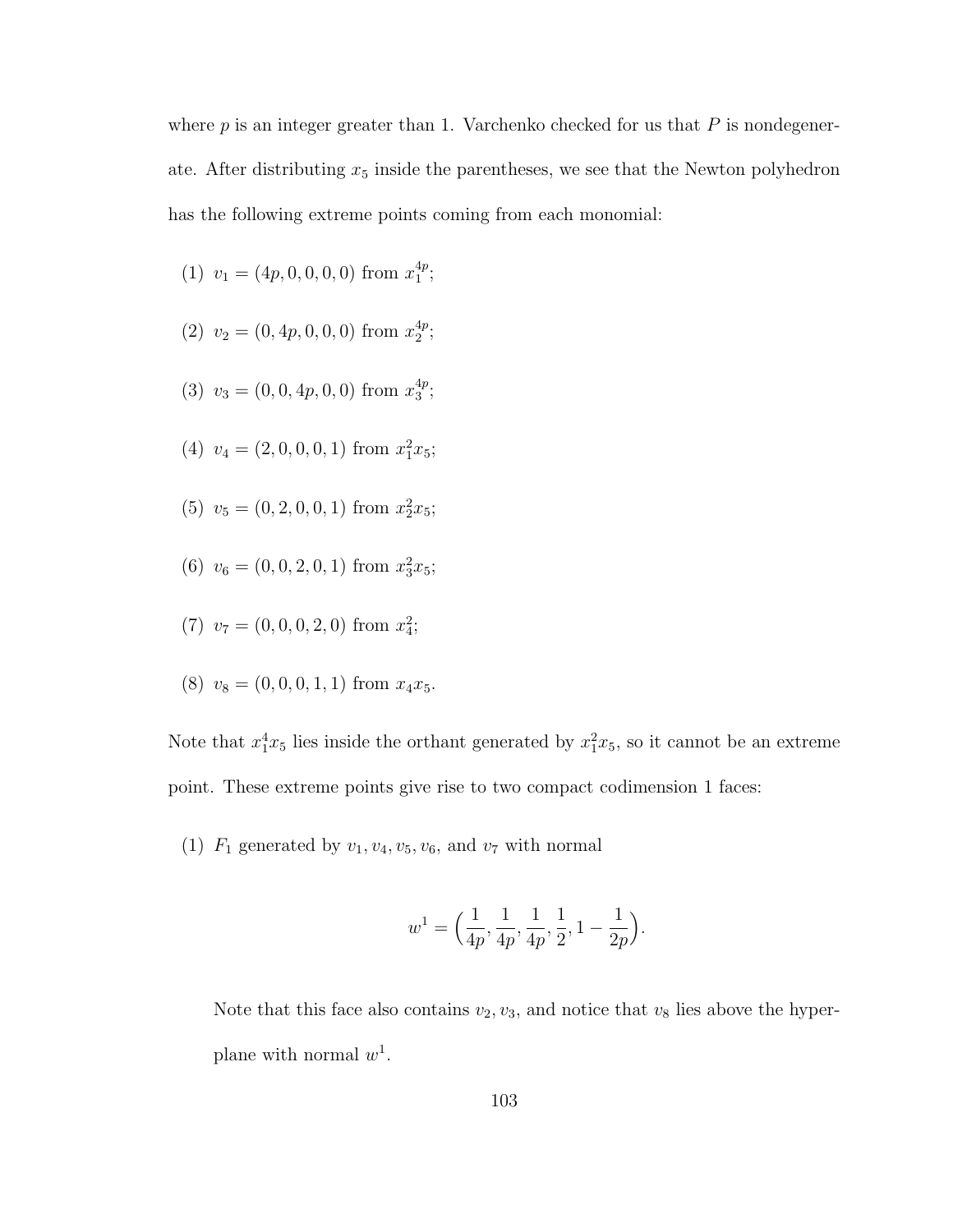where $p$ is an integer greater than 1. Varchenko checked for us that $P$ is nondegenerate. After distributing $x_5$ inside the parentheses, we see that the Newton polyhedron has the following extreme points coming from each monomial:

(1) $v_1 = (4p, 0, 0, 0, 0)$ from $x_1^{4p}$;

(2) $v_2 = (0, 4p, 0, 0, 0)$ from $x_2^{4p}$;

(3) $v_3 = (0, 0, 4p, 0, 0)$ from $x_3^{4p}$;

(4) $v_4 = (2, 0, 0, 0, 1)$ from $x_1^2 x_5$;

(5) $v_5 = (0, 2, 0, 0, 1)$ from $x_2^2 x_5$;

(6) $v_6 = (0, 0, 2, 0, 1)$ from $x_3^2 x_5$;

(7) $v_7 = (0, 0, 0, 2, 0)$ from $x_4^2$;

(8) $v_8 = (0, 0, 0, 1, 1)$ from $x_4 x_5$.

Note that $x_1^4 x_5$ lies inside the orthant generated by $x_1^2 x_5$, so it cannot be an extreme point. These extreme points give rise to two compact codimension 1 faces:

(1) $F_1$ generated by $v_1, v_4, v_5, v_6$, and $v_7$ with normal

$$w^1 = \Big(\frac{1}{4p}, \frac{1}{4p}, \frac{1}{4p}, \frac{1}{2}, 1 - \frac{1}{2p}\Big).$$

Note that this face also contains $v_2, v_3$, and notice that $v_8$ lies above the hyperplane with normal $w^1$.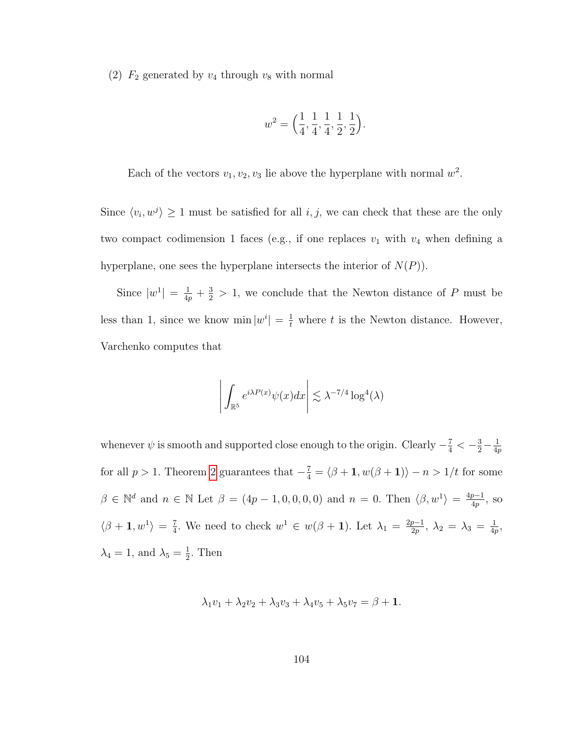(2) $F_2$ generated by $v_4$ through $v_8$ with normal

$$w^2 = \Big(\frac{1}{4}, \frac{1}{4}, \frac{1}{4}, \frac{1}{2}, \frac{1}{2}\Big).$$

Each of the vectors $v_1, v_2, v_3$ lie above the hyperplane with normal $w^2$.

Since $\langle v_i, w^j \rangle \geq 1$ must be satisfied for all $i, j$, we can check that these are the only two compact codimension 1 faces (e.g., if one replaces $v_1$ with $v_4$ when defining a hyperplane, one sees the hyperplane intersects the interior of $N(P)$).

Since $|w^1| = \frac{1}{4p} + \frac{3}{2} > 1$, we conclude that the Newton distance of $P$ must be less than 1, since we know $\min |w^i| = \frac{1}{t}$ where $t$ is the Newton distance. However, Varchenko computes that

$$\left| \int_{\mathbb{R}^5} e^{i\lambda P(x)} \psi(x) dx \right| \lesssim \lambda^{-7/4} \log^4(\lambda)$$

whenever $\psi$ is smooth and supported close enough to the origin. Clearly $-\frac{7}{4} < -\frac{3}{2} - \frac{1}{4p}$ for all $p > 1$. Theorem 2 guarantees that $-\frac{7}{4} = \langle \beta + \mathbf{1}, w(\beta + \mathbf{1}) \rangle - n > 1/t$ for some $\beta \in \mathbb{N}^d$ and $n \in \mathbb{N}$ Let $\beta = (4p-1, 0, 0, 0, 0)$ and $n = 0$. Then $\langle \beta, w^1 \rangle = \frac{4p-1}{4p}$, so $\langle \beta + \mathbf{1}, w^1 \rangle = \frac{7}{4}$. We need to check $w^1 \in w(\beta + \mathbf{1})$. Let $\lambda_1 = \frac{2p-1}{2p}$, $\lambda_2 = \lambda_3 = \frac{1}{4p}$, $\lambda_4 = 1$, and $\lambda_5 = \frac{1}{2}$. Then

$$\lambda_1 v_1 + \lambda_2 v_2 + \lambda_3 v_3 + \lambda_4 v_5 + \lambda_5 v_7 = \beta + \mathbf{1}.$$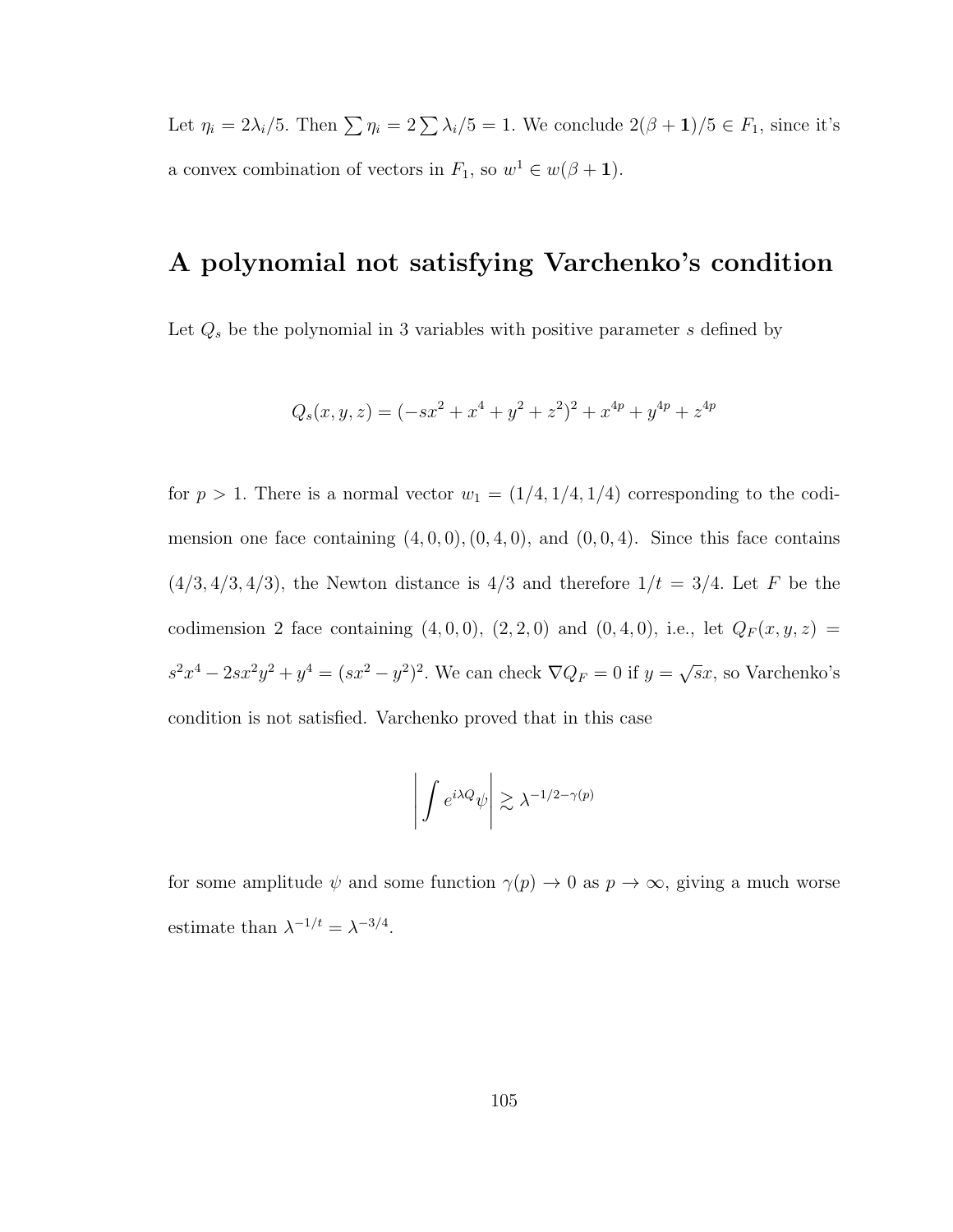Let $\eta_i = 2\lambda_i/5$. Then $\sum \eta_i = 2\sum \lambda_i/5 = 1$. We conclude $2(\beta + \mathbf{1})/5 \in F_1$, since it's a convex combination of vectors in $F_1$, so $w^1 \in w(\beta + \mathbf{1})$.

## A polynomial not satisfying Varchenko's condition

Let $Q_s$ be the polynomial in 3 variables with positive parameter $s$ defined by

$$Q_s(x, y, z) = (-sx^2 + x^4 + y^2 + z^2)^2 + x^{4p} + y^{4p} + z^{4p}$$

for $p > 1$. There is a normal vector $w_1 = (1/4, 1/4, 1/4)$ corresponding to the codimension one face containing $(4, 0, 0)$, $(0, 4, 0)$, and $(0, 0, 4)$. Since this face contains $(4/3, 4/3, 4/3)$, the Newton distance is $4/3$ and therefore $1/t = 3/4$. Let $F$ be the codimension 2 face containing $(4, 0, 0)$, $(2, 2, 0)$ and $(0, 4, 0)$, i.e., let $Q_F(x, y, z) = s^2x^4 - 2sx^2y^2 + y^4 = (sx^2 - y^2)^2$. We can check $\nabla Q_F = 0$ if $y = \sqrt{s}x$, so Varchenko's condition is not satisfied. Varchenko proved that in this case

$$\left| \int e^{i\lambda Q}\psi \right| \gtrsim \lambda^{-1/2-\gamma(p)}$$

for some amplitude $\psi$ and some function $\gamma(p) \to 0$ as $p \to \infty$, giving a much worse estimate than $\lambda^{-1/t} = \lambda^{-3/4}$.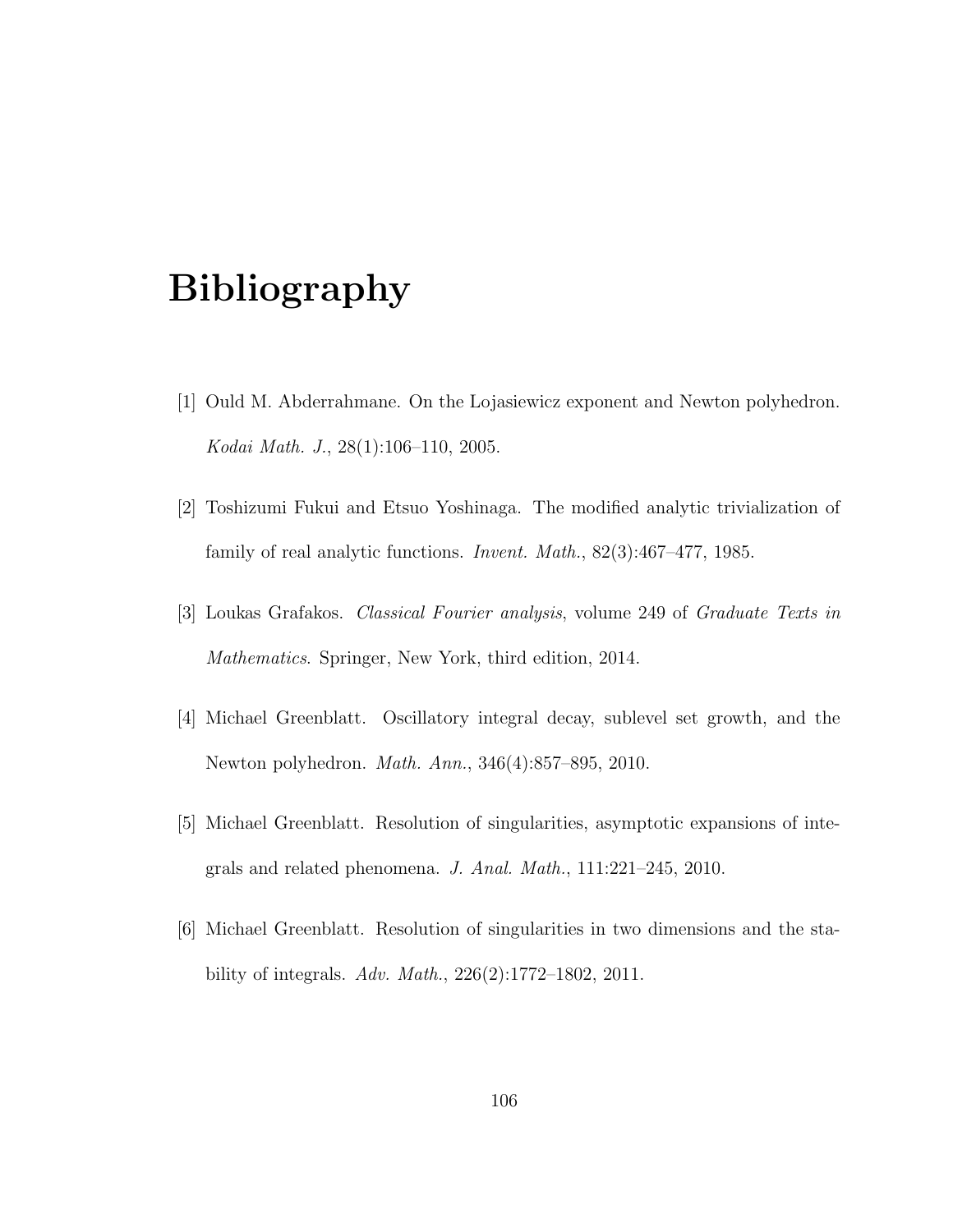# Bibliography

[1] Ould M. Abderrahmane. On the Lojasiewicz exponent and Newton polyhedron. *Kodai Math. J.*, 28(1):106–110, 2005.

[2] Toshizumi Fukui and Etsuo Yoshinaga. The modified analytic trivialization of family of real analytic functions. *Invent. Math.*, 82(3):467–477, 1985.

[3] Loukas Grafakos. *Classical Fourier analysis*, volume 249 of *Graduate Texts in Mathematics*. Springer, New York, third edition, 2014.

[4] Michael Greenblatt. Oscillatory integral decay, sublevel set growth, and the Newton polyhedron. *Math. Ann.*, 346(4):857–895, 2010.

[5] Michael Greenblatt. Resolution of singularities, asymptotic expansions of integrals and related phenomena. *J. Anal. Math.*, 111:221–245, 2010.

[6] Michael Greenblatt. Resolution of singularities in two dimensions and the stability of integrals. *Adv. Math.*, 226(2):1772–1802, 2011.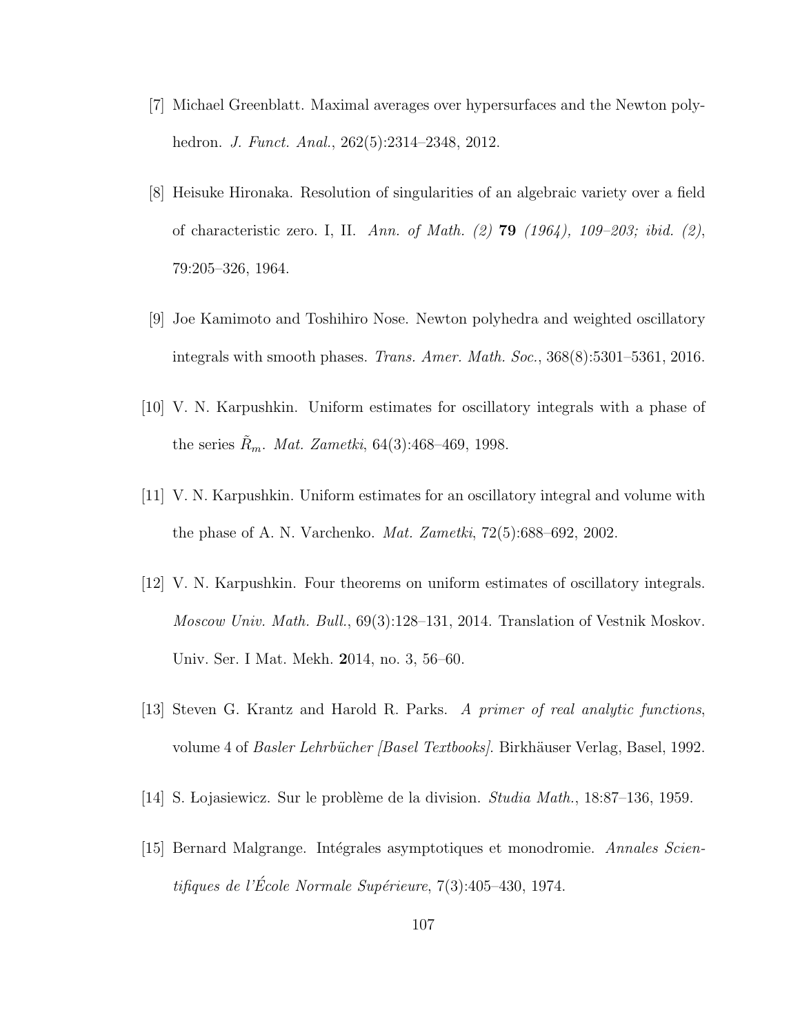[7] Michael Greenblatt. Maximal averages over hypersurfaces and the Newton polyhedron. *J. Funct. Anal.*, 262(5):2314–2348, 2012.

[8] Heisuke Hironaka. Resolution of singularities of an algebraic variety over a field of characteristic zero. I, II. *Ann. of Math. (2)* **79** *(1964), 109–203; ibid. (2)*, 79:205–326, 1964.

[9] Joe Kamimoto and Toshihiro Nose. Newton polyhedra and weighted oscillatory integrals with smooth phases. *Trans. Amer. Math. Soc.*, 368(8):5301–5361, 2016.

[10] V. N. Karpushkin. Uniform estimates for oscillatory integrals with a phase of the series $\tilde{R}_m$. *Mat. Zametki*, 64(3):468–469, 1998.

[11] V. N. Karpushkin. Uniform estimates for an oscillatory integral and volume with the phase of A. N. Varchenko. *Mat. Zametki*, 72(5):688–692, 2002.

[12] V. N. Karpushkin. Four theorems on uniform estimates of oscillatory integrals. *Moscow Univ. Math. Bull.*, 69(3):128–131, 2014. Translation of Vestnik Moskov. Univ. Ser. I Mat. Mekh. **2**014, no. 3, 56–60.

[13] Steven G. Krantz and Harold R. Parks. *A primer of real analytic functions*, volume 4 of *Basler Lehrbücher [Basel Textbooks]*. Birkhäuser Verlag, Basel, 1992.

[14] S. Łojasiewicz. Sur le problème de la division. *Studia Math.*, 18:87–136, 1959.

[15] Bernard Malgrange. Intégrales asymptotiques et monodromie. *Annales Scientifiques de l'École Normale Supérieure*, 7(3):405–430, 1974.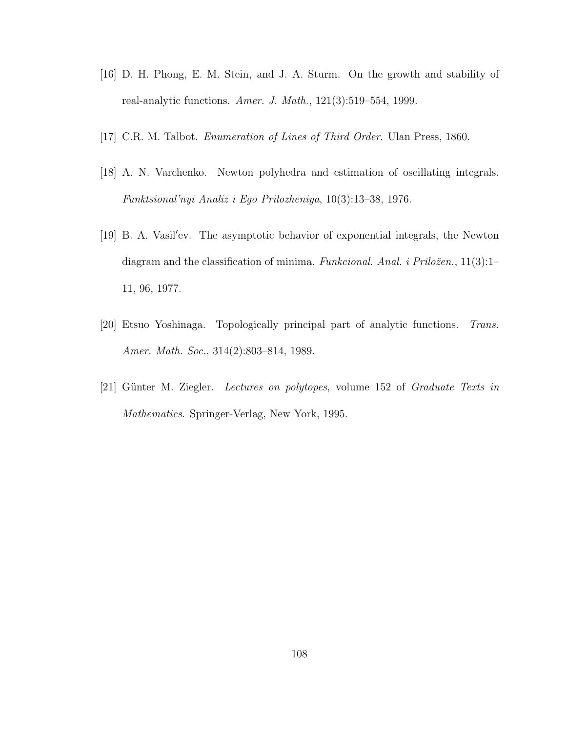[16] D. H. Phong, E. M. Stein, and J. A. Sturm. On the growth and stability of real-analytic functions. *Amer. J. Math.*, 121(3):519–554, 1999.

[17] C.R. M. Talbot. *Enumeration of Lines of Third Order*. Ulan Press, 1860.

[18] A. N. Varchenko. Newton polyhedra and estimation of oscillating integrals. *Funktsional'nyi Analiz i Ego Prilozheniya*, 10(3):13–38, 1976.

[19] B. A. Vasil′ev. The asymptotic behavior of exponential integrals, the Newton diagram and the classification of minima. *Funkcional. Anal. i Priložen.*, 11(3):1–11, 96, 1977.

[20] Etsuo Yoshinaga. Topologically principal part of analytic functions. *Trans. Amer. Math. Soc.*, 314(2):803–814, 1989.

[21] Günter M. Ziegler. *Lectures on polytopes*, volume 152 of *Graduate Texts in Mathematics*. Springer-Verlag, New York, 1995.